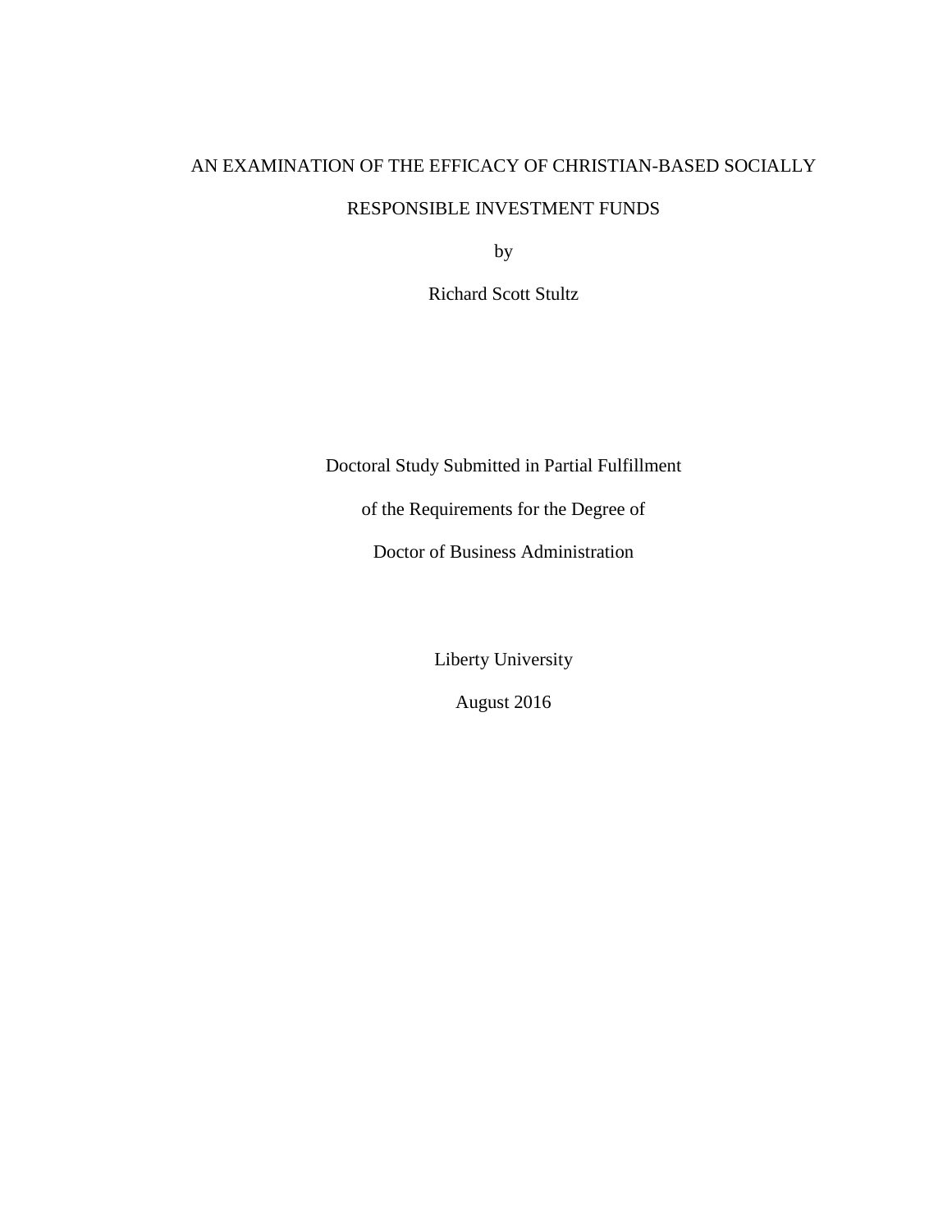# AN EXAMINATION OF THE EFFICACY OF CHRISTIAN-BASED SOCIALLY RESPONSIBLE INVESTMENT FUNDS

by

Richard Scott Stultz

Doctoral Study Submitted in Partial Fulfillment

of the Requirements for the Degree of

Doctor of Business Administration

Liberty University

August 2016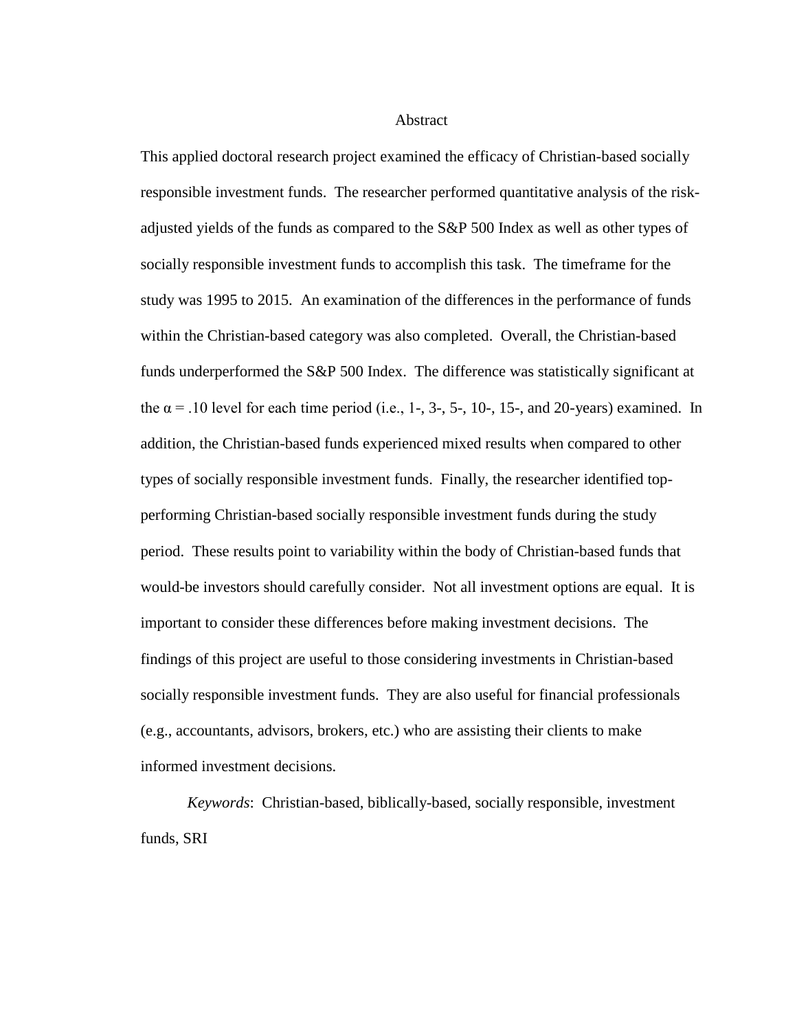# Abstract

This applied doctoral research project examined the efficacy of Christian-based socially responsible investment funds. The researcher performed quantitative analysis of the risk-adjusted yields of the funds as compared to the S&P 500 Index as well as other types of socially responsible investment funds to accomplish this task. The timeframe for the study was 1995 to 2015. An examination of the differences in the performance of funds within the Christian-based category was also completed. Overall, the Christian-based funds underperformed the S&P 500 Index. The difference was statistically significant at the $\alpha = .10$ level for each time period (i.e., 1-, 3-, 5-, 10-, 15-, and 20-years) examined. In addition, the Christian-based funds experienced mixed results when compared to other types of socially responsible investment funds. Finally, the researcher identified top-performing Christian-based socially responsible investment funds during the study period. These results point to variability within the body of Christian-based funds that would-be investors should carefully consider. Not all investment options are equal. It is important to consider these differences before making investment decisions. The findings of this project are useful to those considering investments in Christian-based socially responsible investment funds. They are also useful for financial professionals (e.g., accountants, advisors, brokers, etc.) who are assisting their clients to make informed investment decisions.

*Keywords*: Christian-based, biblically-based, socially responsible, investment funds, SRI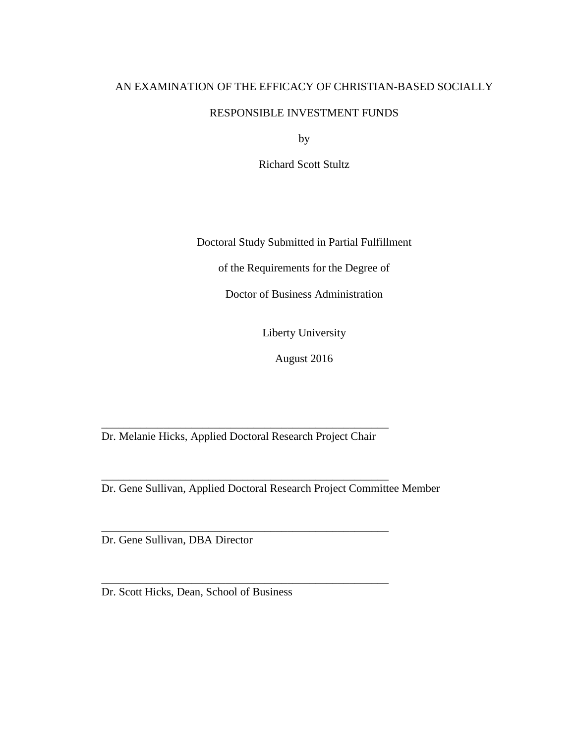AN EXAMINATION OF THE EFFICACY OF CHRISTIAN-BASED SOCIALLY RESPONSIBLE INVESTMENT FUNDS

by

Richard Scott Stultz

Doctoral Study Submitted in Partial Fulfillment

of the Requirements for the Degree of

Doctor of Business Administration

Liberty University

August 2016

\_\_\_\_\_\_\_\_\_\_\_\_\_\_\_\_\_\_\_\_\_\_\_\_\_\_\_\_\_\_\_\_\_\_\_\_\_\_\_\_\_\_\_\_\_\_\_\_\_\_

Dr. Melanie Hicks, Applied Doctoral Research Project Chair

\_\_\_\_\_\_\_\_\_\_\_\_\_\_\_\_\_\_\_\_\_\_\_\_\_\_\_\_\_\_\_\_\_\_\_\_\_\_\_\_\_\_\_\_\_\_\_\_\_\_

Dr. Gene Sullivan, Applied Doctoral Research Project Committee Member

\_\_\_\_\_\_\_\_\_\_\_\_\_\_\_\_\_\_\_\_\_\_\_\_\_\_\_\_\_\_\_\_\_\_\_\_\_\_\_\_\_\_\_\_\_\_\_\_\_\_

Dr. Gene Sullivan, DBA Director

\_\_\_\_\_\_\_\_\_\_\_\_\_\_\_\_\_\_\_\_\_\_\_\_\_\_\_\_\_\_\_\_\_\_\_\_\_\_\_\_\_\_\_\_\_\_\_\_\_\_

Dr. Scott Hicks, Dean, School of Business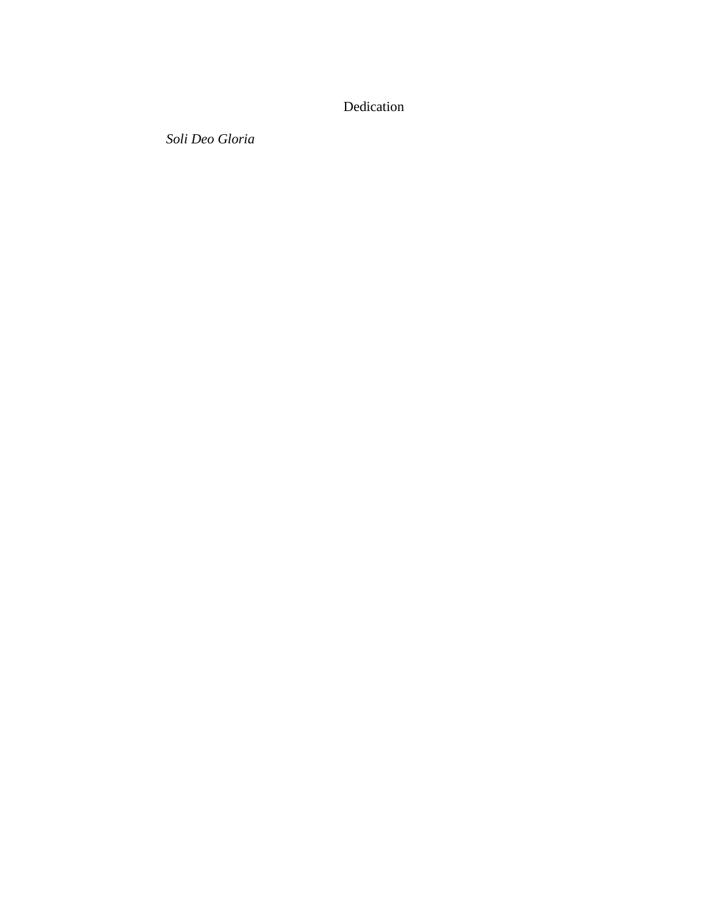# Dedication

*Soli Deo Gloria*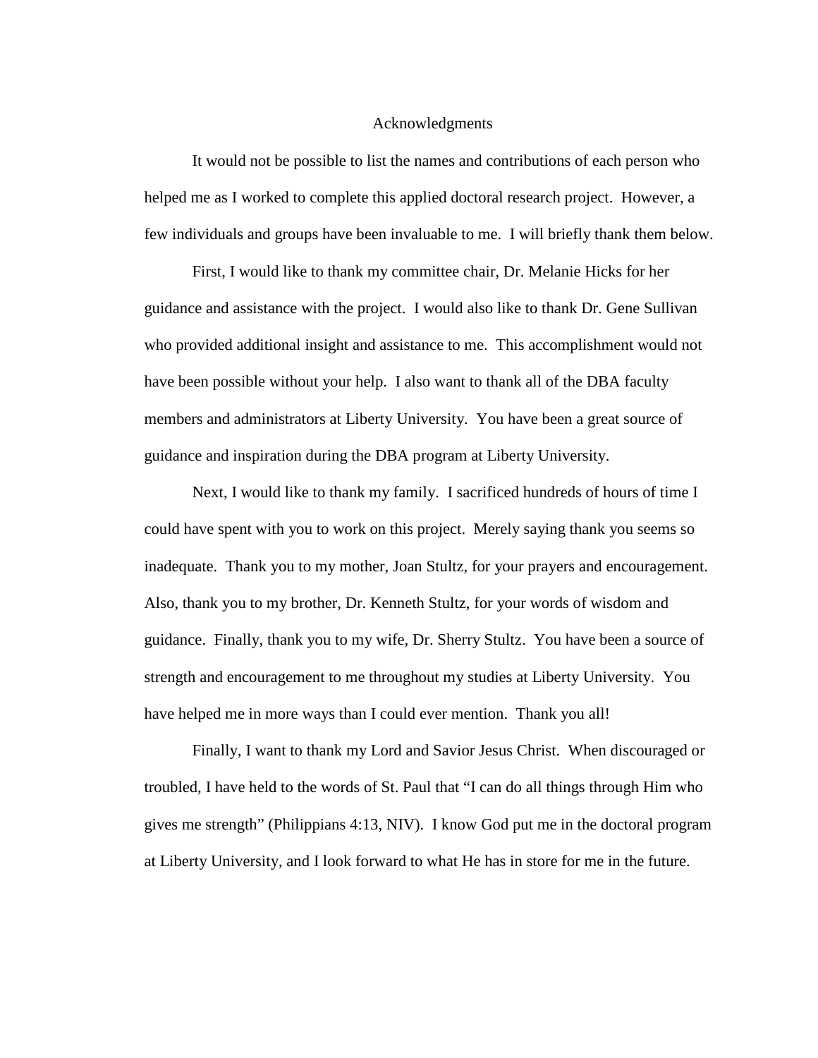# Acknowledgments

It would not be possible to list the names and contributions of each person who helped me as I worked to complete this applied doctoral research project. However, a few individuals and groups have been invaluable to me. I will briefly thank them below.

First, I would like to thank my committee chair, Dr. Melanie Hicks for her guidance and assistance with the project. I would also like to thank Dr. Gene Sullivan who provided additional insight and assistance to me. This accomplishment would not have been possible without your help. I also want to thank all of the DBA faculty members and administrators at Liberty University. You have been a great source of guidance and inspiration during the DBA program at Liberty University.

Next, I would like to thank my family. I sacrificed hundreds of hours of time I could have spent with you to work on this project. Merely saying thank you seems so inadequate. Thank you to my mother, Joan Stultz, for your prayers and encouragement. Also, thank you to my brother, Dr. Kenneth Stultz, for your words of wisdom and guidance. Finally, thank you to my wife, Dr. Sherry Stultz. You have been a source of strength and encouragement to me throughout my studies at Liberty University. You have helped me in more ways than I could ever mention. Thank you all!

Finally, I want to thank my Lord and Savior Jesus Christ. When discouraged or troubled, I have held to the words of St. Paul that "I can do all things through Him who gives me strength" (Philippians 4:13, NIV). I know God put me in the doctoral program at Liberty University, and I look forward to what He has in store for me in the future.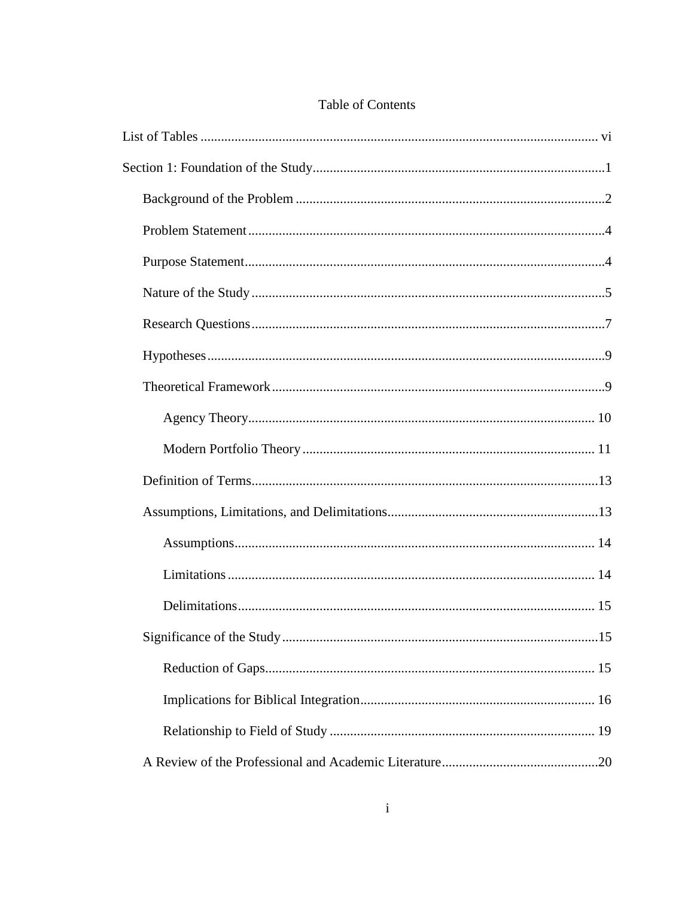# Table of Contents

List of Tables ........................................................................................................ vi

Section 1: Foundation of the Study.......................................................................................1

- Background of the Problem ..........................................................................................2
- Problem Statement........................................................................................................4
- Purpose Statement.........................................................................................................4
- Nature of the Study.......................................................................................................5
- Research Questions.......................................................................................................7
- Hypotheses....................................................................................................................9
- Theoretical Framework.................................................................................................9
  - Agency Theory...................................................................................... 10
  - Modern Portfolio Theory ...................................................................... 11
- Definition of Terms.....................................................................................................13
- Assumptions, Limitations, and Delimitations.............................................................13
  - Assumptions.......................................................................................... 14
  - Limitations ............................................................................................ 14
  - Delimitations......................................................................................... 15
- Significance of the Study............................................................................................15
  - Reduction of Gaps................................................................................. 15
  - Implications for Biblical Integration..................................................... 16
  - Relationship to Field of Study .............................................................. 19
- A Review of the Professional and Academic Literature.............................................20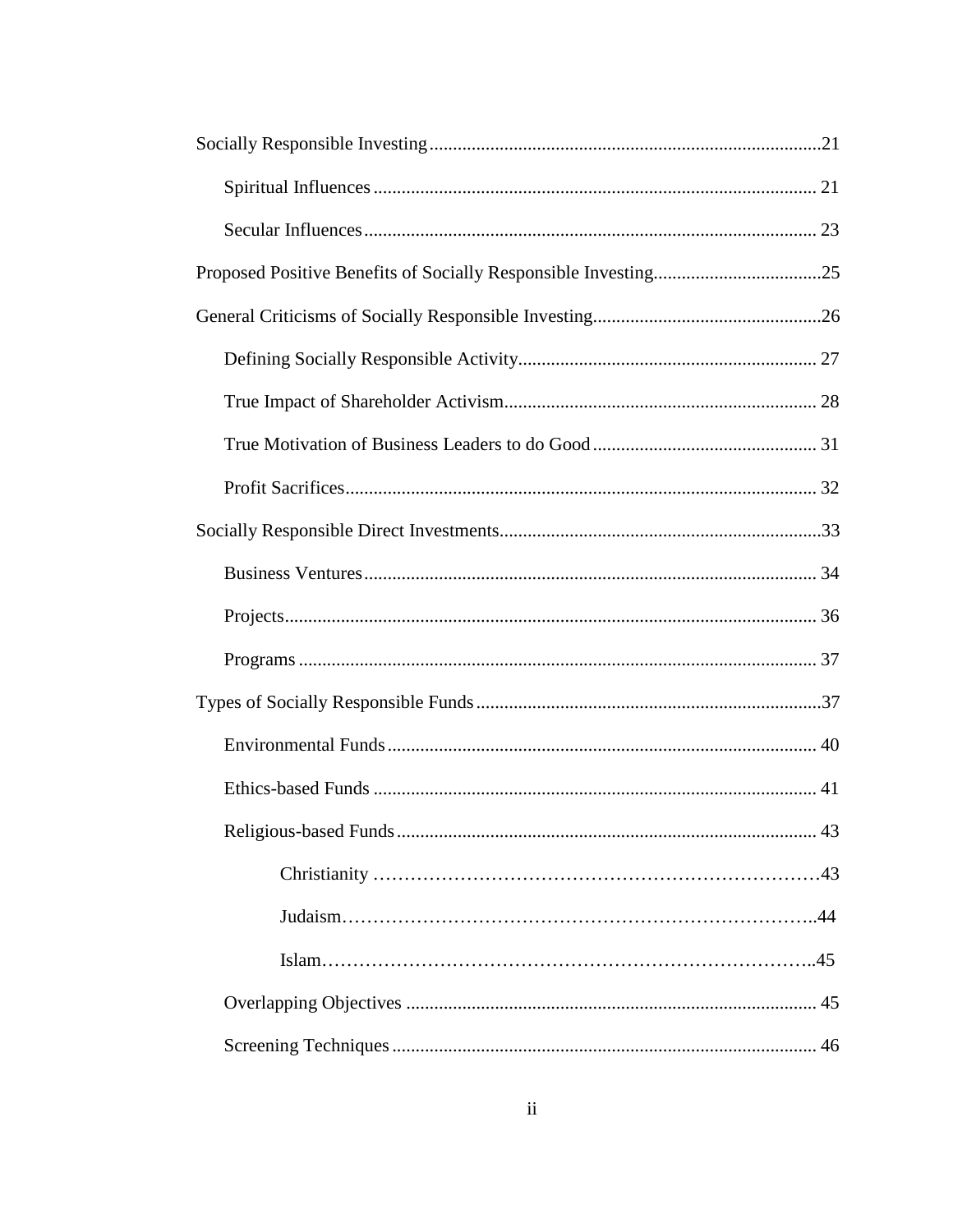Socially Responsible Investing....................................................................................21

Spiritual Influences............................................................................................ 21

Secular Influences.............................................................................................. 23

Proposed Positive Benefits of Socially Responsible Investing....................................25

General Criticisms of Socially Responsible Investing.................................................26

Defining Socially Responsible Activity................................................................ 27

True Impact of Shareholder Activism.................................................................. 28

True Motivation of Business Leaders to do Good ................................................ 31

Profit Sacrifices.................................................................................................. 32

Socially Responsible Direct Investments....................................................................33

Business Ventures............................................................................................... 34

Projects.............................................................................................................. 36

Programs ............................................................................................................ 37

Types of Socially Responsible Funds.........................................................................37

Environmental Funds.......................................................................................... 40

Ethics-based Funds ............................................................................................. 41

Religious-based Funds ........................................................................................ 43

Christianity ………………………………………………………………43

Judaism…………………………………………………………………..44

Islam……………………………………………………………………..45

Overlapping Objectives ...................................................................................... 45

Screening Techniques......................................................................................... 46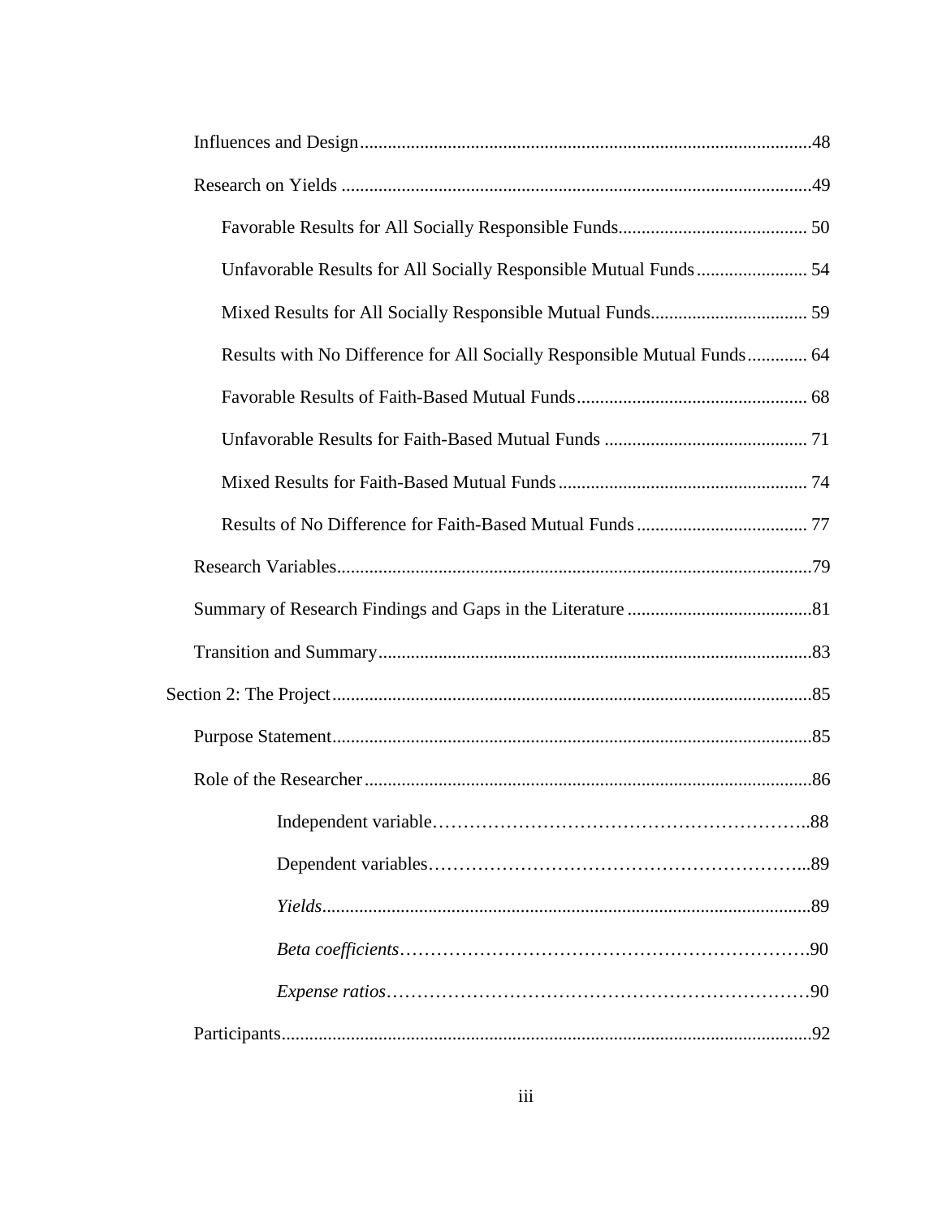Influences and Design.................................................................................................48

Research on Yields .....................................................................................................49

Favorable Results for All Socially Responsible Funds......................................... 50

Unfavorable Results for All Socially Responsible Mutual Funds........................ 54

Mixed Results for All Socially Responsible Mutual Funds.................................. 59

Results with No Difference for All Socially Responsible Mutual Funds............. 64

Favorable Results of Faith-Based Mutual Funds.................................................. 68

Unfavorable Results for Faith-Based Mutual Funds ............................................ 71

Mixed Results for Faith-Based Mutual Funds...................................................... 74

Results of No Difference for Faith-Based Mutual Funds..................................... 77

Research Variables......................................................................................................79

Summary of Research Findings and Gaps in the Literature ........................................81

Transition and Summary.............................................................................................83

Section 2: The Project.......................................................................................................85

Purpose Statement.......................................................................................................85

Role of the Researcher................................................................................................86

Independent variable…………………………………………………..88

Dependent variables…………………………………………………...89

*Yields*.........................................................................................................89

*Beta coefficients*………………………………………………………….90

*Expense ratios*…………………………………………………………….90

Participants..................................................................................................................92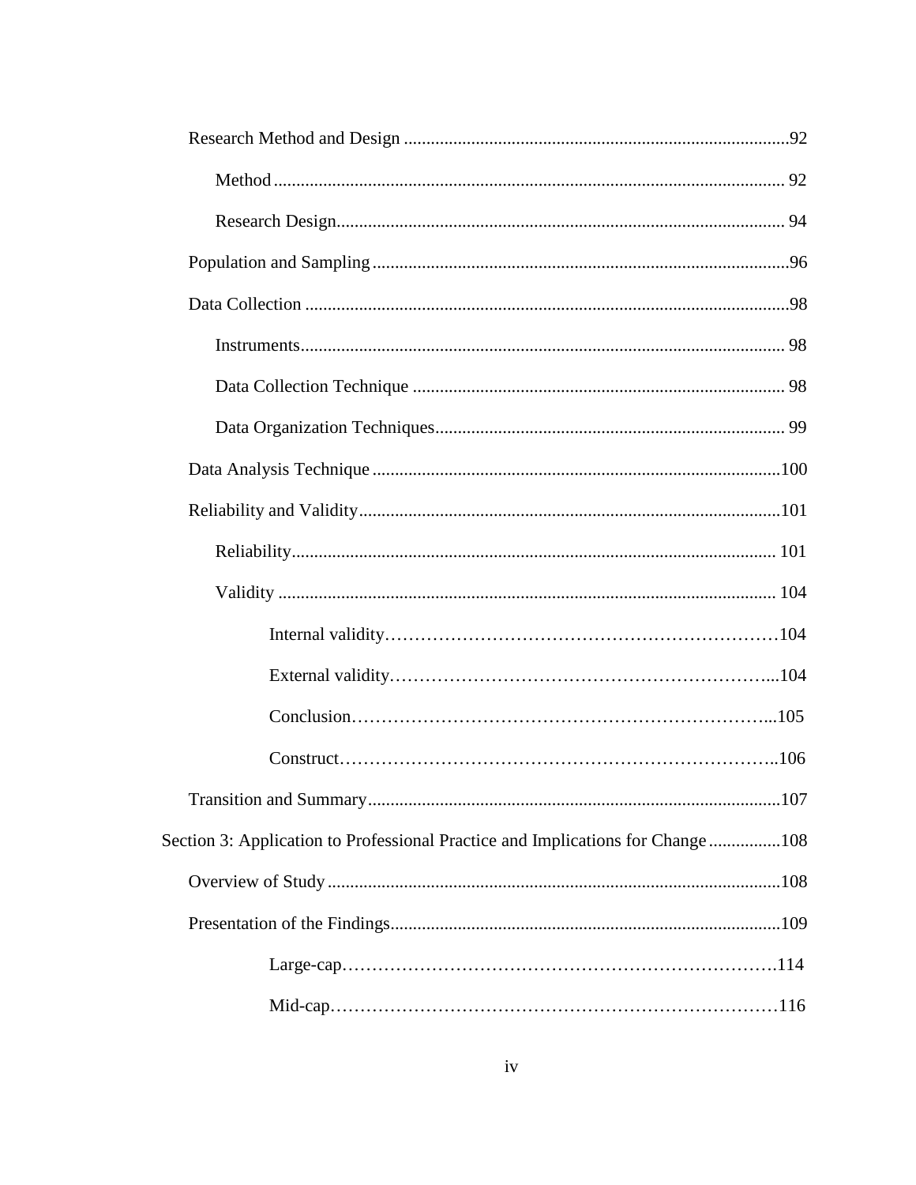Research Method and Design ......................................................................................92

Method ................................................................................................................ 92

Research Design.................................................................................................. 94

Population and Sampling ............................................................................................96

Data Collection ...........................................................................................................98

Instruments........................................................................................................... 98

Data Collection Technique .................................................................................. 98

Data Organization Techniques............................................................................. 99

Data Analysis Technique ...........................................................................................100

Reliability and Validity..............................................................................................101

Reliability........................................................................................................... 101

Validity .............................................................................................................. 104

Internal validity…………………………………………………………104

External validity……………………………………………………...104

Conclusion…………………………………………………………...105

Construct……………………………………………………………..106

Transition and Summary............................................................................................107

Section 3: Application to Professional Practice and Implications for Change ................108

Overview of Study ....................................................................................................108

Presentation of the Findings.......................................................................................109

Large-cap…………………………………………………………….114

Mid-cap………………………………………………………………116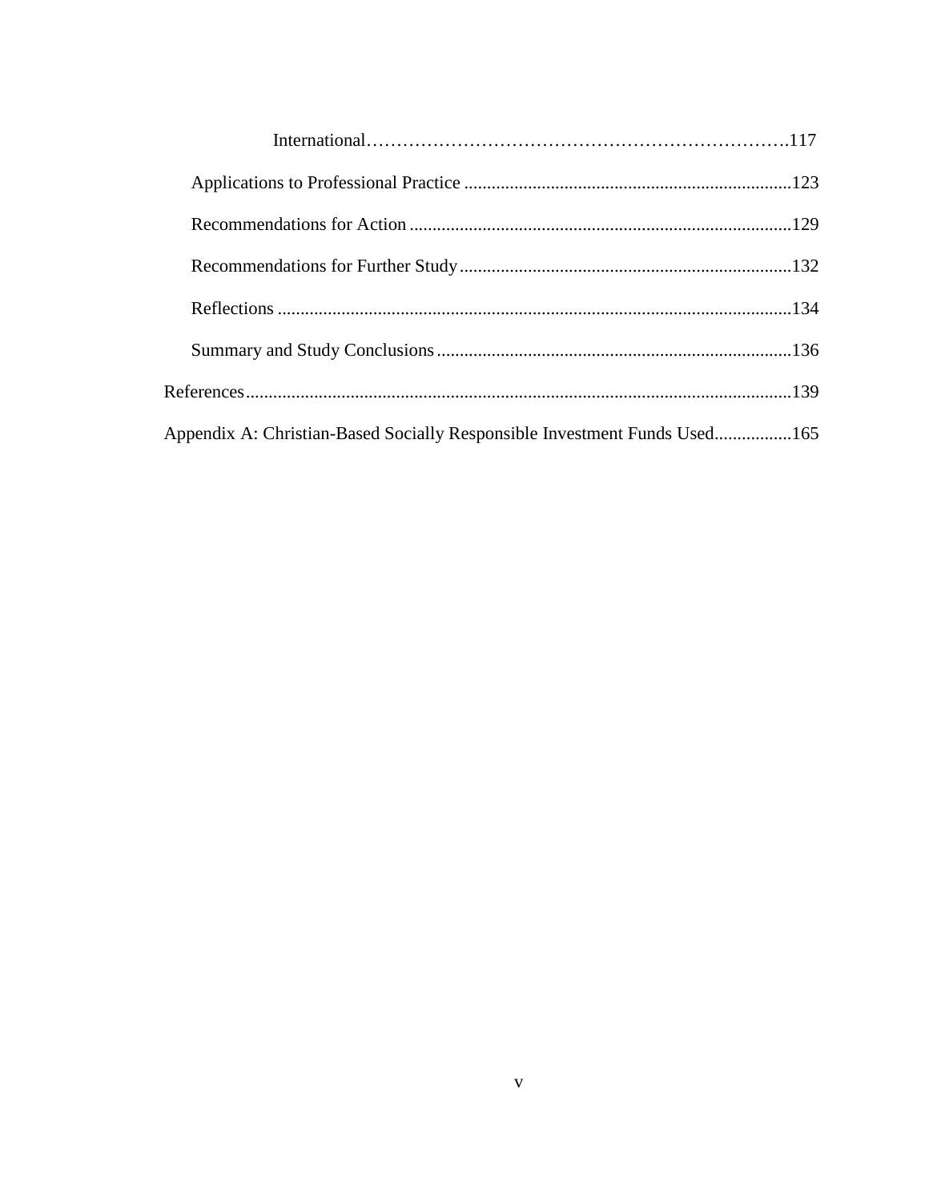International........................................................................117

Applications to Professional Practice ........................................................................123

Recommendations for Action ....................................................................................129

Recommendations for Further Study .........................................................................132

Reflections ................................................................................................................134

Summary and Study Conclusions ..............................................................................136

References........................................................................................................................139

Appendix A: Christian-Based Socially Responsible Investment Funds Used.................165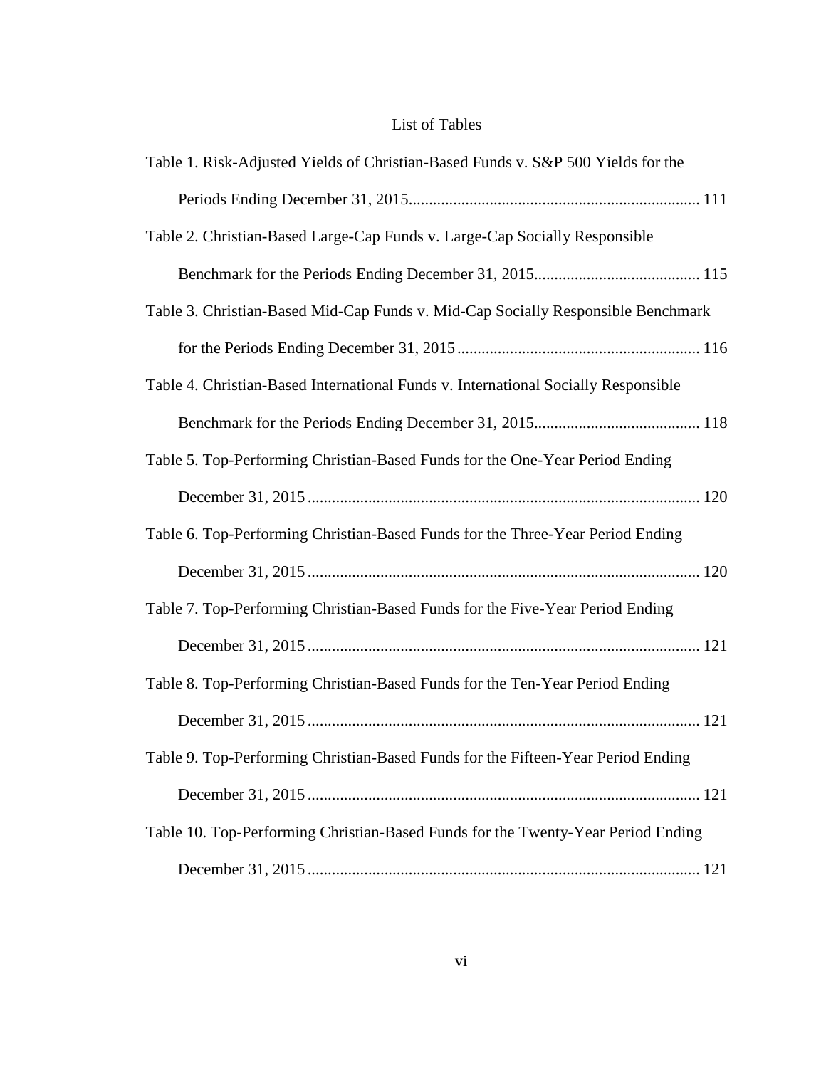# List of Tables

Table 1. Risk-Adjusted Yields of Christian-Based Funds v. S&P 500 Yields for the Periods Ending December 31, 2015 ........ 111

Table 2. Christian-Based Large-Cap Funds v. Large-Cap Socially Responsible Benchmark for the Periods Ending December 31, 2015 ........ 115

Table 3. Christian-Based Mid-Cap Funds v. Mid-Cap Socially Responsible Benchmark for the Periods Ending December 31, 2015 ........ 116

Table 4. Christian-Based International Funds v. International Socially Responsible Benchmark for the Periods Ending December 31, 2015 ........ 118

Table 5. Top-Performing Christian-Based Funds for the One-Year Period Ending December 31, 2015 ........ 120

Table 6. Top-Performing Christian-Based Funds for the Three-Year Period Ending December 31, 2015 ........ 120

Table 7. Top-Performing Christian-Based Funds for the Five-Year Period Ending December 31, 2015 ........ 121

Table 8. Top-Performing Christian-Based Funds for the Ten-Year Period Ending December 31, 2015 ........ 121

Table 9. Top-Performing Christian-Based Funds for the Fifteen-Year Period Ending December 31, 2015 ........ 121

Table 10. Top-Performing Christian-Based Funds for the Twenty-Year Period Ending December 31, 2015 ........ 121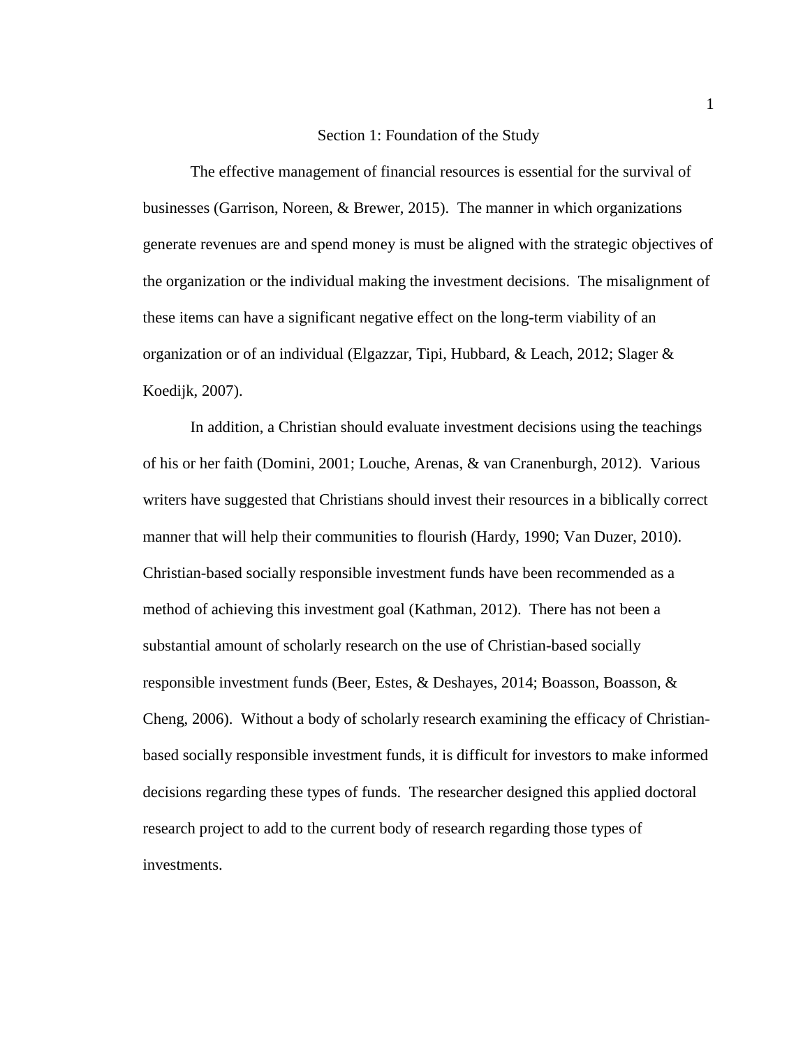# Section 1: Foundation of the Study

The effective management of financial resources is essential for the survival of businesses (Garrison, Noreen, & Brewer, 2015). The manner in which organizations generate revenues are and spend money is must be aligned with the strategic objectives of the organization or the individual making the investment decisions. The misalignment of these items can have a significant negative effect on the long-term viability of an organization or of an individual (Elgazzar, Tipi, Hubbard, & Leach, 2012; Slager & Koedijk, 2007).

In addition, a Christian should evaluate investment decisions using the teachings of his or her faith (Domini, 2001; Louche, Arenas, & van Cranenburgh, 2012). Various writers have suggested that Christians should invest their resources in a biblically correct manner that will help their communities to flourish (Hardy, 1990; Van Duzer, 2010). Christian-based socially responsible investment funds have been recommended as a method of achieving this investment goal (Kathman, 2012). There has not been a substantial amount of scholarly research on the use of Christian-based socially responsible investment funds (Beer, Estes, & Deshayes, 2014; Boasson, Boasson, & Cheng, 2006). Without a body of scholarly research examining the efficacy of Christian-based socially responsible investment funds, it is difficult for investors to make informed decisions regarding these types of funds. The researcher designed this applied doctoral research project to add to the current body of research regarding those types of investments.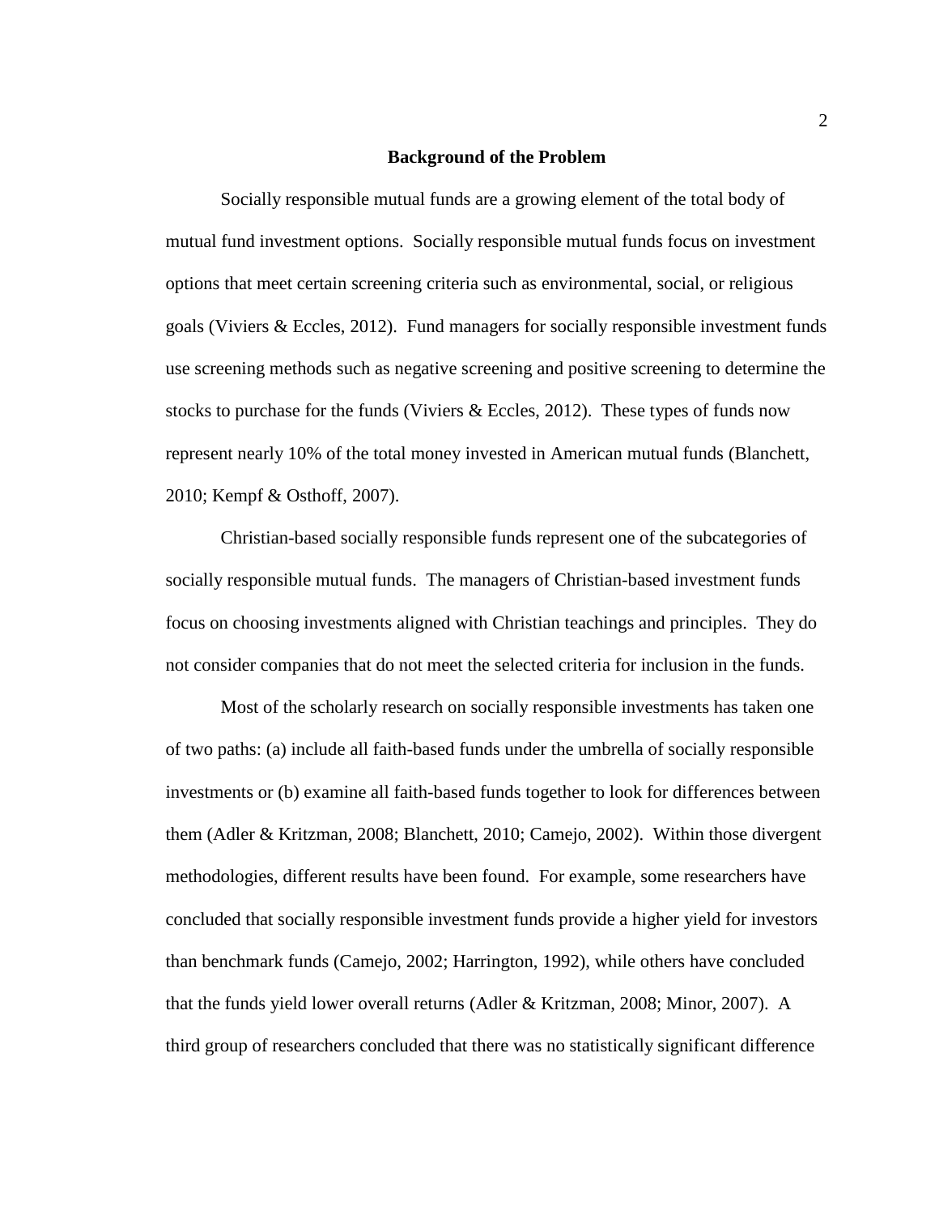## Background of the Problem

Socially responsible mutual funds are a growing element of the total body of mutual fund investment options. Socially responsible mutual funds focus on investment options that meet certain screening criteria such as environmental, social, or religious goals (Viviers & Eccles, 2012). Fund managers for socially responsible investment funds use screening methods such as negative screening and positive screening to determine the stocks to purchase for the funds (Viviers & Eccles, 2012). These types of funds now represent nearly 10% of the total money invested in American mutual funds (Blanchett, 2010; Kempf & Osthoff, 2007).

Christian-based socially responsible funds represent one of the subcategories of socially responsible mutual funds. The managers of Christian-based investment funds focus on choosing investments aligned with Christian teachings and principles. They do not consider companies that do not meet the selected criteria for inclusion in the funds.

Most of the scholarly research on socially responsible investments has taken one of two paths: (a) include all faith-based funds under the umbrella of socially responsible investments or (b) examine all faith-based funds together to look for differences between them (Adler & Kritzman, 2008; Blanchett, 2010; Camejo, 2002). Within those divergent methodologies, different results have been found. For example, some researchers have concluded that socially responsible investment funds provide a higher yield for investors than benchmark funds (Camejo, 2002; Harrington, 1992), while others have concluded that the funds yield lower overall returns (Adler & Kritzman, 2008; Minor, 2007). A third group of researchers concluded that there was no statistically significant difference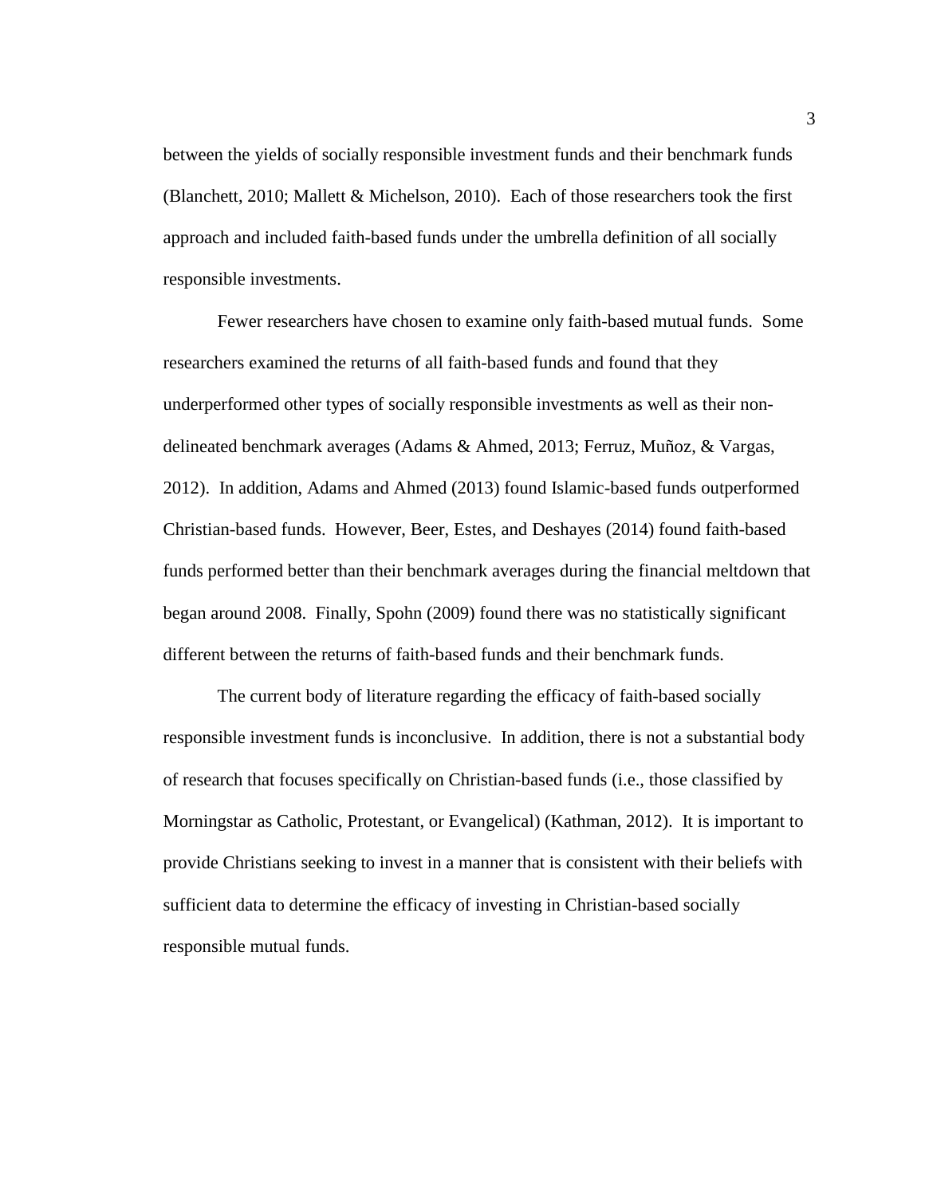between the yields of socially responsible investment funds and their benchmark funds (Blanchett, 2010; Mallett & Michelson, 2010). Each of those researchers took the first approach and included faith-based funds under the umbrella definition of all socially responsible investments.

Fewer researchers have chosen to examine only faith-based mutual funds. Some researchers examined the returns of all faith-based funds and found that they underperformed other types of socially responsible investments as well as their non-delineated benchmark averages (Adams & Ahmed, 2013; Ferruz, Muñoz, & Vargas, 2012). In addition, Adams and Ahmed (2013) found Islamic-based funds outperformed Christian-based funds. However, Beer, Estes, and Deshayes (2014) found faith-based funds performed better than their benchmark averages during the financial meltdown that began around 2008. Finally, Spohn (2009) found there was no statistically significant different between the returns of faith-based funds and their benchmark funds.

The current body of literature regarding the efficacy of faith-based socially responsible investment funds is inconclusive. In addition, there is not a substantial body of research that focuses specifically on Christian-based funds (i.e., those classified by Morningstar as Catholic, Protestant, or Evangelical) (Kathman, 2012). It is important to provide Christians seeking to invest in a manner that is consistent with their beliefs with sufficient data to determine the efficacy of investing in Christian-based socially responsible mutual funds.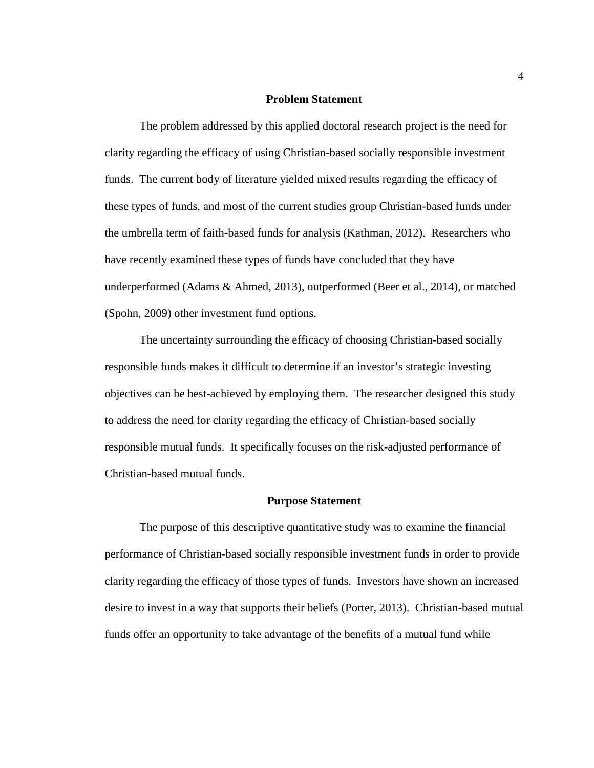## Problem Statement

The problem addressed by this applied doctoral research project is the need for clarity regarding the efficacy of using Christian-based socially responsible investment funds. The current body of literature yielded mixed results regarding the efficacy of these types of funds, and most of the current studies group Christian-based funds under the umbrella term of faith-based funds for analysis (Kathman, 2012). Researchers who have recently examined these types of funds have concluded that they have underperformed (Adams & Ahmed, 2013), outperformed (Beer et al., 2014), or matched (Spohn, 2009) other investment fund options.

The uncertainty surrounding the efficacy of choosing Christian-based socially responsible funds makes it difficult to determine if an investor's strategic investing objectives can be best-achieved by employing them. The researcher designed this study to address the need for clarity regarding the efficacy of Christian-based socially responsible mutual funds. It specifically focuses on the risk-adjusted performance of Christian-based mutual funds.

## Purpose Statement

The purpose of this descriptive quantitative study was to examine the financial performance of Christian-based socially responsible investment funds in order to provide clarity regarding the efficacy of those types of funds. Investors have shown an increased desire to invest in a way that supports their beliefs (Porter, 2013). Christian-based mutual funds offer an opportunity to take advantage of the benefits of a mutual fund while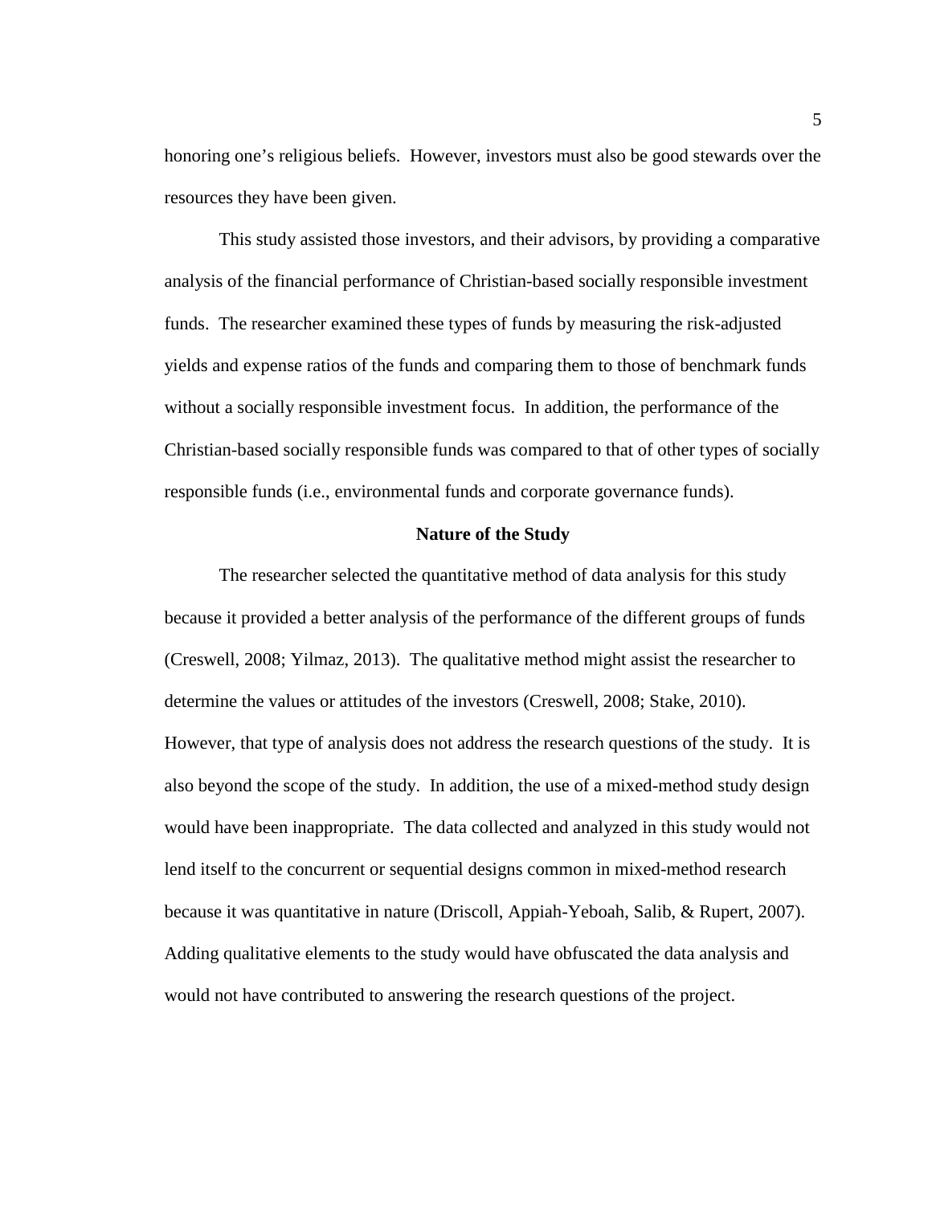honoring one's religious beliefs. However, investors must also be good stewards over the resources they have been given.

This study assisted those investors, and their advisors, by providing a comparative analysis of the financial performance of Christian-based socially responsible investment funds. The researcher examined these types of funds by measuring the risk-adjusted yields and expense ratios of the funds and comparing them to those of benchmark funds without a socially responsible investment focus. In addition, the performance of the Christian-based socially responsible funds was compared to that of other types of socially responsible funds (i.e., environmental funds and corporate governance funds).

## Nature of the Study

The researcher selected the quantitative method of data analysis for this study because it provided a better analysis of the performance of the different groups of funds (Creswell, 2008; Yilmaz, 2013). The qualitative method might assist the researcher to determine the values or attitudes of the investors (Creswell, 2008; Stake, 2010). However, that type of analysis does not address the research questions of the study. It is also beyond the scope of the study. In addition, the use of a mixed-method study design would have been inappropriate. The data collected and analyzed in this study would not lend itself to the concurrent or sequential designs common in mixed-method research because it was quantitative in nature (Driscoll, Appiah-Yeboah, Salib, & Rupert, 2007). Adding qualitative elements to the study would have obfuscated the data analysis and would not have contributed to answering the research questions of the project.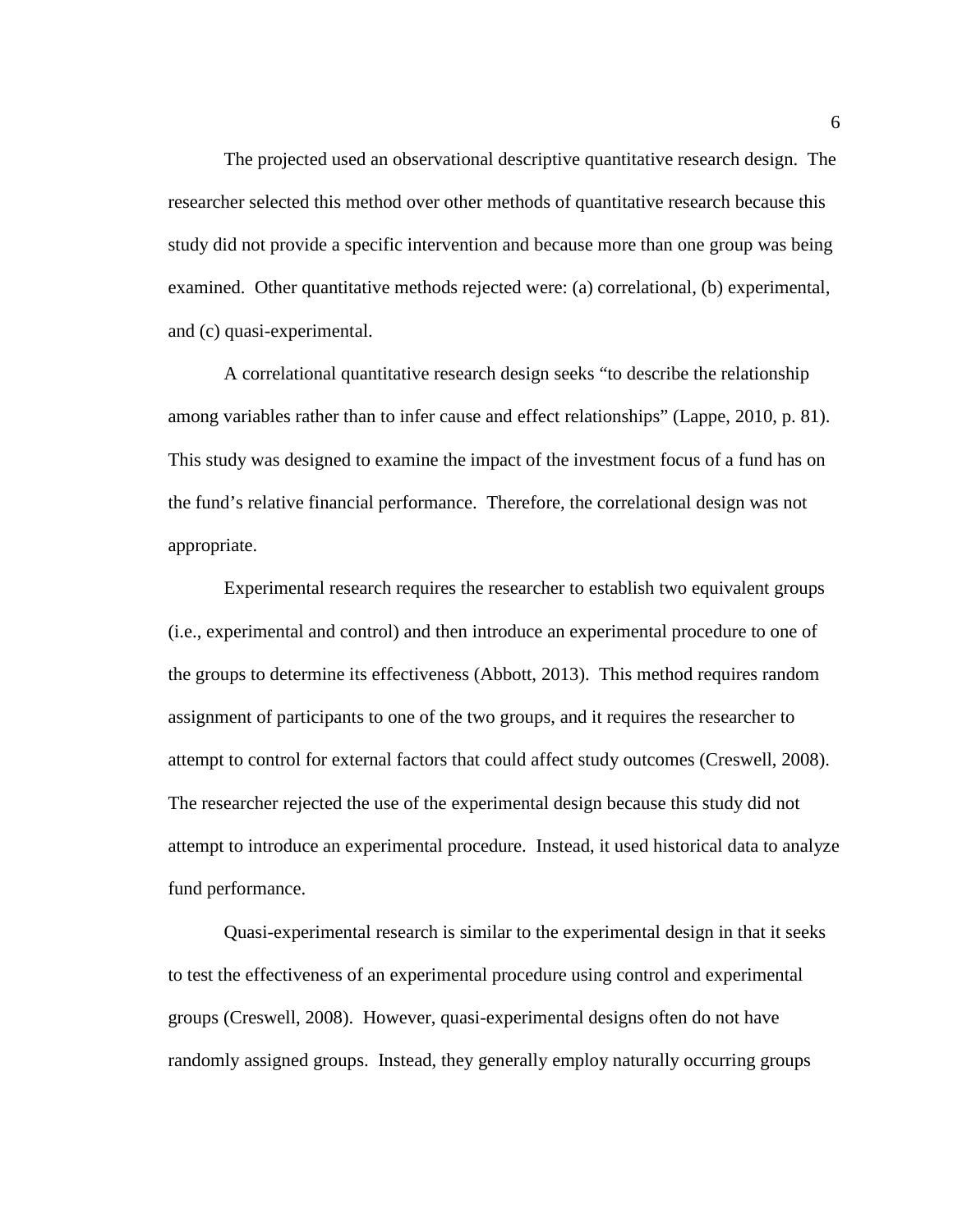The projected used an observational descriptive quantitative research design. The researcher selected this method over other methods of quantitative research because this study did not provide a specific intervention and because more than one group was being examined. Other quantitative methods rejected were: (a) correlational, (b) experimental, and (c) quasi-experimental.

A correlational quantitative research design seeks "to describe the relationship among variables rather than to infer cause and effect relationships" (Lappe, 2010, p. 81). This study was designed to examine the impact of the investment focus of a fund has on the fund's relative financial performance. Therefore, the correlational design was not appropriate.

Experimental research requires the researcher to establish two equivalent groups (i.e., experimental and control) and then introduce an experimental procedure to one of the groups to determine its effectiveness (Abbott, 2013). This method requires random assignment of participants to one of the two groups, and it requires the researcher to attempt to control for external factors that could affect study outcomes (Creswell, 2008). The researcher rejected the use of the experimental design because this study did not attempt to introduce an experimental procedure. Instead, it used historical data to analyze fund performance.

Quasi-experimental research is similar to the experimental design in that it seeks to test the effectiveness of an experimental procedure using control and experimental groups (Creswell, 2008). However, quasi-experimental designs often do not have randomly assigned groups. Instead, they generally employ naturally occurring groups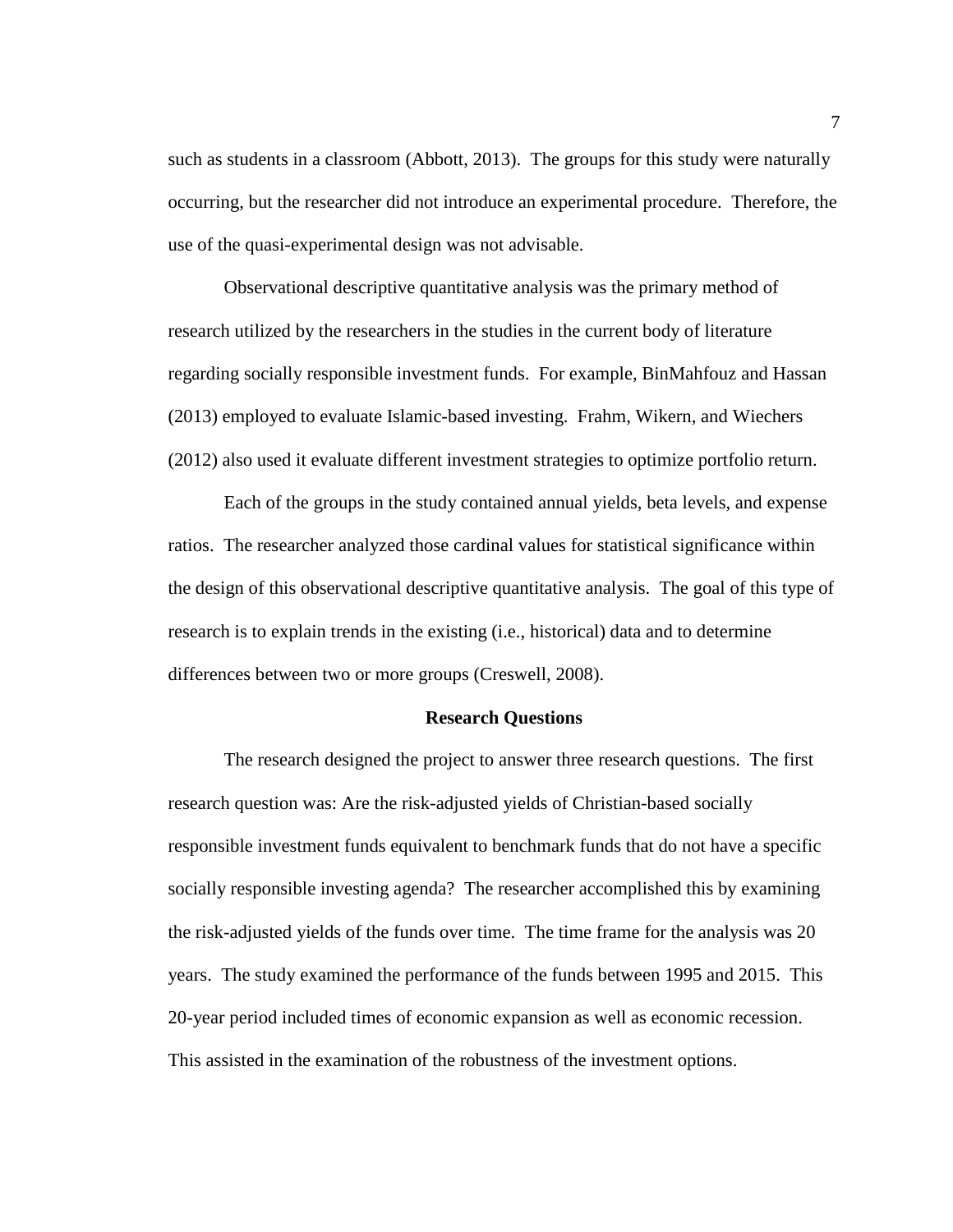such as students in a classroom (Abbott, 2013). The groups for this study were naturally occurring, but the researcher did not introduce an experimental procedure. Therefore, the use of the quasi-experimental design was not advisable.

Observational descriptive quantitative analysis was the primary method of research utilized by the researchers in the studies in the current body of literature regarding socially responsible investment funds. For example, BinMahfouz and Hassan (2013) employed to evaluate Islamic-based investing. Frahm, Wikern, and Wiechers (2012) also used it evaluate different investment strategies to optimize portfolio return.

Each of the groups in the study contained annual yields, beta levels, and expense ratios. The researcher analyzed those cardinal values for statistical significance within the design of this observational descriptive quantitative analysis. The goal of this type of research is to explain trends in the existing (i.e., historical) data and to determine differences between two or more groups (Creswell, 2008).

## Research Questions

The research designed the project to answer three research questions. The first research question was: Are the risk-adjusted yields of Christian-based socially responsible investment funds equivalent to benchmark funds that do not have a specific socially responsible investing agenda? The researcher accomplished this by examining the risk-adjusted yields of the funds over time. The time frame for the analysis was 20 years. The study examined the performance of the funds between 1995 and 2015. This 20-year period included times of economic expansion as well as economic recession. This assisted in the examination of the robustness of the investment options.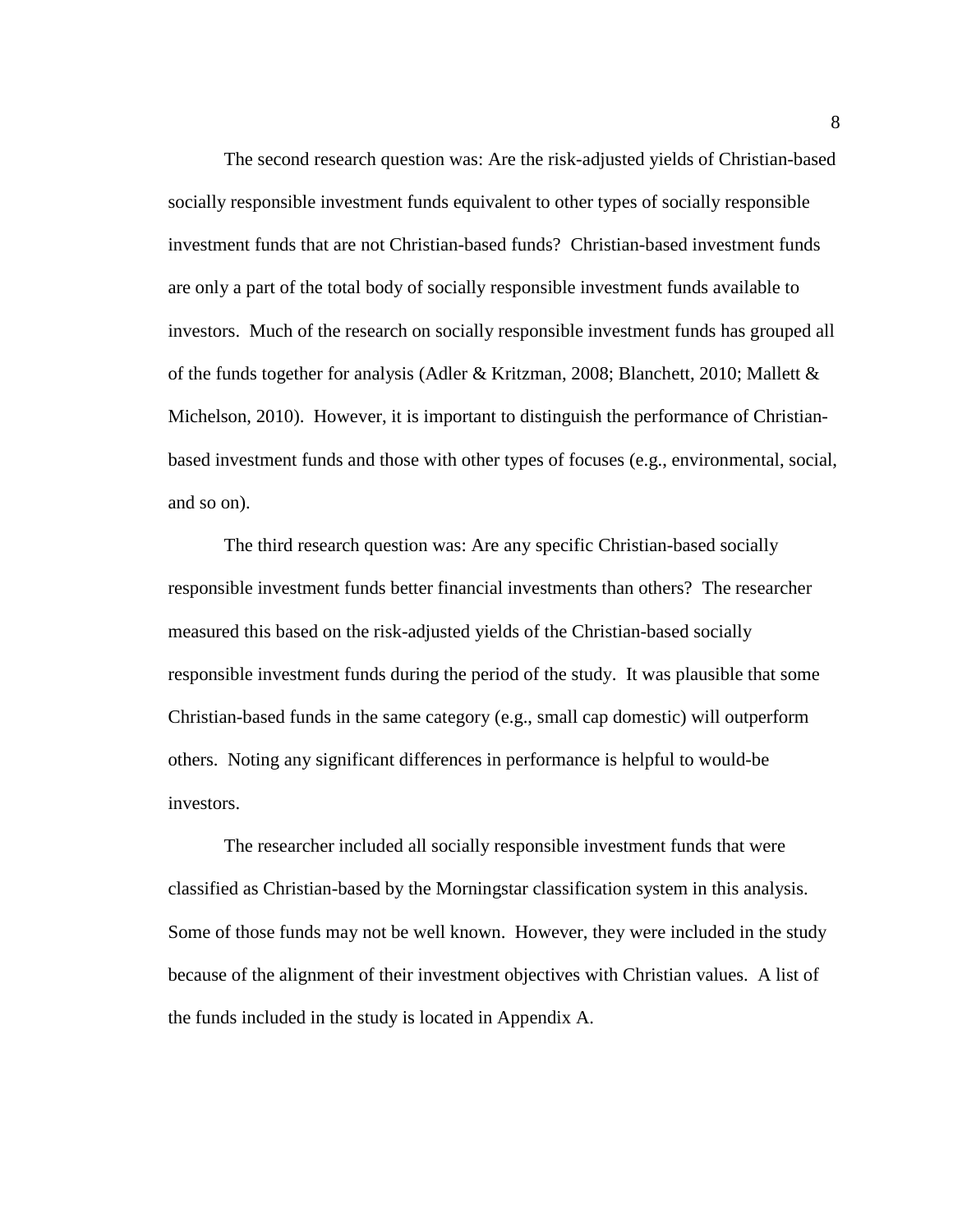The second research question was: Are the risk-adjusted yields of Christian-based socially responsible investment funds equivalent to other types of socially responsible investment funds that are not Christian-based funds? Christian-based investment funds are only a part of the total body of socially responsible investment funds available to investors. Much of the research on socially responsible investment funds has grouped all of the funds together for analysis (Adler & Kritzman, 2008; Blanchett, 2010; Mallett & Michelson, 2010). However, it is important to distinguish the performance of Christian-based investment funds and those with other types of focuses (e.g., environmental, social, and so on).

The third research question was: Are any specific Christian-based socially responsible investment funds better financial investments than others? The researcher measured this based on the risk-adjusted yields of the Christian-based socially responsible investment funds during the period of the study. It was plausible that some Christian-based funds in the same category (e.g., small cap domestic) will outperform others. Noting any significant differences in performance is helpful to would-be investors.

The researcher included all socially responsible investment funds that were classified as Christian-based by the Morningstar classification system in this analysis. Some of those funds may not be well known. However, they were included in the study because of the alignment of their investment objectives with Christian values. A list of the funds included in the study is located in Appendix A.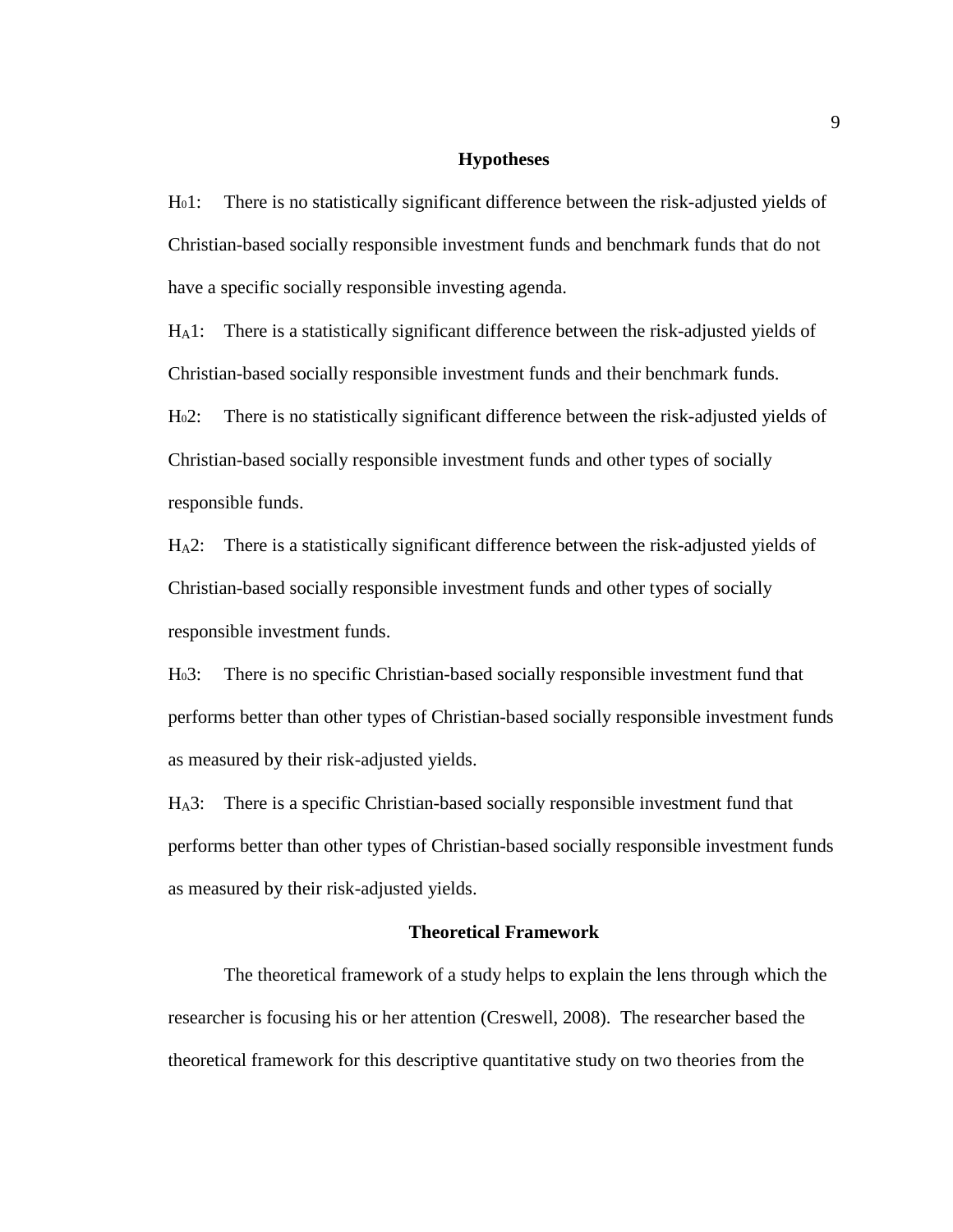## Hypotheses

$H_01$: There is no statistically significant difference between the risk-adjusted yields of Christian-based socially responsible investment funds and benchmark funds that do not have a specific socially responsible investing agenda.

$H_A1$: There is a statistically significant difference between the risk-adjusted yields of Christian-based socially responsible investment funds and their benchmark funds.

$H_02$: There is no statistically significant difference between the risk-adjusted yields of Christian-based socially responsible investment funds and other types of socially responsible funds.

$H_A2$: There is a statistically significant difference between the risk-adjusted yields of Christian-based socially responsible investment funds and other types of socially responsible investment funds.

$H_03$: There is no specific Christian-based socially responsible investment fund that performs better than other types of Christian-based socially responsible investment funds as measured by their risk-adjusted yields.

$H_A3$: There is a specific Christian-based socially responsible investment fund that performs better than other types of Christian-based socially responsible investment funds as measured by their risk-adjusted yields.

## Theoretical Framework

The theoretical framework of a study helps to explain the lens through which the researcher is focusing his or her attention (Creswell, 2008). The researcher based the theoretical framework for this descriptive quantitative study on two theories from the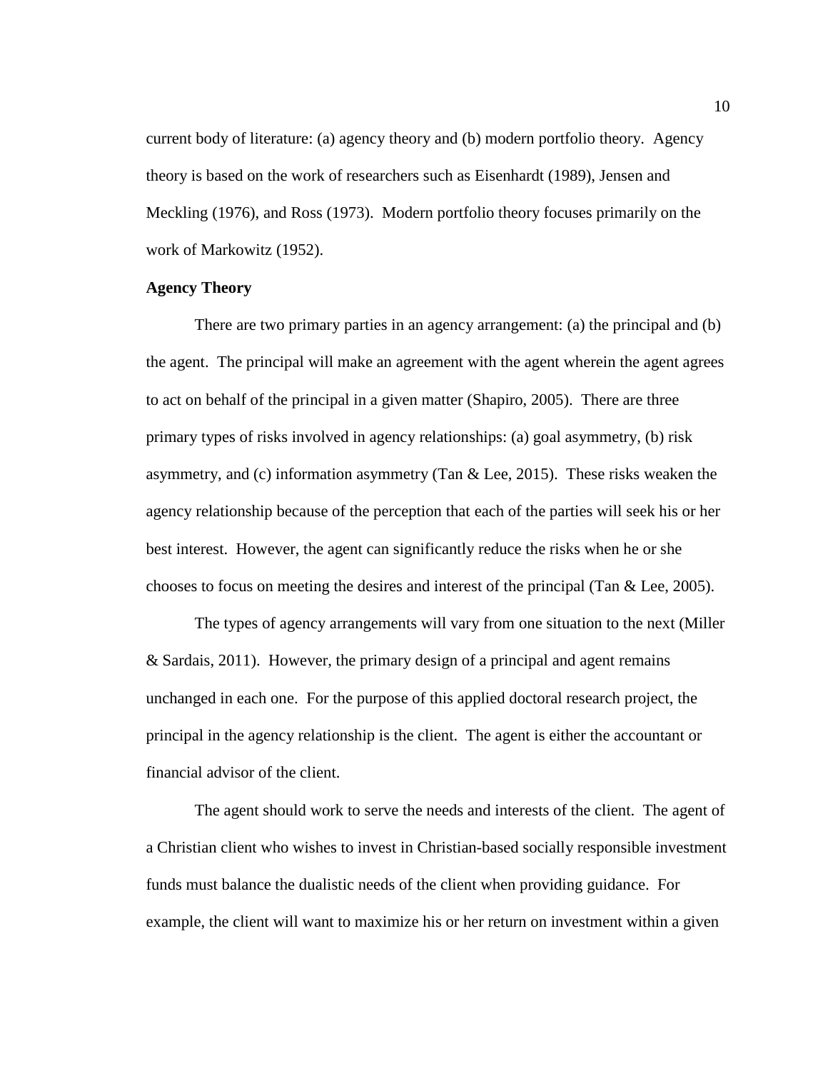current body of literature: (a) agency theory and (b) modern portfolio theory. Agency theory is based on the work of researchers such as Eisenhardt (1989), Jensen and Meckling (1976), and Ross (1973). Modern portfolio theory focuses primarily on the work of Markowitz (1952).

**Agency Theory**

There are two primary parties in an agency arrangement: (a) the principal and (b) the agent. The principal will make an agreement with the agent wherein the agent agrees to act on behalf of the principal in a given matter (Shapiro, 2005). There are three primary types of risks involved in agency relationships: (a) goal asymmetry, (b) risk asymmetry, and (c) information asymmetry (Tan & Lee, 2015). These risks weaken the agency relationship because of the perception that each of the parties will seek his or her best interest. However, the agent can significantly reduce the risks when he or she chooses to focus on meeting the desires and interest of the principal (Tan & Lee, 2005).

The types of agency arrangements will vary from one situation to the next (Miller & Sardais, 2011). However, the primary design of a principal and agent remains unchanged in each one. For the purpose of this applied doctoral research project, the principal in the agency relationship is the client. The agent is either the accountant or financial advisor of the client.

The agent should work to serve the needs and interests of the client. The agent of a Christian client who wishes to invest in Christian-based socially responsible investment funds must balance the dualistic needs of the client when providing guidance. For example, the client will want to maximize his or her return on investment within a given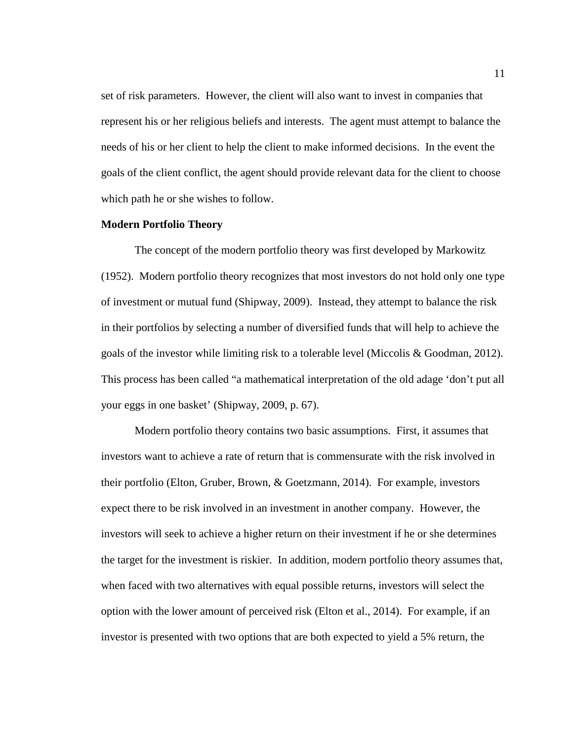set of risk parameters.  However, the client will also want to invest in companies that represent his or her religious beliefs and interests.  The agent must attempt to balance the needs of his or her client to help the client to make informed decisions.  In the event the goals of the client conflict, the agent should provide relevant data for the client to choose which path he or she wishes to follow.

**Modern Portfolio Theory**

The concept of the modern portfolio theory was first developed by Markowitz (1952).  Modern portfolio theory recognizes that most investors do not hold only one type of investment or mutual fund (Shipway, 2009).  Instead, they attempt to balance the risk in their portfolios by selecting a number of diversified funds that will help to achieve the goals of the investor while limiting risk to a tolerable level (Miccolis & Goodman, 2012). This process has been called "a mathematical interpretation of the old adage 'don't put all your eggs in one basket' (Shipway, 2009, p. 67).

Modern portfolio theory contains two basic assumptions.  First, it assumes that investors want to achieve a rate of return that is commensurate with the risk involved in their portfolio (Elton, Gruber, Brown, & Goetzmann, 2014).  For example, investors expect there to be risk involved in an investment in another company.  However, the investors will seek to achieve a higher return on their investment if he or she determines the target for the investment is riskier.  In addition, modern portfolio theory assumes that, when faced with two alternatives with equal possible returns, investors will select the option with the lower amount of perceived risk (Elton et al., 2014).  For example, if an investor is presented with two options that are both expected to yield a 5% return, the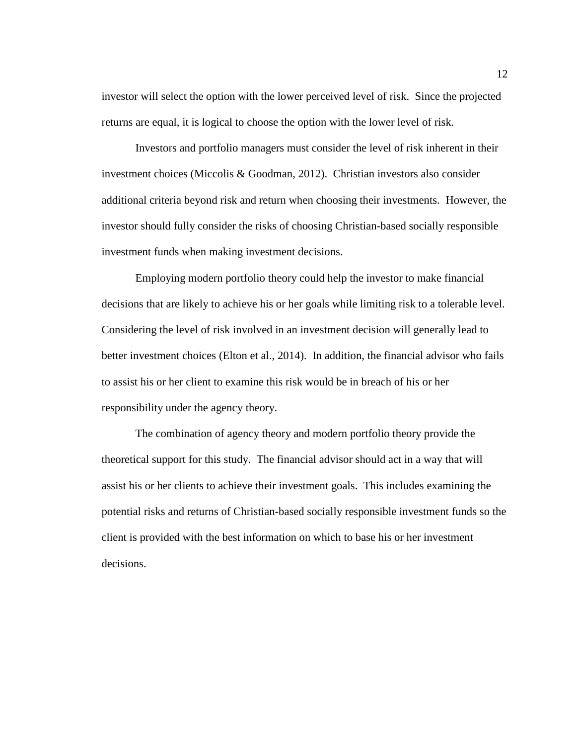investor will select the option with the lower perceived level of risk. Since the projected returns are equal, it is logical to choose the option with the lower level of risk.

Investors and portfolio managers must consider the level of risk inherent in their investment choices (Miccolis & Goodman, 2012). Christian investors also consider additional criteria beyond risk and return when choosing their investments. However, the investor should fully consider the risks of choosing Christian-based socially responsible investment funds when making investment decisions.

Employing modern portfolio theory could help the investor to make financial decisions that are likely to achieve his or her goals while limiting risk to a tolerable level. Considering the level of risk involved in an investment decision will generally lead to better investment choices (Elton et al., 2014). In addition, the financial advisor who fails to assist his or her client to examine this risk would be in breach of his or her responsibility under the agency theory.

The combination of agency theory and modern portfolio theory provide the theoretical support for this study. The financial advisor should act in a way that will assist his or her clients to achieve their investment goals. This includes examining the potential risks and returns of Christian-based socially responsible investment funds so the client is provided with the best information on which to base his or her investment decisions.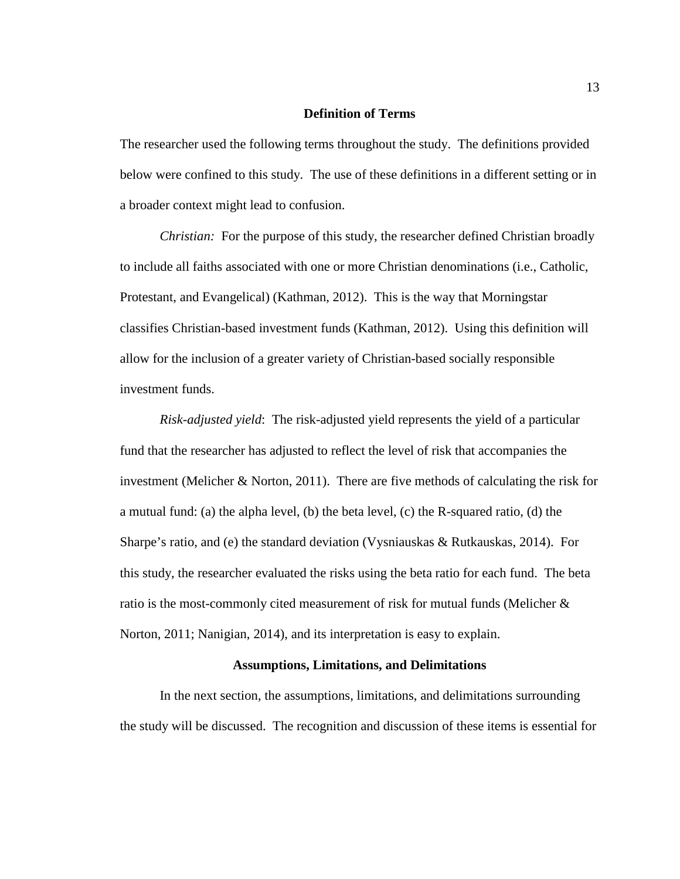## Definition of Terms

The researcher used the following terms throughout the study. The definitions provided below were confined to this study. The use of these definitions in a different setting or in a broader context might lead to confusion.

*Christian:* For the purpose of this study, the researcher defined Christian broadly to include all faiths associated with one or more Christian denominations (i.e., Catholic, Protestant, and Evangelical) (Kathman, 2012). This is the way that Morningstar classifies Christian-based investment funds (Kathman, 2012). Using this definition will allow for the inclusion of a greater variety of Christian-based socially responsible investment funds.

*Risk-adjusted yield*: The risk-adjusted yield represents the yield of a particular fund that the researcher has adjusted to reflect the level of risk that accompanies the investment (Melicher & Norton, 2011). There are five methods of calculating the risk for a mutual fund: (a) the alpha level, (b) the beta level, (c) the R-squared ratio, (d) the Sharpe's ratio, and (e) the standard deviation (Vysniauskas & Rutkauskas, 2014). For this study, the researcher evaluated the risks using the beta ratio for each fund. The beta ratio is the most-commonly cited measurement of risk for mutual funds (Melicher & Norton, 2011; Nanigian, 2014), and its interpretation is easy to explain.

## Assumptions, Limitations, and Delimitations

In the next section, the assumptions, limitations, and delimitations surrounding the study will be discussed. The recognition and discussion of these items is essential for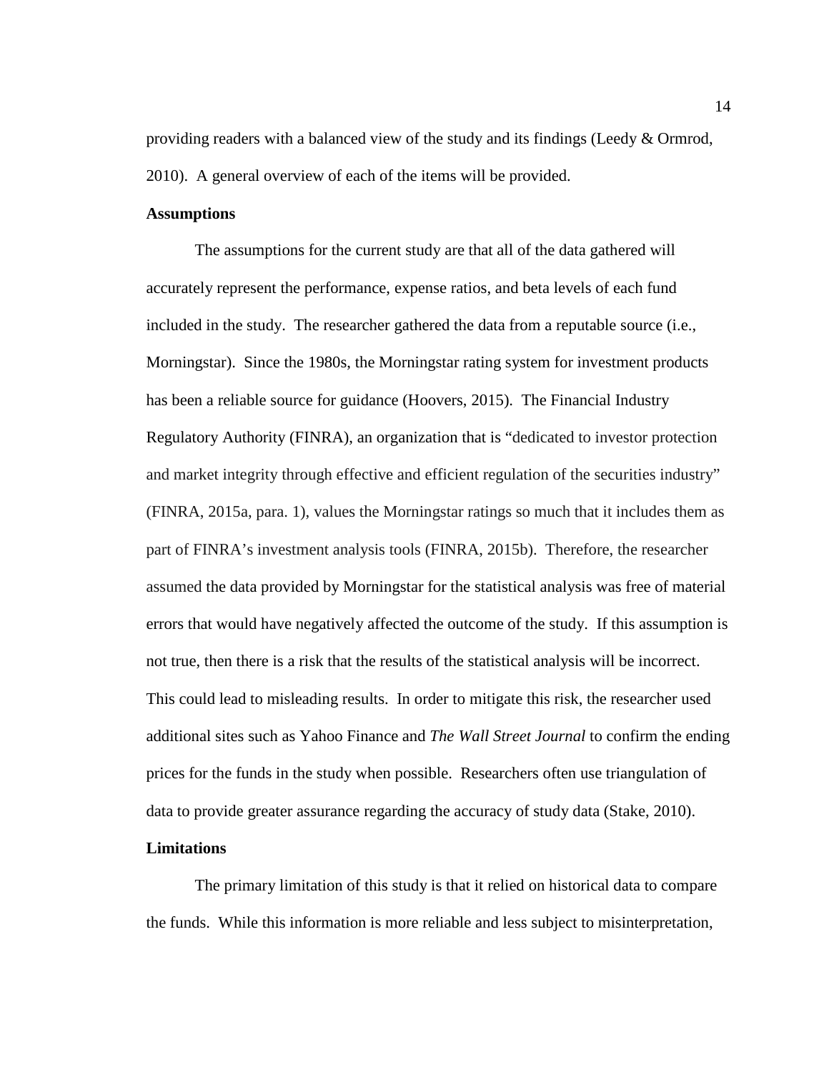providing readers with a balanced view of the study and its findings (Leedy & Ormrod, 2010). A general overview of each of the items will be provided.

### Assumptions

The assumptions for the current study are that all of the data gathered will accurately represent the performance, expense ratios, and beta levels of each fund included in the study. The researcher gathered the data from a reputable source (i.e., Morningstar). Since the 1980s, the Morningstar rating system for investment products has been a reliable source for guidance (Hoovers, 2015). The Financial Industry Regulatory Authority (FINRA), an organization that is "dedicated to investor protection and market integrity through effective and efficient regulation of the securities industry" (FINRA, 2015a, para. 1), values the Morningstar ratings so much that it includes them as part of FINRA's investment analysis tools (FINRA, 2015b). Therefore, the researcher assumed the data provided by Morningstar for the statistical analysis was free of material errors that would have negatively affected the outcome of the study. If this assumption is not true, then there is a risk that the results of the statistical analysis will be incorrect. This could lead to misleading results. In order to mitigate this risk, the researcher used additional sites such as Yahoo Finance and *The Wall Street Journal* to confirm the ending prices for the funds in the study when possible. Researchers often use triangulation of data to provide greater assurance regarding the accuracy of study data (Stake, 2010).

### Limitations

The primary limitation of this study is that it relied on historical data to compare the funds. While this information is more reliable and less subject to misinterpretation,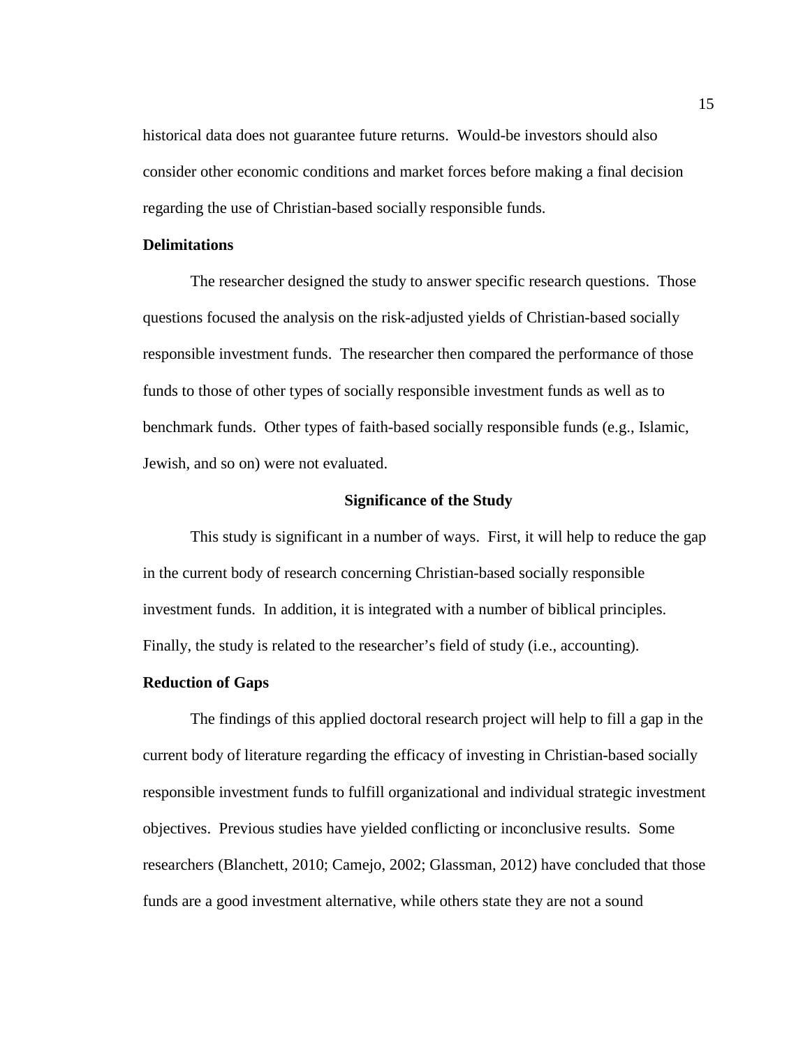historical data does not guarantee future returns. Would-be investors should also consider other economic conditions and market forces before making a final decision regarding the use of Christian-based socially responsible funds.

### Delimitations

The researcher designed the study to answer specific research questions. Those questions focused the analysis on the risk-adjusted yields of Christian-based socially responsible investment funds. The researcher then compared the performance of those funds to those of other types of socially responsible investment funds as well as to benchmark funds. Other types of faith-based socially responsible funds (e.g., Islamic, Jewish, and so on) were not evaluated.

## Significance of the Study

This study is significant in a number of ways. First, it will help to reduce the gap in the current body of research concerning Christian-based socially responsible investment funds. In addition, it is integrated with a number of biblical principles. Finally, the study is related to the researcher's field of study (i.e., accounting).

### Reduction of Gaps

The findings of this applied doctoral research project will help to fill a gap in the current body of literature regarding the efficacy of investing in Christian-based socially responsible investment funds to fulfill organizational and individual strategic investment objectives. Previous studies have yielded conflicting or inconclusive results. Some researchers (Blanchett, 2010; Camejo, 2002; Glassman, 2012) have concluded that those funds are a good investment alternative, while others state they are not a sound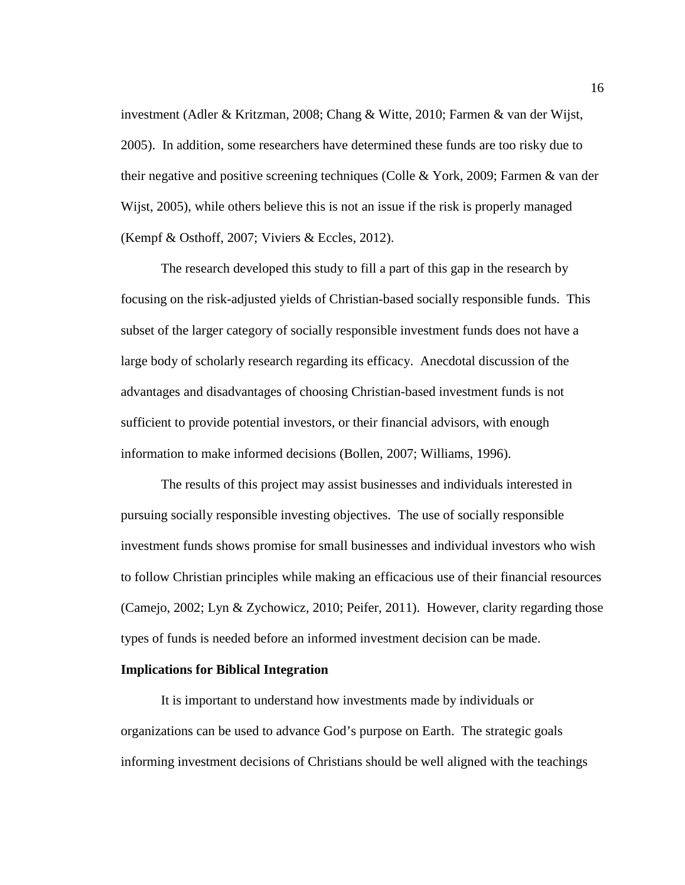investment (Adler & Kritzman, 2008; Chang & Witte, 2010; Farmen & van der Wijst, 2005). In addition, some researchers have determined these funds are too risky due to their negative and positive screening techniques (Colle & York, 2009; Farmen & van der Wijst, 2005), while others believe this is not an issue if the risk is properly managed (Kempf & Osthoff, 2007; Viviers & Eccles, 2012).

The research developed this study to fill a part of this gap in the research by focusing on the risk-adjusted yields of Christian-based socially responsible funds. This subset of the larger category of socially responsible investment funds does not have a large body of scholarly research regarding its efficacy. Anecdotal discussion of the advantages and disadvantages of choosing Christian-based investment funds is not sufficient to provide potential investors, or their financial advisors, with enough information to make informed decisions (Bollen, 2007; Williams, 1996).

The results of this project may assist businesses and individuals interested in pursuing socially responsible investing objectives. The use of socially responsible investment funds shows promise for small businesses and individual investors who wish to follow Christian principles while making an efficacious use of their financial resources (Camejo, 2002; Lyn & Zychowicz, 2010; Peifer, 2011). However, clarity regarding those types of funds is needed before an informed investment decision can be made.

**Implications for Biblical Integration**

It is important to understand how investments made by individuals or organizations can be used to advance God's purpose on Earth. The strategic goals informing investment decisions of Christians should be well aligned with the teachings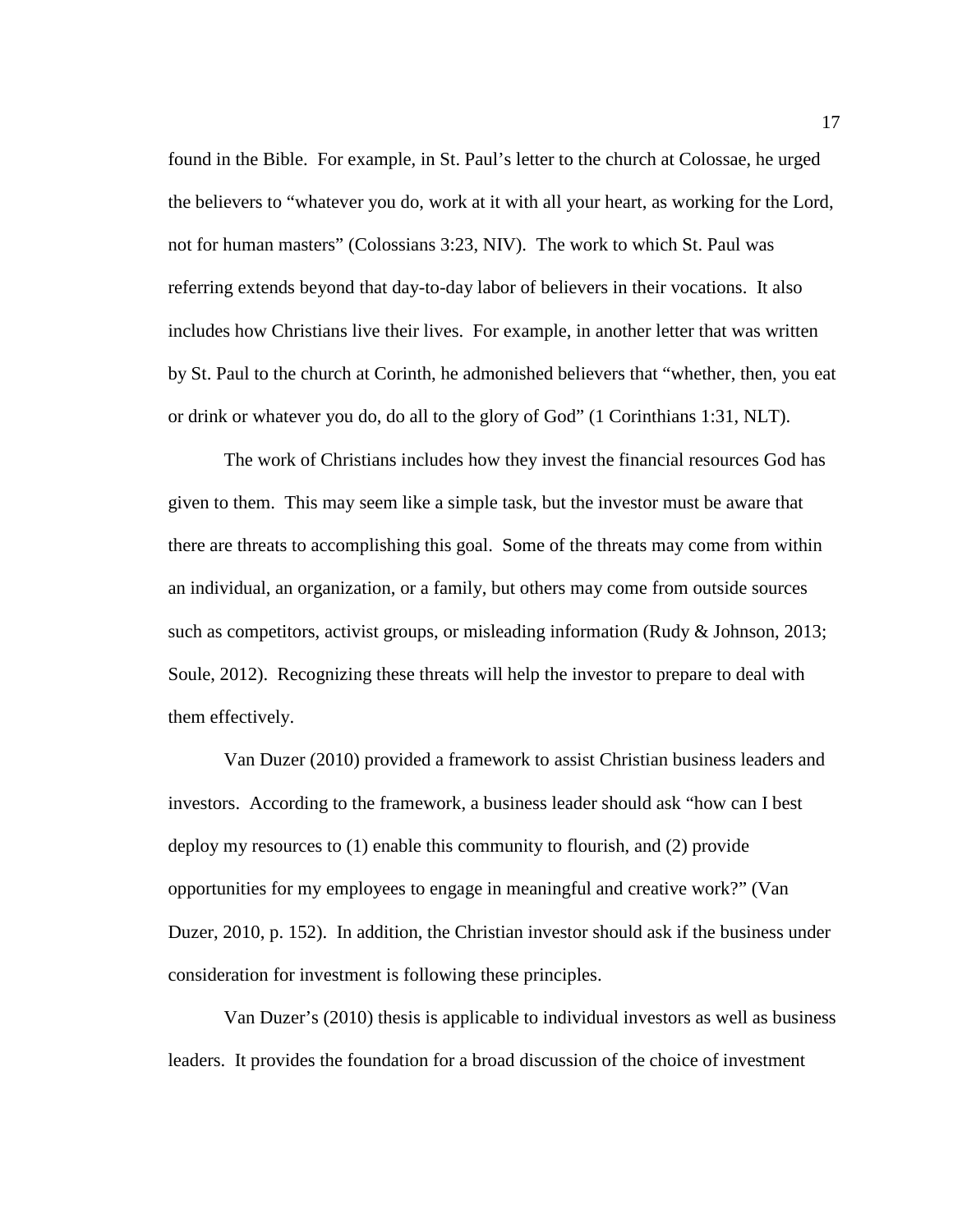found in the Bible. For example, in St. Paul's letter to the church at Colossae, he urged the believers to "whatever you do, work at it with all your heart, as working for the Lord, not for human masters" (Colossians 3:23, NIV). The work to which St. Paul was referring extends beyond that day-to-day labor of believers in their vocations. It also includes how Christians live their lives. For example, in another letter that was written by St. Paul to the church at Corinth, he admonished believers that "whether, then, you eat or drink or whatever you do, do all to the glory of God" (1 Corinthians 1:31, NLT).

The work of Christians includes how they invest the financial resources God has given to them. This may seem like a simple task, but the investor must be aware that there are threats to accomplishing this goal. Some of the threats may come from within an individual, an organization, or a family, but others may come from outside sources such as competitors, activist groups, or misleading information (Rudy & Johnson, 2013; Soule, 2012). Recognizing these threats will help the investor to prepare to deal with them effectively.

Van Duzer (2010) provided a framework to assist Christian business leaders and investors. According to the framework, a business leader should ask "how can I best deploy my resources to (1) enable this community to flourish, and (2) provide opportunities for my employees to engage in meaningful and creative work?" (Van Duzer, 2010, p. 152). In addition, the Christian investor should ask if the business under consideration for investment is following these principles.

Van Duzer's (2010) thesis is applicable to individual investors as well as business leaders. It provides the foundation for a broad discussion of the choice of investment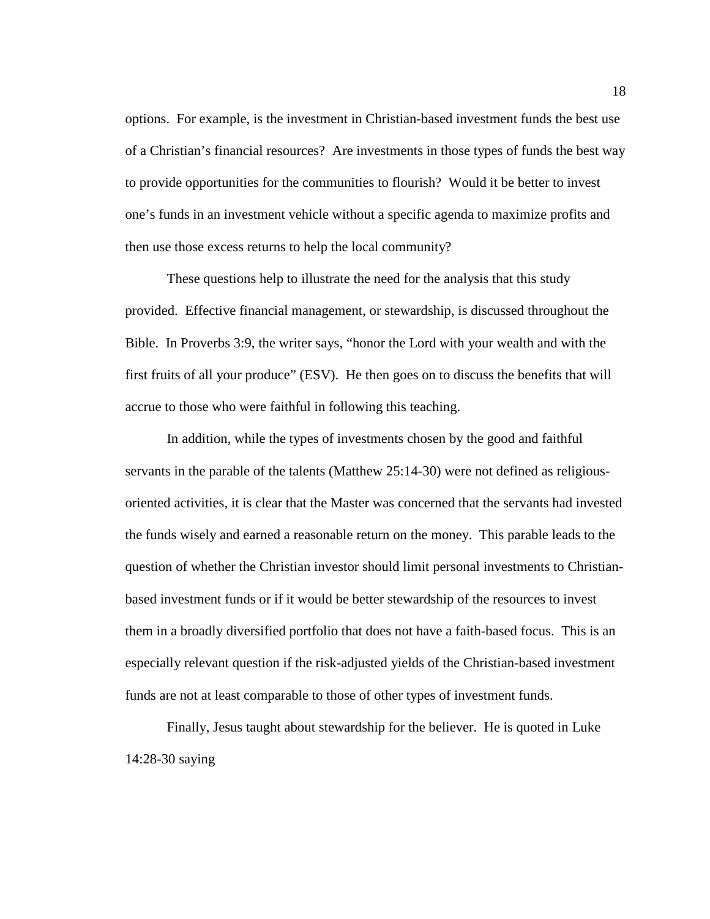options. For example, is the investment in Christian-based investment funds the best use of a Christian's financial resources? Are investments in those types of funds the best way to provide opportunities for the communities to flourish? Would it be better to invest one's funds in an investment vehicle without a specific agenda to maximize profits and then use those excess returns to help the local community?

These questions help to illustrate the need for the analysis that this study provided. Effective financial management, or stewardship, is discussed throughout the Bible. In Proverbs 3:9, the writer says, "honor the Lord with your wealth and with the first fruits of all your produce" (ESV). He then goes on to discuss the benefits that will accrue to those who were faithful in following this teaching.

In addition, while the types of investments chosen by the good and faithful servants in the parable of the talents (Matthew 25:14-30) were not defined as religious-oriented activities, it is clear that the Master was concerned that the servants had invested the funds wisely and earned a reasonable return on the money. This parable leads to the question of whether the Christian investor should limit personal investments to Christian-based investment funds or if it would be better stewardship of the resources to invest them in a broadly diversified portfolio that does not have a faith-based focus. This is an especially relevant question if the risk-adjusted yields of the Christian-based investment funds are not at least comparable to those of other types of investment funds.

Finally, Jesus taught about stewardship for the believer. He is quoted in Luke 14:28-30 saying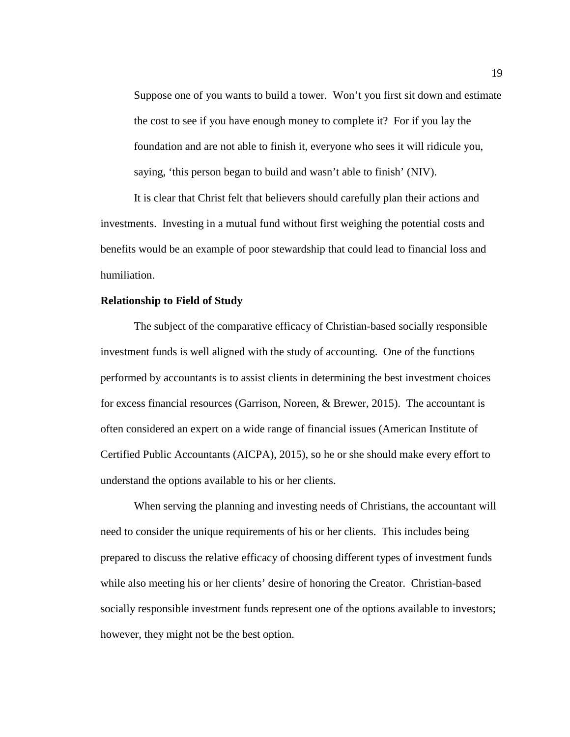> Suppose one of you wants to build a tower. Won't you first sit down and estimate the cost to see if you have enough money to complete it? For if you lay the foundation and are not able to finish it, everyone who sees it will ridicule you, saying, 'this person began to build and wasn't able to finish' (NIV).

It is clear that Christ felt that believers should carefully plan their actions and investments. Investing in a mutual fund without first weighing the potential costs and benefits would be an example of poor stewardship that could lead to financial loss and humiliation.

**Relationship to Field of Study**

The subject of the comparative efficacy of Christian-based socially responsible investment funds is well aligned with the study of accounting. One of the functions performed by accountants is to assist clients in determining the best investment choices for excess financial resources (Garrison, Noreen, & Brewer, 2015). The accountant is often considered an expert on a wide range of financial issues (American Institute of Certified Public Accountants (AICPA), 2015), so he or she should make every effort to understand the options available to his or her clients.

When serving the planning and investing needs of Christians, the accountant will need to consider the unique requirements of his or her clients. This includes being prepared to discuss the relative efficacy of choosing different types of investment funds while also meeting his or her clients' desire of honoring the Creator. Christian-based socially responsible investment funds represent one of the options available to investors; however, they might not be the best option.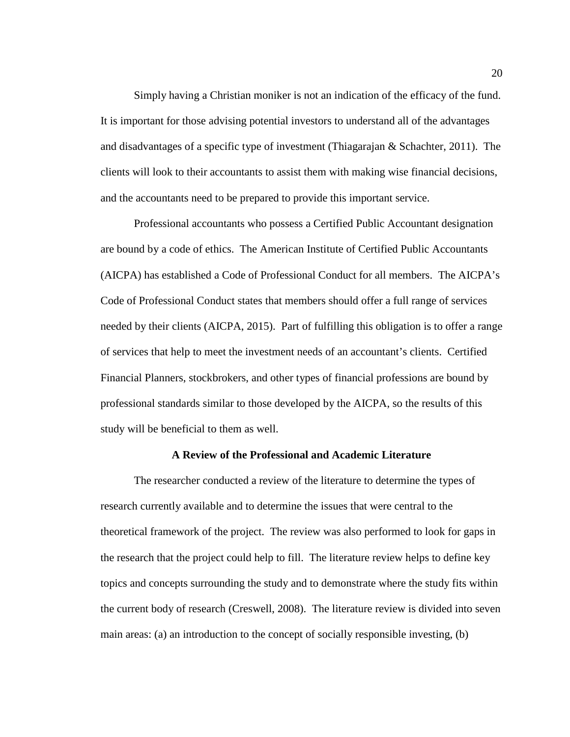Simply having a Christian moniker is not an indication of the efficacy of the fund. It is important for those advising potential investors to understand all of the advantages and disadvantages of a specific type of investment (Thiagarajan & Schachter, 2011). The clients will look to their accountants to assist them with making wise financial decisions, and the accountants need to be prepared to provide this important service.

Professional accountants who possess a Certified Public Accountant designation are bound by a code of ethics. The American Institute of Certified Public Accountants (AICPA) has established a Code of Professional Conduct for all members. The AICPA's Code of Professional Conduct states that members should offer a full range of services needed by their clients (AICPA, 2015). Part of fulfilling this obligation is to offer a range of services that help to meet the investment needs of an accountant's clients. Certified Financial Planners, stockbrokers, and other types of financial professions are bound by professional standards similar to those developed by the AICPA, so the results of this study will be beneficial to them as well.

## A Review of the Professional and Academic Literature

The researcher conducted a review of the literature to determine the types of research currently available and to determine the issues that were central to the theoretical framework of the project. The review was also performed to look for gaps in the research that the project could help to fill. The literature review helps to define key topics and concepts surrounding the study and to demonstrate where the study fits within the current body of research (Creswell, 2008). The literature review is divided into seven main areas: (a) an introduction to the concept of socially responsible investing, (b)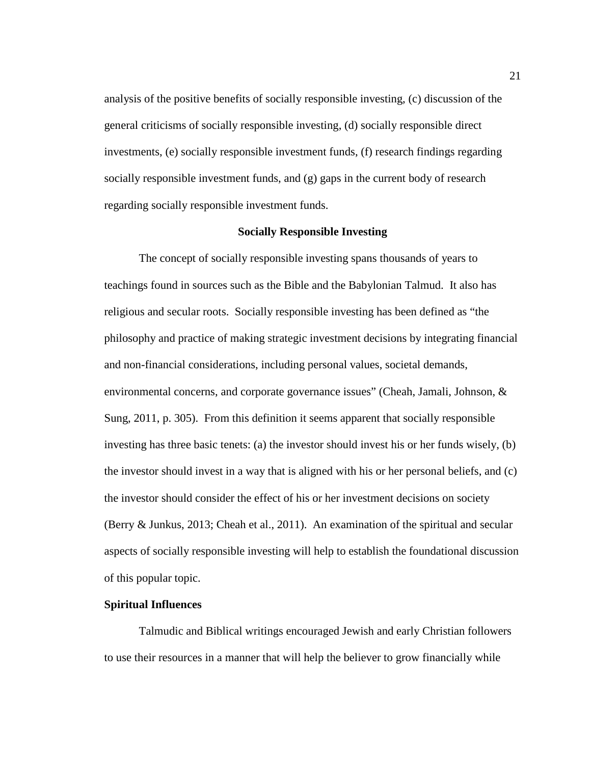analysis of the positive benefits of socially responsible investing, (c) discussion of the general criticisms of socially responsible investing, (d) socially responsible direct investments, (e) socially responsible investment funds, (f) research findings regarding socially responsible investment funds, and (g) gaps in the current body of research regarding socially responsible investment funds.

## Socially Responsible Investing

The concept of socially responsible investing spans thousands of years to teachings found in sources such as the Bible and the Babylonian Talmud. It also has religious and secular roots. Socially responsible investing has been defined as "the philosophy and practice of making strategic investment decisions by integrating financial and non-financial considerations, including personal values, societal demands, environmental concerns, and corporate governance issues" (Cheah, Jamali, Johnson, & Sung, 2011, p. 305). From this definition it seems apparent that socially responsible investing has three basic tenets: (a) the investor should invest his or her funds wisely, (b) the investor should invest in a way that is aligned with his or her personal beliefs, and (c) the investor should consider the effect of his or her investment decisions on society (Berry & Junkus, 2013; Cheah et al., 2011). An examination of the spiritual and secular aspects of socially responsible investing will help to establish the foundational discussion of this popular topic.

### Spiritual Influences

Talmudic and Biblical writings encouraged Jewish and early Christian followers to use their resources in a manner that will help the believer to grow financially while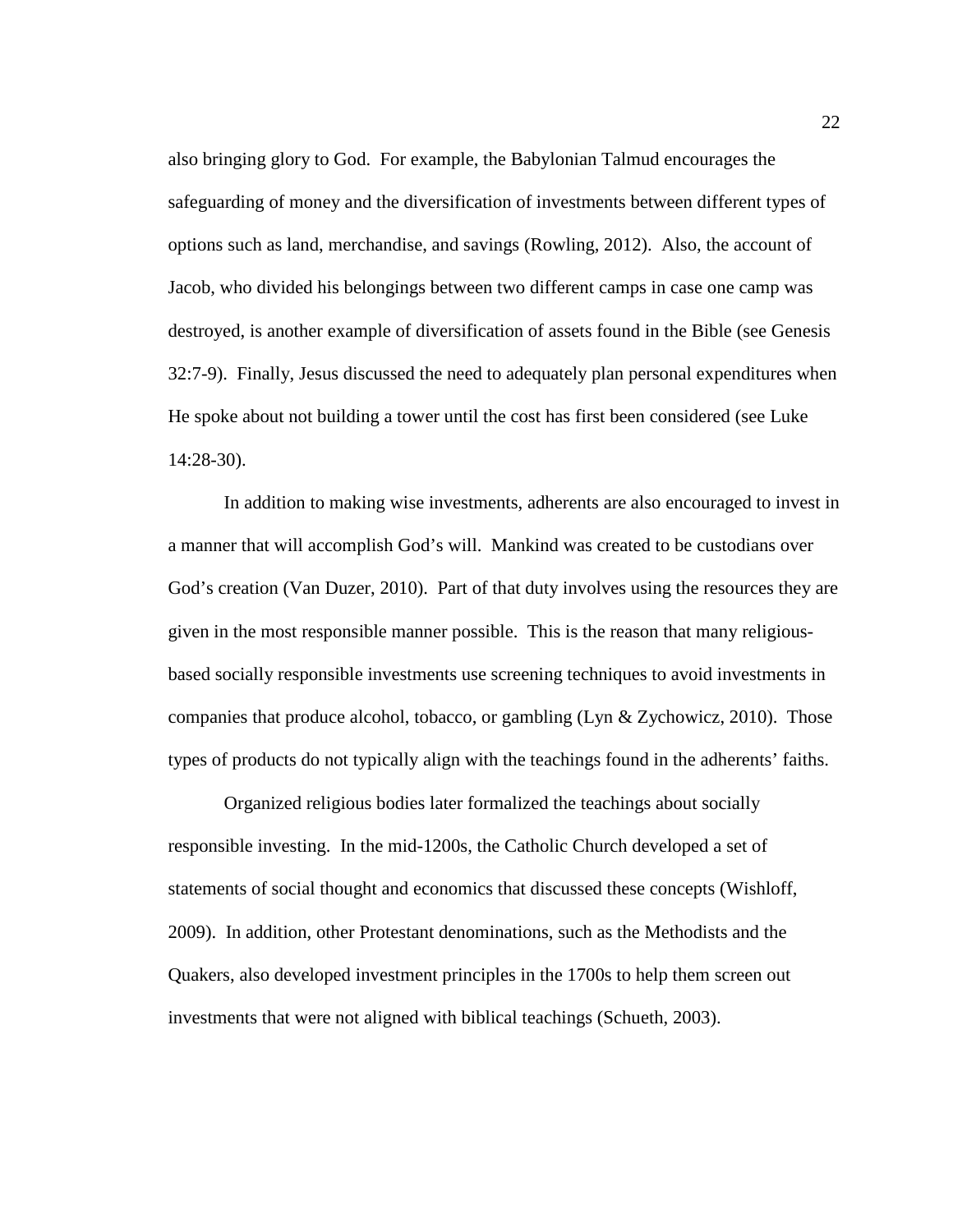also bringing glory to God. For example, the Babylonian Talmud encourages the safeguarding of money and the diversification of investments between different types of options such as land, merchandise, and savings (Rowling, 2012). Also, the account of Jacob, who divided his belongings between two different camps in case one camp was destroyed, is another example of diversification of assets found in the Bible (see Genesis 32:7-9). Finally, Jesus discussed the need to adequately plan personal expenditures when He spoke about not building a tower until the cost has first been considered (see Luke 14:28-30).

In addition to making wise investments, adherents are also encouraged to invest in a manner that will accomplish God's will. Mankind was created to be custodians over God's creation (Van Duzer, 2010). Part of that duty involves using the resources they are given in the most responsible manner possible. This is the reason that many religious-based socially responsible investments use screening techniques to avoid investments in companies that produce alcohol, tobacco, or gambling (Lyn & Zychowicz, 2010). Those types of products do not typically align with the teachings found in the adherents' faiths.

Organized religious bodies later formalized the teachings about socially responsible investing. In the mid-1200s, the Catholic Church developed a set of statements of social thought and economics that discussed these concepts (Wishloff, 2009). In addition, other Protestant denominations, such as the Methodists and the Quakers, also developed investment principles in the 1700s to help them screen out investments that were not aligned with biblical teachings (Schueth, 2003).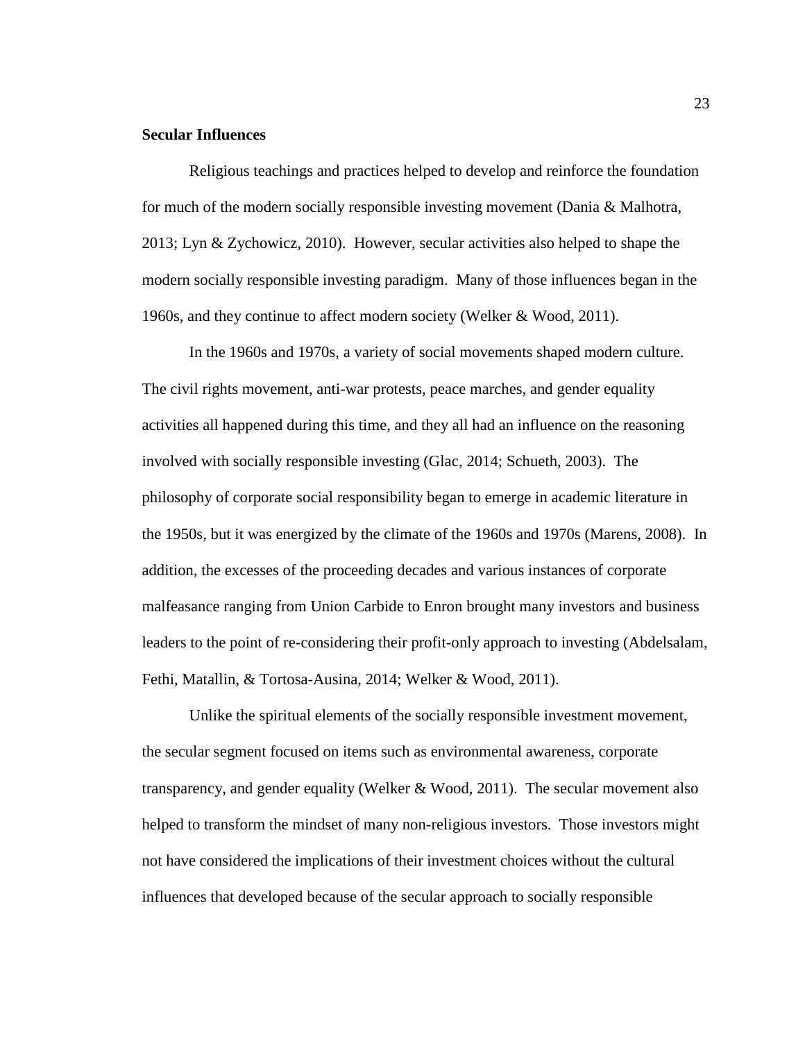**Secular Influences**

Religious teachings and practices helped to develop and reinforce the foundation for much of the modern socially responsible investing movement (Dania & Malhotra, 2013; Lyn & Zychowicz, 2010). However, secular activities also helped to shape the modern socially responsible investing paradigm. Many of those influences began in the 1960s, and they continue to affect modern society (Welker & Wood, 2011).

In the 1960s and 1970s, a variety of social movements shaped modern culture. The civil rights movement, anti-war protests, peace marches, and gender equality activities all happened during this time, and they all had an influence on the reasoning involved with socially responsible investing (Glac, 2014; Schueth, 2003). The philosophy of corporate social responsibility began to emerge in academic literature in the 1950s, but it was energized by the climate of the 1960s and 1970s (Marens, 2008). In addition, the excesses of the proceeding decades and various instances of corporate malfeasance ranging from Union Carbide to Enron brought many investors and business leaders to the point of re-considering their profit-only approach to investing (Abdelsalam, Fethi, Matallin, & Tortosa-Ausina, 2014; Welker & Wood, 2011).

Unlike the spiritual elements of the socially responsible investment movement, the secular segment focused on items such as environmental awareness, corporate transparency, and gender equality (Welker & Wood, 2011). The secular movement also helped to transform the mindset of many non-religious investors. Those investors might not have considered the implications of their investment choices without the cultural influences that developed because of the secular approach to socially responsible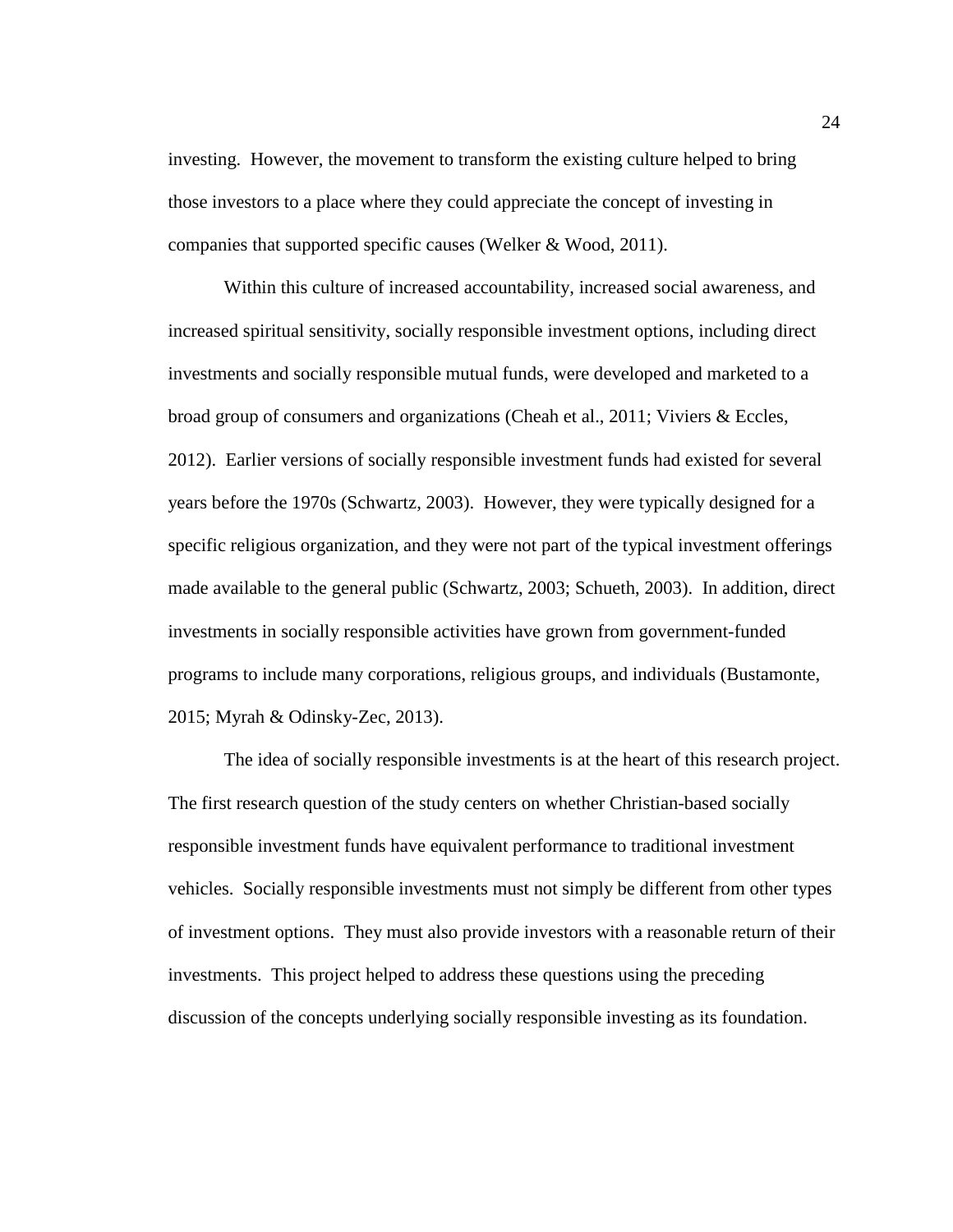investing. However, the movement to transform the existing culture helped to bring those investors to a place where they could appreciate the concept of investing in companies that supported specific causes (Welker & Wood, 2011).

Within this culture of increased accountability, increased social awareness, and increased spiritual sensitivity, socially responsible investment options, including direct investments and socially responsible mutual funds, were developed and marketed to a broad group of consumers and organizations (Cheah et al., 2011; Viviers & Eccles, 2012). Earlier versions of socially responsible investment funds had existed for several years before the 1970s (Schwartz, 2003). However, they were typically designed for a specific religious organization, and they were not part of the typical investment offerings made available to the general public (Schwartz, 2003; Schueth, 2003). In addition, direct investments in socially responsible activities have grown from government-funded programs to include many corporations, religious groups, and individuals (Bustamonte, 2015; Myrah & Odinsky-Zec, 2013).

The idea of socially responsible investments is at the heart of this research project. The first research question of the study centers on whether Christian-based socially responsible investment funds have equivalent performance to traditional investment vehicles. Socially responsible investments must not simply be different from other types of investment options. They must also provide investors with a reasonable return of their investments. This project helped to address these questions using the preceding discussion of the concepts underlying socially responsible investing as its foundation.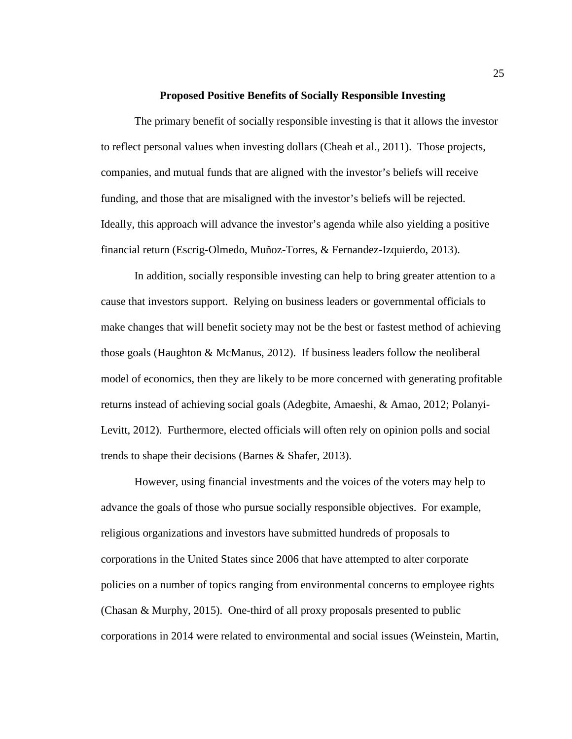## Proposed Positive Benefits of Socially Responsible Investing

The primary benefit of socially responsible investing is that it allows the investor to reflect personal values when investing dollars (Cheah et al., 2011). Those projects, companies, and mutual funds that are aligned with the investor's beliefs will receive funding, and those that are misaligned with the investor's beliefs will be rejected. Ideally, this approach will advance the investor's agenda while also yielding a positive financial return (Escrig-Olmedo, Muñoz-Torres, & Fernandez-Izquierdo, 2013).

In addition, socially responsible investing can help to bring greater attention to a cause that investors support. Relying on business leaders or governmental officials to make changes that will benefit society may not be the best or fastest method of achieving those goals (Haughton & McManus, 2012). If business leaders follow the neoliberal model of economics, then they are likely to be more concerned with generating profitable returns instead of achieving social goals (Adegbite, Amaeshi, & Amao, 2012; Polanyi-Levitt, 2012). Furthermore, elected officials will often rely on opinion polls and social trends to shape their decisions (Barnes & Shafer, 2013).

However, using financial investments and the voices of the voters may help to advance the goals of those who pursue socially responsible objectives. For example, religious organizations and investors have submitted hundreds of proposals to corporations in the United States since 2006 that have attempted to alter corporate policies on a number of topics ranging from environmental concerns to employee rights (Chasan & Murphy, 2015). One-third of all proxy proposals presented to public corporations in 2014 were related to environmental and social issues (Weinstein, Martin,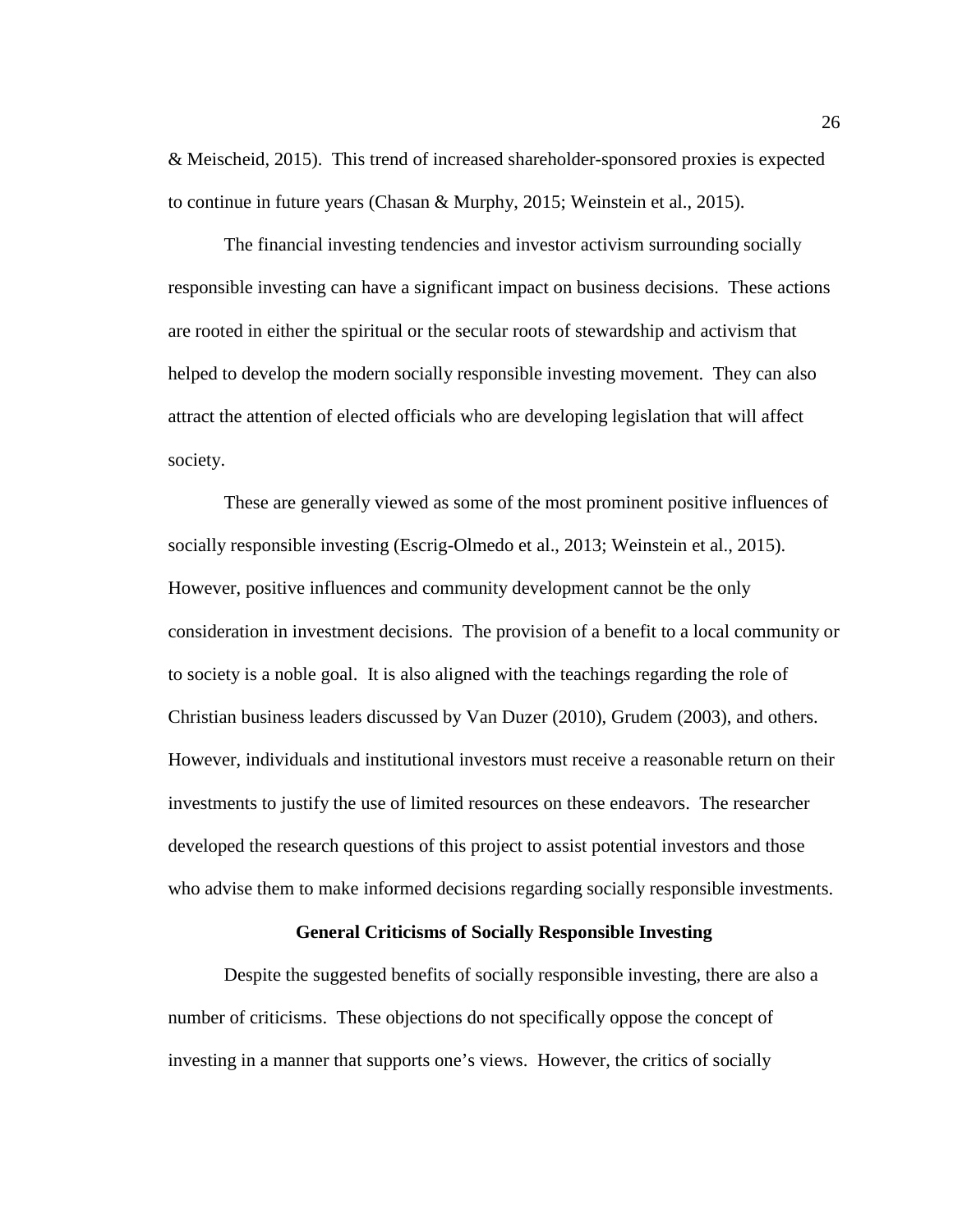& Meischeid, 2015). This trend of increased shareholder-sponsored proxies is expected to continue in future years (Chasan & Murphy, 2015; Weinstein et al., 2015).

The financial investing tendencies and investor activism surrounding socially responsible investing can have a significant impact on business decisions. These actions are rooted in either the spiritual or the secular roots of stewardship and activism that helped to develop the modern socially responsible investing movement. They can also attract the attention of elected officials who are developing legislation that will affect society.

These are generally viewed as some of the most prominent positive influences of socially responsible investing (Escrig-Olmedo et al., 2013; Weinstein et al., 2015). However, positive influences and community development cannot be the only consideration in investment decisions. The provision of a benefit to a local community or to society is a noble goal. It is also aligned with the teachings regarding the role of Christian business leaders discussed by Van Duzer (2010), Grudem (2003), and others. However, individuals and institutional investors must receive a reasonable return on their investments to justify the use of limited resources on these endeavors. The researcher developed the research questions of this project to assist potential investors and those who advise them to make informed decisions regarding socially responsible investments.

## General Criticisms of Socially Responsible Investing

Despite the suggested benefits of socially responsible investing, there are also a number of criticisms. These objections do not specifically oppose the concept of investing in a manner that supports one's views. However, the critics of socially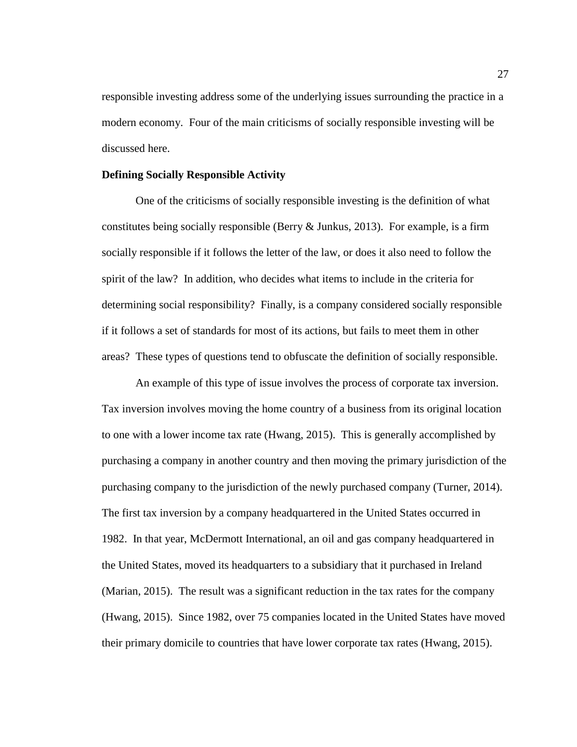responsible investing address some of the underlying issues surrounding the practice in a modern economy. Four of the main criticisms of socially responsible investing will be discussed here.

**Defining Socially Responsible Activity**

One of the criticisms of socially responsible investing is the definition of what constitutes being socially responsible (Berry & Junkus, 2013). For example, is a firm socially responsible if it follows the letter of the law, or does it also need to follow the spirit of the law? In addition, who decides what items to include in the criteria for determining social responsibility? Finally, is a company considered socially responsible if it follows a set of standards for most of its actions, but fails to meet them in other areas? These types of questions tend to obfuscate the definition of socially responsible.

An example of this type of issue involves the process of corporate tax inversion. Tax inversion involves moving the home country of a business from its original location to one with a lower income tax rate (Hwang, 2015). This is generally accomplished by purchasing a company in another country and then moving the primary jurisdiction of the purchasing company to the jurisdiction of the newly purchased company (Turner, 2014). The first tax inversion by a company headquartered in the United States occurred in 1982. In that year, McDermott International, an oil and gas company headquartered in the United States, moved its headquarters to a subsidiary that it purchased in Ireland (Marian, 2015). The result was a significant reduction in the tax rates for the company (Hwang, 2015). Since 1982, over 75 companies located in the United States have moved their primary domicile to countries that have lower corporate tax rates (Hwang, 2015).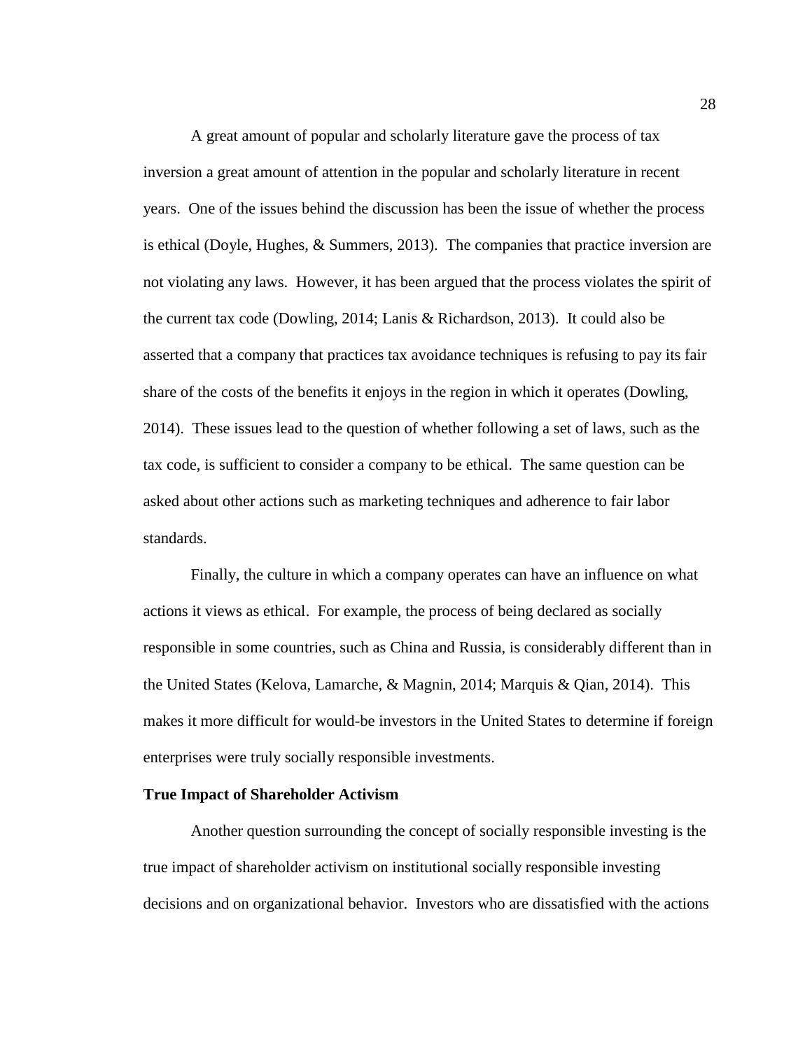A great amount of popular and scholarly literature gave the process of tax inversion a great amount of attention in the popular and scholarly literature in recent years. One of the issues behind the discussion has been the issue of whether the process is ethical (Doyle, Hughes, & Summers, 2013). The companies that practice inversion are not violating any laws. However, it has been argued that the process violates the spirit of the current tax code (Dowling, 2014; Lanis & Richardson, 2013). It could also be asserted that a company that practices tax avoidance techniques is refusing to pay its fair share of the costs of the benefits it enjoys in the region in which it operates (Dowling, 2014). These issues lead to the question of whether following a set of laws, such as the tax code, is sufficient to consider a company to be ethical. The same question can be asked about other actions such as marketing techniques and adherence to fair labor standards.

Finally, the culture in which a company operates can have an influence on what actions it views as ethical. For example, the process of being declared as socially responsible in some countries, such as China and Russia, is considerably different than in the United States (Kelova, Lamarche, & Magnin, 2014; Marquis & Qian, 2014). This makes it more difficult for would-be investors in the United States to determine if foreign enterprises were truly socially responsible investments.

**True Impact of Shareholder Activism**

Another question surrounding the concept of socially responsible investing is the true impact of shareholder activism on institutional socially responsible investing decisions and on organizational behavior. Investors who are dissatisfied with the actions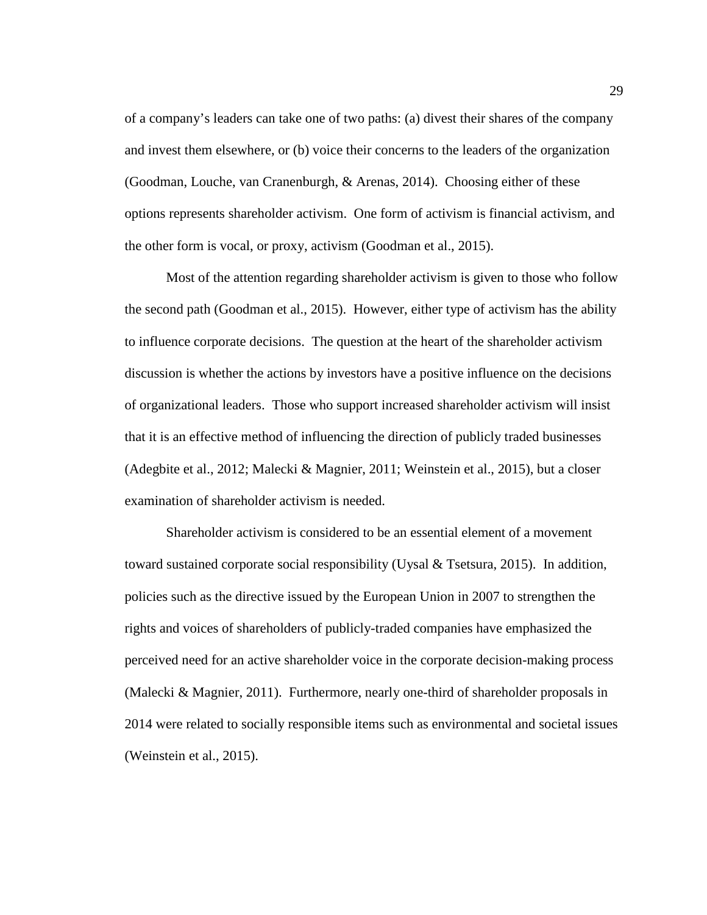of a company's leaders can take one of two paths: (a) divest their shares of the company and invest them elsewhere, or (b) voice their concerns to the leaders of the organization (Goodman, Louche, van Cranenburgh, & Arenas, 2014). Choosing either of these options represents shareholder activism. One form of activism is financial activism, and the other form is vocal, or proxy, activism (Goodman et al., 2015).

Most of the attention regarding shareholder activism is given to those who follow the second path (Goodman et al., 2015). However, either type of activism has the ability to influence corporate decisions. The question at the heart of the shareholder activism discussion is whether the actions by investors have a positive influence on the decisions of organizational leaders. Those who support increased shareholder activism will insist that it is an effective method of influencing the direction of publicly traded businesses (Adegbite et al., 2012; Malecki & Magnier, 2011; Weinstein et al., 2015), but a closer examination of shareholder activism is needed.

Shareholder activism is considered to be an essential element of a movement toward sustained corporate social responsibility (Uysal & Tsetsura, 2015). In addition, policies such as the directive issued by the European Union in 2007 to strengthen the rights and voices of shareholders of publicly-traded companies have emphasized the perceived need for an active shareholder voice in the corporate decision-making process (Malecki & Magnier, 2011). Furthermore, nearly one-third of shareholder proposals in 2014 were related to socially responsible items such as environmental and societal issues (Weinstein et al., 2015).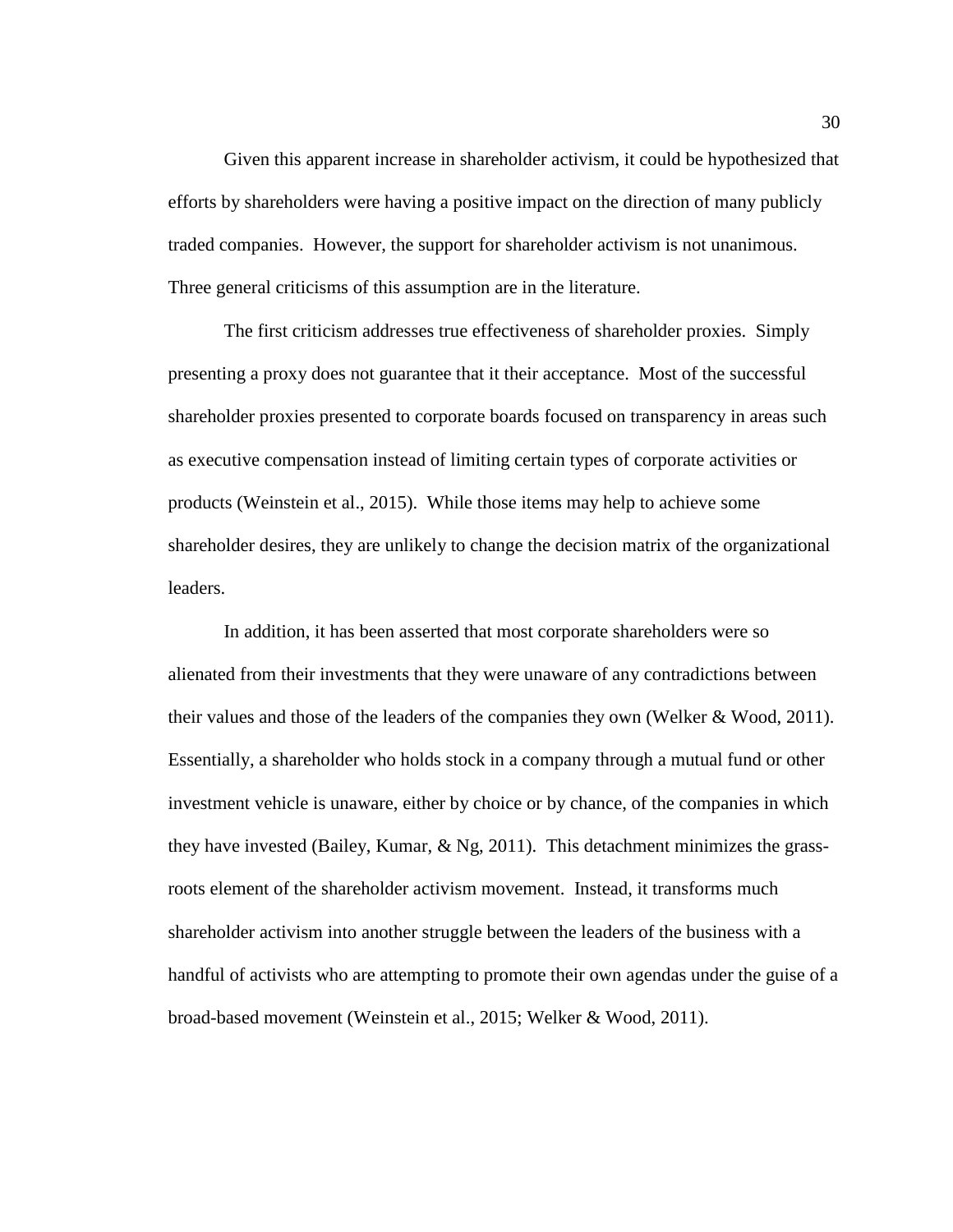Given this apparent increase in shareholder activism, it could be hypothesized that efforts by shareholders were having a positive impact on the direction of many publicly traded companies. However, the support for shareholder activism is not unanimous. Three general criticisms of this assumption are in the literature.

The first criticism addresses true effectiveness of shareholder proxies. Simply presenting a proxy does not guarantee that it their acceptance. Most of the successful shareholder proxies presented to corporate boards focused on transparency in areas such as executive compensation instead of limiting certain types of corporate activities or products (Weinstein et al., 2015). While those items may help to achieve some shareholder desires, they are unlikely to change the decision matrix of the organizational leaders.

In addition, it has been asserted that most corporate shareholders were so alienated from their investments that they were unaware of any contradictions between their values and those of the leaders of the companies they own (Welker & Wood, 2011). Essentially, a shareholder who holds stock in a company through a mutual fund or other investment vehicle is unaware, either by choice or by chance, of the companies in which they have invested (Bailey, Kumar, & Ng, 2011). This detachment minimizes the grass-roots element of the shareholder activism movement. Instead, it transforms much shareholder activism into another struggle between the leaders of the business with a handful of activists who are attempting to promote their own agendas under the guise of a broad-based movement (Weinstein et al., 2015; Welker & Wood, 2011).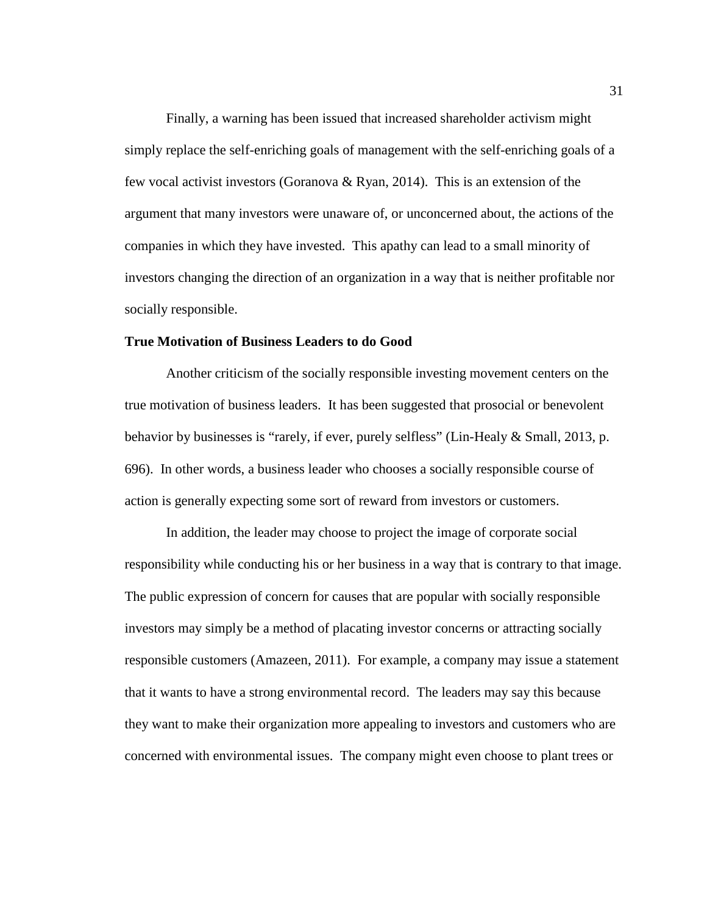Finally, a warning has been issued that increased shareholder activism might simply replace the self-enriching goals of management with the self-enriching goals of a few vocal activist investors (Goranova & Ryan, 2014). This is an extension of the argument that many investors were unaware of, or unconcerned about, the actions of the companies in which they have invested. This apathy can lead to a small minority of investors changing the direction of an organization in a way that is neither profitable nor socially responsible.

**True Motivation of Business Leaders to do Good**

Another criticism of the socially responsible investing movement centers on the true motivation of business leaders. It has been suggested that prosocial or benevolent behavior by businesses is "rarely, if ever, purely selfless" (Lin-Healy & Small, 2013, p. 696). In other words, a business leader who chooses a socially responsible course of action is generally expecting some sort of reward from investors or customers.

In addition, the leader may choose to project the image of corporate social responsibility while conducting his or her business in a way that is contrary to that image. The public expression of concern for causes that are popular with socially responsible investors may simply be a method of placating investor concerns or attracting socially responsible customers (Amazeen, 2011). For example, a company may issue a statement that it wants to have a strong environmental record. The leaders may say this because they want to make their organization more appealing to investors and customers who are concerned with environmental issues. The company might even choose to plant trees or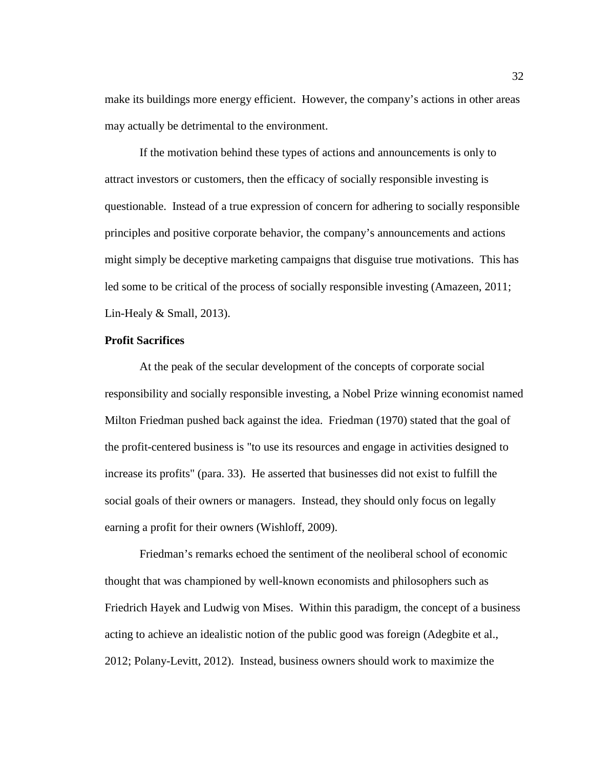make its buildings more energy efficient. However, the company's actions in other areas may actually be detrimental to the environment.

If the motivation behind these types of actions and announcements is only to attract investors or customers, then the efficacy of socially responsible investing is questionable. Instead of a true expression of concern for adhering to socially responsible principles and positive corporate behavior, the company's announcements and actions might simply be deceptive marketing campaigns that disguise true motivations. This has led some to be critical of the process of socially responsible investing (Amazeen, 2011; Lin-Healy & Small, 2013).

**Profit Sacrifices**

At the peak of the secular development of the concepts of corporate social responsibility and socially responsible investing, a Nobel Prize winning economist named Milton Friedman pushed back against the idea. Friedman (1970) stated that the goal of the profit-centered business is "to use its resources and engage in activities designed to increase its profits" (para. 33). He asserted that businesses did not exist to fulfill the social goals of their owners or managers. Instead, they should only focus on legally earning a profit for their owners (Wishloff, 2009).

Friedman's remarks echoed the sentiment of the neoliberal school of economic thought that was championed by well-known economists and philosophers such as Friedrich Hayek and Ludwig von Mises. Within this paradigm, the concept of a business acting to achieve an idealistic notion of the public good was foreign (Adegbite et al., 2012; Polany-Levitt, 2012). Instead, business owners should work to maximize the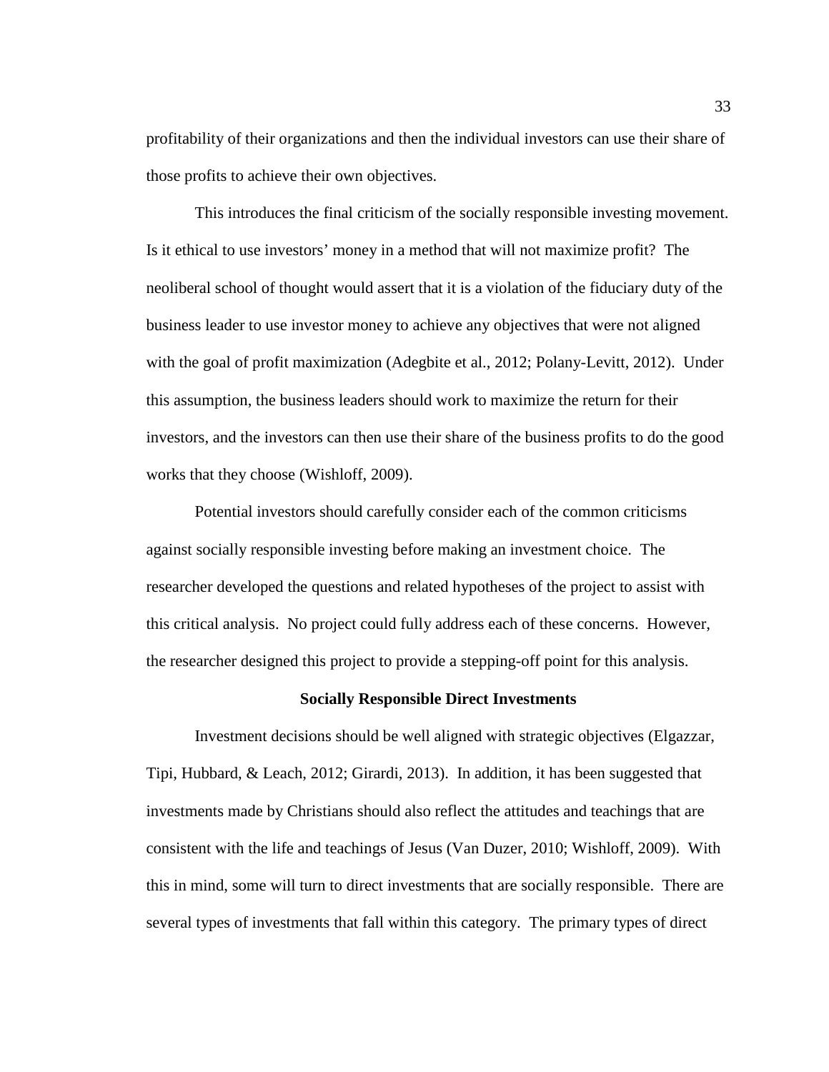profitability of their organizations and then the individual investors can use their share of those profits to achieve their own objectives.

This introduces the final criticism of the socially responsible investing movement. Is it ethical to use investors' money in a method that will not maximize profit? The neoliberal school of thought would assert that it is a violation of the fiduciary duty of the business leader to use investor money to achieve any objectives that were not aligned with the goal of profit maximization (Adegbite et al., 2012; Polany-Levitt, 2012). Under this assumption, the business leaders should work to maximize the return for their investors, and the investors can then use their share of the business profits to do the good works that they choose (Wishloff, 2009).

Potential investors should carefully consider each of the common criticisms against socially responsible investing before making an investment choice. The researcher developed the questions and related hypotheses of the project to assist with this critical analysis. No project could fully address each of these concerns. However, the researcher designed this project to provide a stepping-off point for this analysis.

### Socially Responsible Direct Investments

Investment decisions should be well aligned with strategic objectives (Elgazzar, Tipi, Hubbard, & Leach, 2012; Girardi, 2013). In addition, it has been suggested that investments made by Christians should also reflect the attitudes and teachings that are consistent with the life and teachings of Jesus (Van Duzer, 2010; Wishloff, 2009). With this in mind, some will turn to direct investments that are socially responsible. There are several types of investments that fall within this category. The primary types of direct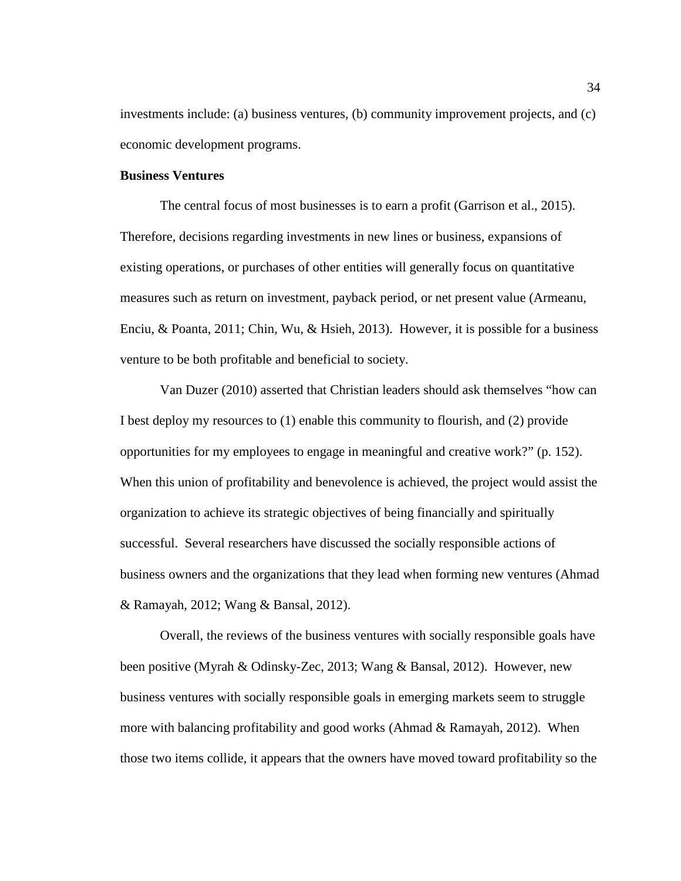investments include: (a) business ventures, (b) community improvement projects, and (c) economic development programs.

**Business Ventures**

The central focus of most businesses is to earn a profit (Garrison et al., 2015). Therefore, decisions regarding investments in new lines or business, expansions of existing operations, or purchases of other entities will generally focus on quantitative measures such as return on investment, payback period, or net present value (Armeanu, Enciu, & Poanta, 2011; Chin, Wu, & Hsieh, 2013). However, it is possible for a business venture to be both profitable and beneficial to society.

Van Duzer (2010) asserted that Christian leaders should ask themselves "how can I best deploy my resources to (1) enable this community to flourish, and (2) provide opportunities for my employees to engage in meaningful and creative work?" (p. 152). When this union of profitability and benevolence is achieved, the project would assist the organization to achieve its strategic objectives of being financially and spiritually successful. Several researchers have discussed the socially responsible actions of business owners and the organizations that they lead when forming new ventures (Ahmad & Ramayah, 2012; Wang & Bansal, 2012).

Overall, the reviews of the business ventures with socially responsible goals have been positive (Myrah & Odinsky-Zec, 2013; Wang & Bansal, 2012). However, new business ventures with socially responsible goals in emerging markets seem to struggle more with balancing profitability and good works (Ahmad & Ramayah, 2012). When those two items collide, it appears that the owners have moved toward profitability so the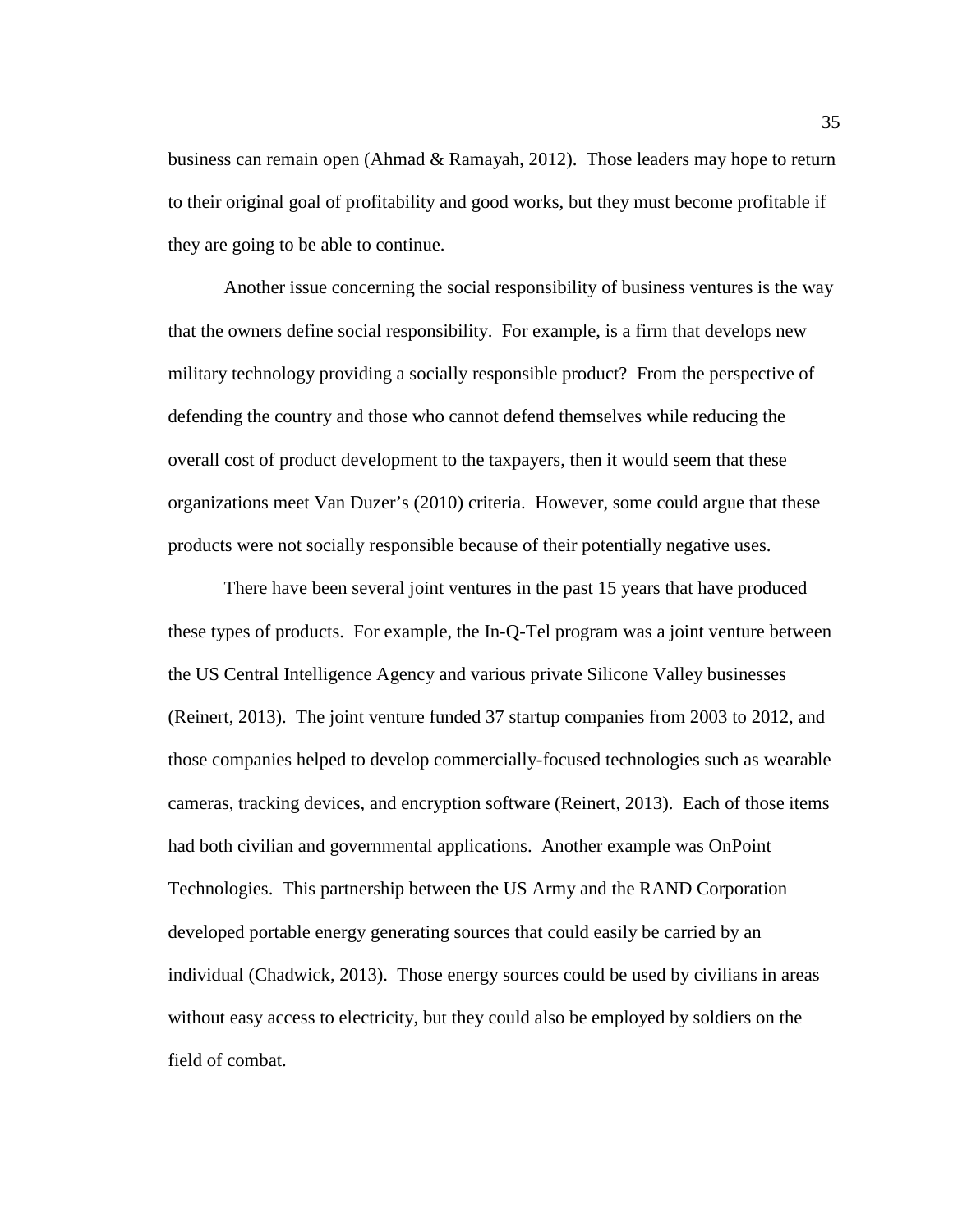business can remain open (Ahmad & Ramayah, 2012). Those leaders may hope to return to their original goal of profitability and good works, but they must become profitable if they are going to be able to continue.

Another issue concerning the social responsibility of business ventures is the way that the owners define social responsibility. For example, is a firm that develops new military technology providing a socially responsible product? From the perspective of defending the country and those who cannot defend themselves while reducing the overall cost of product development to the taxpayers, then it would seem that these organizations meet Van Duzer's (2010) criteria. However, some could argue that these products were not socially responsible because of their potentially negative uses.

There have been several joint ventures in the past 15 years that have produced these types of products. For example, the In-Q-Tel program was a joint venture between the US Central Intelligence Agency and various private Silicone Valley businesses (Reinert, 2013). The joint venture funded 37 startup companies from 2003 to 2012, and those companies helped to develop commercially-focused technologies such as wearable cameras, tracking devices, and encryption software (Reinert, 2013). Each of those items had both civilian and governmental applications. Another example was OnPoint Technologies. This partnership between the US Army and the RAND Corporation developed portable energy generating sources that could easily be carried by an individual (Chadwick, 2013). Those energy sources could be used by civilians in areas without easy access to electricity, but they could also be employed by soldiers on the field of combat.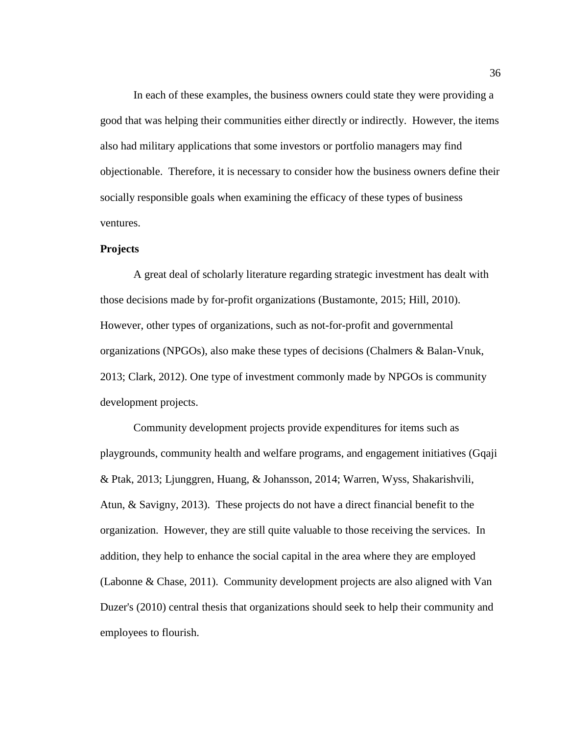In each of these examples, the business owners could state they were providing a good that was helping their communities either directly or indirectly. However, the items also had military applications that some investors or portfolio managers may find objectionable. Therefore, it is necessary to consider how the business owners define their socially responsible goals when examining the efficacy of these types of business ventures.

**Projects**

A great deal of scholarly literature regarding strategic investment has dealt with those decisions made by for-profit organizations (Bustamonte, 2015; Hill, 2010). However, other types of organizations, such as not-for-profit and governmental organizations (NPGOs), also make these types of decisions (Chalmers & Balan-Vnuk, 2013; Clark, 2012). One type of investment commonly made by NPGOs is community development projects.

Community development projects provide expenditures for items such as playgrounds, community health and welfare programs, and engagement initiatives (Gqaji & Ptak, 2013; Ljunggren, Huang, & Johansson, 2014; Warren, Wyss, Shakarishvili, Atun, & Savigny, 2013). These projects do not have a direct financial benefit to the organization. However, they are still quite valuable to those receiving the services. In addition, they help to enhance the social capital in the area where they are employed (Labonne & Chase, 2011). Community development projects are also aligned with Van Duzer's (2010) central thesis that organizations should seek to help their community and employees to flourish.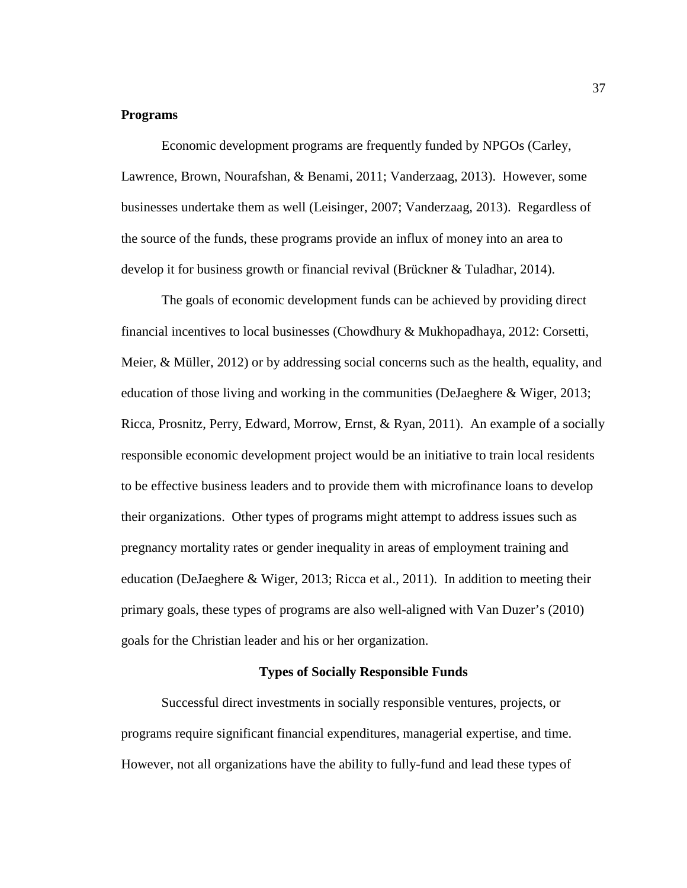**Programs**

Economic development programs are frequently funded by NPGOs (Carley, Lawrence, Brown, Nourafshan, & Benami, 2011; Vanderzaag, 2013). However, some businesses undertake them as well (Leisinger, 2007; Vanderzaag, 2013). Regardless of the source of the funds, these programs provide an influx of money into an area to develop it for business growth or financial revival (Brückner & Tuladhar, 2014).

The goals of economic development funds can be achieved by providing direct financial incentives to local businesses (Chowdhury & Mukhopadhaya, 2012: Corsetti, Meier, & Müller, 2012) or by addressing social concerns such as the health, equality, and education of those living and working in the communities (DeJaeghere & Wiger, 2013; Ricca, Prosnitz, Perry, Edward, Morrow, Ernst, & Ryan, 2011). An example of a socially responsible economic development project would be an initiative to train local residents to be effective business leaders and to provide them with microfinance loans to develop their organizations. Other types of programs might attempt to address issues such as pregnancy mortality rates or gender inequality in areas of employment training and education (DeJaeghere & Wiger, 2013; Ricca et al., 2011). In addition to meeting their primary goals, these types of programs are also well-aligned with Van Duzer's (2010) goals for the Christian leader and his or her organization.

## Types of Socially Responsible Funds

Successful direct investments in socially responsible ventures, projects, or programs require significant financial expenditures, managerial expertise, and time. However, not all organizations have the ability to fully-fund and lead these types of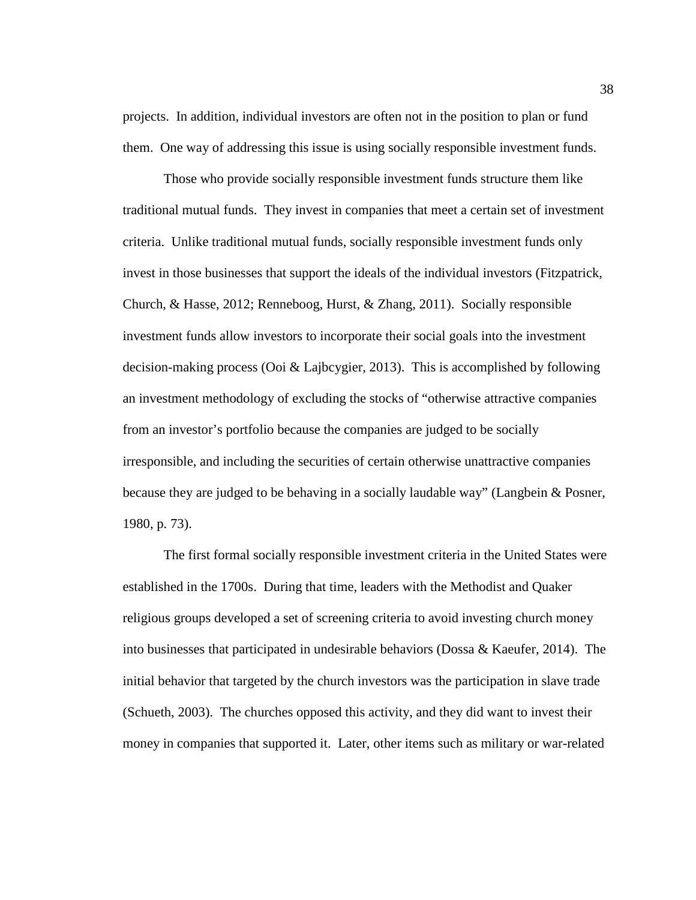projects. In addition, individual investors are often not in the position to plan or fund them. One way of addressing this issue is using socially responsible investment funds.

Those who provide socially responsible investment funds structure them like traditional mutual funds. They invest in companies that meet a certain set of investment criteria. Unlike traditional mutual funds, socially responsible investment funds only invest in those businesses that support the ideals of the individual investors (Fitzpatrick, Church, & Hasse, 2012; Renneboog, Hurst, & Zhang, 2011). Socially responsible investment funds allow investors to incorporate their social goals into the investment decision-making process (Ooi & Lajbcygier, 2013). This is accomplished by following an investment methodology of excluding the stocks of "otherwise attractive companies from an investor's portfolio because the companies are judged to be socially irresponsible, and including the securities of certain otherwise unattractive companies because they are judged to be behaving in a socially laudable way" (Langbein & Posner, 1980, p. 73).

The first formal socially responsible investment criteria in the United States were established in the 1700s. During that time, leaders with the Methodist and Quaker religious groups developed a set of screening criteria to avoid investing church money into businesses that participated in undesirable behaviors (Dossa & Kaeufer, 2014). The initial behavior that targeted by the church investors was the participation in slave trade (Schueth, 2003). The churches opposed this activity, and they did want to invest their money in companies that supported it. Later, other items such as military or war-related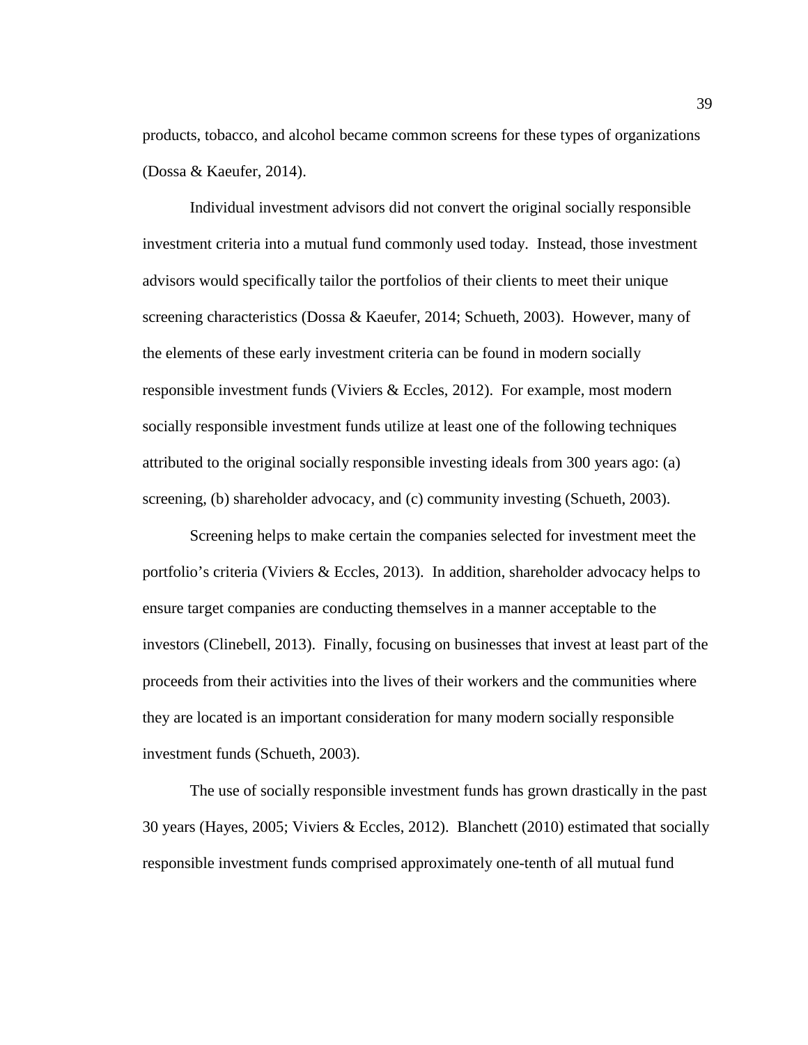products, tobacco, and alcohol became common screens for these types of organizations (Dossa & Kaeufer, 2014).

Individual investment advisors did not convert the original socially responsible investment criteria into a mutual fund commonly used today. Instead, those investment advisors would specifically tailor the portfolios of their clients to meet their unique screening characteristics (Dossa & Kaeufer, 2014; Schueth, 2003). However, many of the elements of these early investment criteria can be found in modern socially responsible investment funds (Viviers & Eccles, 2012). For example, most modern socially responsible investment funds utilize at least one of the following techniques attributed to the original socially responsible investing ideals from 300 years ago: (a) screening, (b) shareholder advocacy, and (c) community investing (Schueth, 2003).

Screening helps to make certain the companies selected for investment meet the portfolio's criteria (Viviers & Eccles, 2013). In addition, shareholder advocacy helps to ensure target companies are conducting themselves in a manner acceptable to the investors (Clinebell, 2013). Finally, focusing on businesses that invest at least part of the proceeds from their activities into the lives of their workers and the communities where they are located is an important consideration for many modern socially responsible investment funds (Schueth, 2003).

The use of socially responsible investment funds has grown drastically in the past 30 years (Hayes, 2005; Viviers & Eccles, 2012). Blanchett (2010) estimated that socially responsible investment funds comprised approximately one-tenth of all mutual fund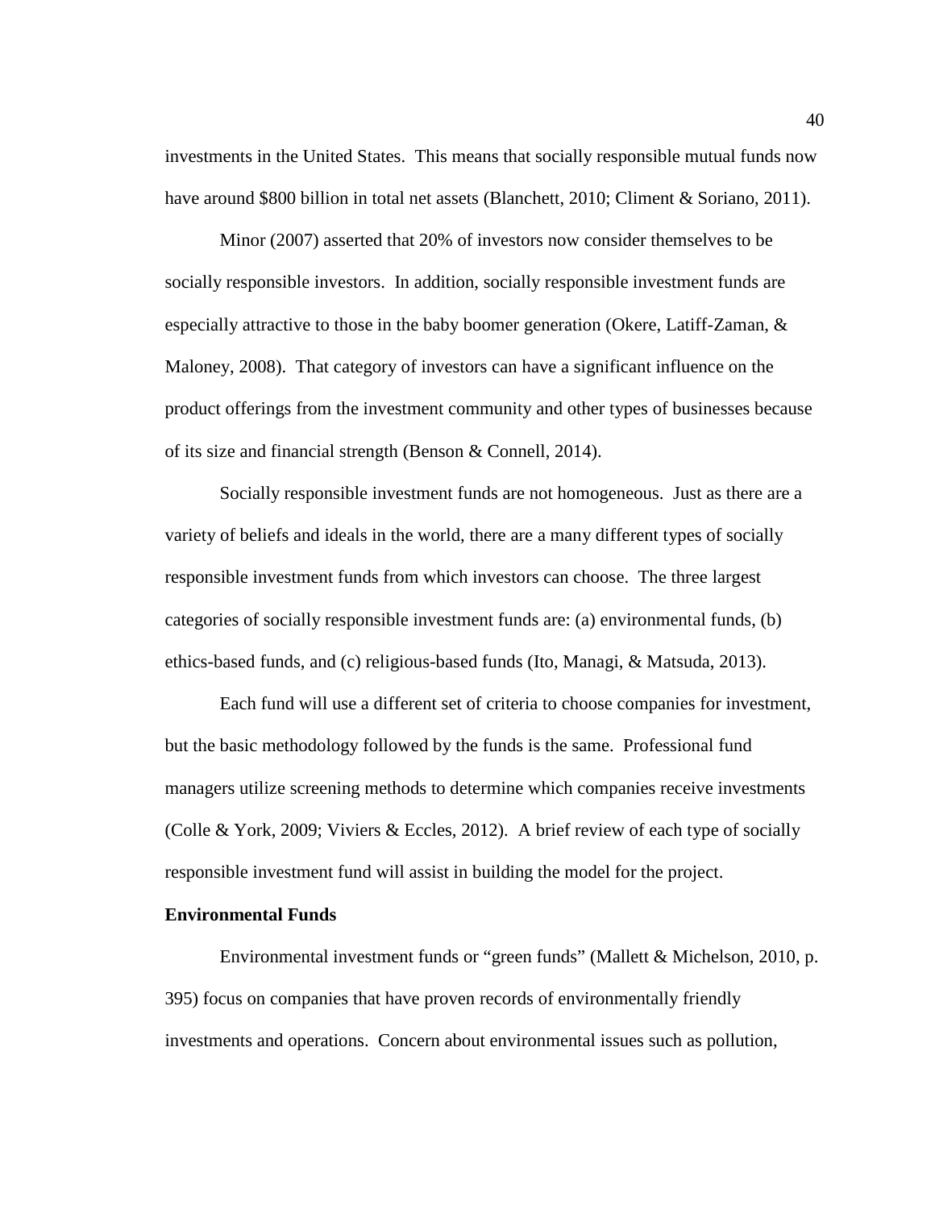investments in the United States. This means that socially responsible mutual funds now have around $800 billion in total net assets (Blanchett, 2010; Climent & Soriano, 2011).

Minor (2007) asserted that 20% of investors now consider themselves to be socially responsible investors. In addition, socially responsible investment funds are especially attractive to those in the baby boomer generation (Okere, Latiff-Zaman, & Maloney, 2008). That category of investors can have a significant influence on the product offerings from the investment community and other types of businesses because of its size and financial strength (Benson & Connell, 2014).

Socially responsible investment funds are not homogeneous. Just as there are a variety of beliefs and ideals in the world, there are a many different types of socially responsible investment funds from which investors can choose. The three largest categories of socially responsible investment funds are: (a) environmental funds, (b) ethics-based funds, and (c) religious-based funds (Ito, Managi, & Matsuda, 2013).

Each fund will use a different set of criteria to choose companies for investment, but the basic methodology followed by the funds is the same. Professional fund managers utilize screening methods to determine which companies receive investments (Colle & York, 2009; Viviers & Eccles, 2012). A brief review of each type of socially responsible investment fund will assist in building the model for the project.

**Environmental Funds**

Environmental investment funds or “green funds” (Mallett & Michelson, 2010, p. 395) focus on companies that have proven records of environmentally friendly investments and operations. Concern about environmental issues such as pollution,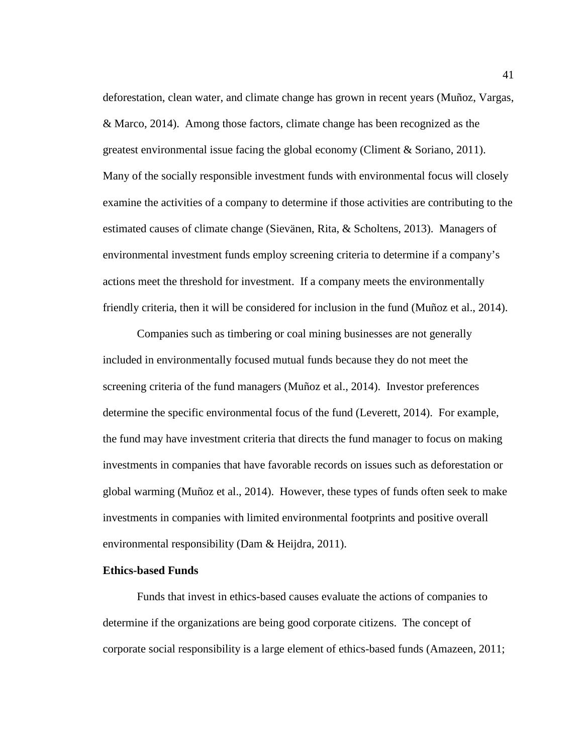deforestation, clean water, and climate change has grown in recent years (Muñoz, Vargas, & Marco, 2014). Among those factors, climate change has been recognized as the greatest environmental issue facing the global economy (Climent & Soriano, 2011). Many of the socially responsible investment funds with environmental focus will closely examine the activities of a company to determine if those activities are contributing to the estimated causes of climate change (Sievänen, Rita, & Scholtens, 2013). Managers of environmental investment funds employ screening criteria to determine if a company's actions meet the threshold for investment. If a company meets the environmentally friendly criteria, then it will be considered for inclusion in the fund (Muñoz et al., 2014).

Companies such as timbering or coal mining businesses are not generally included in environmentally focused mutual funds because they do not meet the screening criteria of the fund managers (Muñoz et al., 2014). Investor preferences determine the specific environmental focus of the fund (Leverett, 2014). For example, the fund may have investment criteria that directs the fund manager to focus on making investments in companies that have favorable records on issues such as deforestation or global warming (Muñoz et al., 2014). However, these types of funds often seek to make investments in companies with limited environmental footprints and positive overall environmental responsibility (Dam & Heijdra, 2011).

**Ethics-based Funds**

Funds that invest in ethics-based causes evaluate the actions of companies to determine if the organizations are being good corporate citizens. The concept of corporate social responsibility is a large element of ethics-based funds (Amazeen, 2011;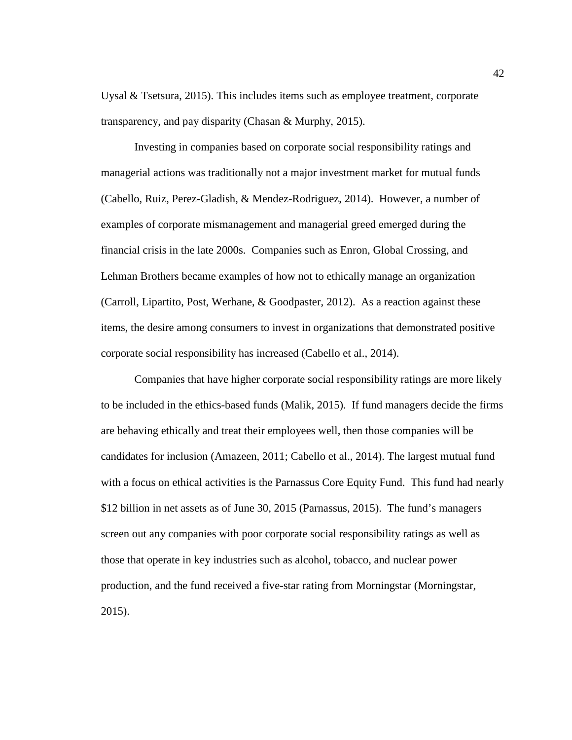Uysal & Tsetsura, 2015). This includes items such as employee treatment, corporate transparency, and pay disparity (Chasan & Murphy, 2015).

Investing in companies based on corporate social responsibility ratings and managerial actions was traditionally not a major investment market for mutual funds (Cabello, Ruiz, Perez-Gladish, & Mendez-Rodriguez, 2014). However, a number of examples of corporate mismanagement and managerial greed emerged during the financial crisis in the late 2000s. Companies such as Enron, Global Crossing, and Lehman Brothers became examples of how not to ethically manage an organization (Carroll, Lipartito, Post, Werhane, & Goodpaster, 2012). As a reaction against these items, the desire among consumers to invest in organizations that demonstrated positive corporate social responsibility has increased (Cabello et al., 2014).

Companies that have higher corporate social responsibility ratings are more likely to be included in the ethics-based funds (Malik, 2015). If fund managers decide the firms are behaving ethically and treat their employees well, then those companies will be candidates for inclusion (Amazeen, 2011; Cabello et al., 2014). The largest mutual fund with a focus on ethical activities is the Parnassus Core Equity Fund. This fund had nearly $12 billion in net assets as of June 30, 2015 (Parnassus, 2015). The fund's managers screen out any companies with poor corporate social responsibility ratings as well as those that operate in key industries such as alcohol, tobacco, and nuclear power production, and the fund received a five-star rating from Morningstar (Morningstar, 2015).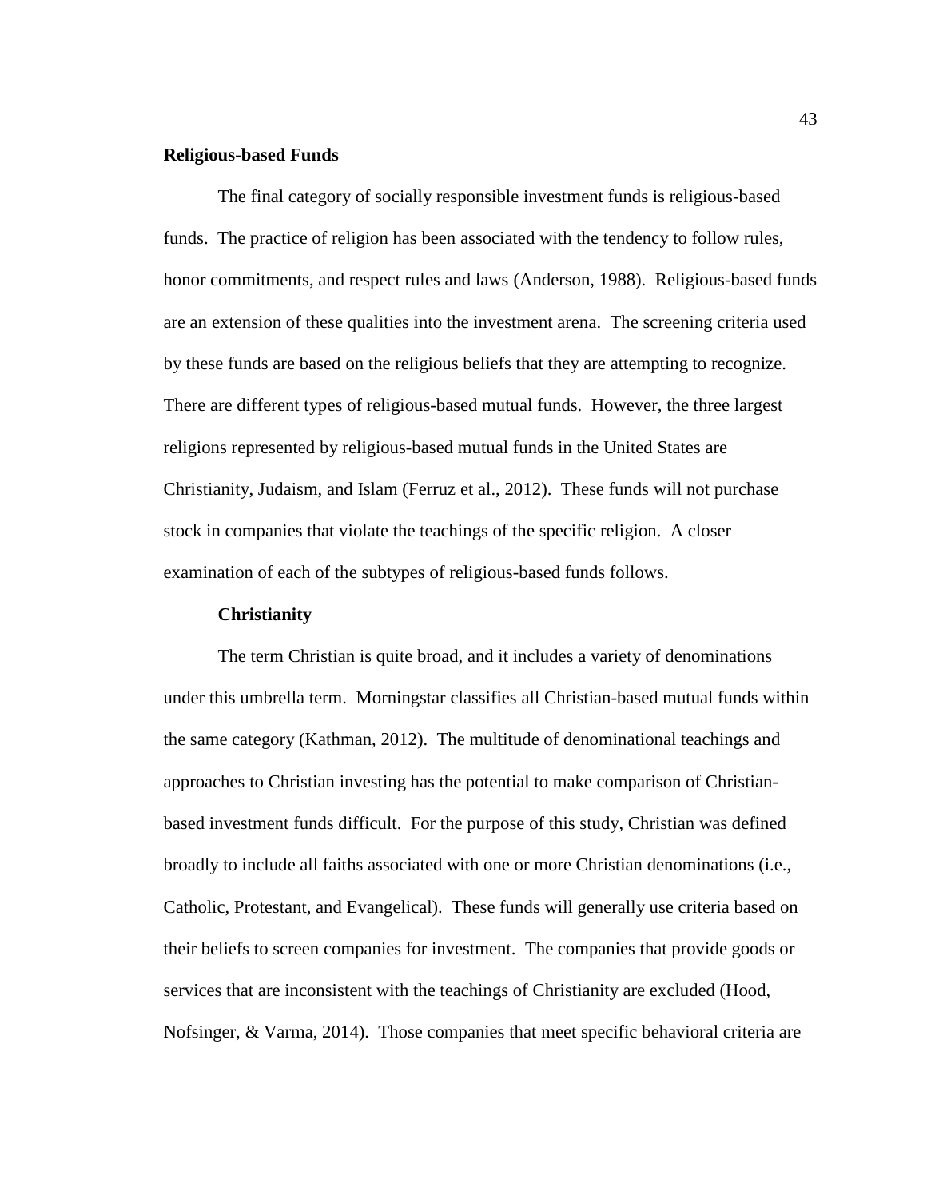## Religious-based Funds

The final category of socially responsible investment funds is religious-based funds. The practice of religion has been associated with the tendency to follow rules, honor commitments, and respect rules and laws (Anderson, 1988). Religious-based funds are an extension of these qualities into the investment arena. The screening criteria used by these funds are based on the religious beliefs that they are attempting to recognize. There are different types of religious-based mutual funds. However, the three largest religions represented by religious-based mutual funds in the United States are Christianity, Judaism, and Islam (Ferruz et al., 2012). These funds will not purchase stock in companies that violate the teachings of the specific religion. A closer examination of each of the subtypes of religious-based funds follows.

### Christianity

The term Christian is quite broad, and it includes a variety of denominations under this umbrella term. Morningstar classifies all Christian-based mutual funds within the same category (Kathman, 2012). The multitude of denominational teachings and approaches to Christian investing has the potential to make comparison of Christian-based investment funds difficult. For the purpose of this study, Christian was defined broadly to include all faiths associated with one or more Christian denominations (i.e., Catholic, Protestant, and Evangelical). These funds will generally use criteria based on their beliefs to screen companies for investment. The companies that provide goods or services that are inconsistent with the teachings of Christianity are excluded (Hood, Nofsinger, & Varma, 2014). Those companies that meet specific behavioral criteria are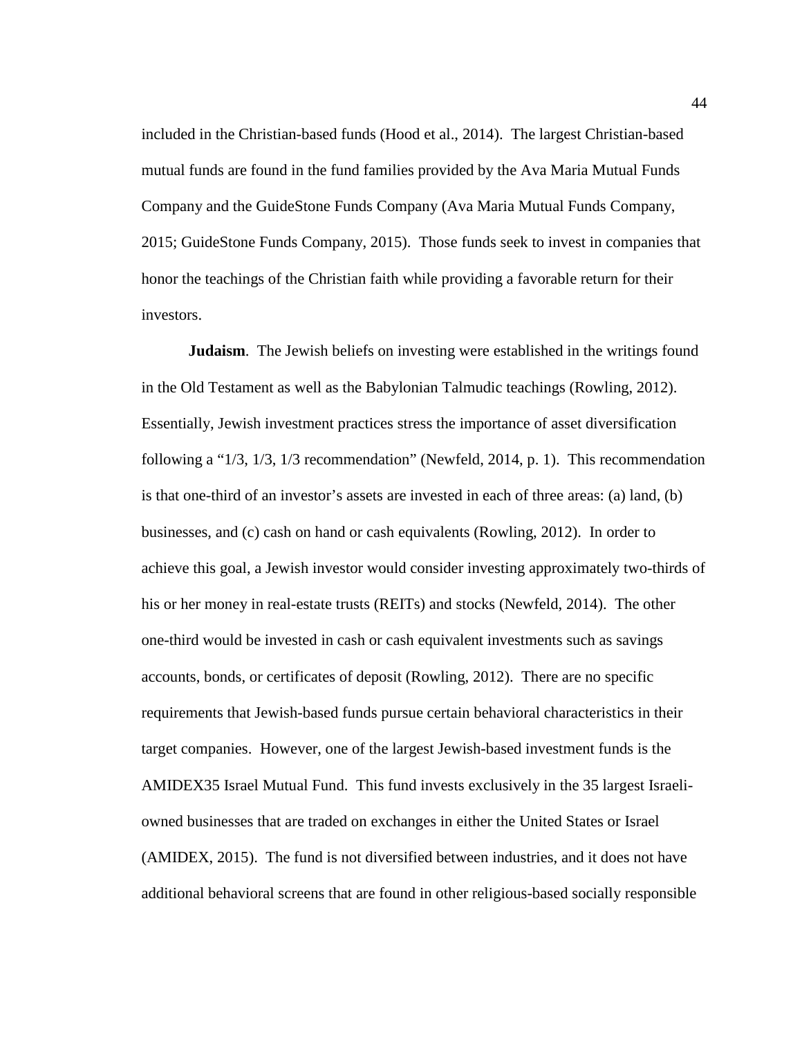included in the Christian-based funds (Hood et al., 2014). The largest Christian-based mutual funds are found in the fund families provided by the Ava Maria Mutual Funds Company and the GuideStone Funds Company (Ava Maria Mutual Funds Company, 2015; GuideStone Funds Company, 2015). Those funds seek to invest in companies that honor the teachings of the Christian faith while providing a favorable return for their investors.

**Judaism**. The Jewish beliefs on investing were established in the writings found in the Old Testament as well as the Babylonian Talmudic teachings (Rowling, 2012). Essentially, Jewish investment practices stress the importance of asset diversification following a “1/3, 1/3, 1/3 recommendation” (Newfeld, 2014, p. 1). This recommendation is that one-third of an investor’s assets are invested in each of three areas: (a) land, (b) businesses, and (c) cash on hand or cash equivalents (Rowling, 2012). In order to achieve this goal, a Jewish investor would consider investing approximately two-thirds of his or her money in real-estate trusts (REITs) and stocks (Newfeld, 2014). The other one-third would be invested in cash or cash equivalent investments such as savings accounts, bonds, or certificates of deposit (Rowling, 2012). There are no specific requirements that Jewish-based funds pursue certain behavioral characteristics in their target companies. However, one of the largest Jewish-based investment funds is the AMIDEX35 Israel Mutual Fund. This fund invests exclusively in the 35 largest Israeli-owned businesses that are traded on exchanges in either the United States or Israel (AMIDEX, 2015). The fund is not diversified between industries, and it does not have additional behavioral screens that are found in other religious-based socially responsible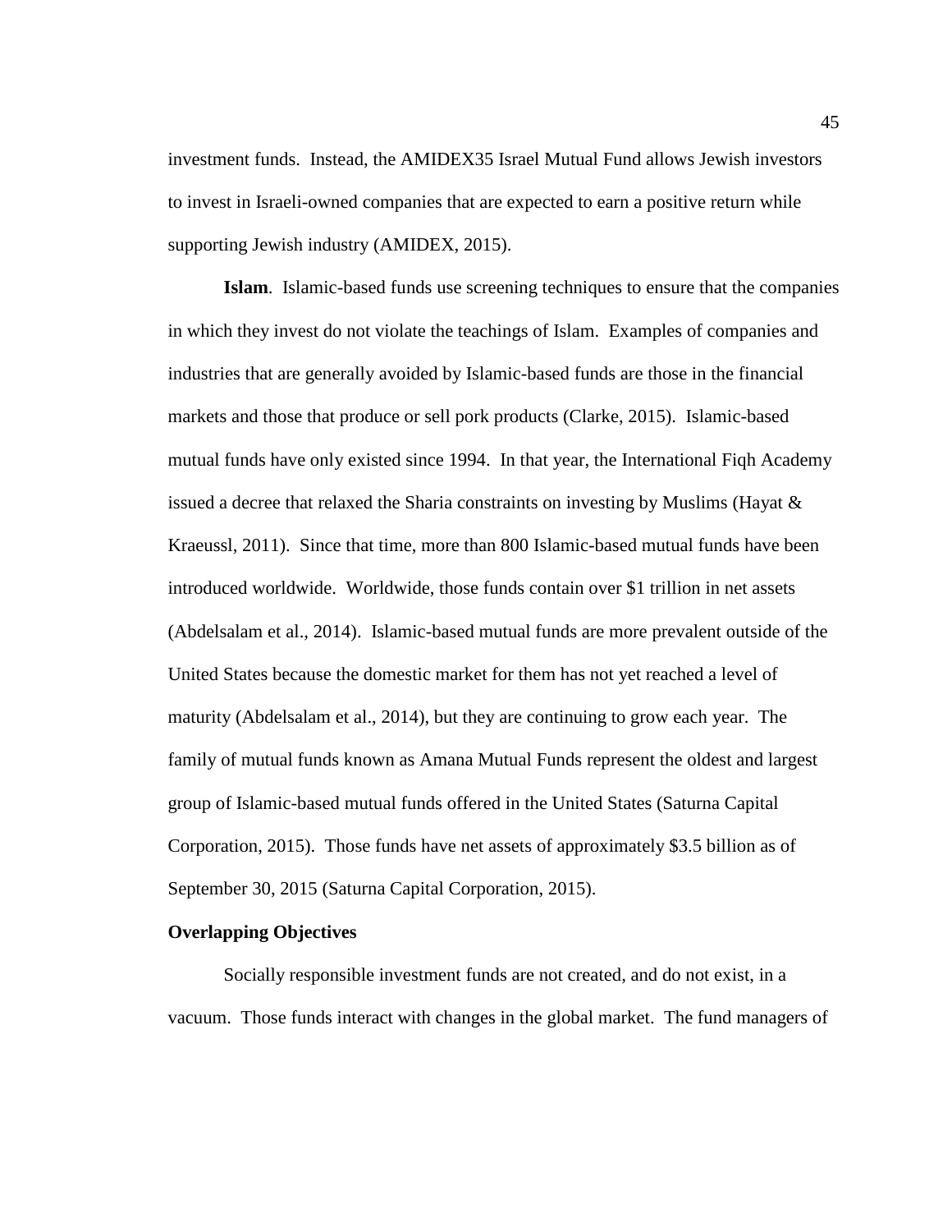investment funds. Instead, the AMIDEX35 Israel Mutual Fund allows Jewish investors to invest in Israeli-owned companies that are expected to earn a positive return while supporting Jewish industry (AMIDEX, 2015).

**Islam**. Islamic-based funds use screening techniques to ensure that the companies in which they invest do not violate the teachings of Islam. Examples of companies and industries that are generally avoided by Islamic-based funds are those in the financial markets and those that produce or sell pork products (Clarke, 2015). Islamic-based mutual funds have only existed since 1994. In that year, the International Fiqh Academy issued a decree that relaxed the Sharia constraints on investing by Muslims (Hayat & Kraeussl, 2011). Since that time, more than 800 Islamic-based mutual funds have been introduced worldwide. Worldwide, those funds contain over $1 trillion in net assets (Abdelsalam et al., 2014). Islamic-based mutual funds are more prevalent outside of the United States because the domestic market for them has not yet reached a level of maturity (Abdelsalam et al., 2014), but they are continuing to grow each year. The family of mutual funds known as Amana Mutual Funds represent the oldest and largest group of Islamic-based mutual funds offered in the United States (Saturna Capital Corporation, 2015). Those funds have net assets of approximately $3.5 billion as of September 30, 2015 (Saturna Capital Corporation, 2015).

## Overlapping Objectives

Socially responsible investment funds are not created, and do not exist, in a vacuum. Those funds interact with changes in the global market. The fund managers of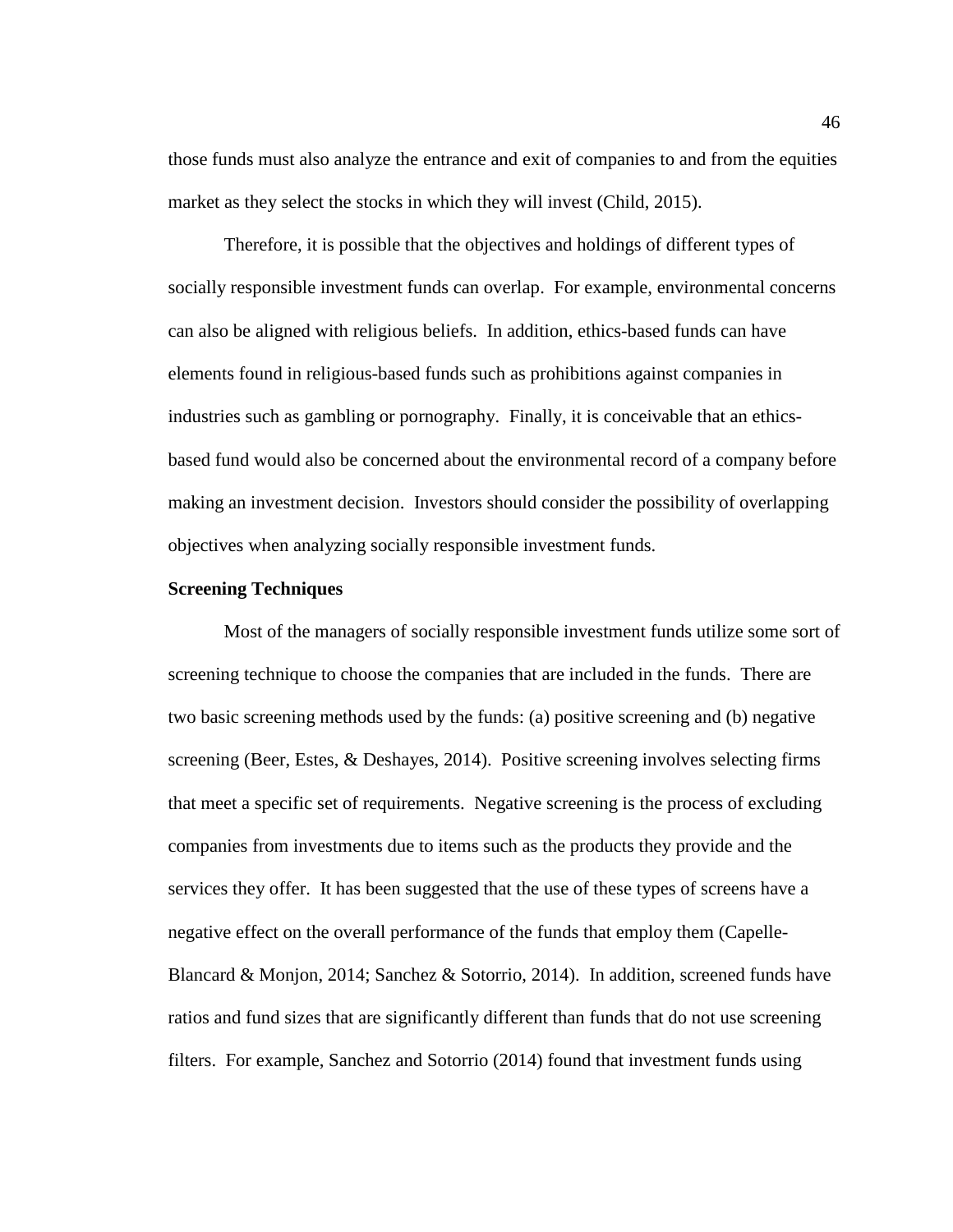those funds must also analyze the entrance and exit of companies to and from the equities market as they select the stocks in which they will invest (Child, 2015).

Therefore, it is possible that the objectives and holdings of different types of socially responsible investment funds can overlap. For example, environmental concerns can also be aligned with religious beliefs. In addition, ethics-based funds can have elements found in religious-based funds such as prohibitions against companies in industries such as gambling or pornography. Finally, it is conceivable that an ethics-based fund would also be concerned about the environmental record of a company before making an investment decision. Investors should consider the possibility of overlapping objectives when analyzing socially responsible investment funds.

**Screening Techniques**

Most of the managers of socially responsible investment funds utilize some sort of screening technique to choose the companies that are included in the funds. There are two basic screening methods used by the funds: (a) positive screening and (b) negative screening (Beer, Estes, & Deshayes, 2014). Positive screening involves selecting firms that meet a specific set of requirements. Negative screening is the process of excluding companies from investments due to items such as the products they provide and the services they offer. It has been suggested that the use of these types of screens have a negative effect on the overall performance of the funds that employ them (Capelle-Blancard & Monjon, 2014; Sanchez & Sotorrio, 2014). In addition, screened funds have ratios and fund sizes that are significantly different than funds that do not use screening filters. For example, Sanchez and Sotorrio (2014) found that investment funds using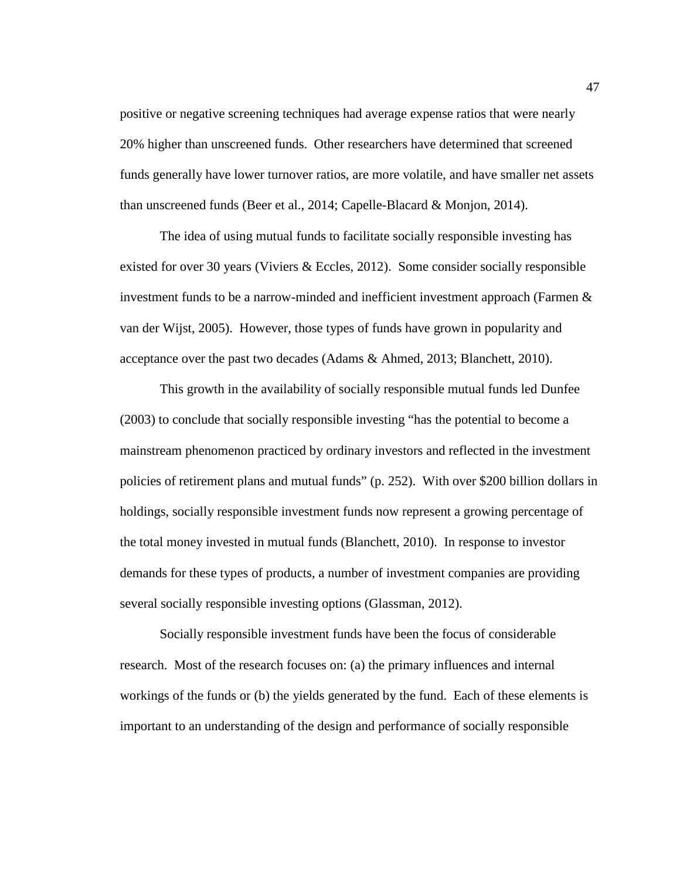positive or negative screening techniques had average expense ratios that were nearly 20% higher than unscreened funds. Other researchers have determined that screened funds generally have lower turnover ratios, are more volatile, and have smaller net assets than unscreened funds (Beer et al., 2014; Capelle-Blacard & Monjon, 2014).

The idea of using mutual funds to facilitate socially responsible investing has existed for over 30 years (Viviers & Eccles, 2012). Some consider socially responsible investment funds to be a narrow-minded and inefficient investment approach (Farmen & van der Wijst, 2005). However, those types of funds have grown in popularity and acceptance over the past two decades (Adams & Ahmed, 2013; Blanchett, 2010).

This growth in the availability of socially responsible mutual funds led Dunfee (2003) to conclude that socially responsible investing "has the potential to become a mainstream phenomenon practiced by ordinary investors and reflected in the investment policies of retirement plans and mutual funds" (p. 252). With over $200 billion dollars in holdings, socially responsible investment funds now represent a growing percentage of the total money invested in mutual funds (Blanchett, 2010). In response to investor demands for these types of products, a number of investment companies are providing several socially responsible investing options (Glassman, 2012).

Socially responsible investment funds have been the focus of considerable research. Most of the research focuses on: (a) the primary influences and internal workings of the funds or (b) the yields generated by the fund. Each of these elements is important to an understanding of the design and performance of socially responsible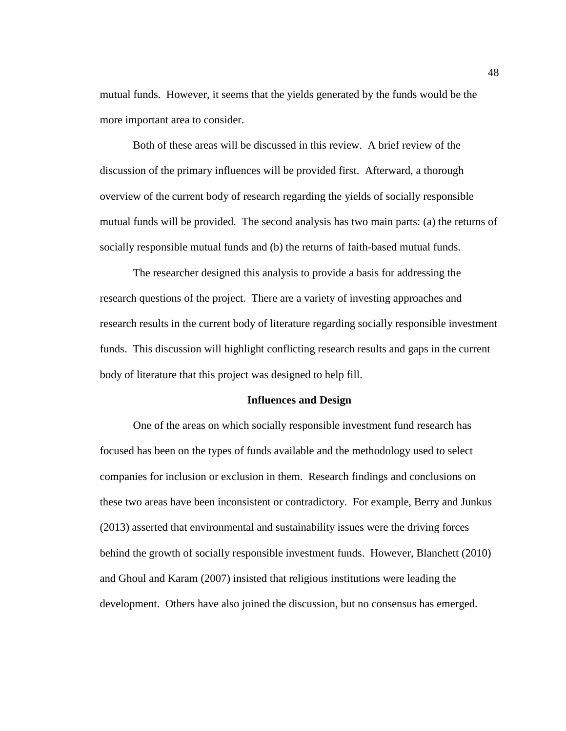mutual funds. However, it seems that the yields generated by the funds would be the more important area to consider.

Both of these areas will be discussed in this review. A brief review of the discussion of the primary influences will be provided first. Afterward, a thorough overview of the current body of research regarding the yields of socially responsible mutual funds will be provided. The second analysis has two main parts: (a) the returns of socially responsible mutual funds and (b) the returns of faith-based mutual funds.

The researcher designed this analysis to provide a basis for addressing the research questions of the project. There are a variety of investing approaches and research results in the current body of literature regarding socially responsible investment funds. This discussion will highlight conflicting research results and gaps in the current body of literature that this project was designed to help fill.

## Influences and Design

One of the areas on which socially responsible investment fund research has focused has been on the types of funds available and the methodology used to select companies for inclusion or exclusion in them. Research findings and conclusions on these two areas have been inconsistent or contradictory. For example, Berry and Junkus (2013) asserted that environmental and sustainability issues were the driving forces behind the growth of socially responsible investment funds. However, Blanchett (2010) and Ghoul and Karam (2007) insisted that religious institutions were leading the development. Others have also joined the discussion, but no consensus has emerged.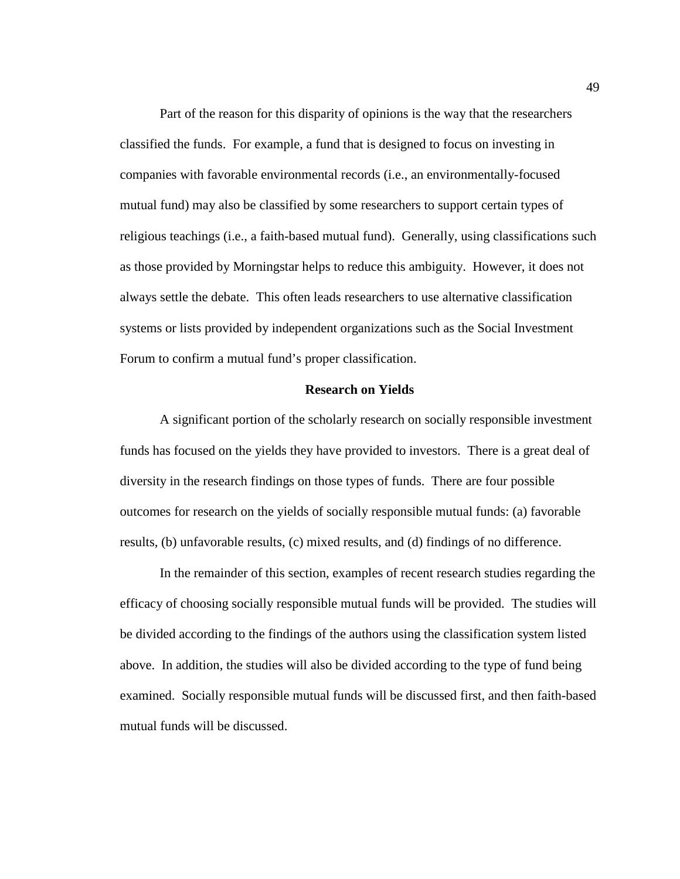Part of the reason for this disparity of opinions is the way that the researchers classified the funds. For example, a fund that is designed to focus on investing in companies with favorable environmental records (i.e., an environmentally-focused mutual fund) may also be classified by some researchers to support certain types of religious teachings (i.e., a faith-based mutual fund). Generally, using classifications such as those provided by Morningstar helps to reduce this ambiguity. However, it does not always settle the debate. This often leads researchers to use alternative classification systems or lists provided by independent organizations such as the Social Investment Forum to confirm a mutual fund's proper classification.

## Research on Yields

A significant portion of the scholarly research on socially responsible investment funds has focused on the yields they have provided to investors. There is a great deal of diversity in the research findings on those types of funds. There are four possible outcomes for research on the yields of socially responsible mutual funds: (a) favorable results, (b) unfavorable results, (c) mixed results, and (d) findings of no difference.

In the remainder of this section, examples of recent research studies regarding the efficacy of choosing socially responsible mutual funds will be provided. The studies will be divided according to the findings of the authors using the classification system listed above. In addition, the studies will also be divided according to the type of fund being examined. Socially responsible mutual funds will be discussed first, and then faith-based mutual funds will be discussed.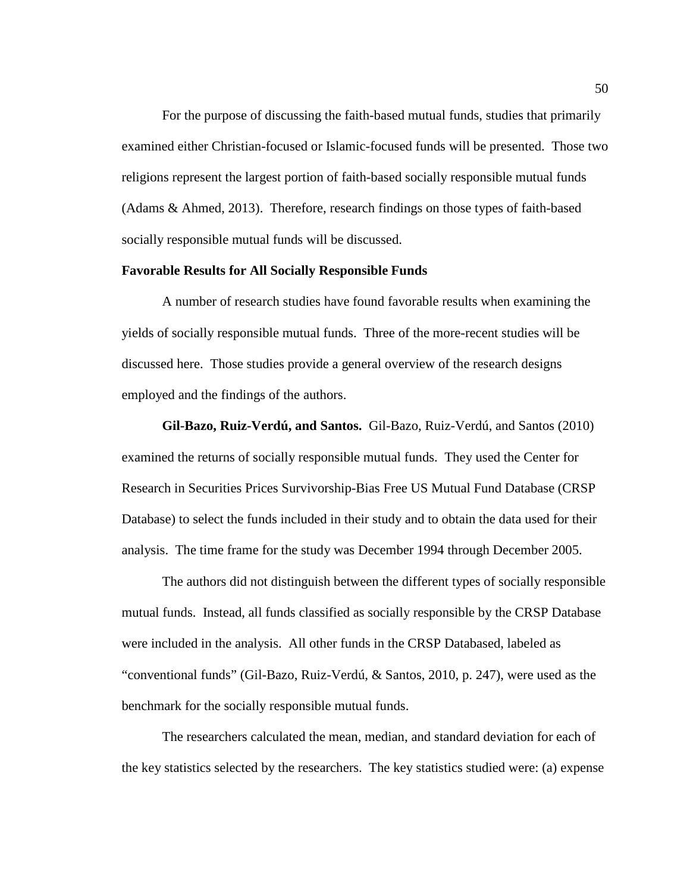For the purpose of discussing the faith-based mutual funds, studies that primarily examined either Christian-focused or Islamic-focused funds will be presented. Those two religions represent the largest portion of faith-based socially responsible mutual funds (Adams & Ahmed, 2013). Therefore, research findings on those types of faith-based socially responsible mutual funds will be discussed.

## Favorable Results for All Socially Responsible Funds

A number of research studies have found favorable results when examining the yields of socially responsible mutual funds. Three of the more-recent studies will be discussed here. Those studies provide a general overview of the research designs employed and the findings of the authors.

**Gil-Bazo, Ruiz-Verdú, and Santos.** Gil-Bazo, Ruiz-Verdú, and Santos (2010) examined the returns of socially responsible mutual funds. They used the Center for Research in Securities Prices Survivorship-Bias Free US Mutual Fund Database (CRSP Database) to select the funds included in their study and to obtain the data used for their analysis. The time frame for the study was December 1994 through December 2005.

The authors did not distinguish between the different types of socially responsible mutual funds. Instead, all funds classified as socially responsible by the CRSP Database were included in the analysis. All other funds in the CRSP Databased, labeled as "conventional funds" (Gil-Bazo, Ruiz-Verdú, & Santos, 2010, p. 247), were used as the benchmark for the socially responsible mutual funds.

The researchers calculated the mean, median, and standard deviation for each of the key statistics selected by the researchers. The key statistics studied were: (a) expense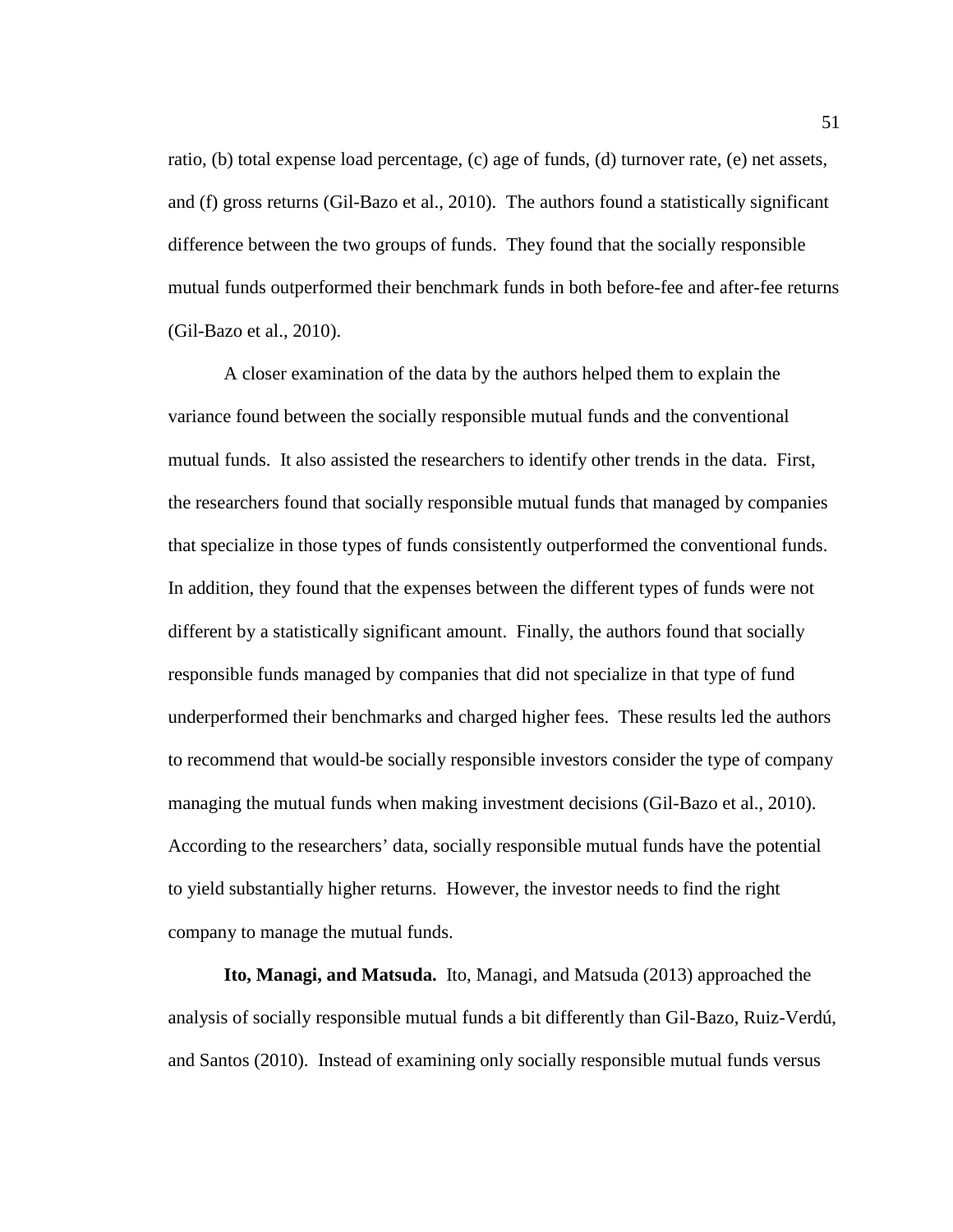ratio, (b) total expense load percentage, (c) age of funds, (d) turnover rate, (e) net assets, and (f) gross returns (Gil-Bazo et al., 2010). The authors found a statistically significant difference between the two groups of funds. They found that the socially responsible mutual funds outperformed their benchmark funds in both before-fee and after-fee returns (Gil-Bazo et al., 2010).

A closer examination of the data by the authors helped them to explain the variance found between the socially responsible mutual funds and the conventional mutual funds. It also assisted the researchers to identify other trends in the data. First, the researchers found that socially responsible mutual funds that managed by companies that specialize in those types of funds consistently outperformed the conventional funds. In addition, they found that the expenses between the different types of funds were not different by a statistically significant amount. Finally, the authors found that socially responsible funds managed by companies that did not specialize in that type of fund underperformed their benchmarks and charged higher fees. These results led the authors to recommend that would-be socially responsible investors consider the type of company managing the mutual funds when making investment decisions (Gil-Bazo et al., 2010). According to the researchers' data, socially responsible mutual funds have the potential to yield substantially higher returns. However, the investor needs to find the right company to manage the mutual funds.

**Ito, Managi, and Matsuda.** Ito, Managi, and Matsuda (2013) approached the analysis of socially responsible mutual funds a bit differently than Gil-Bazo, Ruiz-Verdú, and Santos (2010). Instead of examining only socially responsible mutual funds versus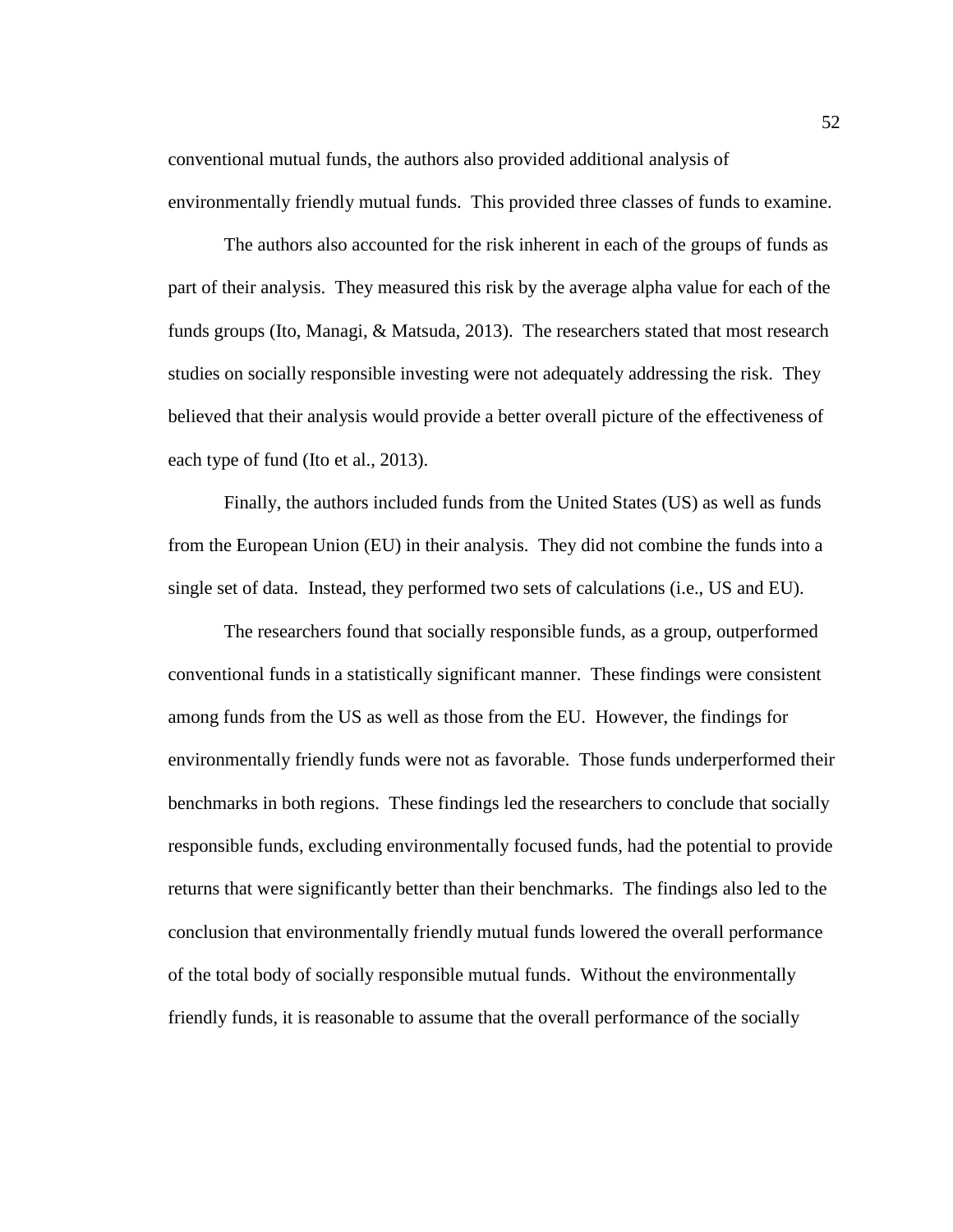conventional mutual funds, the authors also provided additional analysis of environmentally friendly mutual funds. This provided three classes of funds to examine.

The authors also accounted for the risk inherent in each of the groups of funds as part of their analysis. They measured this risk by the average alpha value for each of the funds groups (Ito, Managi, & Matsuda, 2013). The researchers stated that most research studies on socially responsible investing were not adequately addressing the risk. They believed that their analysis would provide a better overall picture of the effectiveness of each type of fund (Ito et al., 2013).

Finally, the authors included funds from the United States (US) as well as funds from the European Union (EU) in their analysis. They did not combine the funds into a single set of data. Instead, they performed two sets of calculations (i.e., US and EU).

The researchers found that socially responsible funds, as a group, outperformed conventional funds in a statistically significant manner. These findings were consistent among funds from the US as well as those from the EU. However, the findings for environmentally friendly funds were not as favorable. Those funds underperformed their benchmarks in both regions. These findings led the researchers to conclude that socially responsible funds, excluding environmentally focused funds, had the potential to provide returns that were significantly better than their benchmarks. The findings also led to the conclusion that environmentally friendly mutual funds lowered the overall performance of the total body of socially responsible mutual funds. Without the environmentally friendly funds, it is reasonable to assume that the overall performance of the socially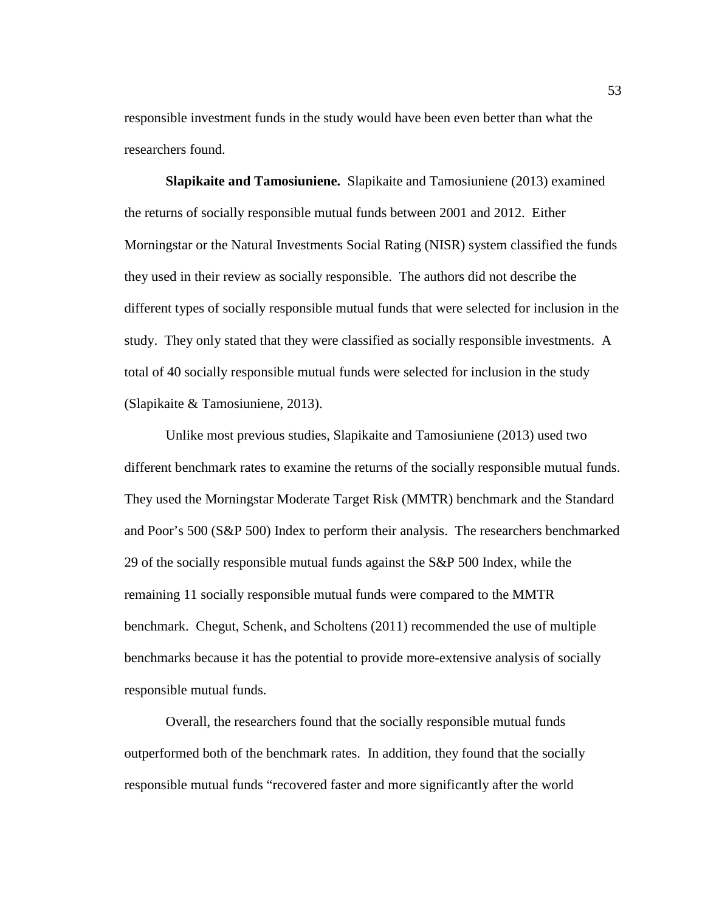responsible investment funds in the study would have been even better than what the researchers found.

**Slapikaite and Tamosiuniene.** Slapikaite and Tamosiuniene (2013) examined the returns of socially responsible mutual funds between 2001 and 2012. Either Morningstar or the Natural Investments Social Rating (NISR) system classified the funds they used in their review as socially responsible. The authors did not describe the different types of socially responsible mutual funds that were selected for inclusion in the study. They only stated that they were classified as socially responsible investments. A total of 40 socially responsible mutual funds were selected for inclusion in the study (Slapikaite & Tamosiuniene, 2013).

Unlike most previous studies, Slapikaite and Tamosiuniene (2013) used two different benchmark rates to examine the returns of the socially responsible mutual funds. They used the Morningstar Moderate Target Risk (MMTR) benchmark and the Standard and Poor's 500 (S&P 500) Index to perform their analysis. The researchers benchmarked 29 of the socially responsible mutual funds against the S&P 500 Index, while the remaining 11 socially responsible mutual funds were compared to the MMTR benchmark. Chegut, Schenk, and Scholtens (2011) recommended the use of multiple benchmarks because it has the potential to provide more-extensive analysis of socially responsible mutual funds.

Overall, the researchers found that the socially responsible mutual funds outperformed both of the benchmark rates. In addition, they found that the socially responsible mutual funds "recovered faster and more significantly after the world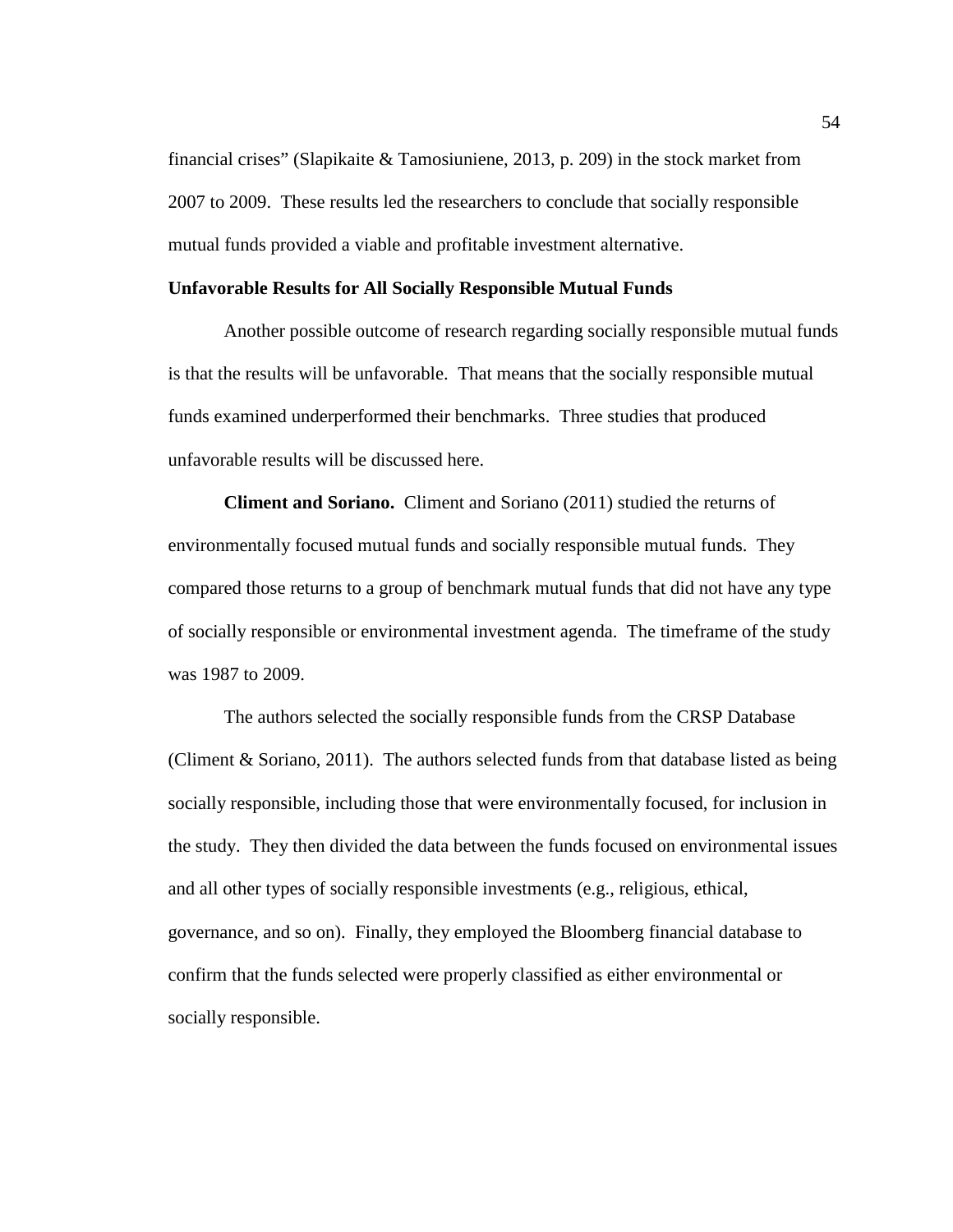financial crises" (Slapikaite & Tamosiuniene, 2013, p. 209) in the stock market from 2007 to 2009. These results led the researchers to conclude that socially responsible mutual funds provided a viable and profitable investment alternative.

## Unfavorable Results for All Socially Responsible Mutual Funds

Another possible outcome of research regarding socially responsible mutual funds is that the results will be unfavorable. That means that the socially responsible mutual funds examined underperformed their benchmarks. Three studies that produced unfavorable results will be discussed here.

**Climent and Soriano.** Climent and Soriano (2011) studied the returns of environmentally focused mutual funds and socially responsible mutual funds. They compared those returns to a group of benchmark mutual funds that did not have any type of socially responsible or environmental investment agenda. The timeframe of the study was 1987 to 2009.

The authors selected the socially responsible funds from the CRSP Database (Climent & Soriano, 2011). The authors selected funds from that database listed as being socially responsible, including those that were environmentally focused, for inclusion in the study. They then divided the data between the funds focused on environmental issues and all other types of socially responsible investments (e.g., religious, ethical, governance, and so on). Finally, they employed the Bloomberg financial database to confirm that the funds selected were properly classified as either environmental or socially responsible.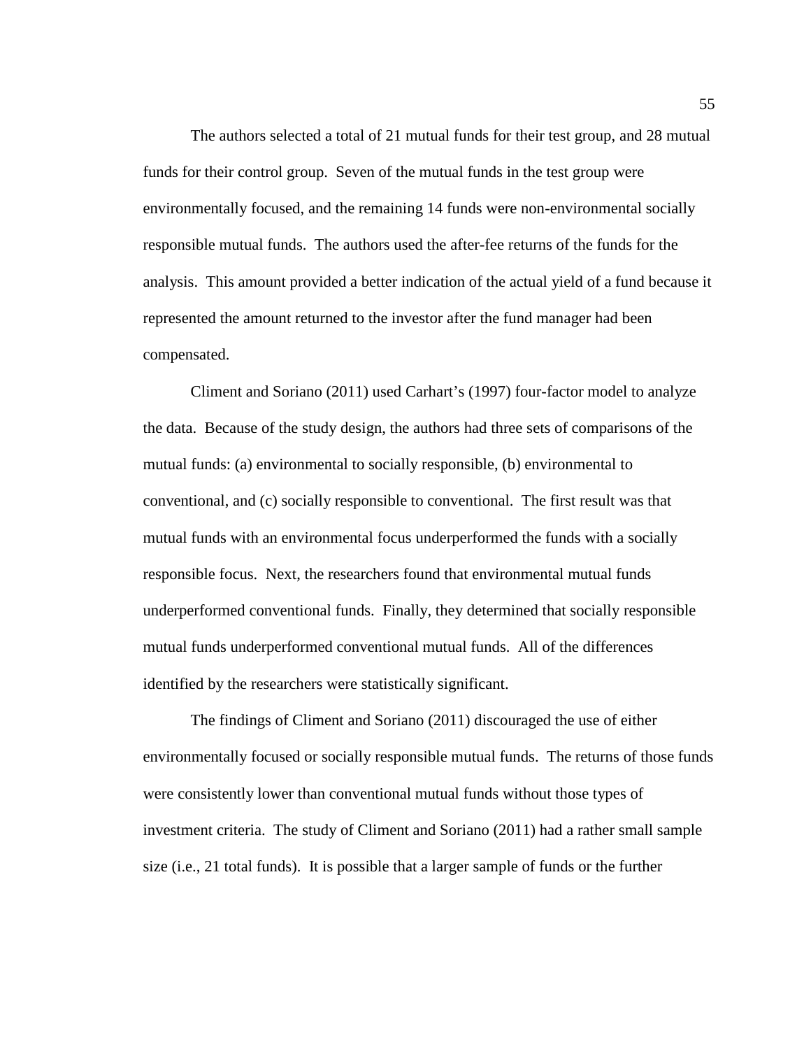The authors selected a total of 21 mutual funds for their test group, and 28 mutual funds for their control group. Seven of the mutual funds in the test group were environmentally focused, and the remaining 14 funds were non-environmental socially responsible mutual funds. The authors used the after-fee returns of the funds for the analysis. This amount provided a better indication of the actual yield of a fund because it represented the amount returned to the investor after the fund manager had been compensated.

Climent and Soriano (2011) used Carhart's (1997) four-factor model to analyze the data. Because of the study design, the authors had three sets of comparisons of the mutual funds: (a) environmental to socially responsible, (b) environmental to conventional, and (c) socially responsible to conventional. The first result was that mutual funds with an environmental focus underperformed the funds with a socially responsible focus. Next, the researchers found that environmental mutual funds underperformed conventional funds. Finally, they determined that socially responsible mutual funds underperformed conventional mutual funds. All of the differences identified by the researchers were statistically significant.

The findings of Climent and Soriano (2011) discouraged the use of either environmentally focused or socially responsible mutual funds. The returns of those funds were consistently lower than conventional mutual funds without those types of investment criteria. The study of Climent and Soriano (2011) had a rather small sample size (i.e., 21 total funds). It is possible that a larger sample of funds or the further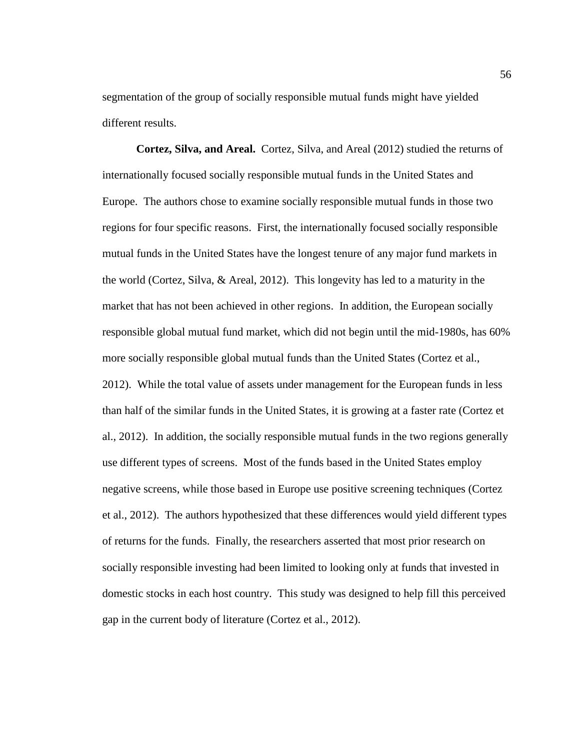segmentation of the group of socially responsible mutual funds might have yielded different results.

**Cortez, Silva, and Areal.** Cortez, Silva, and Areal (2012) studied the returns of internationally focused socially responsible mutual funds in the United States and Europe. The authors chose to examine socially responsible mutual funds in those two regions for four specific reasons. First, the internationally focused socially responsible mutual funds in the United States have the longest tenure of any major fund markets in the world (Cortez, Silva, & Areal, 2012). This longevity has led to a maturity in the market that has not been achieved in other regions. In addition, the European socially responsible global mutual fund market, which did not begin until the mid-1980s, has 60% more socially responsible global mutual funds than the United States (Cortez et al., 2012). While the total value of assets under management for the European funds in less than half of the similar funds in the United States, it is growing at a faster rate (Cortez et al., 2012). In addition, the socially responsible mutual funds in the two regions generally use different types of screens. Most of the funds based in the United States employ negative screens, while those based in Europe use positive screening techniques (Cortez et al., 2012). The authors hypothesized that these differences would yield different types of returns for the funds. Finally, the researchers asserted that most prior research on socially responsible investing had been limited to looking only at funds that invested in domestic stocks in each host country. This study was designed to help fill this perceived gap in the current body of literature (Cortez et al., 2012).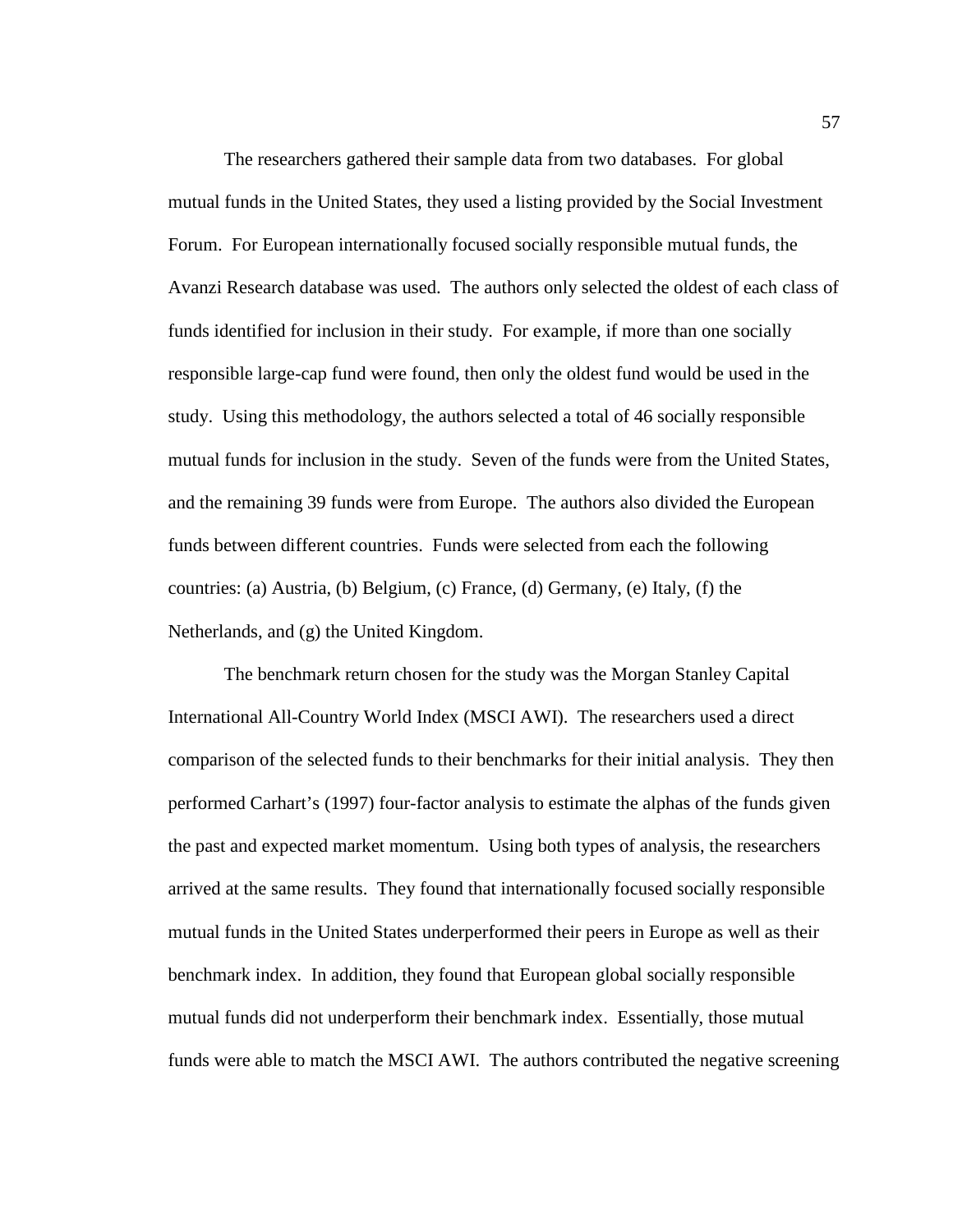The researchers gathered their sample data from two databases. For global mutual funds in the United States, they used a listing provided by the Social Investment Forum. For European internationally focused socially responsible mutual funds, the Avanzi Research database was used. The authors only selected the oldest of each class of funds identified for inclusion in their study. For example, if more than one socially responsible large-cap fund were found, then only the oldest fund would be used in the study. Using this methodology, the authors selected a total of 46 socially responsible mutual funds for inclusion in the study. Seven of the funds were from the United States, and the remaining 39 funds were from Europe. The authors also divided the European funds between different countries. Funds were selected from each the following countries: (a) Austria, (b) Belgium, (c) France, (d) Germany, (e) Italy, (f) the Netherlands, and (g) the United Kingdom.

The benchmark return chosen for the study was the Morgan Stanley Capital International All-Country World Index (MSCI AWI). The researchers used a direct comparison of the selected funds to their benchmarks for their initial analysis. They then performed Carhart's (1997) four-factor analysis to estimate the alphas of the funds given the past and expected market momentum. Using both types of analysis, the researchers arrived at the same results. They found that internationally focused socially responsible mutual funds in the United States underperformed their peers in Europe as well as their benchmark index. In addition, they found that European global socially responsible mutual funds did not underperform their benchmark index. Essentially, those mutual funds were able to match the MSCI AWI. The authors contributed the negative screening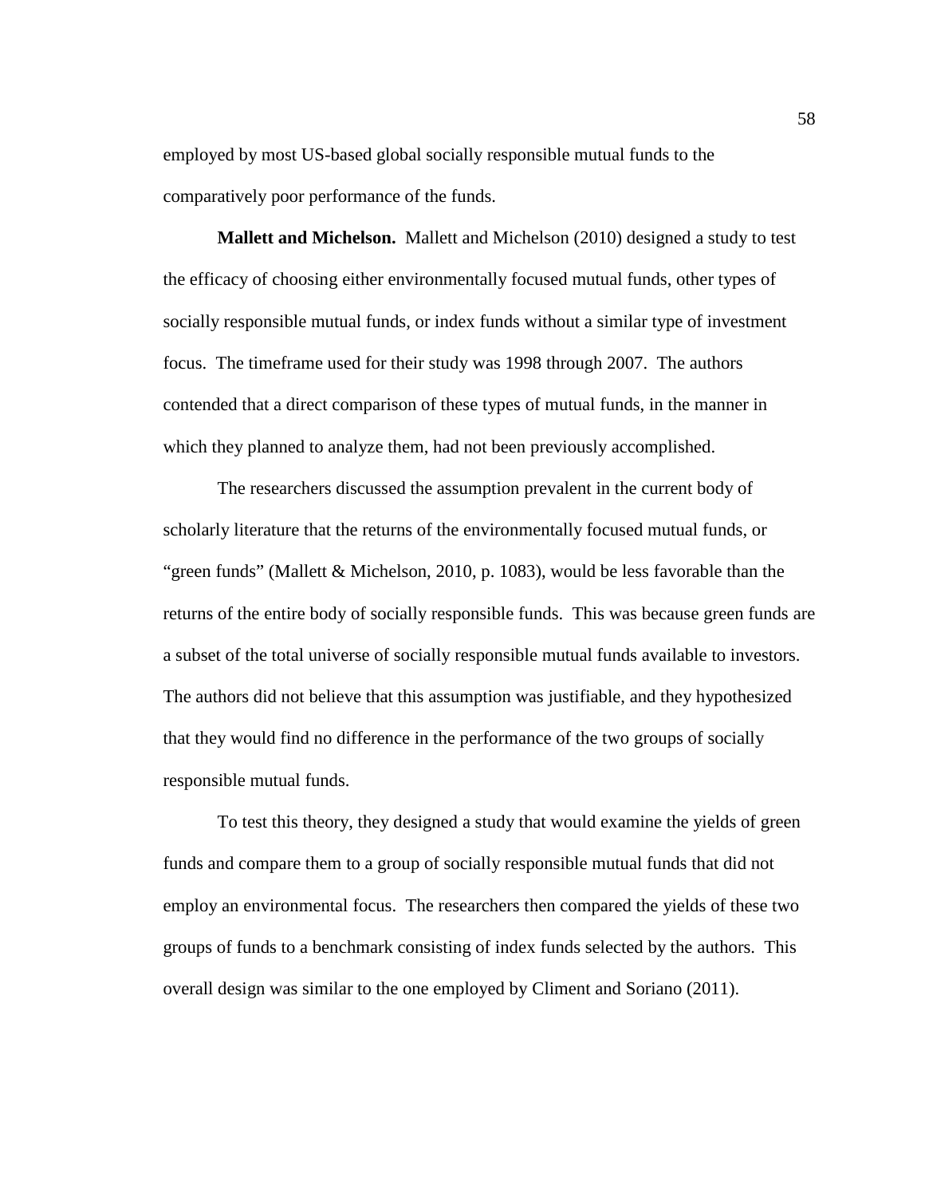employed by most US-based global socially responsible mutual funds to the comparatively poor performance of the funds.

**Mallett and Michelson.** Mallett and Michelson (2010) designed a study to test the efficacy of choosing either environmentally focused mutual funds, other types of socially responsible mutual funds, or index funds without a similar type of investment focus. The timeframe used for their study was 1998 through 2007. The authors contended that a direct comparison of these types of mutual funds, in the manner in which they planned to analyze them, had not been previously accomplished.

The researchers discussed the assumption prevalent in the current body of scholarly literature that the returns of the environmentally focused mutual funds, or "green funds" (Mallett & Michelson, 2010, p. 1083), would be less favorable than the returns of the entire body of socially responsible funds. This was because green funds are a subset of the total universe of socially responsible mutual funds available to investors. The authors did not believe that this assumption was justifiable, and they hypothesized that they would find no difference in the performance of the two groups of socially responsible mutual funds.

To test this theory, they designed a study that would examine the yields of green funds and compare them to a group of socially responsible mutual funds that did not employ an environmental focus. The researchers then compared the yields of these two groups of funds to a benchmark consisting of index funds selected by the authors. This overall design was similar to the one employed by Climent and Soriano (2011).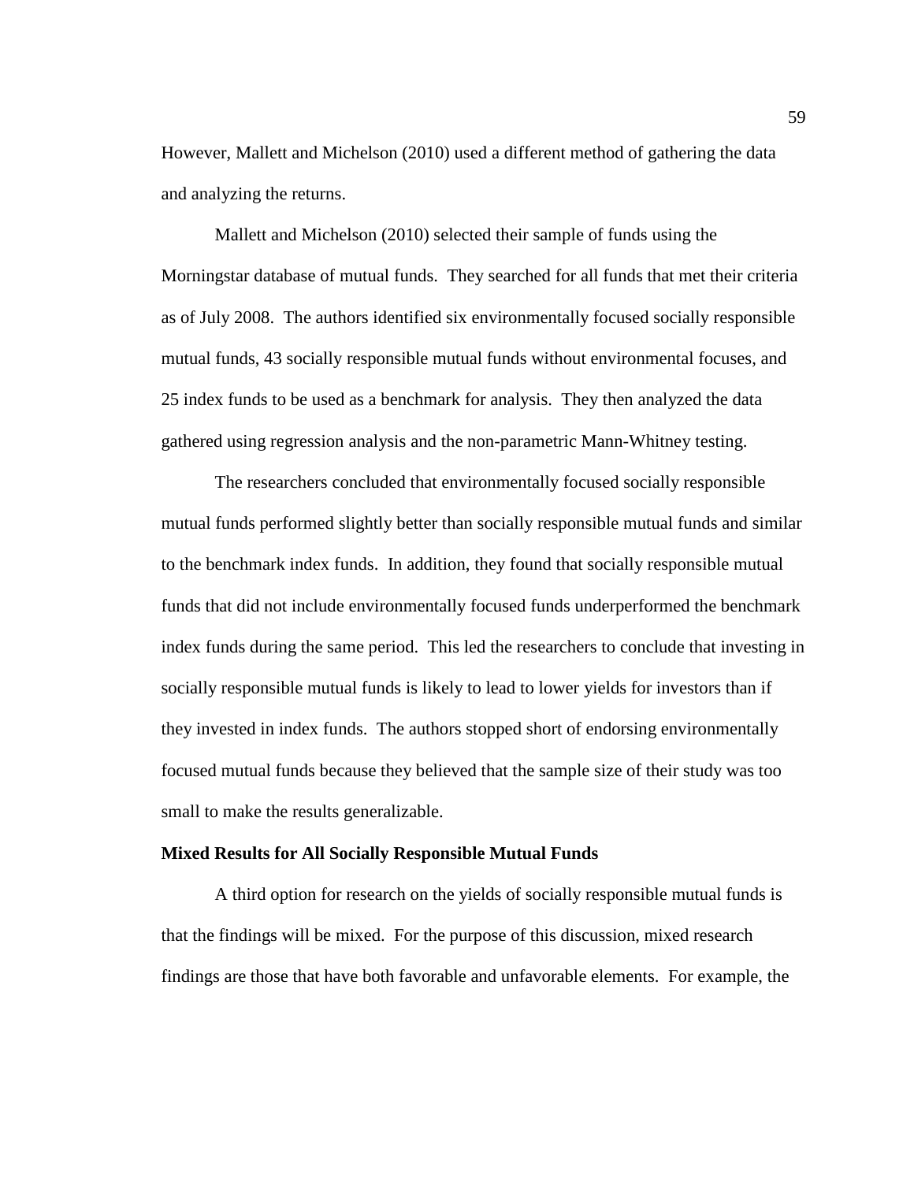However, Mallett and Michelson (2010) used a different method of gathering the data and analyzing the returns.

Mallett and Michelson (2010) selected their sample of funds using the Morningstar database of mutual funds. They searched for all funds that met their criteria as of July 2008. The authors identified six environmentally focused socially responsible mutual funds, 43 socially responsible mutual funds without environmental focuses, and 25 index funds to be used as a benchmark for analysis. They then analyzed the data gathered using regression analysis and the non-parametric Mann-Whitney testing.

The researchers concluded that environmentally focused socially responsible mutual funds performed slightly better than socially responsible mutual funds and similar to the benchmark index funds. In addition, they found that socially responsible mutual funds that did not include environmentally focused funds underperformed the benchmark index funds during the same period. This led the researchers to conclude that investing in socially responsible mutual funds is likely to lead to lower yields for investors than if they invested in index funds. The authors stopped short of endorsing environmentally focused mutual funds because they believed that the sample size of their study was too small to make the results generalizable.

### Mixed Results for All Socially Responsible Mutual Funds

A third option for research on the yields of socially responsible mutual funds is that the findings will be mixed. For the purpose of this discussion, mixed research findings are those that have both favorable and unfavorable elements. For example, the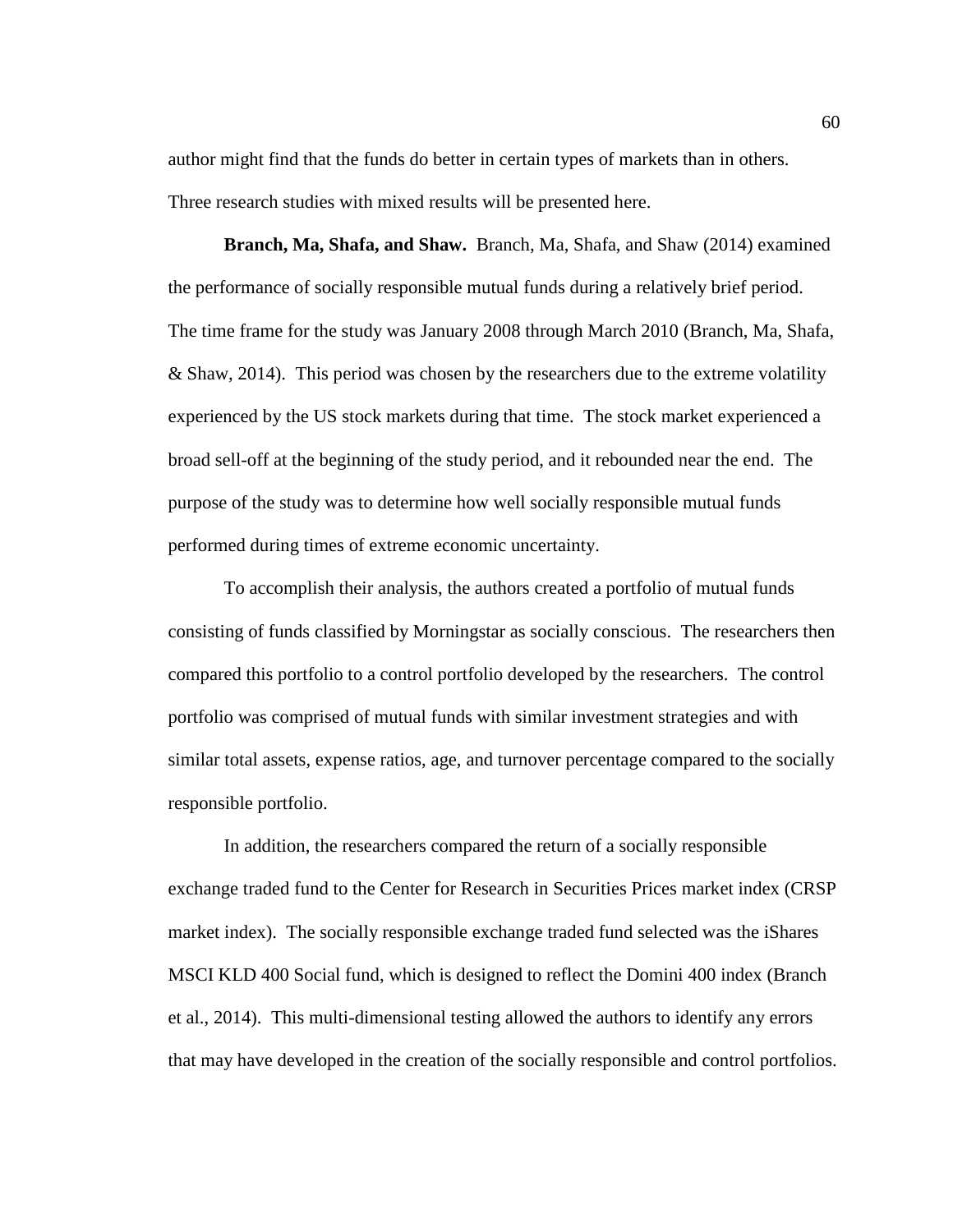author might find that the funds do better in certain types of markets than in others. Three research studies with mixed results will be presented here.

**Branch, Ma, Shafa, and Shaw.** Branch, Ma, Shafa, and Shaw (2014) examined the performance of socially responsible mutual funds during a relatively brief period. The time frame for the study was January 2008 through March 2010 (Branch, Ma, Shafa, & Shaw, 2014). This period was chosen by the researchers due to the extreme volatility experienced by the US stock markets during that time. The stock market experienced a broad sell-off at the beginning of the study period, and it rebounded near the end. The purpose of the study was to determine how well socially responsible mutual funds performed during times of extreme economic uncertainty.

To accomplish their analysis, the authors created a portfolio of mutual funds consisting of funds classified by Morningstar as socially conscious. The researchers then compared this portfolio to a control portfolio developed by the researchers. The control portfolio was comprised of mutual funds with similar investment strategies and with similar total assets, expense ratios, age, and turnover percentage compared to the socially responsible portfolio.

In addition, the researchers compared the return of a socially responsible exchange traded fund to the Center for Research in Securities Prices market index (CRSP market index). The socially responsible exchange traded fund selected was the iShares MSCI KLD 400 Social fund, which is designed to reflect the Domini 400 index (Branch et al., 2014). This multi-dimensional testing allowed the authors to identify any errors that may have developed in the creation of the socially responsible and control portfolios.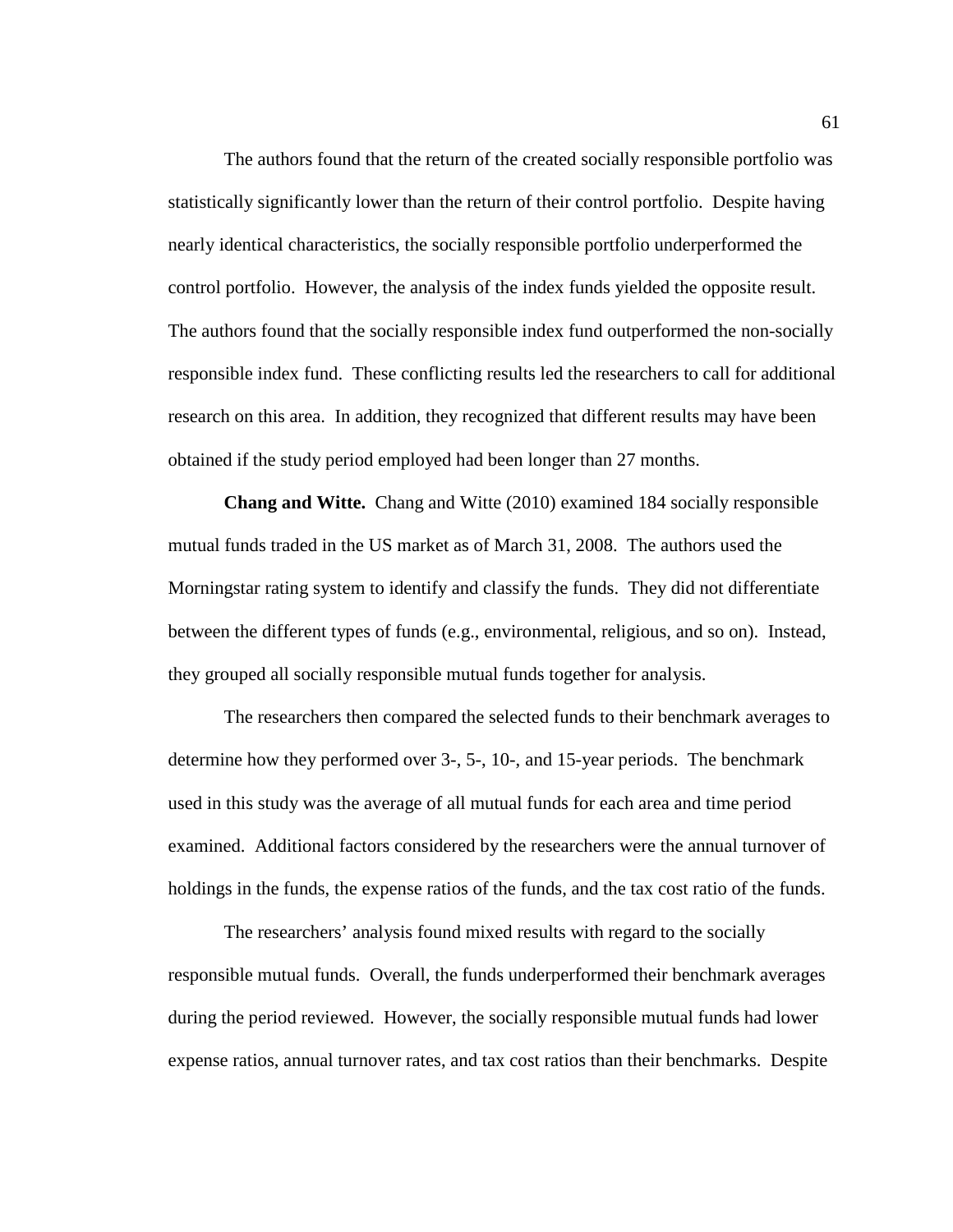The authors found that the return of the created socially responsible portfolio was statistically significantly lower than the return of their control portfolio. Despite having nearly identical characteristics, the socially responsible portfolio underperformed the control portfolio. However, the analysis of the index funds yielded the opposite result. The authors found that the socially responsible index fund outperformed the non-socially responsible index fund. These conflicting results led the researchers to call for additional research on this area. In addition, they recognized that different results may have been obtained if the study period employed had been longer than 27 months.

**Chang and Witte.** Chang and Witte (2010) examined 184 socially responsible mutual funds traded in the US market as of March 31, 2008. The authors used the Morningstar rating system to identify and classify the funds. They did not differentiate between the different types of funds (e.g., environmental, religious, and so on). Instead, they grouped all socially responsible mutual funds together for analysis.

The researchers then compared the selected funds to their benchmark averages to determine how they performed over 3-, 5-, 10-, and 15-year periods. The benchmark used in this study was the average of all mutual funds for each area and time period examined. Additional factors considered by the researchers were the annual turnover of holdings in the funds, the expense ratios of the funds, and the tax cost ratio of the funds.

The researchers' analysis found mixed results with regard to the socially responsible mutual funds. Overall, the funds underperformed their benchmark averages during the period reviewed. However, the socially responsible mutual funds had lower expense ratios, annual turnover rates, and tax cost ratios than their benchmarks. Despite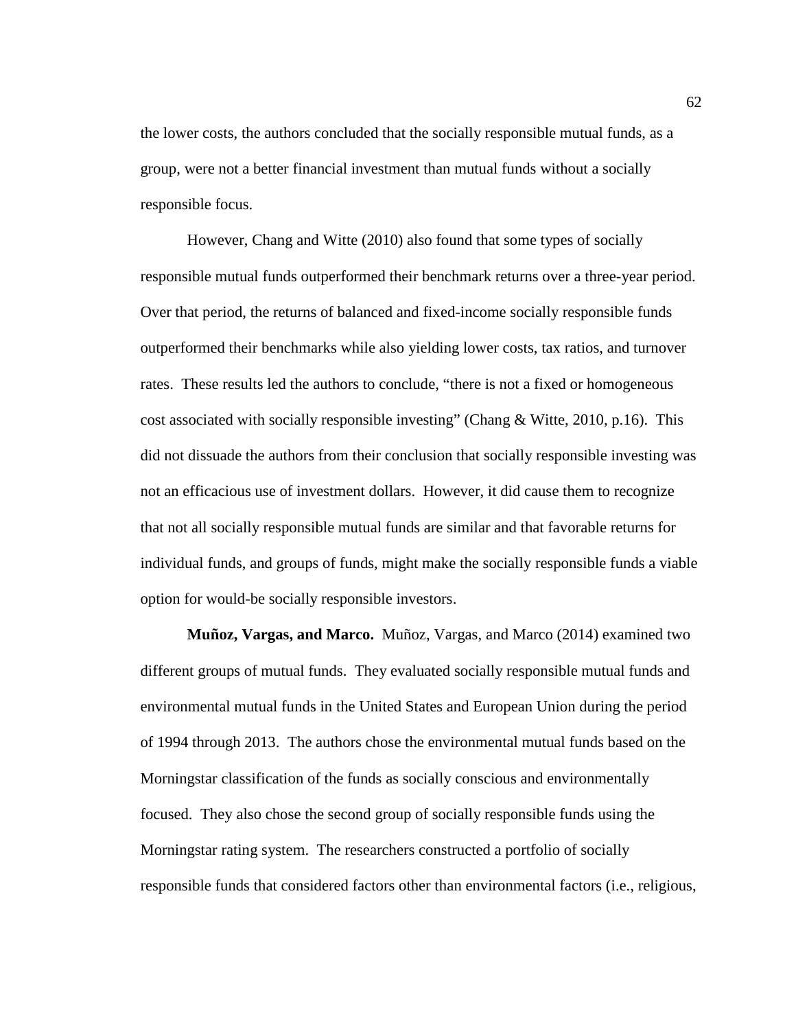the lower costs, the authors concluded that the socially responsible mutual funds, as a group, were not a better financial investment than mutual funds without a socially responsible focus.

However, Chang and Witte (2010) also found that some types of socially responsible mutual funds outperformed their benchmark returns over a three-year period. Over that period, the returns of balanced and fixed-income socially responsible funds outperformed their benchmarks while also yielding lower costs, tax ratios, and turnover rates. These results led the authors to conclude, "there is not a fixed or homogeneous cost associated with socially responsible investing" (Chang & Witte, 2010, p.16). This did not dissuade the authors from their conclusion that socially responsible investing was not an efficacious use of investment dollars. However, it did cause them to recognize that not all socially responsible mutual funds are similar and that favorable returns for individual funds, and groups of funds, might make the socially responsible funds a viable option for would-be socially responsible investors.

**Muñoz, Vargas, and Marco.** Muñoz, Vargas, and Marco (2014) examined two different groups of mutual funds. They evaluated socially responsible mutual funds and environmental mutual funds in the United States and European Union during the period of 1994 through 2013. The authors chose the environmental mutual funds based on the Morningstar classification of the funds as socially conscious and environmentally focused. They also chose the second group of socially responsible funds using the Morningstar rating system. The researchers constructed a portfolio of socially responsible funds that considered factors other than environmental factors (i.e., religious,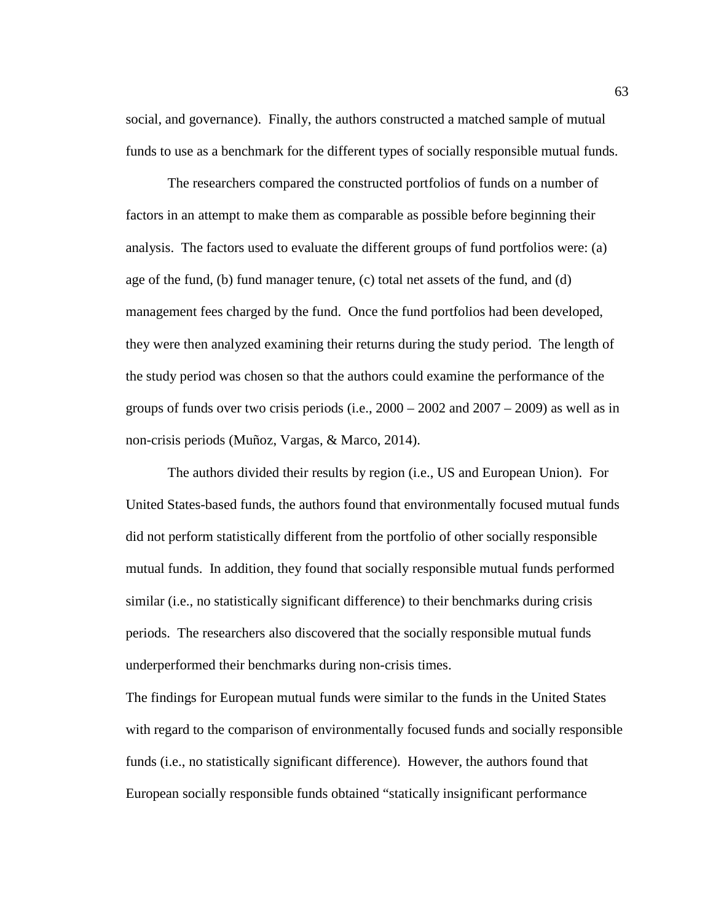social, and governance). Finally, the authors constructed a matched sample of mutual funds to use as a benchmark for the different types of socially responsible mutual funds.

The researchers compared the constructed portfolios of funds on a number of factors in an attempt to make them as comparable as possible before beginning their analysis. The factors used to evaluate the different groups of fund portfolios were: (a) age of the fund, (b) fund manager tenure, (c) total net assets of the fund, and (d) management fees charged by the fund. Once the fund portfolios had been developed, they were then analyzed examining their returns during the study period. The length of the study period was chosen so that the authors could examine the performance of the groups of funds over two crisis periods (i.e., 2000 – 2002 and 2007 – 2009) as well as in non-crisis periods (Muñoz, Vargas, & Marco, 2014).

The authors divided their results by region (i.e., US and European Union). For United States-based funds, the authors found that environmentally focused mutual funds did not perform statistically different from the portfolio of other socially responsible mutual funds. In addition, they found that socially responsible mutual funds performed similar (i.e., no statistically significant difference) to their benchmarks during crisis periods. The researchers also discovered that the socially responsible mutual funds underperformed their benchmarks during non-crisis times.

The findings for European mutual funds were similar to the funds in the United States with regard to the comparison of environmentally focused funds and socially responsible funds (i.e., no statistically significant difference). However, the authors found that European socially responsible funds obtained "statically insignificant performance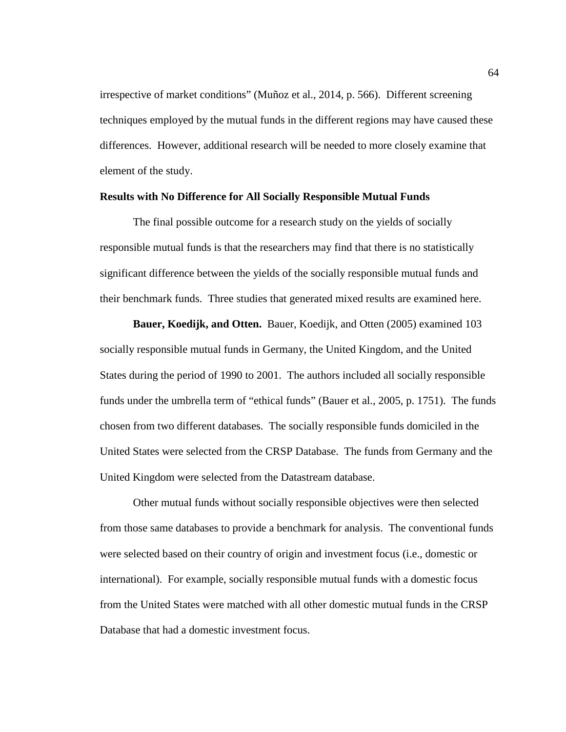irrespective of market conditions" (Muñoz et al., 2014, p. 566). Different screening techniques employed by the mutual funds in the different regions may have caused these differences. However, additional research will be needed to more closely examine that element of the study.

### Results with No Difference for All Socially Responsible Mutual Funds

The final possible outcome for a research study on the yields of socially responsible mutual funds is that the researchers may find that there is no statistically significant difference between the yields of the socially responsible mutual funds and their benchmark funds. Three studies that generated mixed results are examined here.

**Bauer, Koedijk, and Otten.** Bauer, Koedijk, and Otten (2005) examined 103 socially responsible mutual funds in Germany, the United Kingdom, and the United States during the period of 1990 to 2001. The authors included all socially responsible funds under the umbrella term of "ethical funds" (Bauer et al., 2005, p. 1751). The funds chosen from two different databases. The socially responsible funds domiciled in the United States were selected from the CRSP Database. The funds from Germany and the United Kingdom were selected from the Datastream database.

Other mutual funds without socially responsible objectives were then selected from those same databases to provide a benchmark for analysis. The conventional funds were selected based on their country of origin and investment focus (i.e., domestic or international). For example, socially responsible mutual funds with a domestic focus from the United States were matched with all other domestic mutual funds in the CRSP Database that had a domestic investment focus.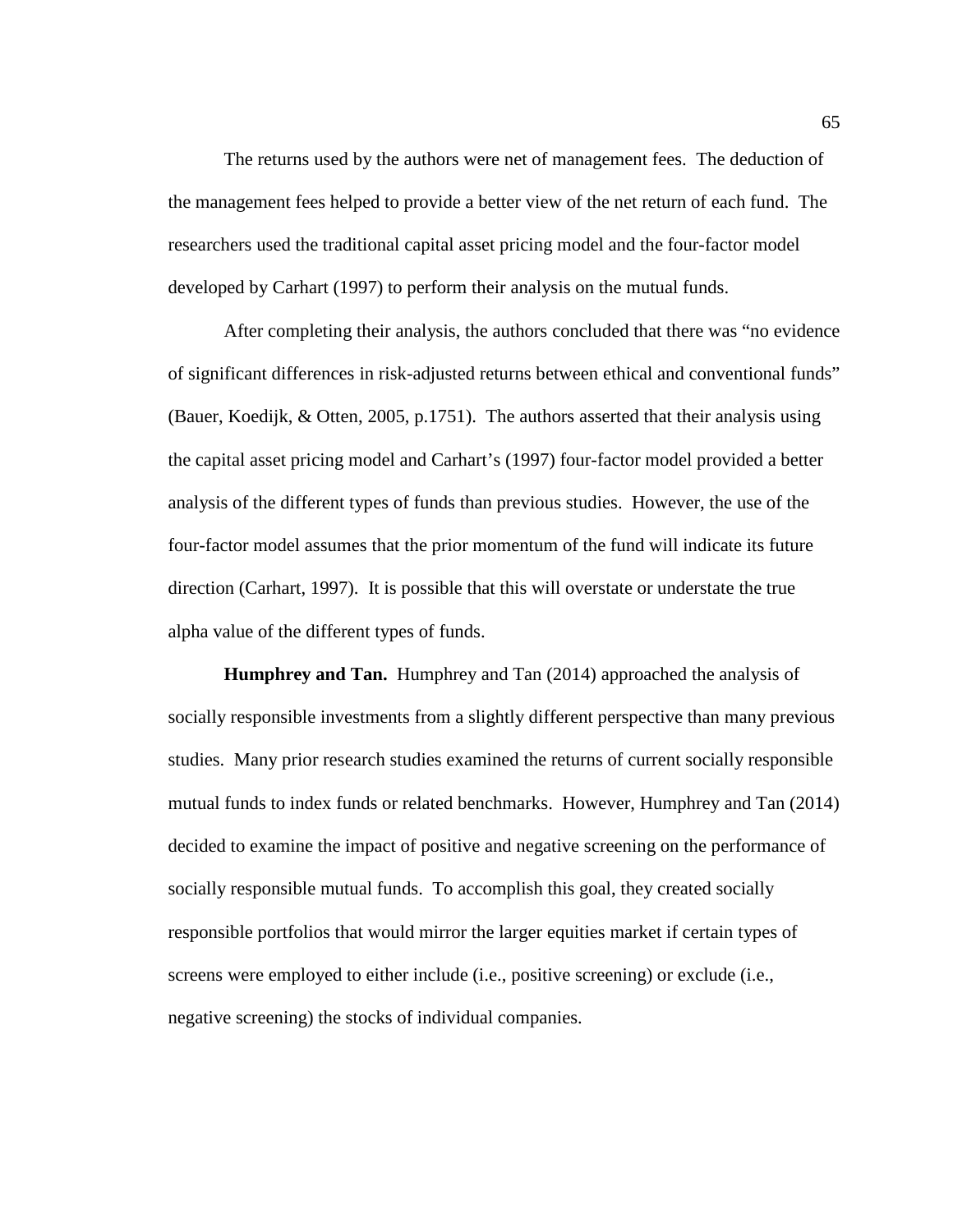The returns used by the authors were net of management fees. The deduction of the management fees helped to provide a better view of the net return of each fund. The researchers used the traditional capital asset pricing model and the four-factor model developed by Carhart (1997) to perform their analysis on the mutual funds.

After completing their analysis, the authors concluded that there was "no evidence of significant differences in risk-adjusted returns between ethical and conventional funds" (Bauer, Koedijk, & Otten, 2005, p.1751). The authors asserted that their analysis using the capital asset pricing model and Carhart's (1997) four-factor model provided a better analysis of the different types of funds than previous studies. However, the use of the four-factor model assumes that the prior momentum of the fund will indicate its future direction (Carhart, 1997). It is possible that this will overstate or understate the true alpha value of the different types of funds.

**Humphrey and Tan.** Humphrey and Tan (2014) approached the analysis of socially responsible investments from a slightly different perspective than many previous studies. Many prior research studies examined the returns of current socially responsible mutual funds to index funds or related benchmarks. However, Humphrey and Tan (2014) decided to examine the impact of positive and negative screening on the performance of socially responsible mutual funds. To accomplish this goal, they created socially responsible portfolios that would mirror the larger equities market if certain types of screens were employed to either include (i.e., positive screening) or exclude (i.e., negative screening) the stocks of individual companies.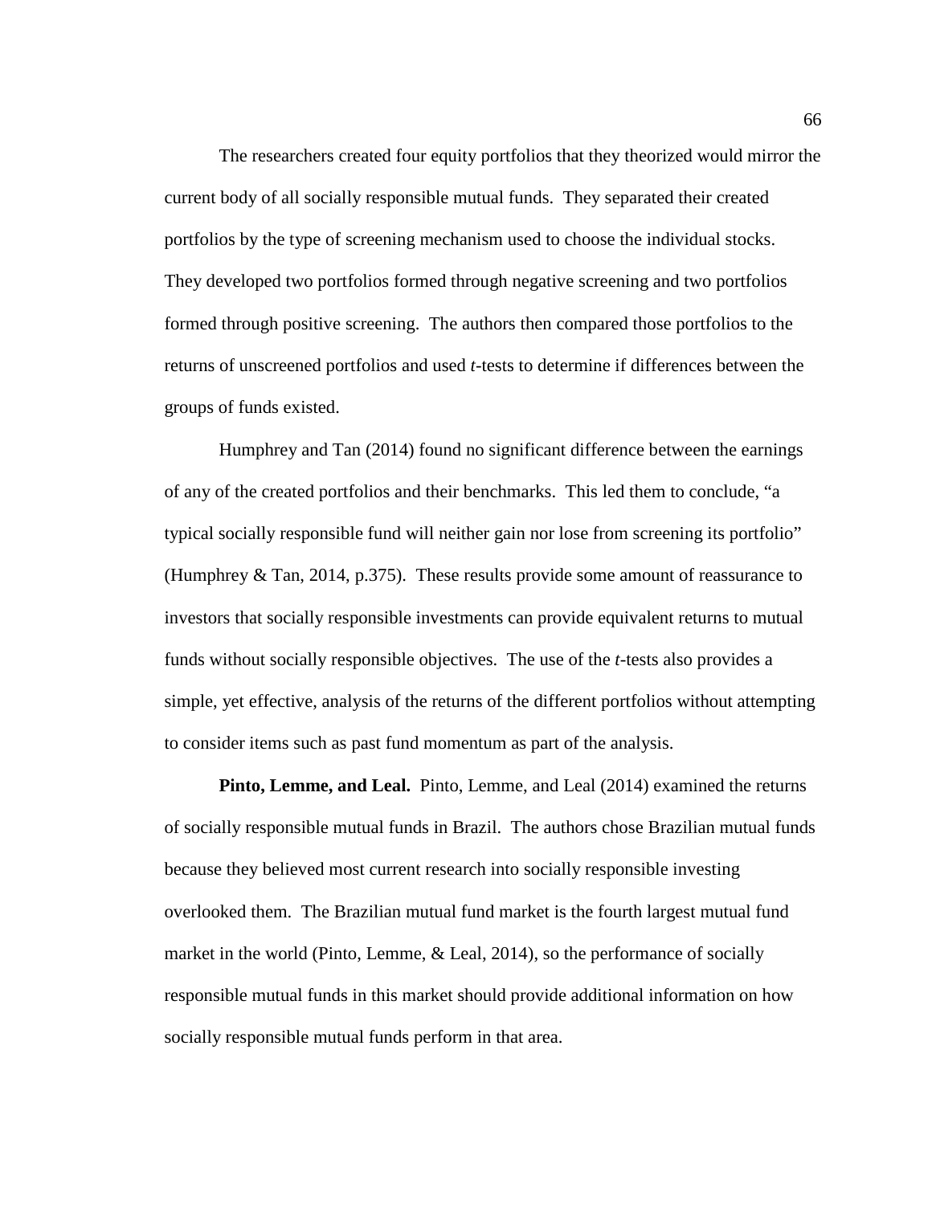The researchers created four equity portfolios that they theorized would mirror the current body of all socially responsible mutual funds. They separated their created portfolios by the type of screening mechanism used to choose the individual stocks. They developed two portfolios formed through negative screening and two portfolios formed through positive screening. The authors then compared those portfolios to the returns of unscreened portfolios and used *t*-tests to determine if differences between the groups of funds existed.

Humphrey and Tan (2014) found no significant difference between the earnings of any of the created portfolios and their benchmarks. This led them to conclude, "a typical socially responsible fund will neither gain nor lose from screening its portfolio" (Humphrey & Tan, 2014, p.375). These results provide some amount of reassurance to investors that socially responsible investments can provide equivalent returns to mutual funds without socially responsible objectives. The use of the *t*-tests also provides a simple, yet effective, analysis of the returns of the different portfolios without attempting to consider items such as past fund momentum as part of the analysis.

**Pinto, Lemme, and Leal.** Pinto, Lemme, and Leal (2014) examined the returns of socially responsible mutual funds in Brazil. The authors chose Brazilian mutual funds because they believed most current research into socially responsible investing overlooked them. The Brazilian mutual fund market is the fourth largest mutual fund market in the world (Pinto, Lemme, & Leal, 2014), so the performance of socially responsible mutual funds in this market should provide additional information on how socially responsible mutual funds perform in that area.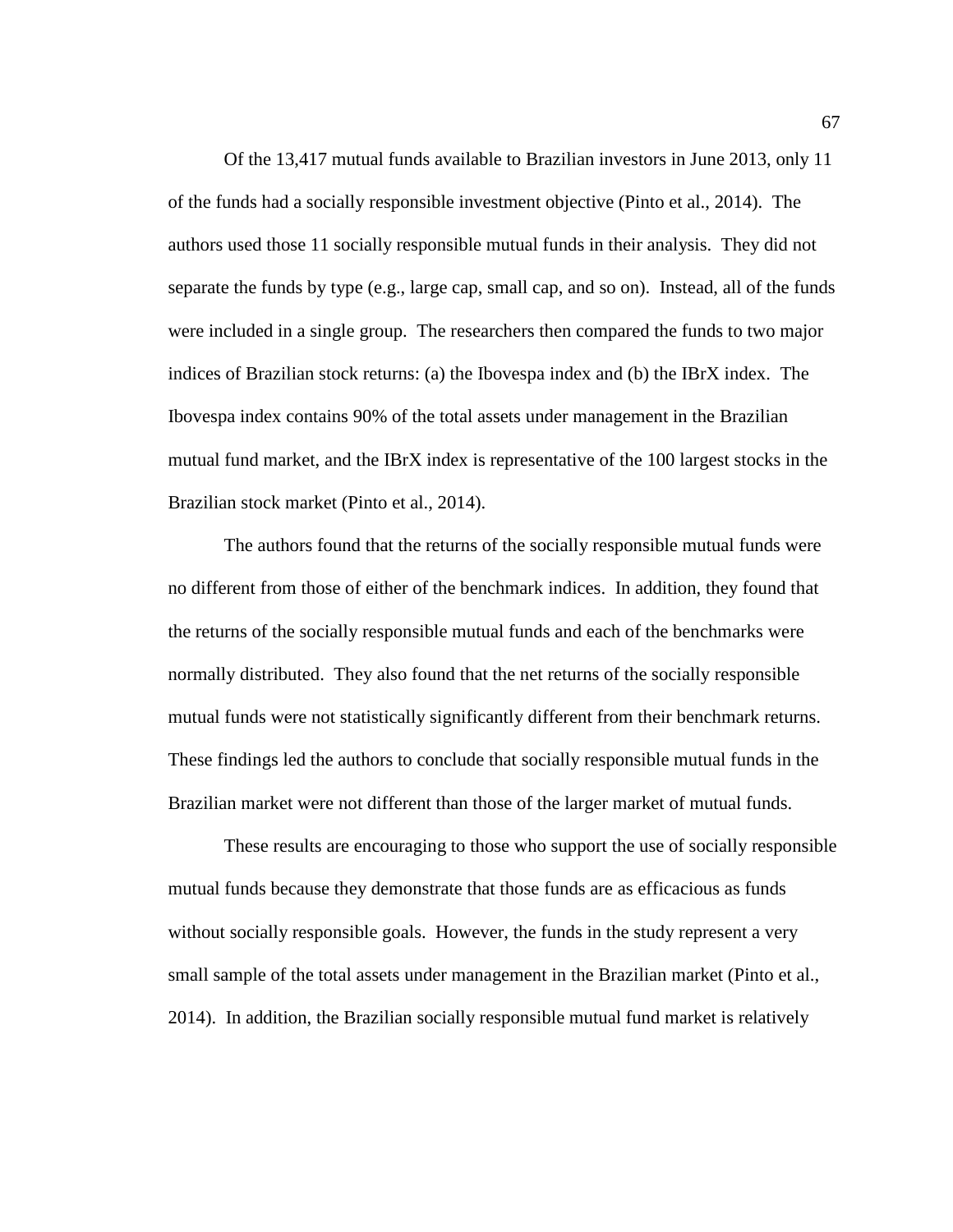Of the 13,417 mutual funds available to Brazilian investors in June 2013, only 11 of the funds had a socially responsible investment objective (Pinto et al., 2014). The authors used those 11 socially responsible mutual funds in their analysis. They did not separate the funds by type (e.g., large cap, small cap, and so on). Instead, all of the funds were included in a single group. The researchers then compared the funds to two major indices of Brazilian stock returns: (a) the Ibovespa index and (b) the IBrX index. The Ibovespa index contains 90% of the total assets under management in the Brazilian mutual fund market, and the IBrX index is representative of the 100 largest stocks in the Brazilian stock market (Pinto et al., 2014).

The authors found that the returns of the socially responsible mutual funds were no different from those of either of the benchmark indices. In addition, they found that the returns of the socially responsible mutual funds and each of the benchmarks were normally distributed. They also found that the net returns of the socially responsible mutual funds were not statistically significantly different from their benchmark returns. These findings led the authors to conclude that socially responsible mutual funds in the Brazilian market were not different than those of the larger market of mutual funds.

These results are encouraging to those who support the use of socially responsible mutual funds because they demonstrate that those funds are as efficacious as funds without socially responsible goals. However, the funds in the study represent a very small sample of the total assets under management in the Brazilian market (Pinto et al., 2014). In addition, the Brazilian socially responsible mutual fund market is relatively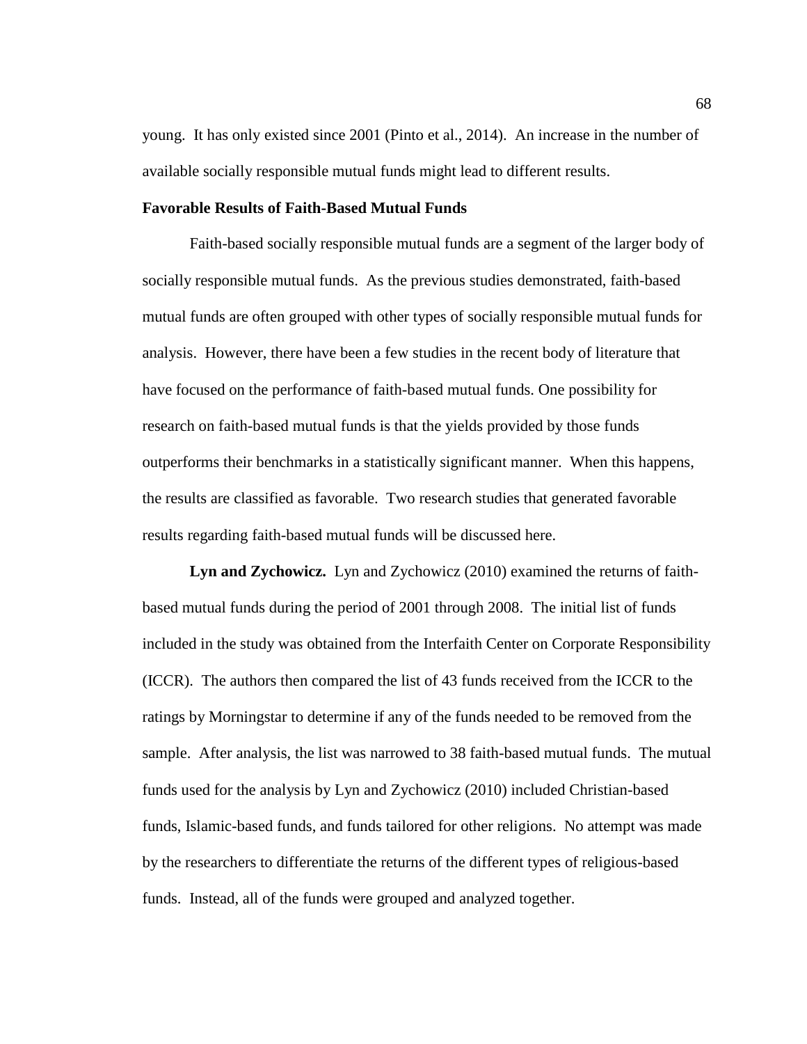young. It has only existed since 2001 (Pinto et al., 2014). An increase in the number of available socially responsible mutual funds might lead to different results.

## Favorable Results of Faith-Based Mutual Funds

Faith-based socially responsible mutual funds are a segment of the larger body of socially responsible mutual funds. As the previous studies demonstrated, faith-based mutual funds are often grouped with other types of socially responsible mutual funds for analysis. However, there have been a few studies in the recent body of literature that have focused on the performance of faith-based mutual funds. One possibility for research on faith-based mutual funds is that the yields provided by those funds outperforms their benchmarks in a statistically significant manner. When this happens, the results are classified as favorable. Two research studies that generated favorable results regarding faith-based mutual funds will be discussed here.

**Lyn and Zychowicz.** Lyn and Zychowicz (2010) examined the returns of faith-based mutual funds during the period of 2001 through 2008. The initial list of funds included in the study was obtained from the Interfaith Center on Corporate Responsibility (ICCR). The authors then compared the list of 43 funds received from the ICCR to the ratings by Morningstar to determine if any of the funds needed to be removed from the sample. After analysis, the list was narrowed to 38 faith-based mutual funds. The mutual funds used for the analysis by Lyn and Zychowicz (2010) included Christian-based funds, Islamic-based funds, and funds tailored for other religions. No attempt was made by the researchers to differentiate the returns of the different types of religious-based funds. Instead, all of the funds were grouped and analyzed together.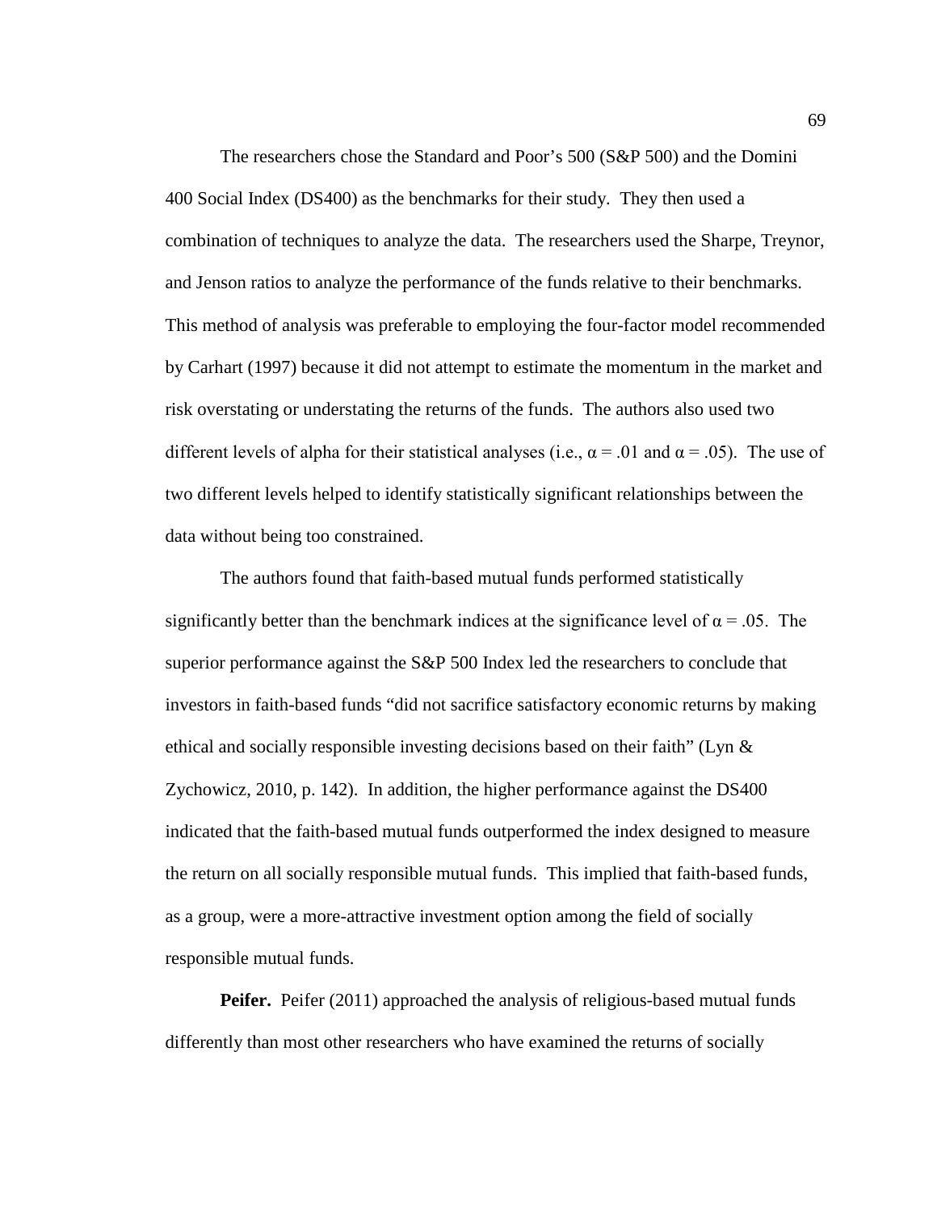The researchers chose the Standard and Poor's 500 (S&P 500) and the Domini 400 Social Index (DS400) as the benchmarks for their study. They then used a combination of techniques to analyze the data. The researchers used the Sharpe, Treynor, and Jenson ratios to analyze the performance of the funds relative to their benchmarks. This method of analysis was preferable to employing the four-factor model recommended by Carhart (1997) because it did not attempt to estimate the momentum in the market and risk overstating or understating the returns of the funds. The authors also used two different levels of alpha for their statistical analyses (i.e., $\alpha = .01$ and $\alpha = .05$). The use of two different levels helped to identify statistically significant relationships between the data without being too constrained.

The authors found that faith-based mutual funds performed statistically significantly better than the benchmark indices at the significance level of $\alpha = .05$. The superior performance against the S&P 500 Index led the researchers to conclude that investors in faith-based funds "did not sacrifice satisfactory economic returns by making ethical and socially responsible investing decisions based on their faith" (Lyn & Zychowicz, 2010, p. 142). In addition, the higher performance against the DS400 indicated that the faith-based mutual funds outperformed the index designed to measure the return on all socially responsible mutual funds. This implied that faith-based funds, as a group, were a more-attractive investment option among the field of socially responsible mutual funds.

**Peifer.** Peifer (2011) approached the analysis of religious-based mutual funds differently than most other researchers who have examined the returns of socially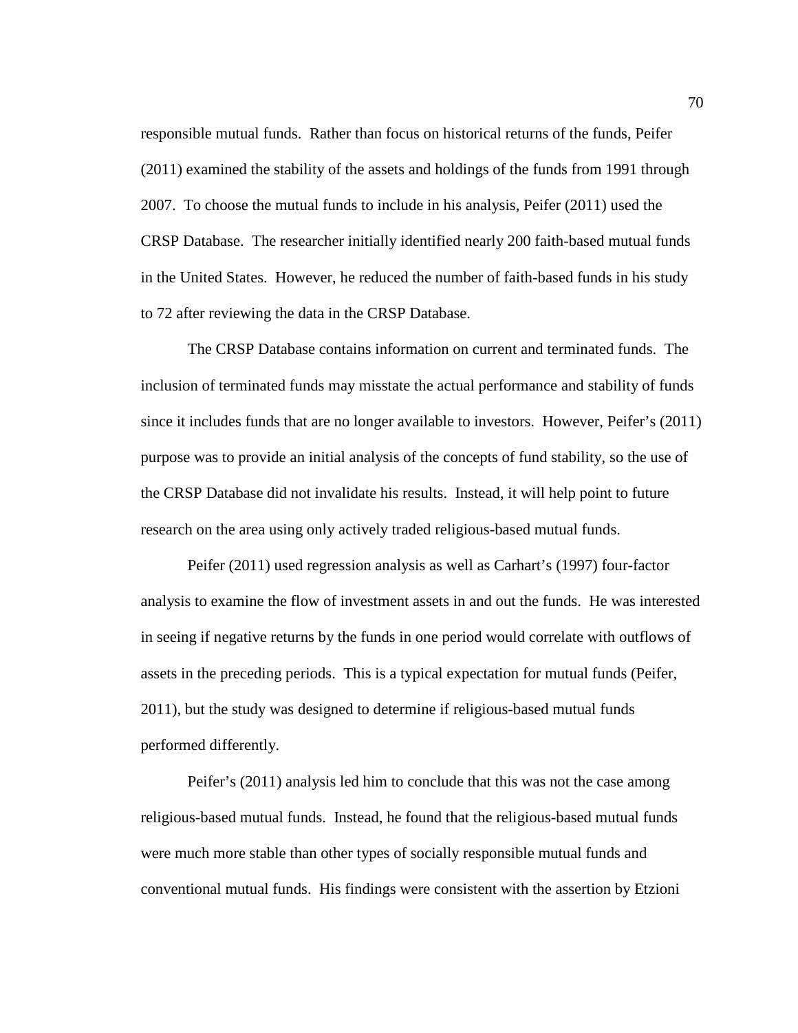responsible mutual funds. Rather than focus on historical returns of the funds, Peifer (2011) examined the stability of the assets and holdings of the funds from 1991 through 2007. To choose the mutual funds to include in his analysis, Peifer (2011) used the CRSP Database. The researcher initially identified nearly 200 faith-based mutual funds in the United States. However, he reduced the number of faith-based funds in his study to 72 after reviewing the data in the CRSP Database.

The CRSP Database contains information on current and terminated funds. The inclusion of terminated funds may misstate the actual performance and stability of funds since it includes funds that are no longer available to investors. However, Peifer's (2011) purpose was to provide an initial analysis of the concepts of fund stability, so the use of the CRSP Database did not invalidate his results. Instead, it will help point to future research on the area using only actively traded religious-based mutual funds.

Peifer (2011) used regression analysis as well as Carhart's (1997) four-factor analysis to examine the flow of investment assets in and out the funds. He was interested in seeing if negative returns by the funds in one period would correlate with outflows of assets in the preceding periods. This is a typical expectation for mutual funds (Peifer, 2011), but the study was designed to determine if religious-based mutual funds performed differently.

Peifer's (2011) analysis led him to conclude that this was not the case among religious-based mutual funds. Instead, he found that the religious-based mutual funds were much more stable than other types of socially responsible mutual funds and conventional mutual funds. His findings were consistent with the assertion by Etzioni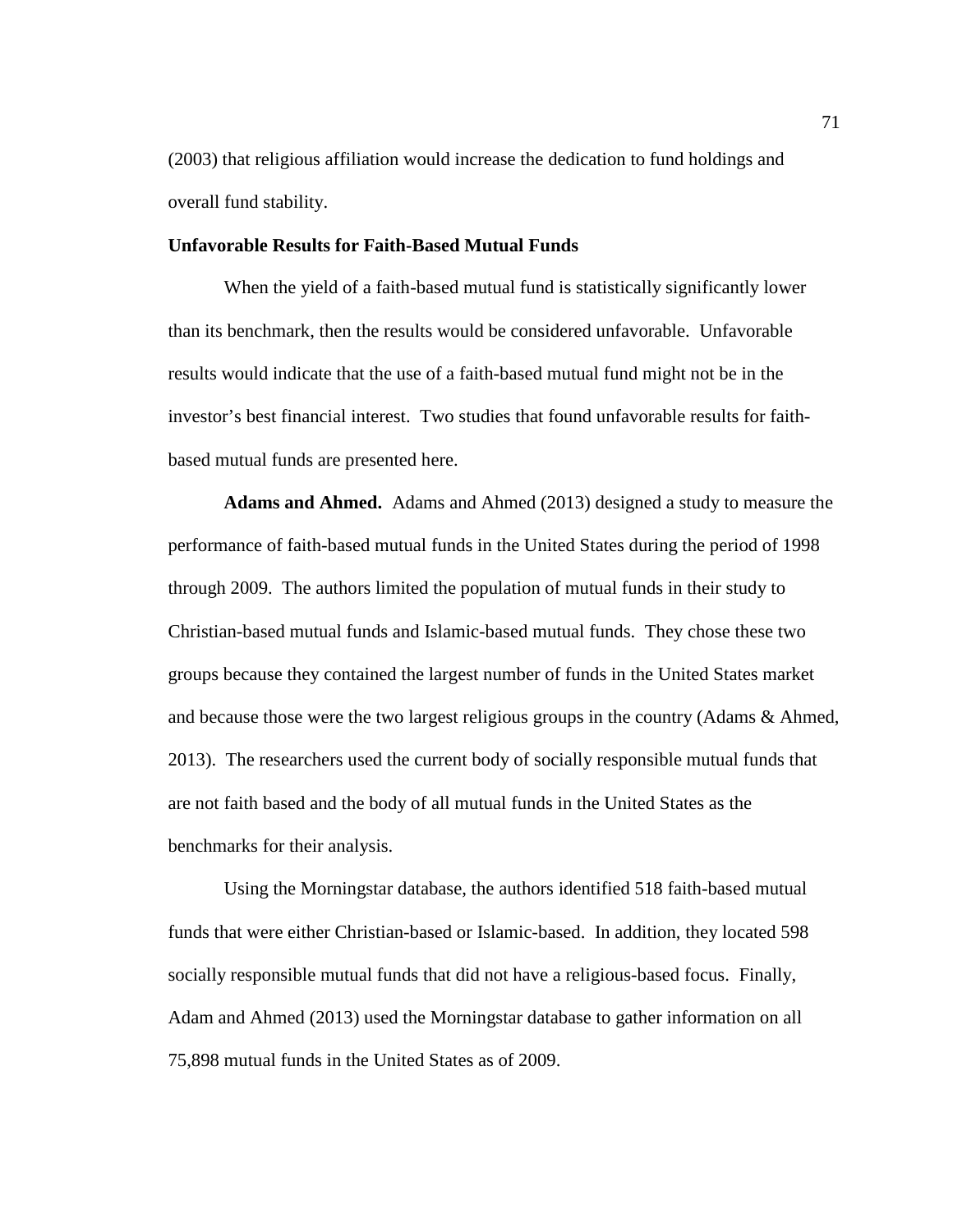(2003) that religious affiliation would increase the dedication to fund holdings and overall fund stability.

## Unfavorable Results for Faith-Based Mutual Funds

When the yield of a faith-based mutual fund is statistically significantly lower than its benchmark, then the results would be considered unfavorable. Unfavorable results would indicate that the use of a faith-based mutual fund might not be in the investor's best financial interest. Two studies that found unfavorable results for faith-based mutual funds are presented here.

**Adams and Ahmed.** Adams and Ahmed (2013) designed a study to measure the performance of faith-based mutual funds in the United States during the period of 1998 through 2009. The authors limited the population of mutual funds in their study to Christian-based mutual funds and Islamic-based mutual funds. They chose these two groups because they contained the largest number of funds in the United States market and because those were the two largest religious groups in the country (Adams & Ahmed, 2013). The researchers used the current body of socially responsible mutual funds that are not faith based and the body of all mutual funds in the United States as the benchmarks for their analysis.

Using the Morningstar database, the authors identified 518 faith-based mutual funds that were either Christian-based or Islamic-based. In addition, they located 598 socially responsible mutual funds that did not have a religious-based focus. Finally, Adam and Ahmed (2013) used the Morningstar database to gather information on all 75,898 mutual funds in the United States as of 2009.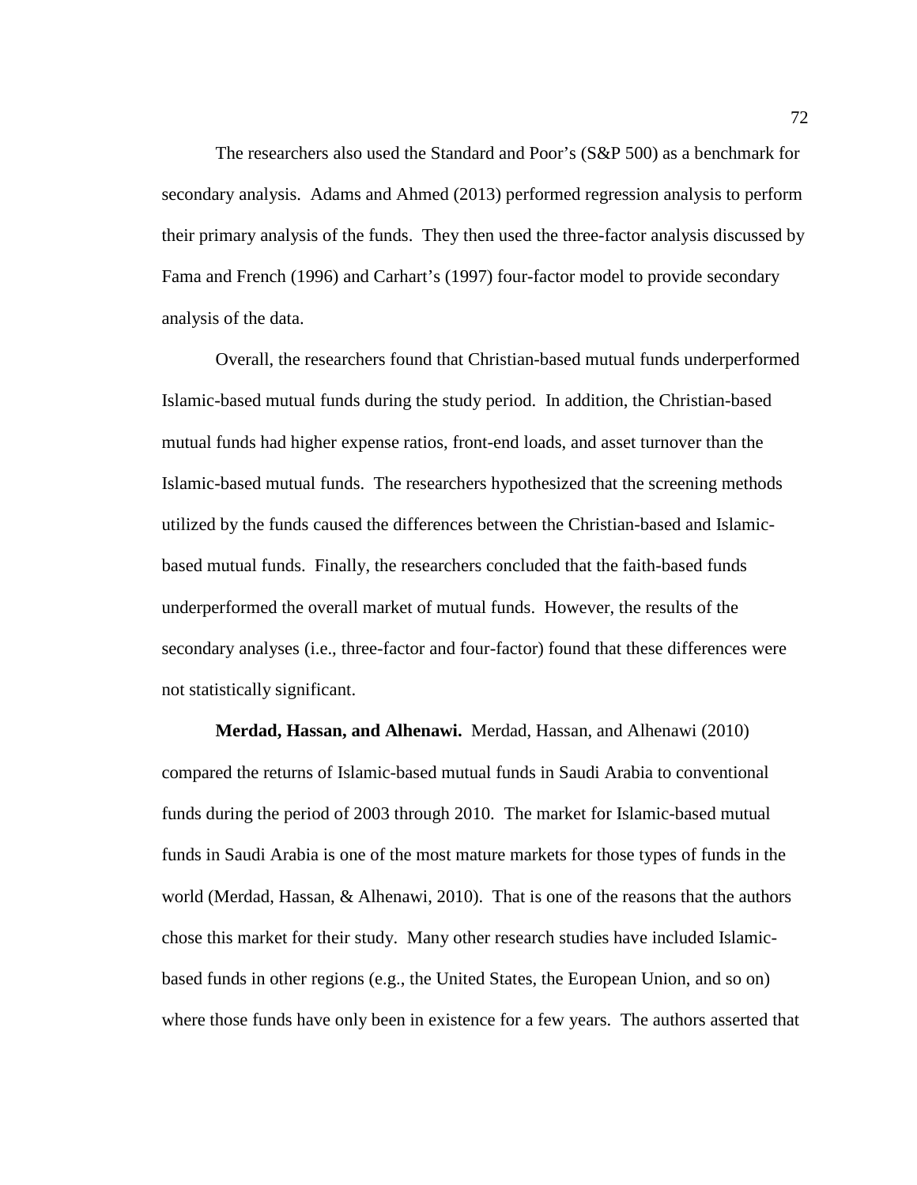The researchers also used the Standard and Poor's (S&P 500) as a benchmark for secondary analysis. Adams and Ahmed (2013) performed regression analysis to perform their primary analysis of the funds. They then used the three-factor analysis discussed by Fama and French (1996) and Carhart's (1997) four-factor model to provide secondary analysis of the data.

Overall, the researchers found that Christian-based mutual funds underperformed Islamic-based mutual funds during the study period. In addition, the Christian-based mutual funds had higher expense ratios, front-end loads, and asset turnover than the Islamic-based mutual funds. The researchers hypothesized that the screening methods utilized by the funds caused the differences between the Christian-based and Islamic-based mutual funds. Finally, the researchers concluded that the faith-based funds underperformed the overall market of mutual funds. However, the results of the secondary analyses (i.e., three-factor and four-factor) found that these differences were not statistically significant.

**Merdad, Hassan, and Alhenawi.** Merdad, Hassan, and Alhenawi (2010) compared the returns of Islamic-based mutual funds in Saudi Arabia to conventional funds during the period of 2003 through 2010. The market for Islamic-based mutual funds in Saudi Arabia is one of the most mature markets for those types of funds in the world (Merdad, Hassan, & Alhenawi, 2010). That is one of the reasons that the authors chose this market for their study. Many other research studies have included Islamic-based funds in other regions (e.g., the United States, the European Union, and so on) where those funds have only been in existence for a few years. The authors asserted that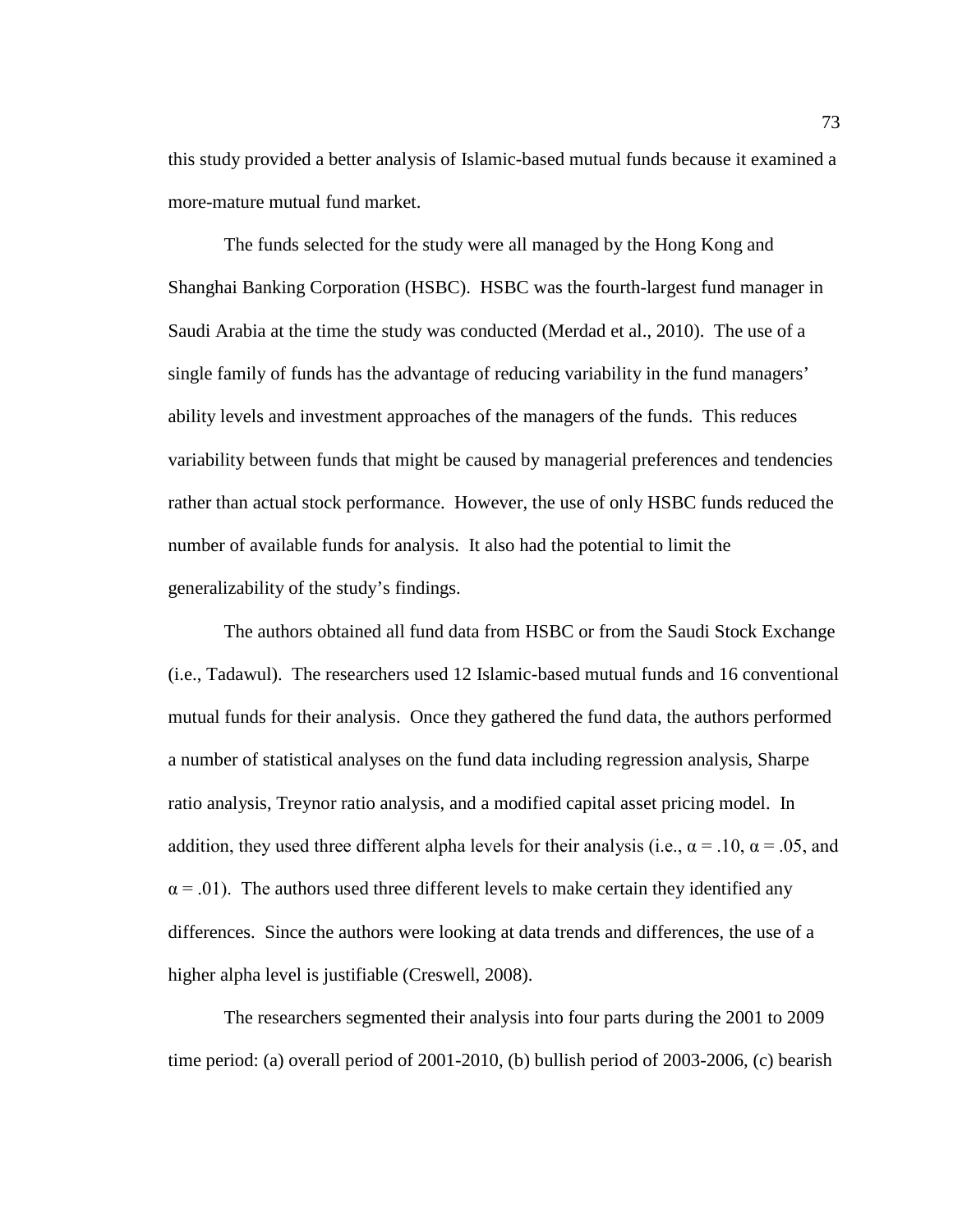this study provided a better analysis of Islamic-based mutual funds because it examined a more-mature mutual fund market.

The funds selected for the study were all managed by the Hong Kong and Shanghai Banking Corporation (HSBC). HSBC was the fourth-largest fund manager in Saudi Arabia at the time the study was conducted (Merdad et al., 2010). The use of a single family of funds has the advantage of reducing variability in the fund managers' ability levels and investment approaches of the managers of the funds. This reduces variability between funds that might be caused by managerial preferences and tendencies rather than actual stock performance. However, the use of only HSBC funds reduced the number of available funds for analysis. It also had the potential to limit the generalizability of the study's findings.

The authors obtained all fund data from HSBC or from the Saudi Stock Exchange (i.e., Tadawul). The researchers used 12 Islamic-based mutual funds and 16 conventional mutual funds for their analysis. Once they gathered the fund data, the authors performed a number of statistical analyses on the fund data including regression analysis, Sharpe ratio analysis, Treynor ratio analysis, and a modified capital asset pricing model. In addition, they used three different alpha levels for their analysis (i.e., $\alpha = .10$, $\alpha = .05$, and $\alpha = .01$). The authors used three different levels to make certain they identified any differences. Since the authors were looking at data trends and differences, the use of a higher alpha level is justifiable (Creswell, 2008).

The researchers segmented their analysis into four parts during the 2001 to 2009 time period: (a) overall period of 2001-2010, (b) bullish period of 2003-2006, (c) bearish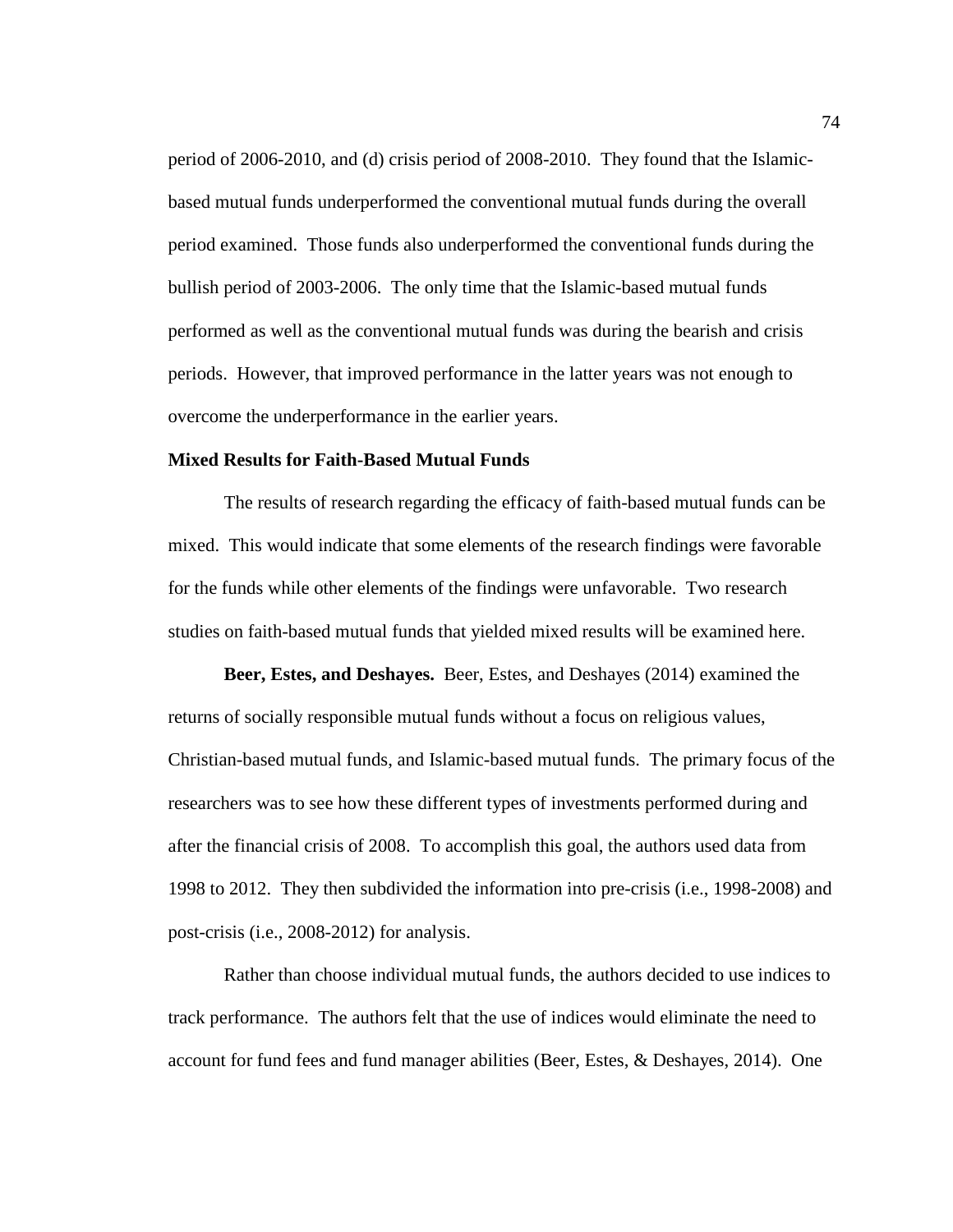period of 2006-2010, and (d) crisis period of 2008-2010. They found that the Islamic-based mutual funds underperformed the conventional mutual funds during the overall period examined. Those funds also underperformed the conventional funds during the bullish period of 2003-2006. The only time that the Islamic-based mutual funds performed as well as the conventional mutual funds was during the bearish and crisis periods. However, that improved performance in the latter years was not enough to overcome the underperformance in the earlier years.

## Mixed Results for Faith-Based Mutual Funds

The results of research regarding the efficacy of faith-based mutual funds can be mixed. This would indicate that some elements of the research findings were favorable for the funds while other elements of the findings were unfavorable. Two research studies on faith-based mutual funds that yielded mixed results will be examined here.

**Beer, Estes, and Deshayes.** Beer, Estes, and Deshayes (2014) examined the returns of socially responsible mutual funds without a focus on religious values, Christian-based mutual funds, and Islamic-based mutual funds. The primary focus of the researchers was to see how these different types of investments performed during and after the financial crisis of 2008. To accomplish this goal, the authors used data from 1998 to 2012. They then subdivided the information into pre-crisis (i.e., 1998-2008) and post-crisis (i.e., 2008-2012) for analysis.

Rather than choose individual mutual funds, the authors decided to use indices to track performance. The authors felt that the use of indices would eliminate the need to account for fund fees and fund manager abilities (Beer, Estes, & Deshayes, 2014). One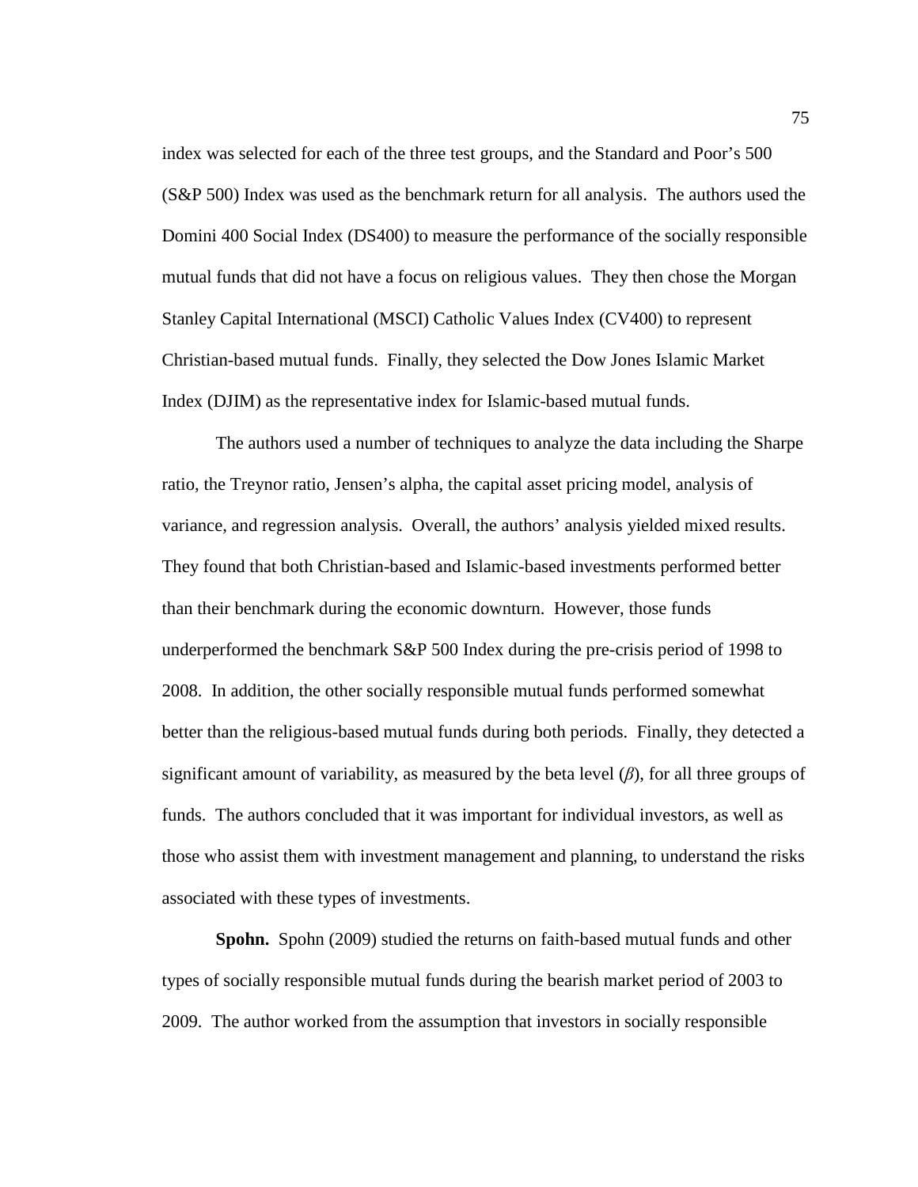index was selected for each of the three test groups, and the Standard and Poor's 500 (S&P 500) Index was used as the benchmark return for all analysis. The authors used the Domini 400 Social Index (DS400) to measure the performance of the socially responsible mutual funds that did not have a focus on religious values. They then chose the Morgan Stanley Capital International (MSCI) Catholic Values Index (CV400) to represent Christian-based mutual funds. Finally, they selected the Dow Jones Islamic Market Index (DJIM) as the representative index for Islamic-based mutual funds.

The authors used a number of techniques to analyze the data including the Sharpe ratio, the Treynor ratio, Jensen's alpha, the capital asset pricing model, analysis of variance, and regression analysis. Overall, the authors' analysis yielded mixed results. They found that both Christian-based and Islamic-based investments performed better than their benchmark during the economic downturn. However, those funds underperformed the benchmark S&P 500 Index during the pre-crisis period of 1998 to 2008. In addition, the other socially responsible mutual funds performed somewhat better than the religious-based mutual funds during both periods. Finally, they detected a significant amount of variability, as measured by the beta level ($\beta$), for all three groups of funds. The authors concluded that it was important for individual investors, as well as those who assist them with investment management and planning, to understand the risks associated with these types of investments.

**Spohn.** Spohn (2009) studied the returns on faith-based mutual funds and other types of socially responsible mutual funds during the bearish market period of 2003 to 2009. The author worked from the assumption that investors in socially responsible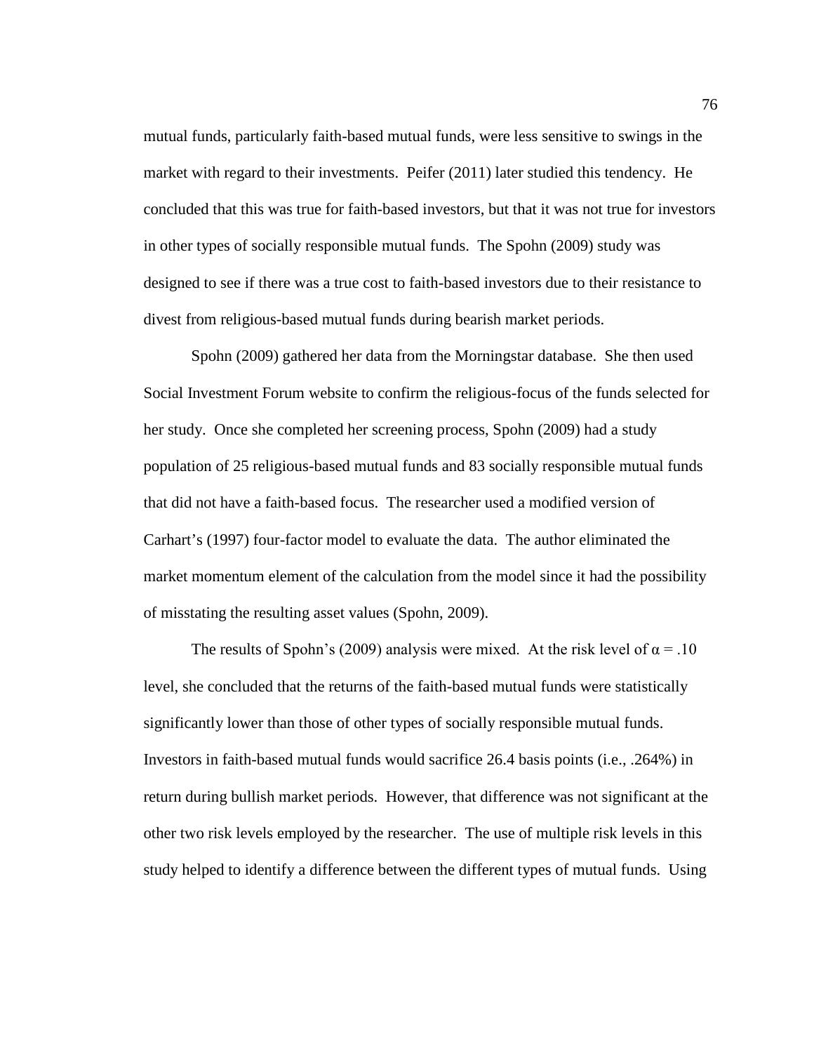mutual funds, particularly faith-based mutual funds, were less sensitive to swings in the market with regard to their investments. Peifer (2011) later studied this tendency. He concluded that this was true for faith-based investors, but that it was not true for investors in other types of socially responsible mutual funds. The Spohn (2009) study was designed to see if there was a true cost to faith-based investors due to their resistance to divest from religious-based mutual funds during bearish market periods.

Spohn (2009) gathered her data from the Morningstar database. She then used Social Investment Forum website to confirm the religious-focus of the funds selected for her study. Once she completed her screening process, Spohn (2009) had a study population of 25 religious-based mutual funds and 83 socially responsible mutual funds that did not have a faith-based focus. The researcher used a modified version of Carhart's (1997) four-factor model to evaluate the data. The author eliminated the market momentum element of the calculation from the model since it had the possibility of misstating the resulting asset values (Spohn, 2009).

The results of Spohn's (2009) analysis were mixed. At the risk level of $\alpha = .10$ level, she concluded that the returns of the faith-based mutual funds were statistically significantly lower than those of other types of socially responsible mutual funds. Investors in faith-based mutual funds would sacrifice 26.4 basis points (i.e., .264%) in return during bullish market periods. However, that difference was not significant at the other two risk levels employed by the researcher. The use of multiple risk levels in this study helped to identify a difference between the different types of mutual funds. Using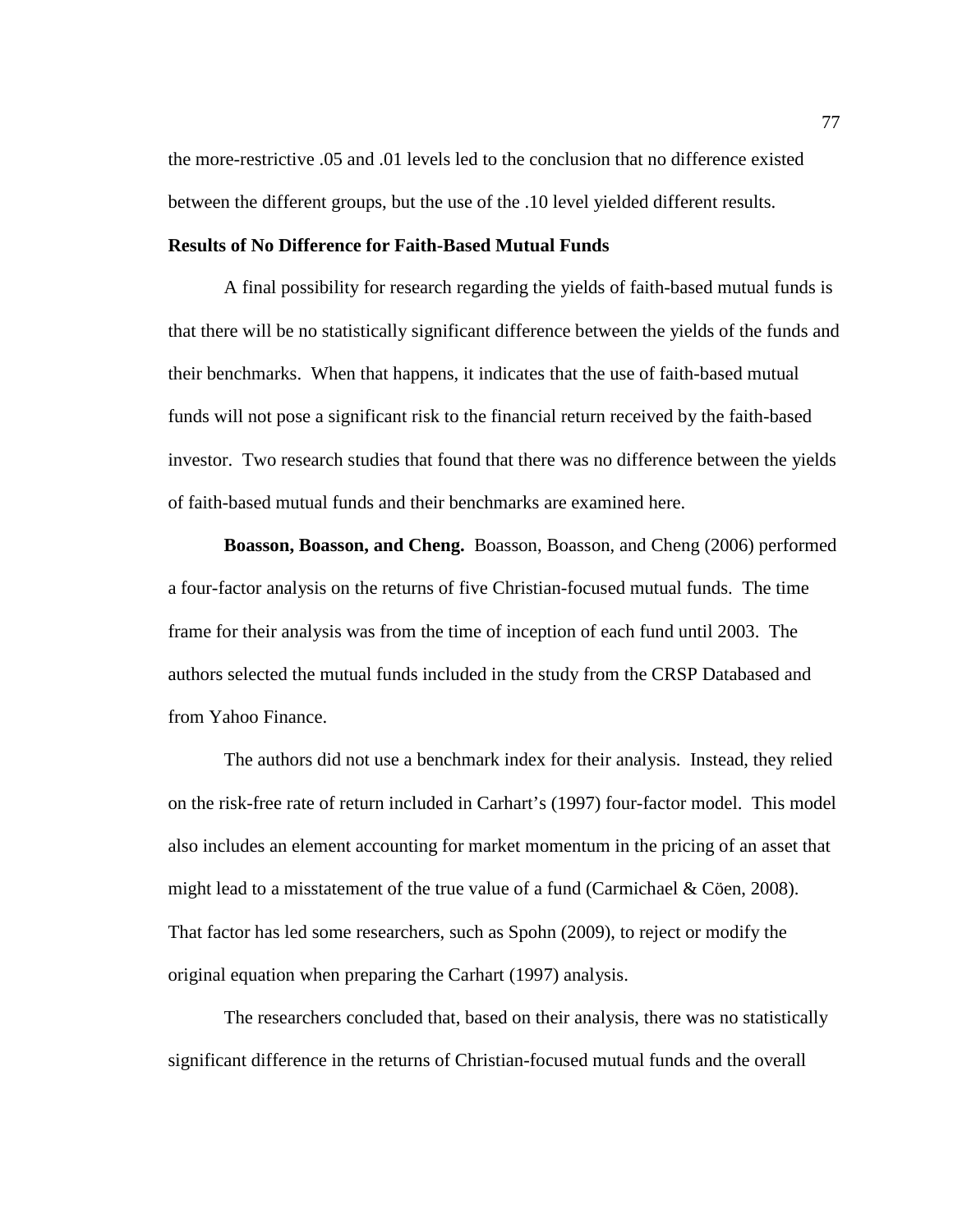the more-restrictive .05 and .01 levels led to the conclusion that no difference existed between the different groups, but the use of the .10 level yielded different results.

### Results of No Difference for Faith-Based Mutual Funds

A final possibility for research regarding the yields of faith-based mutual funds is that there will be no statistically significant difference between the yields of the funds and their benchmarks. When that happens, it indicates that the use of faith-based mutual funds will not pose a significant risk to the financial return received by the faith-based investor. Two research studies that found that there was no difference between the yields of faith-based mutual funds and their benchmarks are examined here.

**Boasson, Boasson, and Cheng.** Boasson, Boasson, and Cheng (2006) performed a four-factor analysis on the returns of five Christian-focused mutual funds. The time frame for their analysis was from the time of inception of each fund until 2003. The authors selected the mutual funds included in the study from the CRSP Databased and from Yahoo Finance.

The authors did not use a benchmark index for their analysis. Instead, they relied on the risk-free rate of return included in Carhart's (1997) four-factor model. This model also includes an element accounting for market momentum in the pricing of an asset that might lead to a misstatement of the true value of a fund (Carmichael & Cöen, 2008). That factor has led some researchers, such as Spohn (2009), to reject or modify the original equation when preparing the Carhart (1997) analysis.

The researchers concluded that, based on their analysis, there was no statistically significant difference in the returns of Christian-focused mutual funds and the overall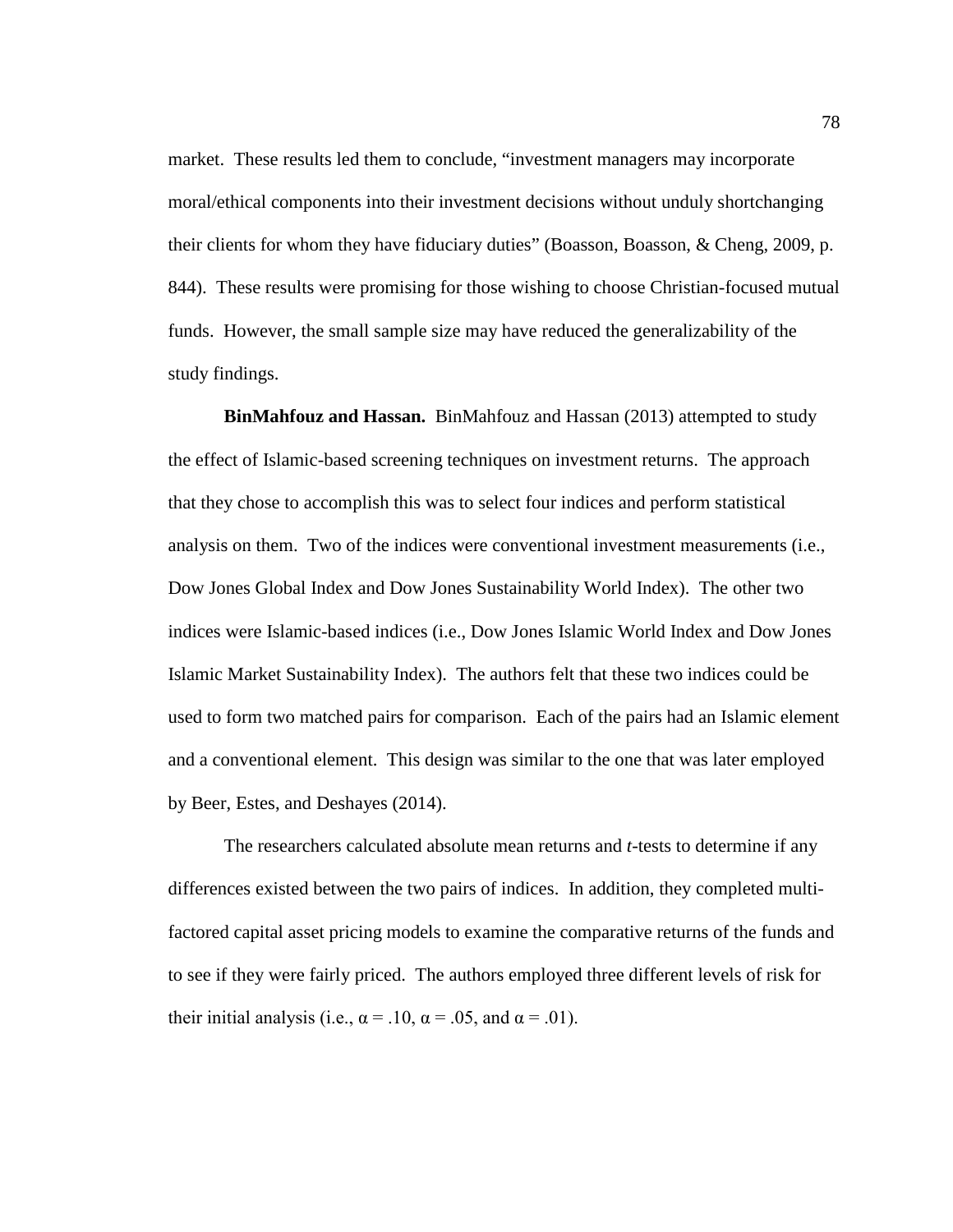market. These results led them to conclude, “investment managers may incorporate moral/ethical components into their investment decisions without unduly shortchanging their clients for whom they have fiduciary duties” (Boasson, Boasson, & Cheng, 2009, p. 844). These results were promising for those wishing to choose Christian-focused mutual funds. However, the small sample size may have reduced the generalizability of the study findings.

**BinMahfouz and Hassan.** BinMahfouz and Hassan (2013) attempted to study the effect of Islamic-based screening techniques on investment returns. The approach that they chose to accomplish this was to select four indices and perform statistical analysis on them. Two of the indices were conventional investment measurements (i.e., Dow Jones Global Index and Dow Jones Sustainability World Index). The other two indices were Islamic-based indices (i.e., Dow Jones Islamic World Index and Dow Jones Islamic Market Sustainability Index). The authors felt that these two indices could be used to form two matched pairs for comparison. Each of the pairs had an Islamic element and a conventional element. This design was similar to the one that was later employed by Beer, Estes, and Deshayes (2014).

The researchers calculated absolute mean returns and *t*-tests to determine if any differences existed between the two pairs of indices. In addition, they completed multi-factored capital asset pricing models to examine the comparative returns of the funds and to see if they were fairly priced. The authors employed three different levels of risk for their initial analysis (i.e., $\alpha = .10$, $\alpha = .05$, and $\alpha = .01$).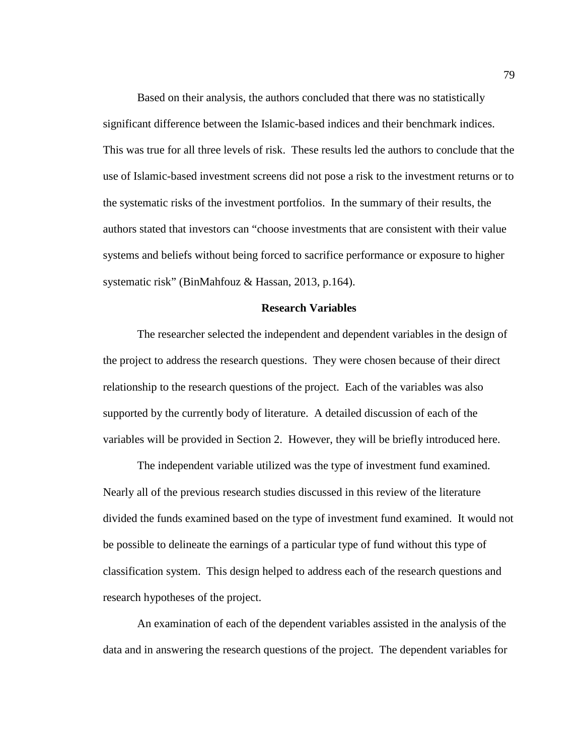Based on their analysis, the authors concluded that there was no statistically significant difference between the Islamic-based indices and their benchmark indices. This was true for all three levels of risk. These results led the authors to conclude that the use of Islamic-based investment screens did not pose a risk to the investment returns or to the systematic risks of the investment portfolios. In the summary of their results, the authors stated that investors can "choose investments that are consistent with their value systems and beliefs without being forced to sacrifice performance or exposure to higher systematic risk" (BinMahfouz & Hassan, 2013, p.164).

## Research Variables

The researcher selected the independent and dependent variables in the design of the project to address the research questions. They were chosen because of their direct relationship to the research questions of the project. Each of the variables was also supported by the currently body of literature. A detailed discussion of each of the variables will be provided in Section 2. However, they will be briefly introduced here.

The independent variable utilized was the type of investment fund examined. Nearly all of the previous research studies discussed in this review of the literature divided the funds examined based on the type of investment fund examined. It would not be possible to delineate the earnings of a particular type of fund without this type of classification system. This design helped to address each of the research questions and research hypotheses of the project.

An examination of each of the dependent variables assisted in the analysis of the data and in answering the research questions of the project. The dependent variables for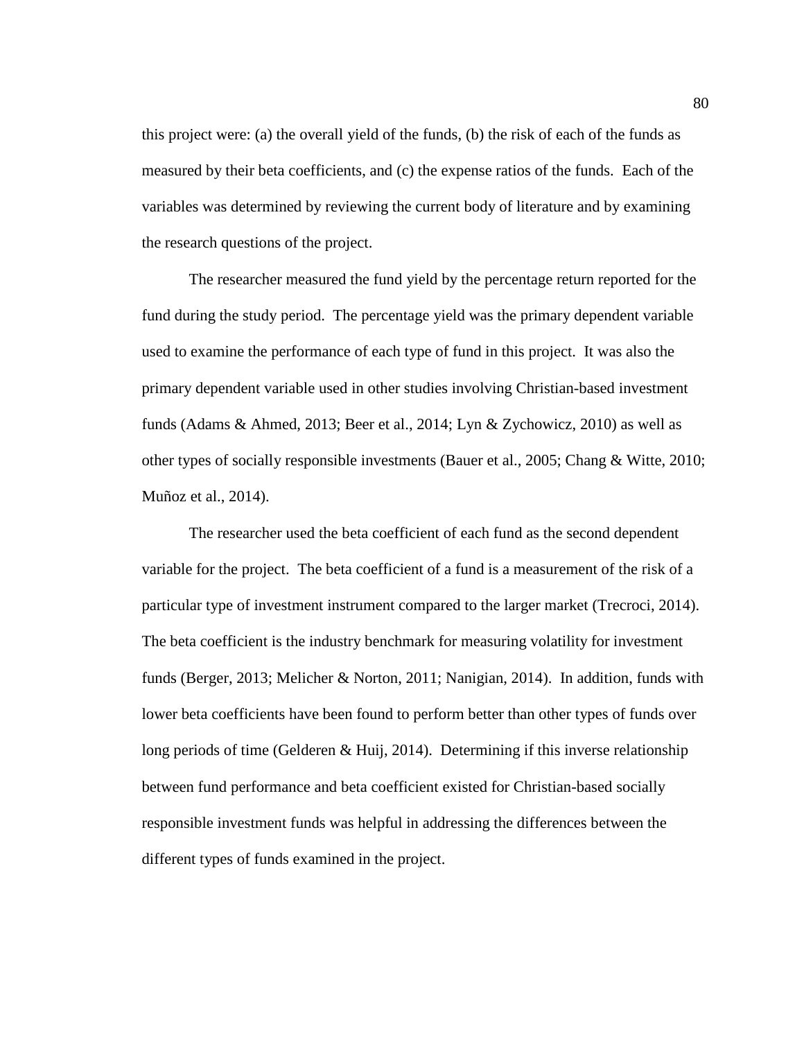this project were: (a) the overall yield of the funds, (b) the risk of each of the funds as measured by their beta coefficients, and (c) the expense ratios of the funds. Each of the variables was determined by reviewing the current body of literature and by examining the research questions of the project.

The researcher measured the fund yield by the percentage return reported for the fund during the study period. The percentage yield was the primary dependent variable used to examine the performance of each type of fund in this project. It was also the primary dependent variable used in other studies involving Christian-based investment funds (Adams & Ahmed, 2013; Beer et al., 2014; Lyn & Zychowicz, 2010) as well as other types of socially responsible investments (Bauer et al., 2005; Chang & Witte, 2010; Muñoz et al., 2014).

The researcher used the beta coefficient of each fund as the second dependent variable for the project. The beta coefficient of a fund is a measurement of the risk of a particular type of investment instrument compared to the larger market (Trecroci, 2014). The beta coefficient is the industry benchmark for measuring volatility for investment funds (Berger, 2013; Melicher & Norton, 2011; Nanigian, 2014). In addition, funds with lower beta coefficients have been found to perform better than other types of funds over long periods of time (Gelderen & Huij, 2014). Determining if this inverse relationship between fund performance and beta coefficient existed for Christian-based socially responsible investment funds was helpful in addressing the differences between the different types of funds examined in the project.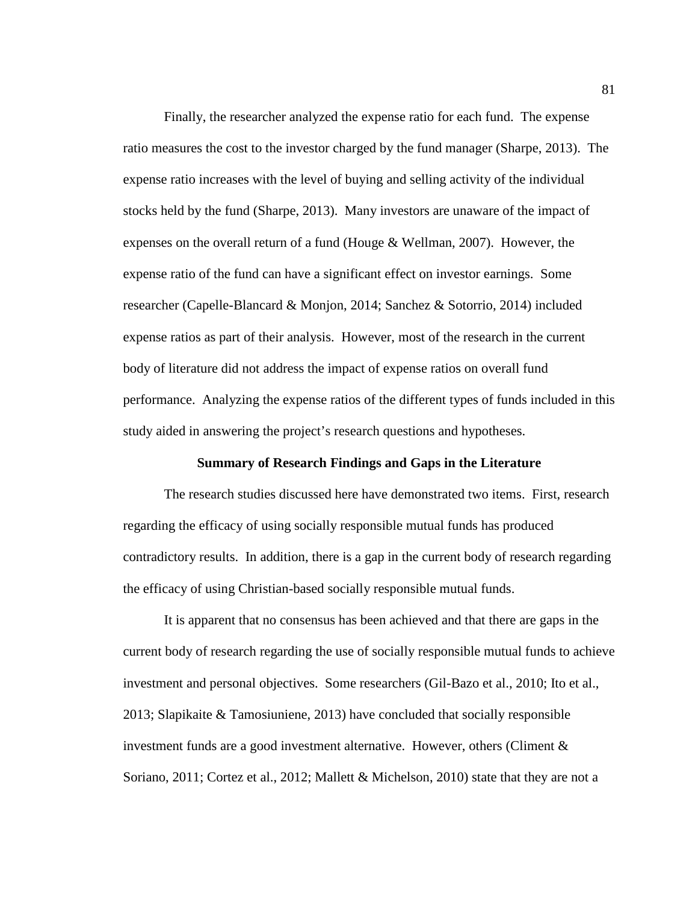Finally, the researcher analyzed the expense ratio for each fund. The expense ratio measures the cost to the investor charged by the fund manager (Sharpe, 2013). The expense ratio increases with the level of buying and selling activity of the individual stocks held by the fund (Sharpe, 2013). Many investors are unaware of the impact of expenses on the overall return of a fund (Houge & Wellman, 2007). However, the expense ratio of the fund can have a significant effect on investor earnings. Some researcher (Capelle-Blancard & Monjon, 2014; Sanchez & Sotorrio, 2014) included expense ratios as part of their analysis. However, most of the research in the current body of literature did not address the impact of expense ratios on overall fund performance. Analyzing the expense ratios of the different types of funds included in this study aided in answering the project's research questions and hypotheses.

## Summary of Research Findings and Gaps in the Literature

The research studies discussed here have demonstrated two items. First, research regarding the efficacy of using socially responsible mutual funds has produced contradictory results. In addition, there is a gap in the current body of research regarding the efficacy of using Christian-based socially responsible mutual funds.

It is apparent that no consensus has been achieved and that there are gaps in the current body of research regarding the use of socially responsible mutual funds to achieve investment and personal objectives. Some researchers (Gil-Bazo et al., 2010; Ito et al., 2013; Slapikaite & Tamosiuniene, 2013) have concluded that socially responsible investment funds are a good investment alternative. However, others (Climent & Soriano, 2011; Cortez et al., 2012; Mallett & Michelson, 2010) state that they are not a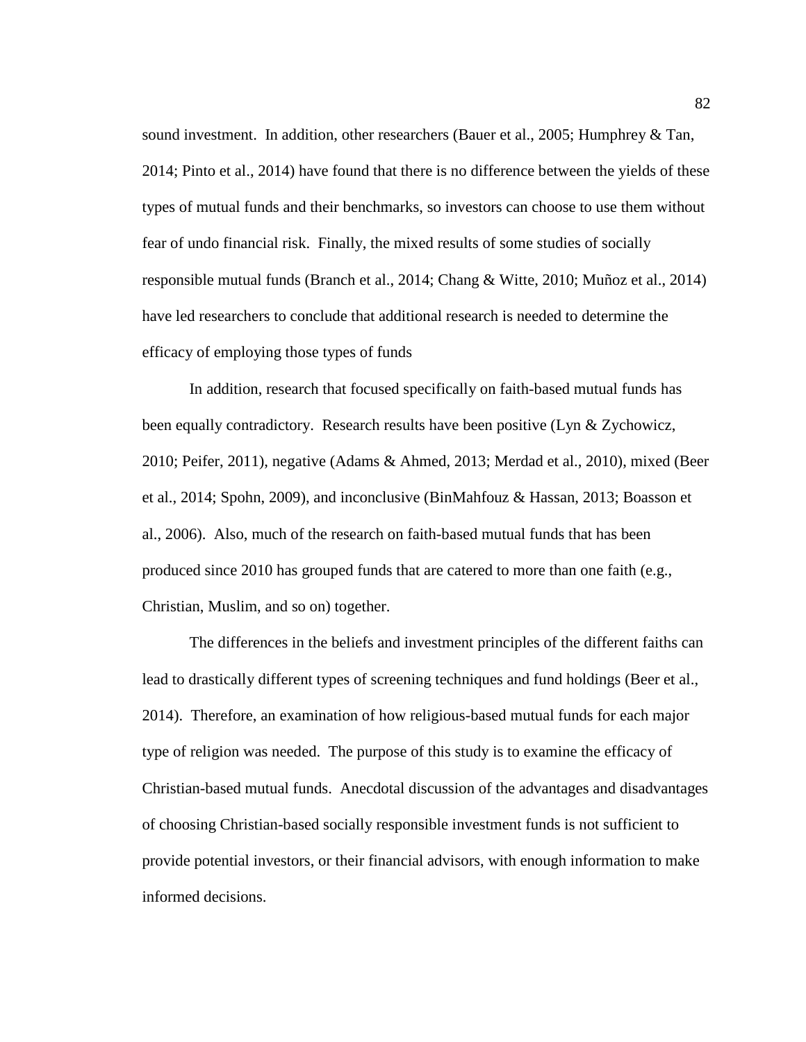sound investment. In addition, other researchers (Bauer et al., 2005; Humphrey & Tan, 2014; Pinto et al., 2014) have found that there is no difference between the yields of these types of mutual funds and their benchmarks, so investors can choose to use them without fear of undo financial risk. Finally, the mixed results of some studies of socially responsible mutual funds (Branch et al., 2014; Chang & Witte, 2010; Muñoz et al., 2014) have led researchers to conclude that additional research is needed to determine the efficacy of employing those types of funds

In addition, research that focused specifically on faith-based mutual funds has been equally contradictory. Research results have been positive (Lyn & Zychowicz, 2010; Peifer, 2011), negative (Adams & Ahmed, 2013; Merdad et al., 2010), mixed (Beer et al., 2014; Spohn, 2009), and inconclusive (BinMahfouz & Hassan, 2013; Boasson et al., 2006). Also, much of the research on faith-based mutual funds that has been produced since 2010 has grouped funds that are catered to more than one faith (e.g., Christian, Muslim, and so on) together.

The differences in the beliefs and investment principles of the different faiths can lead to drastically different types of screening techniques and fund holdings (Beer et al., 2014). Therefore, an examination of how religious-based mutual funds for each major type of religion was needed. The purpose of this study is to examine the efficacy of Christian-based mutual funds. Anecdotal discussion of the advantages and disadvantages of choosing Christian-based socially responsible investment funds is not sufficient to provide potential investors, or their financial advisors, with enough information to make informed decisions.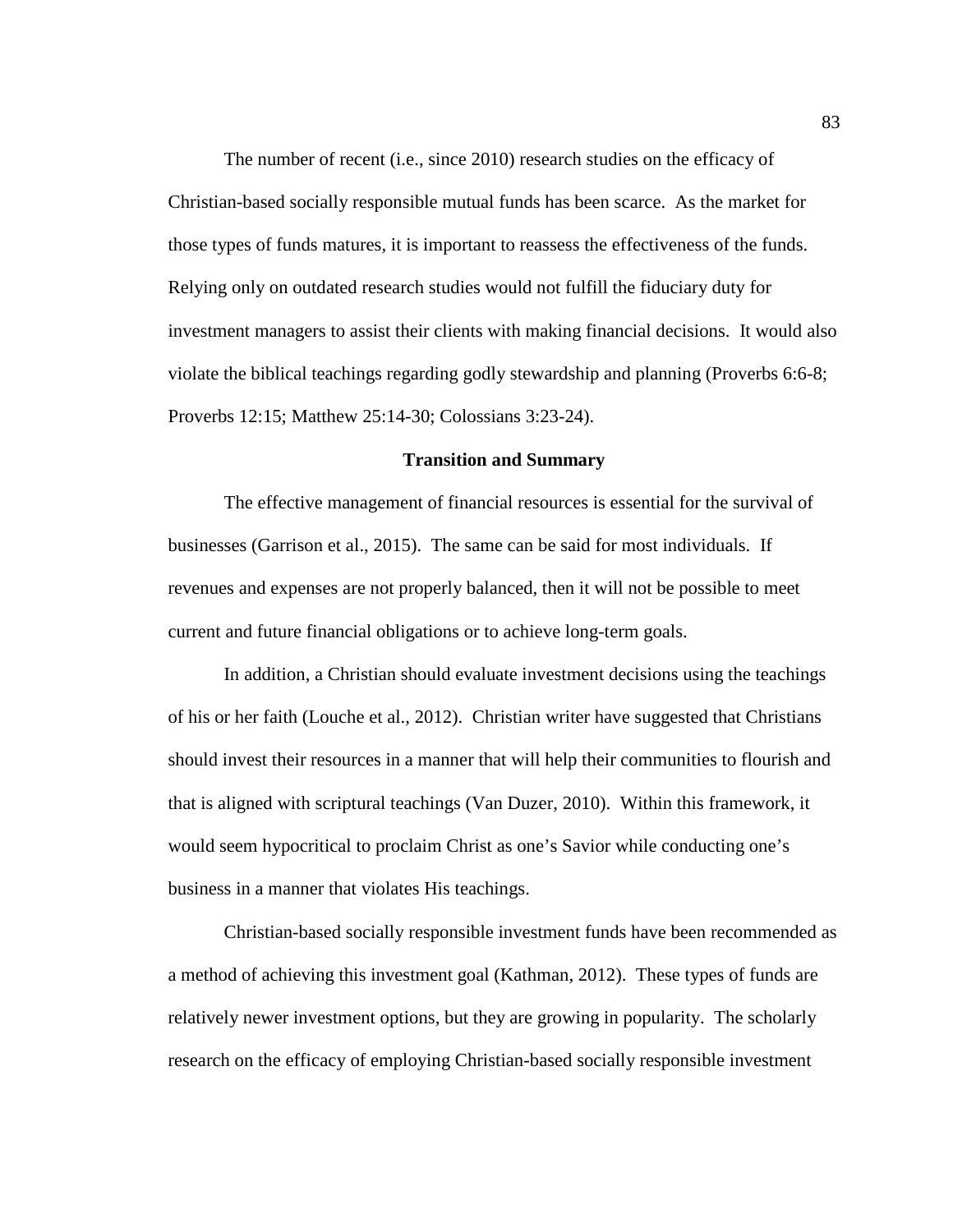The number of recent (i.e., since 2010) research studies on the efficacy of Christian-based socially responsible mutual funds has been scarce. As the market for those types of funds matures, it is important to reassess the effectiveness of the funds. Relying only on outdated research studies would not fulfill the fiduciary duty for investment managers to assist their clients with making financial decisions. It would also violate the biblical teachings regarding godly stewardship and planning (Proverbs 6:6-8; Proverbs 12:15; Matthew 25:14-30; Colossians 3:23-24).

## Transition and Summary

The effective management of financial resources is essential for the survival of businesses (Garrison et al., 2015). The same can be said for most individuals. If revenues and expenses are not properly balanced, then it will not be possible to meet current and future financial obligations or to achieve long-term goals.

In addition, a Christian should evaluate investment decisions using the teachings of his or her faith (Louche et al., 2012). Christian writer have suggested that Christians should invest their resources in a manner that will help their communities to flourish and that is aligned with scriptural teachings (Van Duzer, 2010). Within this framework, it would seem hypocritical to proclaim Christ as one's Savior while conducting one's business in a manner that violates His teachings.

Christian-based socially responsible investment funds have been recommended as a method of achieving this investment goal (Kathman, 2012). These types of funds are relatively newer investment options, but they are growing in popularity. The scholarly research on the efficacy of employing Christian-based socially responsible investment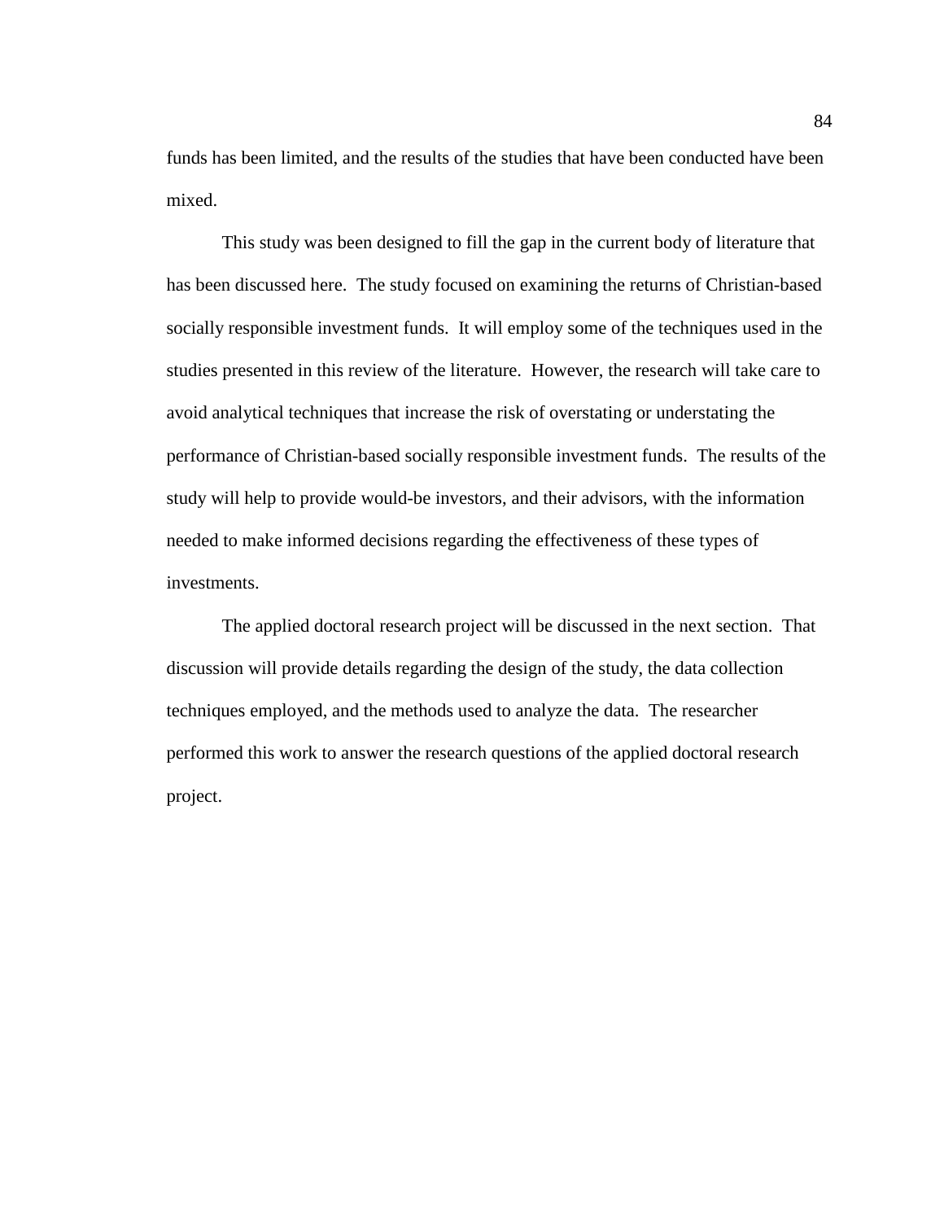funds has been limited, and the results of the studies that have been conducted have been mixed.

This study was been designed to fill the gap in the current body of literature that has been discussed here. The study focused on examining the returns of Christian-based socially responsible investment funds. It will employ some of the techniques used in the studies presented in this review of the literature. However, the research will take care to avoid analytical techniques that increase the risk of overstating or understating the performance of Christian-based socially responsible investment funds. The results of the study will help to provide would-be investors, and their advisors, with the information needed to make informed decisions regarding the effectiveness of these types of investments.

The applied doctoral research project will be discussed in the next section. That discussion will provide details regarding the design of the study, the data collection techniques employed, and the methods used to analyze the data. The researcher performed this work to answer the research questions of the applied doctoral research project.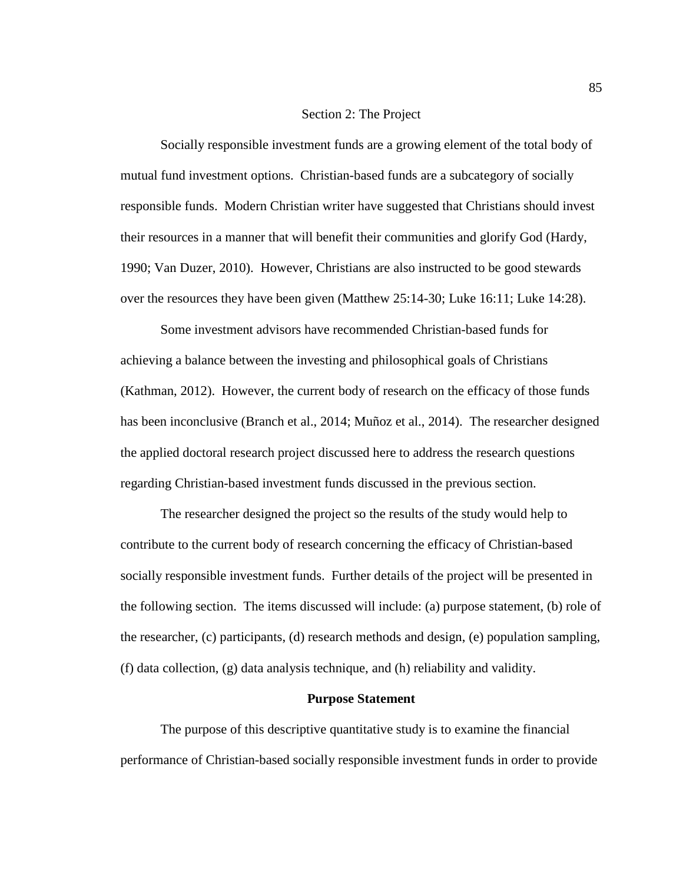# Section 2: The Project

Socially responsible investment funds are a growing element of the total body of mutual fund investment options. Christian-based funds are a subcategory of socially responsible funds. Modern Christian writer have suggested that Christians should invest their resources in a manner that will benefit their communities and glorify God (Hardy, 1990; Van Duzer, 2010). However, Christians are also instructed to be good stewards over the resources they have been given (Matthew 25:14-30; Luke 16:11; Luke 14:28).

Some investment advisors have recommended Christian-based funds for achieving a balance between the investing and philosophical goals of Christians (Kathman, 2012). However, the current body of research on the efficacy of those funds has been inconclusive (Branch et al., 2014; Muñoz et al., 2014). The researcher designed the applied doctoral research project discussed here to address the research questions regarding Christian-based investment funds discussed in the previous section.

The researcher designed the project so the results of the study would help to contribute to the current body of research concerning the efficacy of Christian-based socially responsible investment funds. Further details of the project will be presented in the following section. The items discussed will include: (a) purpose statement, (b) role of the researcher, (c) participants, (d) research methods and design, (e) population sampling, (f) data collection, (g) data analysis technique, and (h) reliability and validity.

## Purpose Statement

The purpose of this descriptive quantitative study is to examine the financial performance of Christian-based socially responsible investment funds in order to provide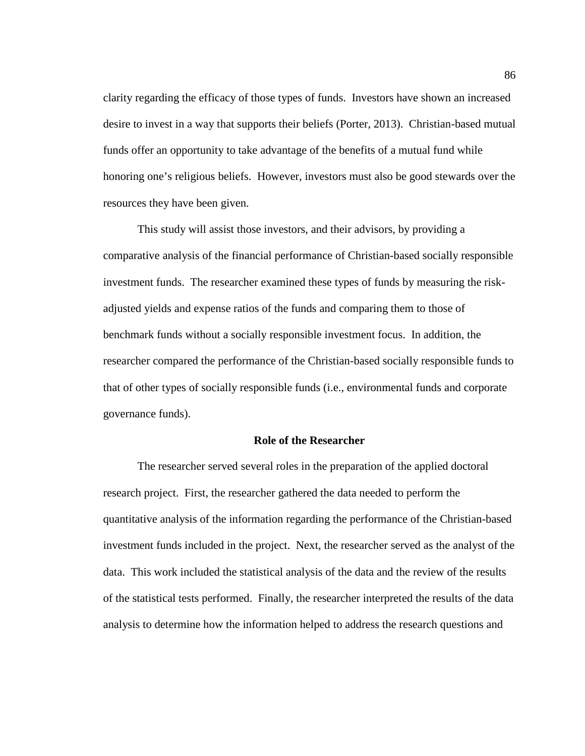clarity regarding the efficacy of those types of funds. Investors have shown an increased desire to invest in a way that supports their beliefs (Porter, 2013). Christian-based mutual funds offer an opportunity to take advantage of the benefits of a mutual fund while honoring one's religious beliefs. However, investors must also be good stewards over the resources they have been given.

This study will assist those investors, and their advisors, by providing a comparative analysis of the financial performance of Christian-based socially responsible investment funds. The researcher examined these types of funds by measuring the risk-adjusted yields and expense ratios of the funds and comparing them to those of benchmark funds without a socially responsible investment focus. In addition, the researcher compared the performance of the Christian-based socially responsible funds to that of other types of socially responsible funds (i.e., environmental funds and corporate governance funds).

## Role of the Researcher

The researcher served several roles in the preparation of the applied doctoral research project. First, the researcher gathered the data needed to perform the quantitative analysis of the information regarding the performance of the Christian-based investment funds included in the project. Next, the researcher served as the analyst of the data. This work included the statistical analysis of the data and the review of the results of the statistical tests performed. Finally, the researcher interpreted the results of the data analysis to determine how the information helped to address the research questions and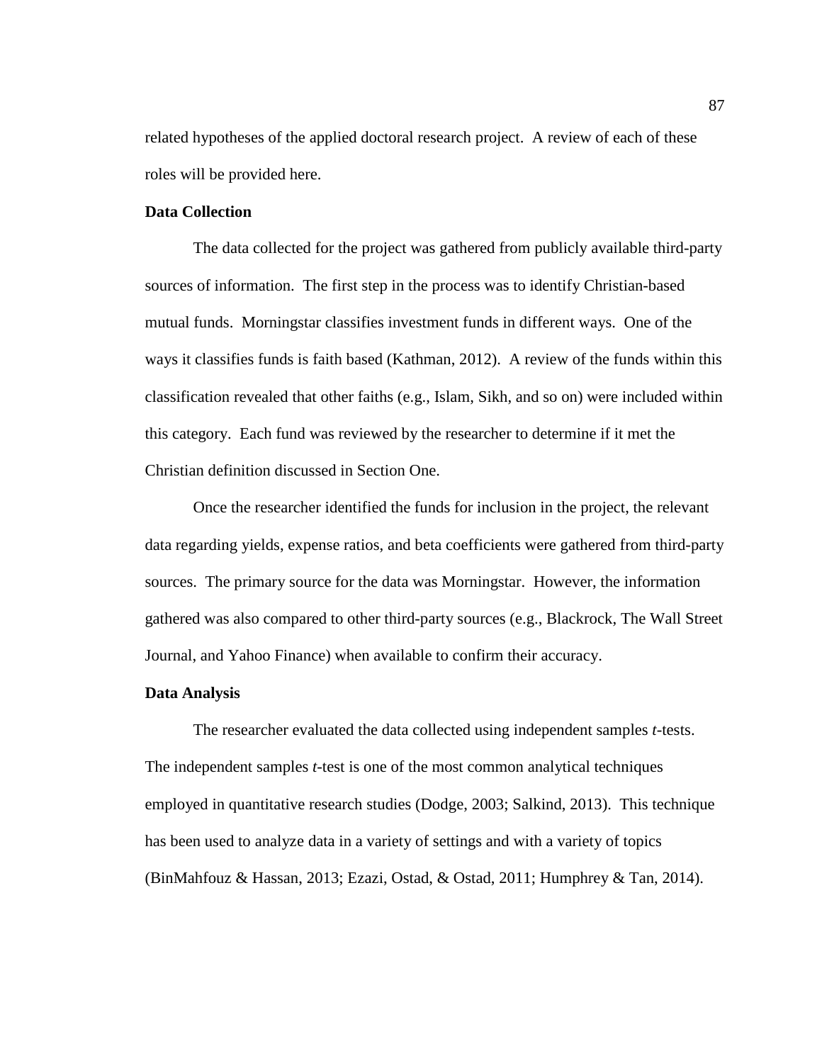related hypotheses of the applied doctoral research project. A review of each of these roles will be provided here.

**Data Collection**

The data collected for the project was gathered from publicly available third-party sources of information. The first step in the process was to identify Christian-based mutual funds. Morningstar classifies investment funds in different ways. One of the ways it classifies funds is faith based (Kathman, 2012). A review of the funds within this classification revealed that other faiths (e.g., Islam, Sikh, and so on) were included within this category. Each fund was reviewed by the researcher to determine if it met the Christian definition discussed in Section One.

Once the researcher identified the funds for inclusion in the project, the relevant data regarding yields, expense ratios, and beta coefficients were gathered from third-party sources. The primary source for the data was Morningstar. However, the information gathered was also compared to other third-party sources (e.g., Blackrock, The Wall Street Journal, and Yahoo Finance) when available to confirm their accuracy.

**Data Analysis**

The researcher evaluated the data collected using independent samples *t*-tests. The independent samples *t*-test is one of the most common analytical techniques employed in quantitative research studies (Dodge, 2003; Salkind, 2013). This technique has been used to analyze data in a variety of settings and with a variety of topics (BinMahfouz & Hassan, 2013; Ezazi, Ostad, & Ostad, 2011; Humphrey & Tan, 2014).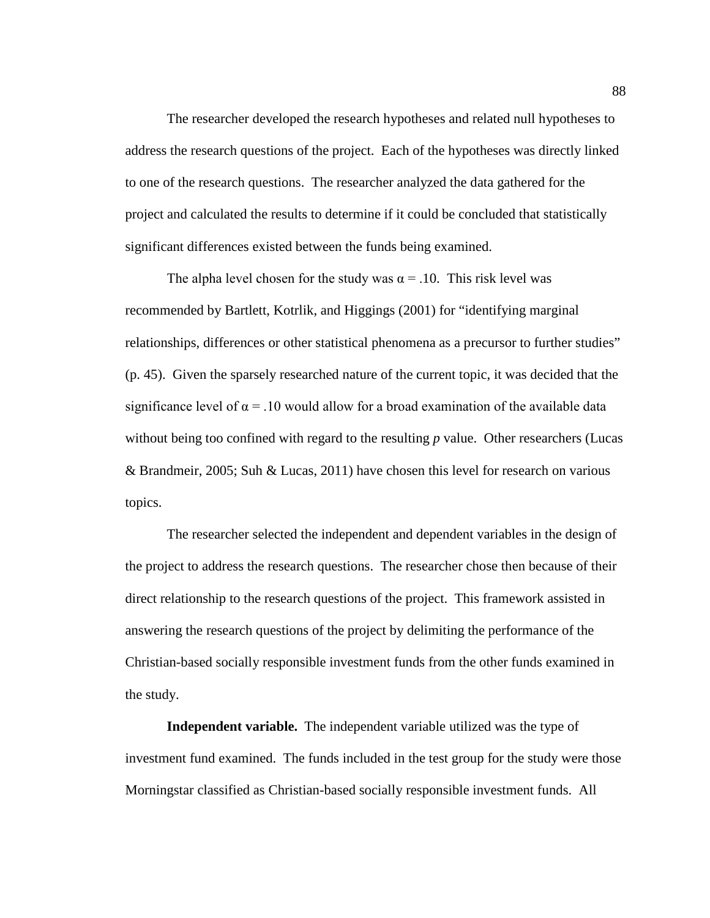The researcher developed the research hypotheses and related null hypotheses to address the research questions of the project. Each of the hypotheses was directly linked to one of the research questions. The researcher analyzed the data gathered for the project and calculated the results to determine if it could be concluded that statistically significant differences existed between the funds being examined.

The alpha level chosen for the study was $\alpha = .10$. This risk level was recommended by Bartlett, Kotrlik, and Higgings (2001) for "identifying marginal relationships, differences or other statistical phenomena as a precursor to further studies" (p. 45). Given the sparsely researched nature of the current topic, it was decided that the significance level of $\alpha = .10$ would allow for a broad examination of the available data without being too confined with regard to the resulting *p* value. Other researchers (Lucas & Brandmeir, 2005; Suh & Lucas, 2011) have chosen this level for research on various topics.

The researcher selected the independent and dependent variables in the design of the project to address the research questions. The researcher chose then because of their direct relationship to the research questions of the project. This framework assisted in answering the research questions of the project by delimiting the performance of the Christian-based socially responsible investment funds from the other funds examined in the study.

**Independent variable.** The independent variable utilized was the type of investment fund examined. The funds included in the test group for the study were those Morningstar classified as Christian-based socially responsible investment funds. All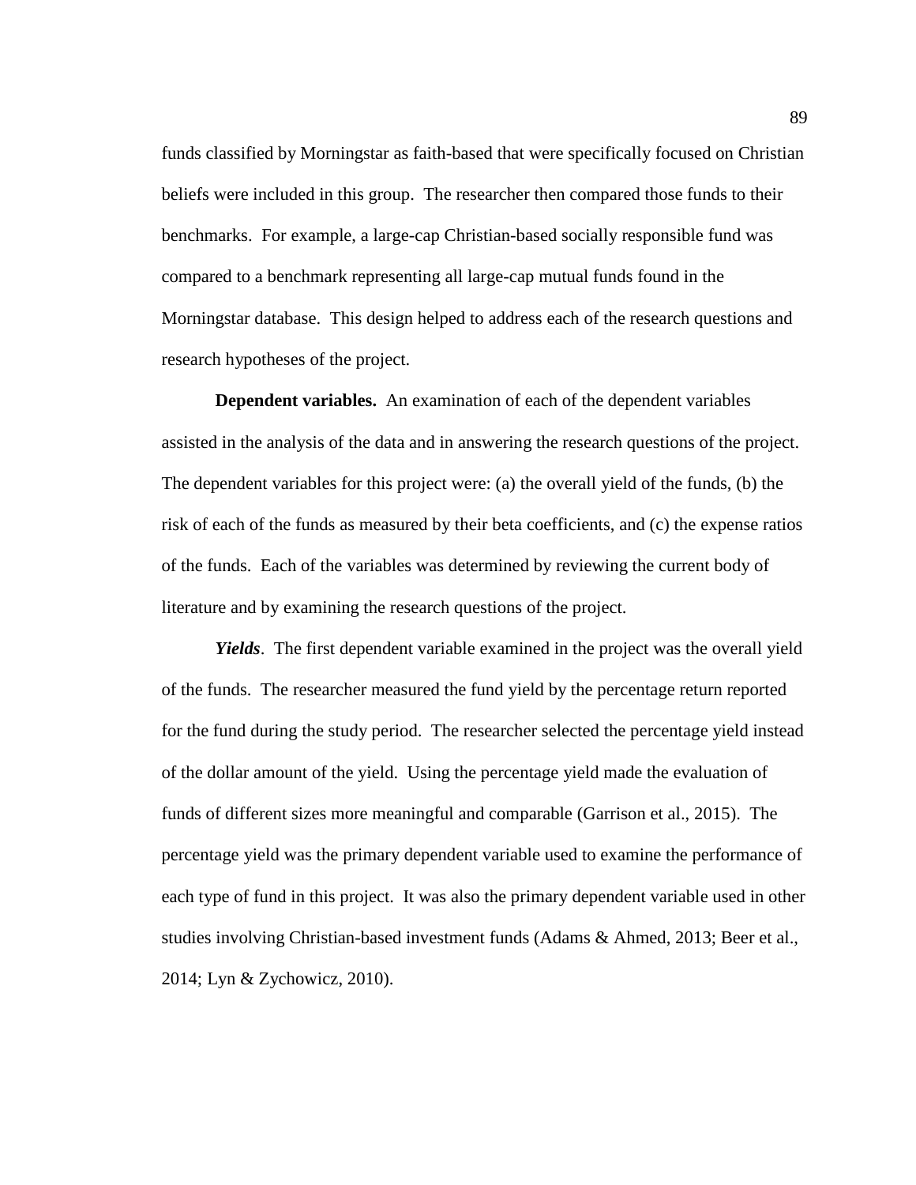funds classified by Morningstar as faith-based that were specifically focused on Christian beliefs were included in this group. The researcher then compared those funds to their benchmarks. For example, a large-cap Christian-based socially responsible fund was compared to a benchmark representing all large-cap mutual funds found in the Morningstar database. This design helped to address each of the research questions and research hypotheses of the project.

**Dependent variables.** An examination of each of the dependent variables assisted in the analysis of the data and in answering the research questions of the project. The dependent variables for this project were: (a) the overall yield of the funds, (b) the risk of each of the funds as measured by their beta coefficients, and (c) the expense ratios of the funds. Each of the variables was determined by reviewing the current body of literature and by examining the research questions of the project.

***Yields***. The first dependent variable examined in the project was the overall yield of the funds. The researcher measured the fund yield by the percentage return reported for the fund during the study period. The researcher selected the percentage yield instead of the dollar amount of the yield. Using the percentage yield made the evaluation of funds of different sizes more meaningful and comparable (Garrison et al., 2015). The percentage yield was the primary dependent variable used to examine the performance of each type of fund in this project. It was also the primary dependent variable used in other studies involving Christian-based investment funds (Adams & Ahmed, 2013; Beer et al., 2014; Lyn & Zychowicz, 2010).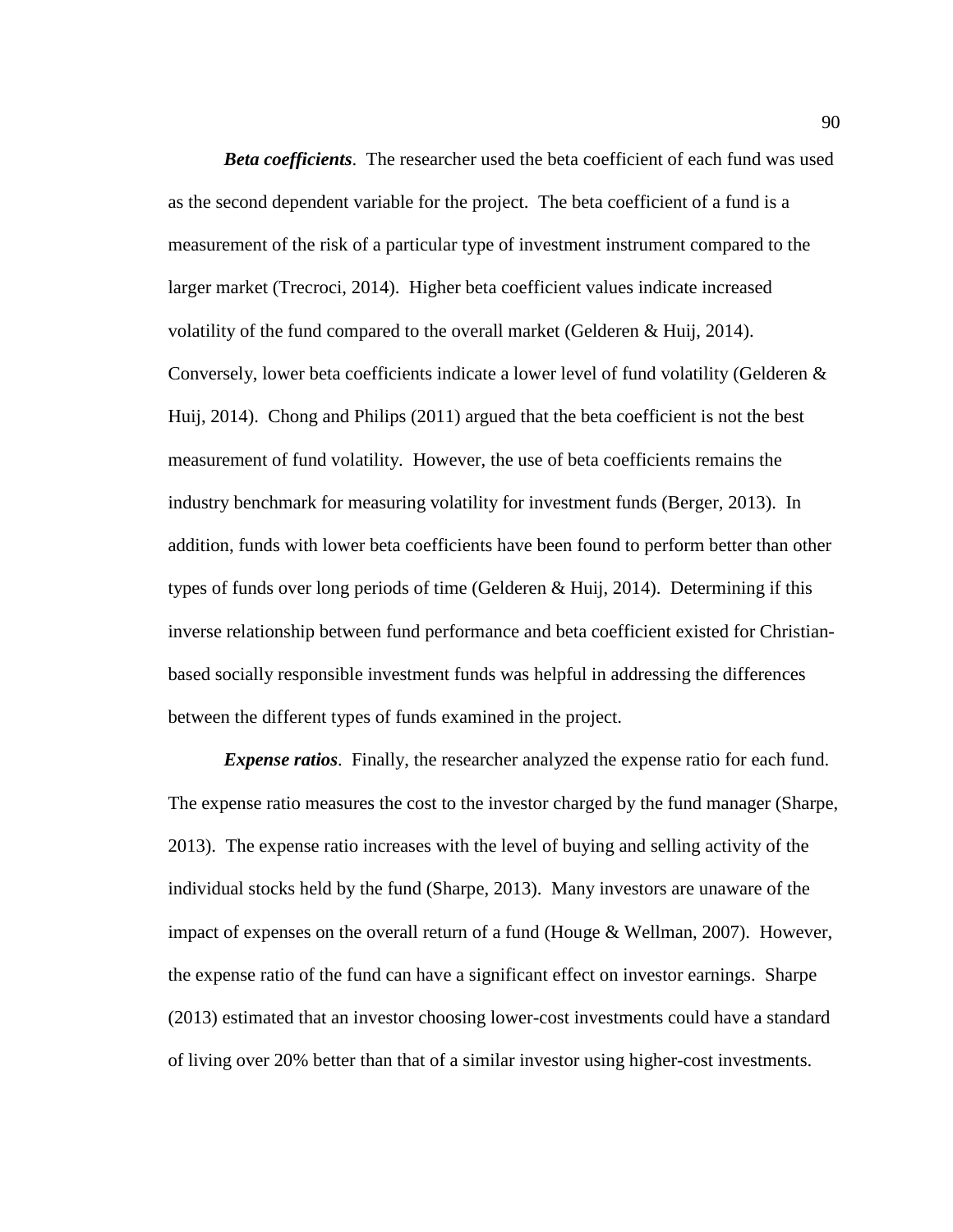***Beta coefficients***. The researcher used the beta coefficient of each fund was used as the second dependent variable for the project. The beta coefficient of a fund is a measurement of the risk of a particular type of investment instrument compared to the larger market (Trecroci, 2014). Higher beta coefficient values indicate increased volatility of the fund compared to the overall market (Gelderen & Huij, 2014). Conversely, lower beta coefficients indicate a lower level of fund volatility (Gelderen & Huij, 2014). Chong and Philips (2011) argued that the beta coefficient is not the best measurement of fund volatility. However, the use of beta coefficients remains the industry benchmark for measuring volatility for investment funds (Berger, 2013). In addition, funds with lower beta coefficients have been found to perform better than other types of funds over long periods of time (Gelderen & Huij, 2014). Determining if this inverse relationship between fund performance and beta coefficient existed for Christian-based socially responsible investment funds was helpful in addressing the differences between the different types of funds examined in the project.

***Expense ratios***. Finally, the researcher analyzed the expense ratio for each fund. The expense ratio measures the cost to the investor charged by the fund manager (Sharpe, 2013). The expense ratio increases with the level of buying and selling activity of the individual stocks held by the fund (Sharpe, 2013). Many investors are unaware of the impact of expenses on the overall return of a fund (Houge & Wellman, 2007). However, the expense ratio of the fund can have a significant effect on investor earnings. Sharpe (2013) estimated that an investor choosing lower-cost investments could have a standard of living over 20% better than that of a similar investor using higher-cost investments.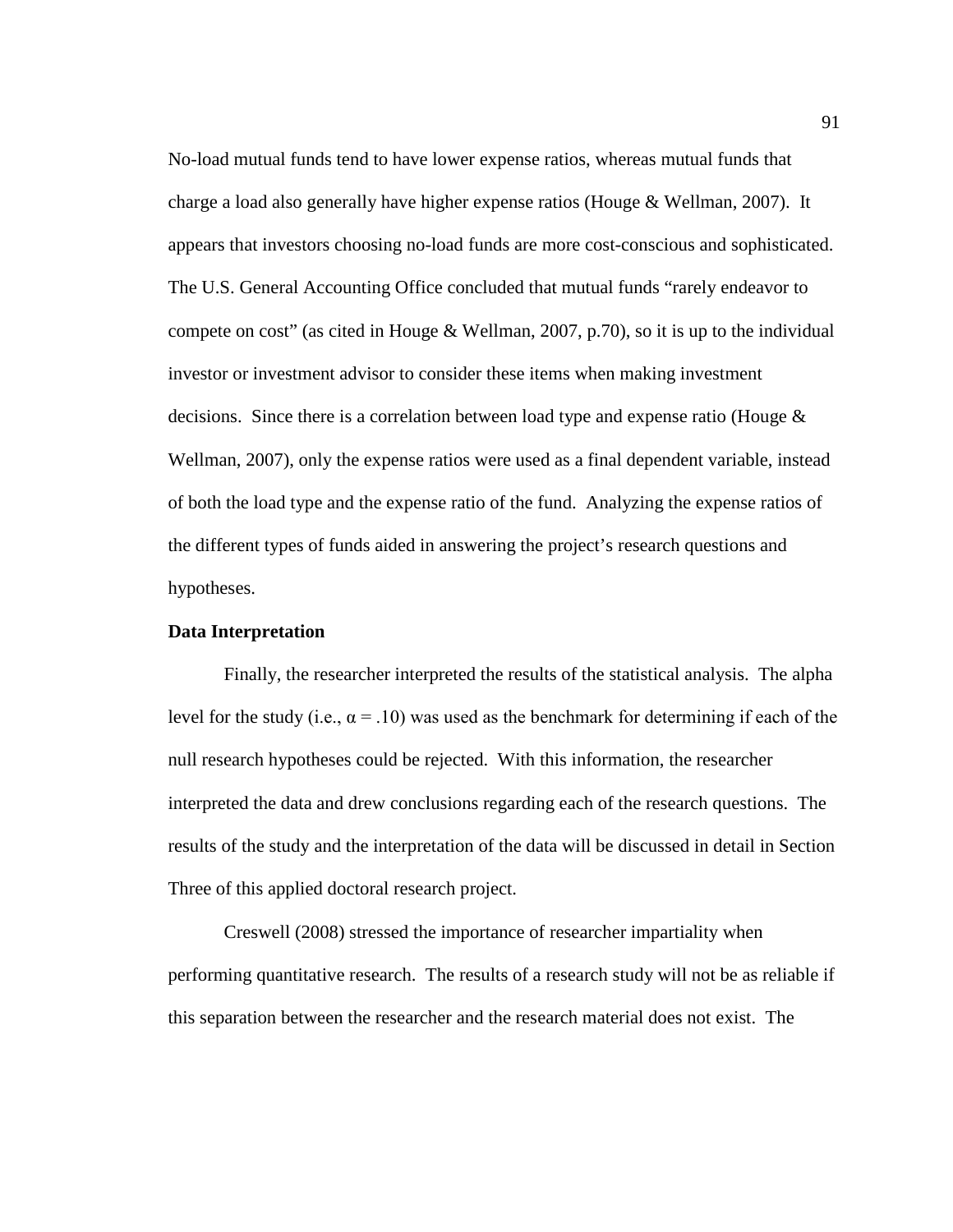No-load mutual funds tend to have lower expense ratios, whereas mutual funds that charge a load also generally have higher expense ratios (Houge & Wellman, 2007). It appears that investors choosing no-load funds are more cost-conscious and sophisticated. The U.S. General Accounting Office concluded that mutual funds “rarely endeavor to compete on cost” (as cited in Houge & Wellman, 2007, p.70), so it is up to the individual investor or investment advisor to consider these items when making investment decisions. Since there is a correlation between load type and expense ratio (Houge & Wellman, 2007), only the expense ratios were used as a final dependent variable, instead of both the load type and the expense ratio of the fund. Analyzing the expense ratios of the different types of funds aided in answering the project’s research questions and hypotheses.

**Data Interpretation**

Finally, the researcher interpreted the results of the statistical analysis. The alpha level for the study (i.e., $\alpha = .10$) was used as the benchmark for determining if each of the null research hypotheses could be rejected. With this information, the researcher interpreted the data and drew conclusions regarding each of the research questions. The results of the study and the interpretation of the data will be discussed in detail in Section Three of this applied doctoral research project.

Creswell (2008) stressed the importance of researcher impartiality when performing quantitative research. The results of a research study will not be as reliable if this separation between the researcher and the research material does not exist. The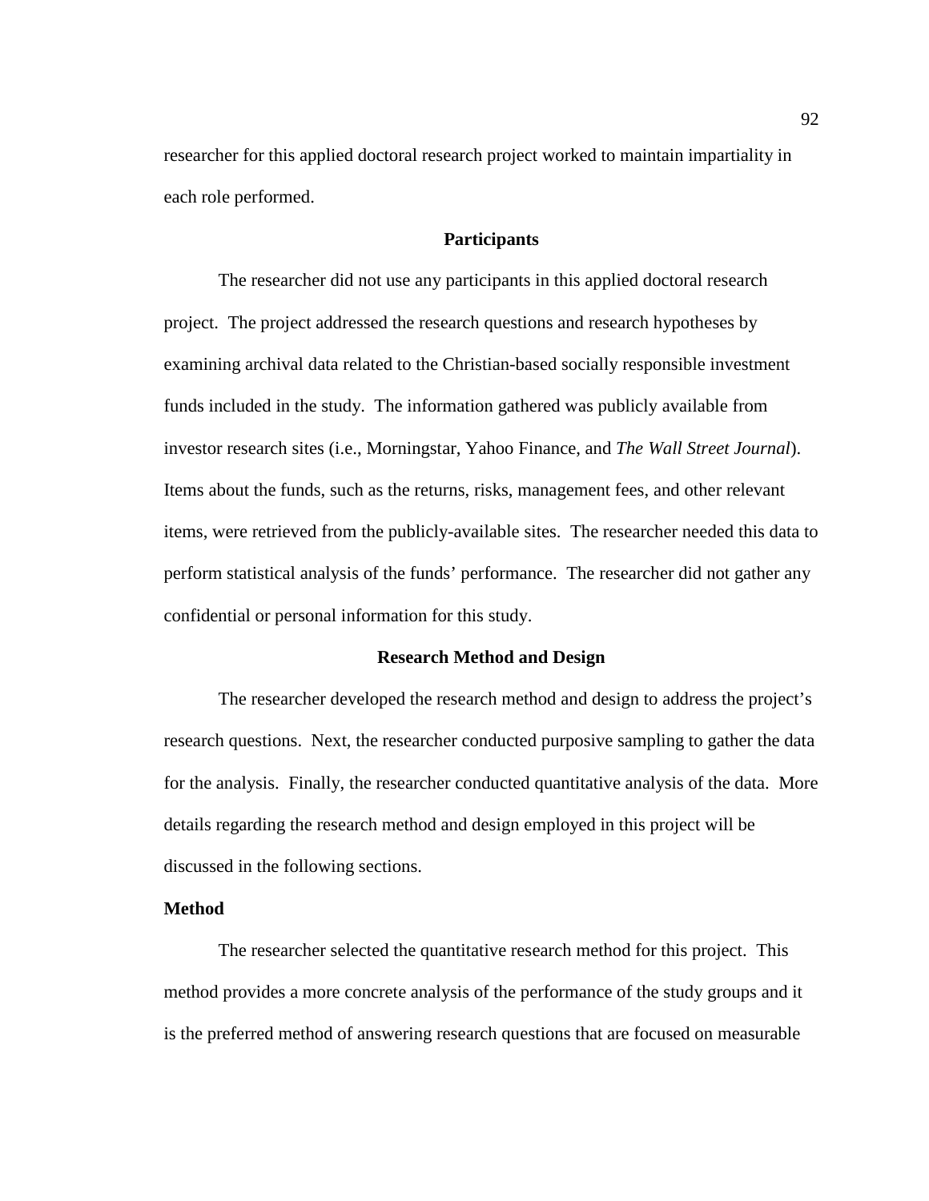researcher for this applied doctoral research project worked to maintain impartiality in each role performed.

## Participants

The researcher did not use any participants in this applied doctoral research project. The project addressed the research questions and research hypotheses by examining archival data related to the Christian-based socially responsible investment funds included in the study. The information gathered was publicly available from investor research sites (i.e., Morningstar, Yahoo Finance, and *The Wall Street Journal*). Items about the funds, such as the returns, risks, management fees, and other relevant items, were retrieved from the publicly-available sites. The researcher needed this data to perform statistical analysis of the funds' performance. The researcher did not gather any confidential or personal information for this study.

## Research Method and Design

The researcher developed the research method and design to address the project's research questions. Next, the researcher conducted purposive sampling to gather the data for the analysis. Finally, the researcher conducted quantitative analysis of the data. More details regarding the research method and design employed in this project will be discussed in the following sections.

### Method

The researcher selected the quantitative research method for this project. This method provides a more concrete analysis of the performance of the study groups and it is the preferred method of answering research questions that are focused on measurable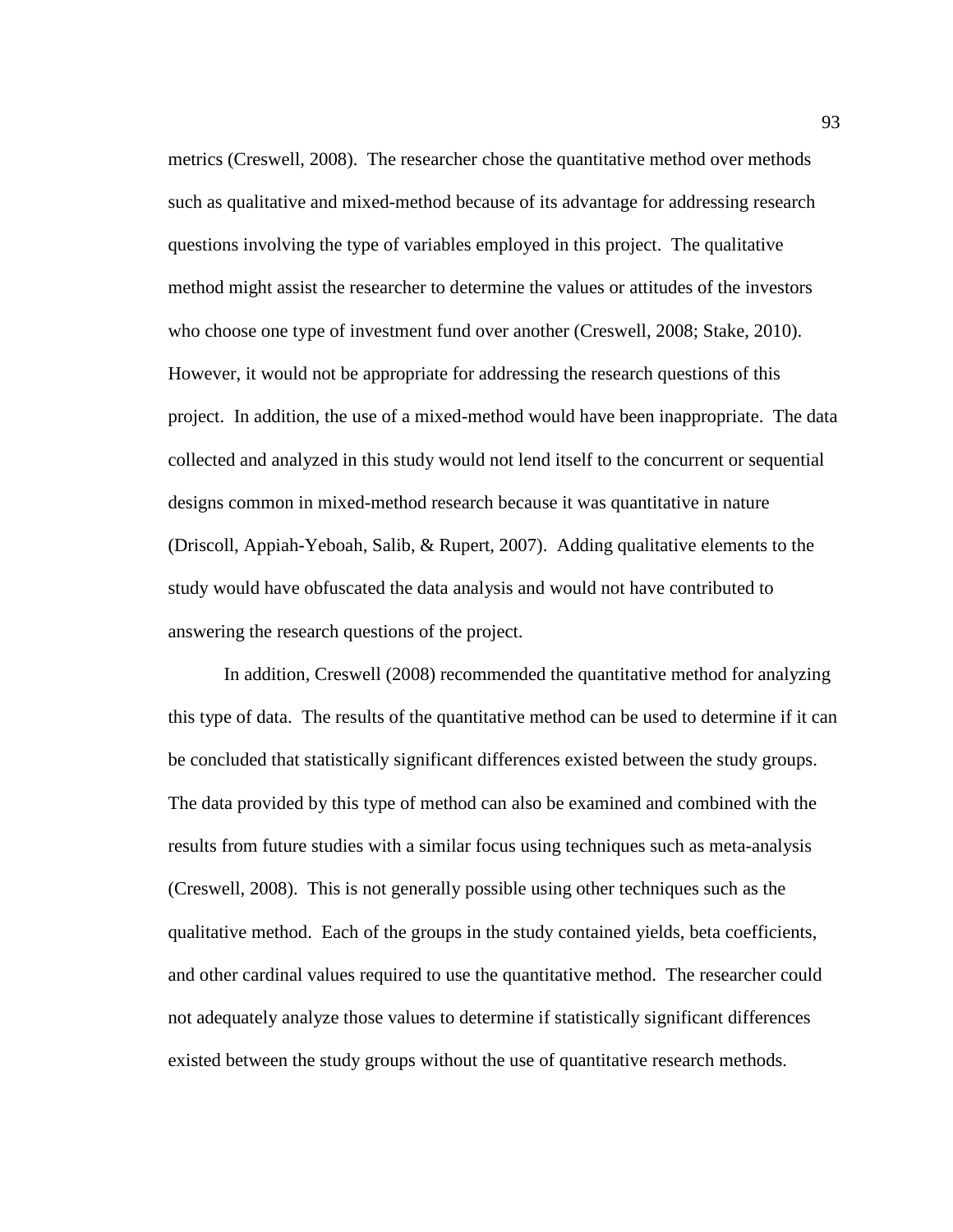metrics (Creswell, 2008). The researcher chose the quantitative method over methods such as qualitative and mixed-method because of its advantage for addressing research questions involving the type of variables employed in this project. The qualitative method might assist the researcher to determine the values or attitudes of the investors who choose one type of investment fund over another (Creswell, 2008; Stake, 2010). However, it would not be appropriate for addressing the research questions of this project. In addition, the use of a mixed-method would have been inappropriate. The data collected and analyzed in this study would not lend itself to the concurrent or sequential designs common in mixed-method research because it was quantitative in nature (Driscoll, Appiah-Yeboah, Salib, & Rupert, 2007). Adding qualitative elements to the study would have obfuscated the data analysis and would not have contributed to answering the research questions of the project.

In addition, Creswell (2008) recommended the quantitative method for analyzing this type of data. The results of the quantitative method can be used to determine if it can be concluded that statistically significant differences existed between the study groups. The data provided by this type of method can also be examined and combined with the results from future studies with a similar focus using techniques such as meta-analysis (Creswell, 2008). This is not generally possible using other techniques such as the qualitative method. Each of the groups in the study contained yields, beta coefficients, and other cardinal values required to use the quantitative method. The researcher could not adequately analyze those values to determine if statistically significant differences existed between the study groups without the use of quantitative research methods.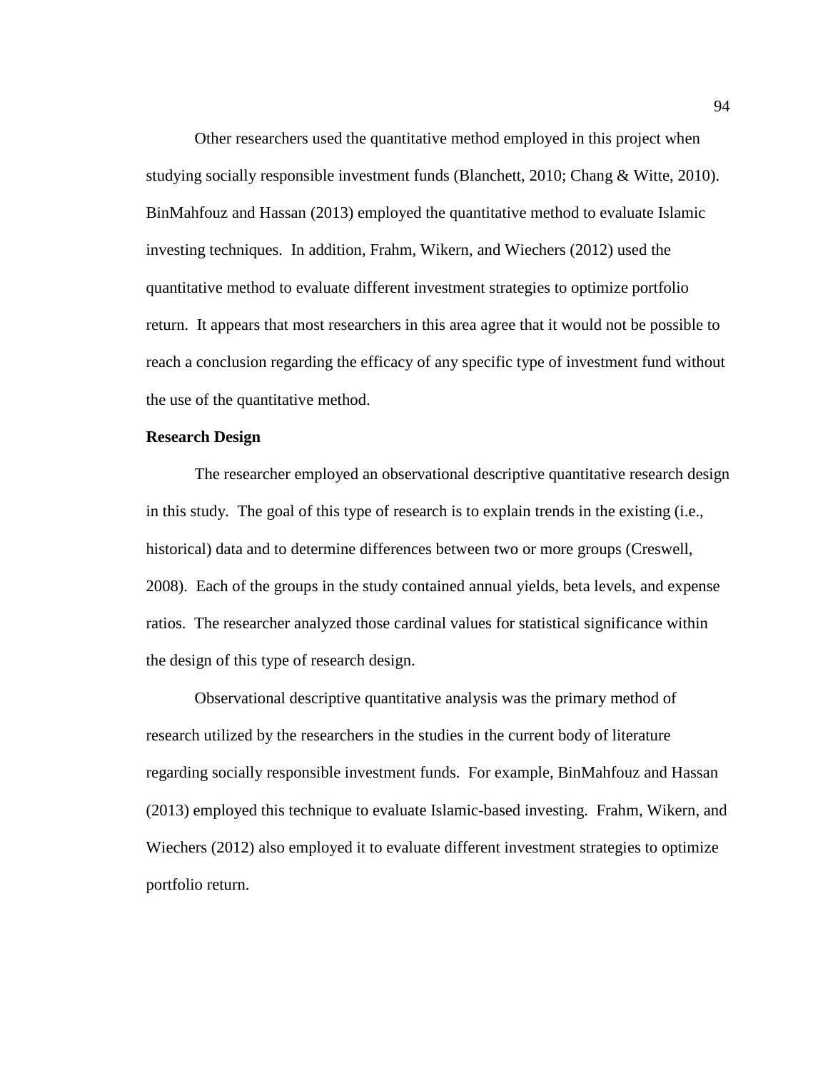Other researchers used the quantitative method employed in this project when studying socially responsible investment funds (Blanchett, 2010; Chang & Witte, 2010). BinMahfouz and Hassan (2013) employed the quantitative method to evaluate Islamic investing techniques. In addition, Frahm, Wikern, and Wiechers (2012) used the quantitative method to evaluate different investment strategies to optimize portfolio return. It appears that most researchers in this area agree that it would not be possible to reach a conclusion regarding the efficacy of any specific type of investment fund without the use of the quantitative method.

**Research Design**

The researcher employed an observational descriptive quantitative research design in this study. The goal of this type of research is to explain trends in the existing (i.e., historical) data and to determine differences between two or more groups (Creswell, 2008). Each of the groups in the study contained annual yields, beta levels, and expense ratios. The researcher analyzed those cardinal values for statistical significance within the design of this type of research design.

Observational descriptive quantitative analysis was the primary method of research utilized by the researchers in the studies in the current body of literature regarding socially responsible investment funds. For example, BinMahfouz and Hassan (2013) employed this technique to evaluate Islamic-based investing. Frahm, Wikern, and Wiechers (2012) also employed it to evaluate different investment strategies to optimize portfolio return.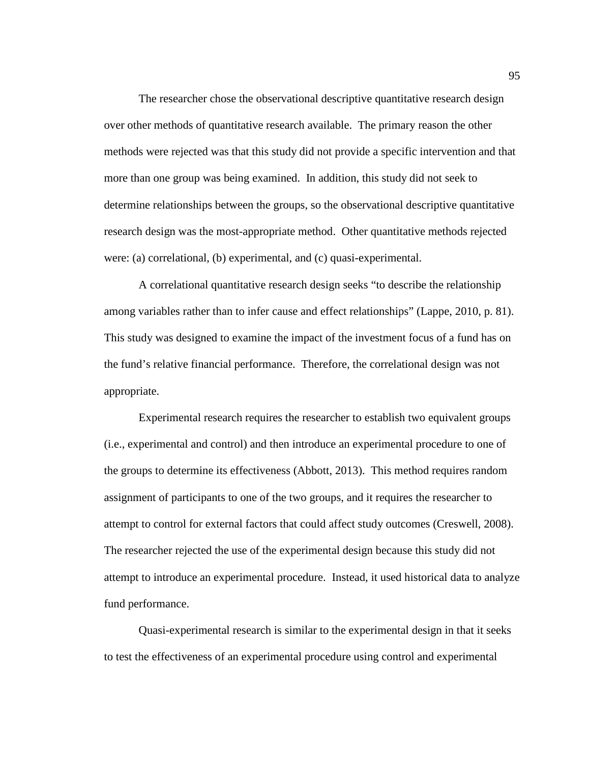The researcher chose the observational descriptive quantitative research design over other methods of quantitative research available. The primary reason the other methods were rejected was that this study did not provide a specific intervention and that more than one group was being examined. In addition, this study did not seek to determine relationships between the groups, so the observational descriptive quantitative research design was the most-appropriate method. Other quantitative methods rejected were: (a) correlational, (b) experimental, and (c) quasi-experimental.

A correlational quantitative research design seeks "to describe the relationship among variables rather than to infer cause and effect relationships" (Lappe, 2010, p. 81). This study was designed to examine the impact of the investment focus of a fund has on the fund's relative financial performance. Therefore, the correlational design was not appropriate.

Experimental research requires the researcher to establish two equivalent groups (i.e., experimental and control) and then introduce an experimental procedure to one of the groups to determine its effectiveness (Abbott, 2013). This method requires random assignment of participants to one of the two groups, and it requires the researcher to attempt to control for external factors that could affect study outcomes (Creswell, 2008). The researcher rejected the use of the experimental design because this study did not attempt to introduce an experimental procedure. Instead, it used historical data to analyze fund performance.

Quasi-experimental research is similar to the experimental design in that it seeks to test the effectiveness of an experimental procedure using control and experimental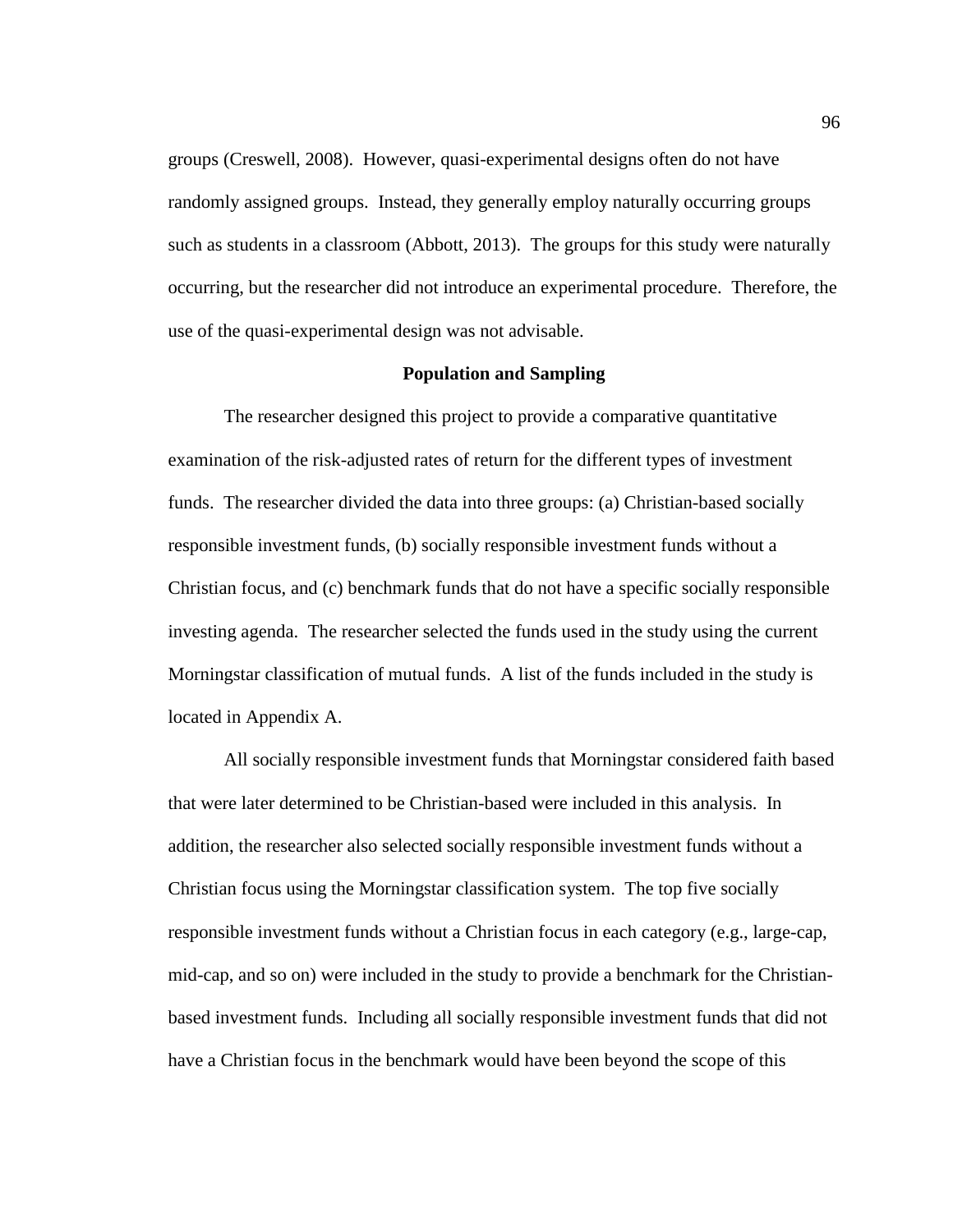groups (Creswell, 2008). However, quasi-experimental designs often do not have randomly assigned groups. Instead, they generally employ naturally occurring groups such as students in a classroom (Abbott, 2013). The groups for this study were naturally occurring, but the researcher did not introduce an experimental procedure. Therefore, the use of the quasi-experimental design was not advisable.

## Population and Sampling

The researcher designed this project to provide a comparative quantitative examination of the risk-adjusted rates of return for the different types of investment funds. The researcher divided the data into three groups: (a) Christian-based socially responsible investment funds, (b) socially responsible investment funds without a Christian focus, and (c) benchmark funds that do not have a specific socially responsible investing agenda. The researcher selected the funds used in the study using the current Morningstar classification of mutual funds. A list of the funds included in the study is located in Appendix A.

All socially responsible investment funds that Morningstar considered faith based that were later determined to be Christian-based were included in this analysis. In addition, the researcher also selected socially responsible investment funds without a Christian focus using the Morningstar classification system. The top five socially responsible investment funds without a Christian focus in each category (e.g., large-cap, mid-cap, and so on) were included in the study to provide a benchmark for the Christian-based investment funds. Including all socially responsible investment funds that did not have a Christian focus in the benchmark would have been beyond the scope of this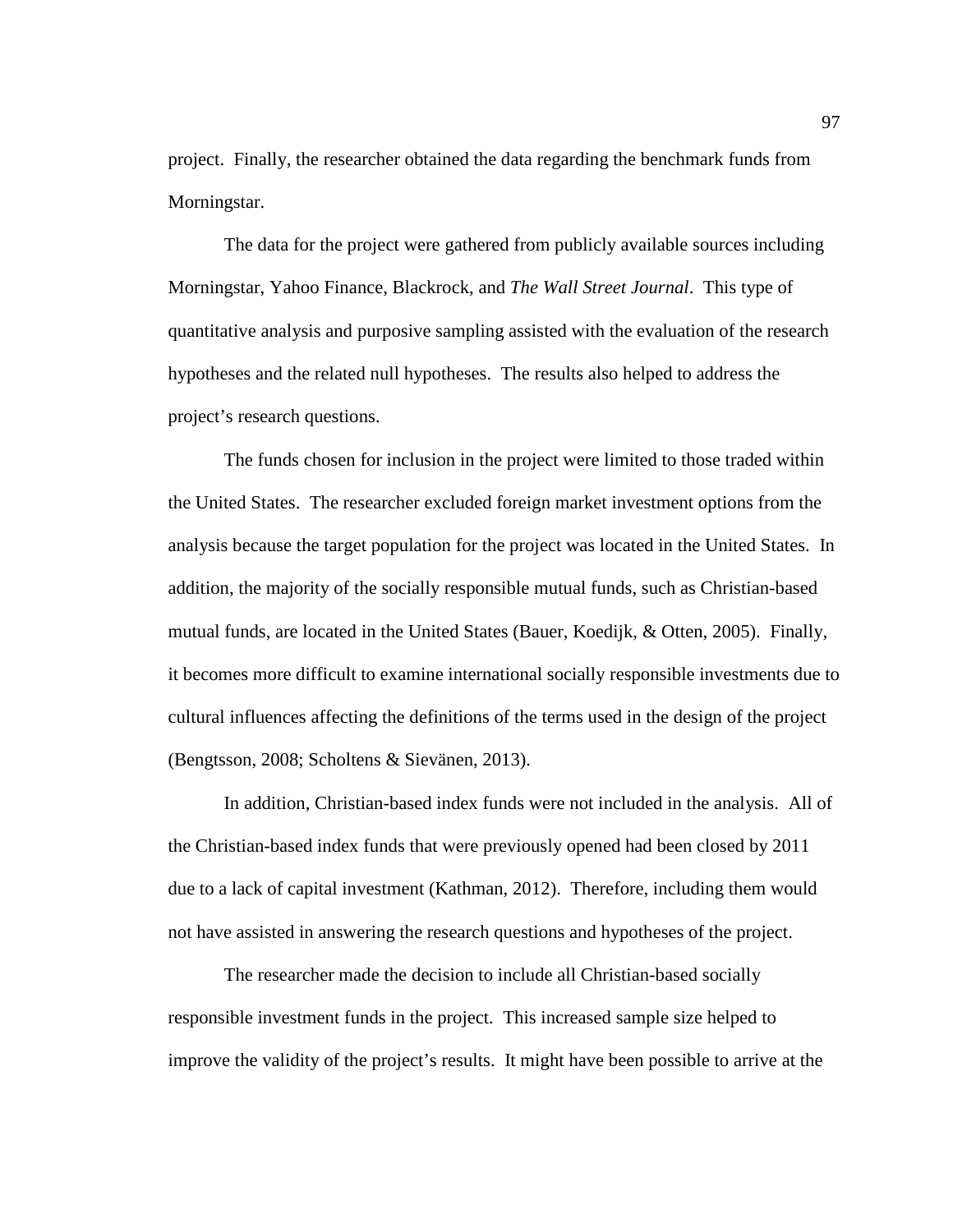project. Finally, the researcher obtained the data regarding the benchmark funds from Morningstar.

The data for the project were gathered from publicly available sources including Morningstar, Yahoo Finance, Blackrock, and *The Wall Street Journal*. This type of quantitative analysis and purposive sampling assisted with the evaluation of the research hypotheses and the related null hypotheses. The results also helped to address the project's research questions.

The funds chosen for inclusion in the project were limited to those traded within the United States. The researcher excluded foreign market investment options from the analysis because the target population for the project was located in the United States. In addition, the majority of the socially responsible mutual funds, such as Christian-based mutual funds, are located in the United States (Bauer, Koedijk, & Otten, 2005). Finally, it becomes more difficult to examine international socially responsible investments due to cultural influences affecting the definitions of the terms used in the design of the project (Bengtsson, 2008; Scholtens & Sievänen, 2013).

In addition, Christian-based index funds were not included in the analysis. All of the Christian-based index funds that were previously opened had been closed by 2011 due to a lack of capital investment (Kathman, 2012). Therefore, including them would not have assisted in answering the research questions and hypotheses of the project.

The researcher made the decision to include all Christian-based socially responsible investment funds in the project. This increased sample size helped to improve the validity of the project's results. It might have been possible to arrive at the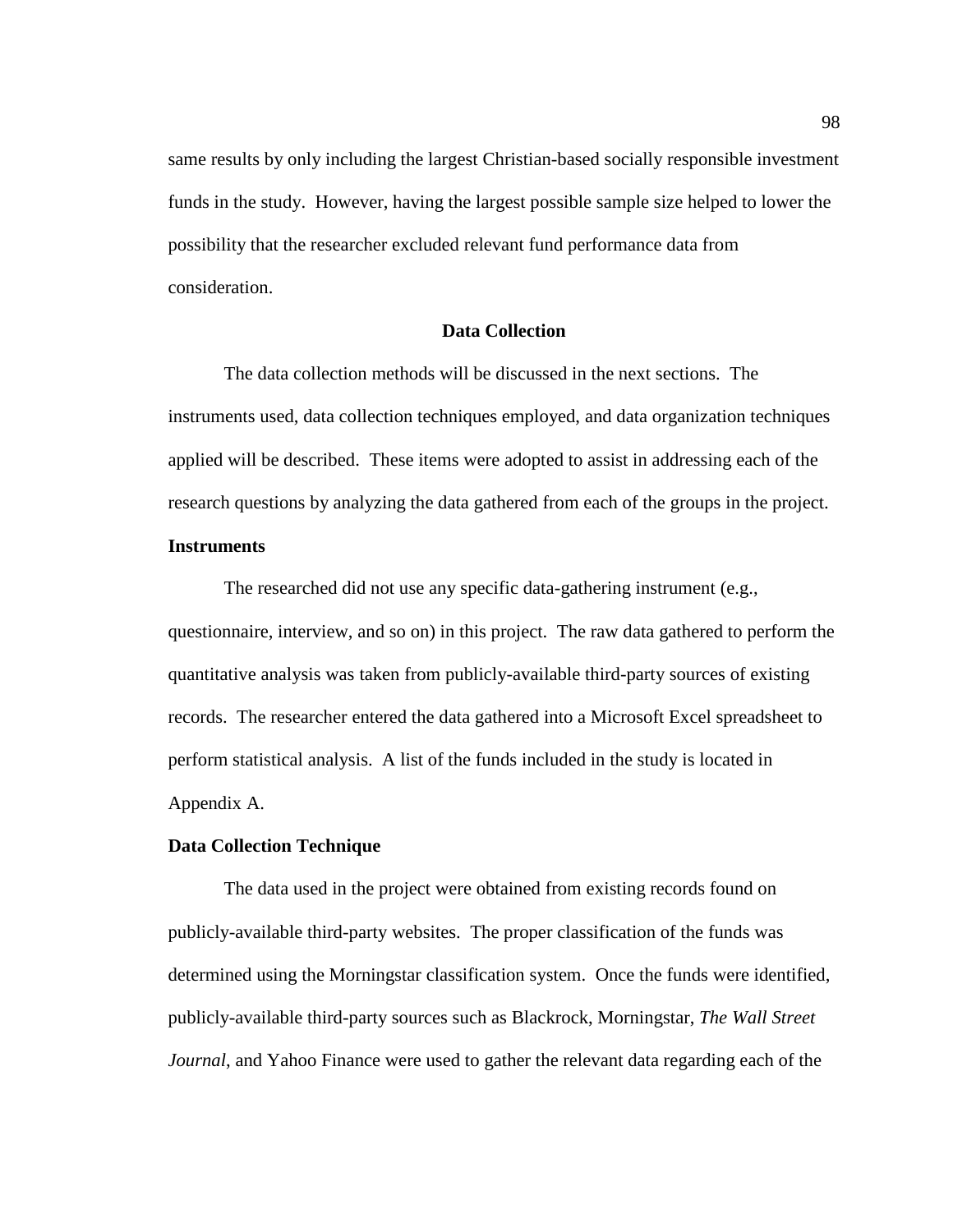same results by only including the largest Christian-based socially responsible investment funds in the study. However, having the largest possible sample size helped to lower the possibility that the researcher excluded relevant fund performance data from consideration.

## Data Collection

The data collection methods will be discussed in the next sections. The instruments used, data collection techniques employed, and data organization techniques applied will be described. These items were adopted to assist in addressing each of the research questions by analyzing the data gathered from each of the groups in the project.

### Instruments

The researched did not use any specific data-gathering instrument (e.g., questionnaire, interview, and so on) in this project. The raw data gathered to perform the quantitative analysis was taken from publicly-available third-party sources of existing records. The researcher entered the data gathered into a Microsoft Excel spreadsheet to perform statistical analysis. A list of the funds included in the study is located in Appendix A.

### Data Collection Technique

The data used in the project were obtained from existing records found on publicly-available third-party websites. The proper classification of the funds was determined using the Morningstar classification system. Once the funds were identified, publicly-available third-party sources such as Blackrock, Morningstar, *The Wall Street Journal*, and Yahoo Finance were used to gather the relevant data regarding each of the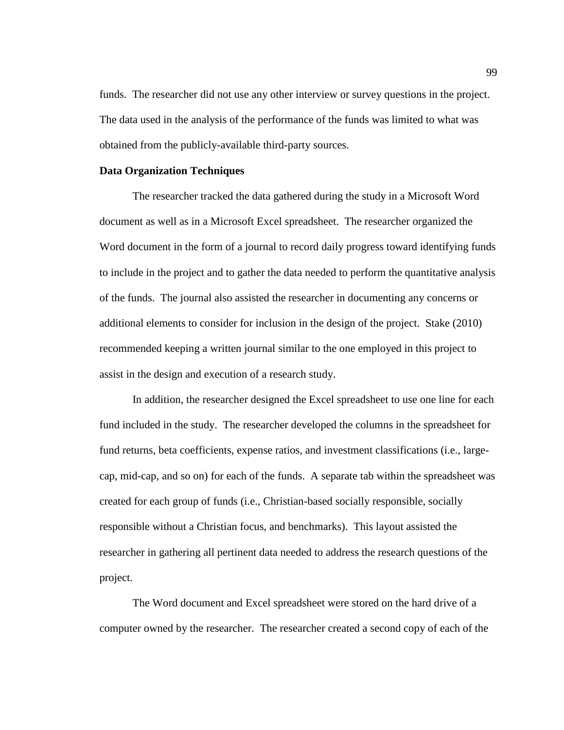funds. The researcher did not use any other interview or survey questions in the project. The data used in the analysis of the performance of the funds was limited to what was obtained from the publicly-available third-party sources.

**Data Organization Techniques**

The researcher tracked the data gathered during the study in a Microsoft Word document as well as in a Microsoft Excel spreadsheet. The researcher organized the Word document in the form of a journal to record daily progress toward identifying funds to include in the project and to gather the data needed to perform the quantitative analysis of the funds. The journal also assisted the researcher in documenting any concerns or additional elements to consider for inclusion in the design of the project. Stake (2010) recommended keeping a written journal similar to the one employed in this project to assist in the design and execution of a research study.

In addition, the researcher designed the Excel spreadsheet to use one line for each fund included in the study. The researcher developed the columns in the spreadsheet for fund returns, beta coefficients, expense ratios, and investment classifications (i.e., large-cap, mid-cap, and so on) for each of the funds. A separate tab within the spreadsheet was created for each group of funds (i.e., Christian-based socially responsible, socially responsible without a Christian focus, and benchmarks). This layout assisted the researcher in gathering all pertinent data needed to address the research questions of the project.

The Word document and Excel spreadsheet were stored on the hard drive of a computer owned by the researcher. The researcher created a second copy of each of the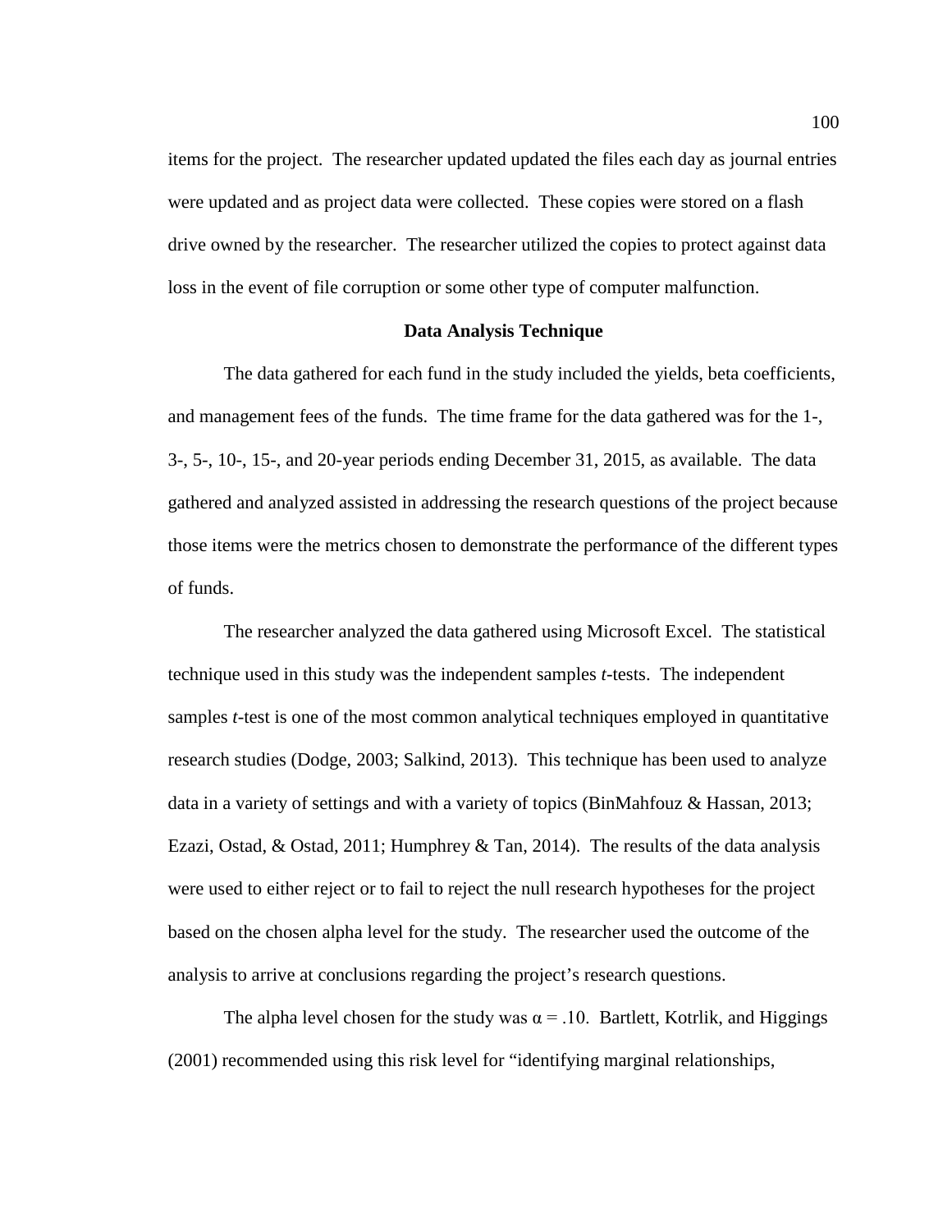items for the project. The researcher updated updated the files each day as journal entries were updated and as project data were collected. These copies were stored on a flash drive owned by the researcher. The researcher utilized the copies to protect against data loss in the event of file corruption or some other type of computer malfunction.

## Data Analysis Technique

The data gathered for each fund in the study included the yields, beta coefficients, and management fees of the funds. The time frame for the data gathered was for the 1-, 3-, 5-, 10-, 15-, and 20-year periods ending December 31, 2015, as available. The data gathered and analyzed assisted in addressing the research questions of the project because those items were the metrics chosen to demonstrate the performance of the different types of funds.

The researcher analyzed the data gathered using Microsoft Excel. The statistical technique used in this study was the independent samples *t*-tests. The independent samples *t*-test is one of the most common analytical techniques employed in quantitative research studies (Dodge, 2003; Salkind, 2013). This technique has been used to analyze data in a variety of settings and with a variety of topics (BinMahfouz & Hassan, 2013; Ezazi, Ostad, & Ostad, 2011; Humphrey & Tan, 2014). The results of the data analysis were used to either reject or to fail to reject the null research hypotheses for the project based on the chosen alpha level for the study. The researcher used the outcome of the analysis to arrive at conclusions regarding the project's research questions.

The alpha level chosen for the study was $\alpha = .10$. Bartlett, Kotrlik, and Higgings (2001) recommended using this risk level for "identifying marginal relationships,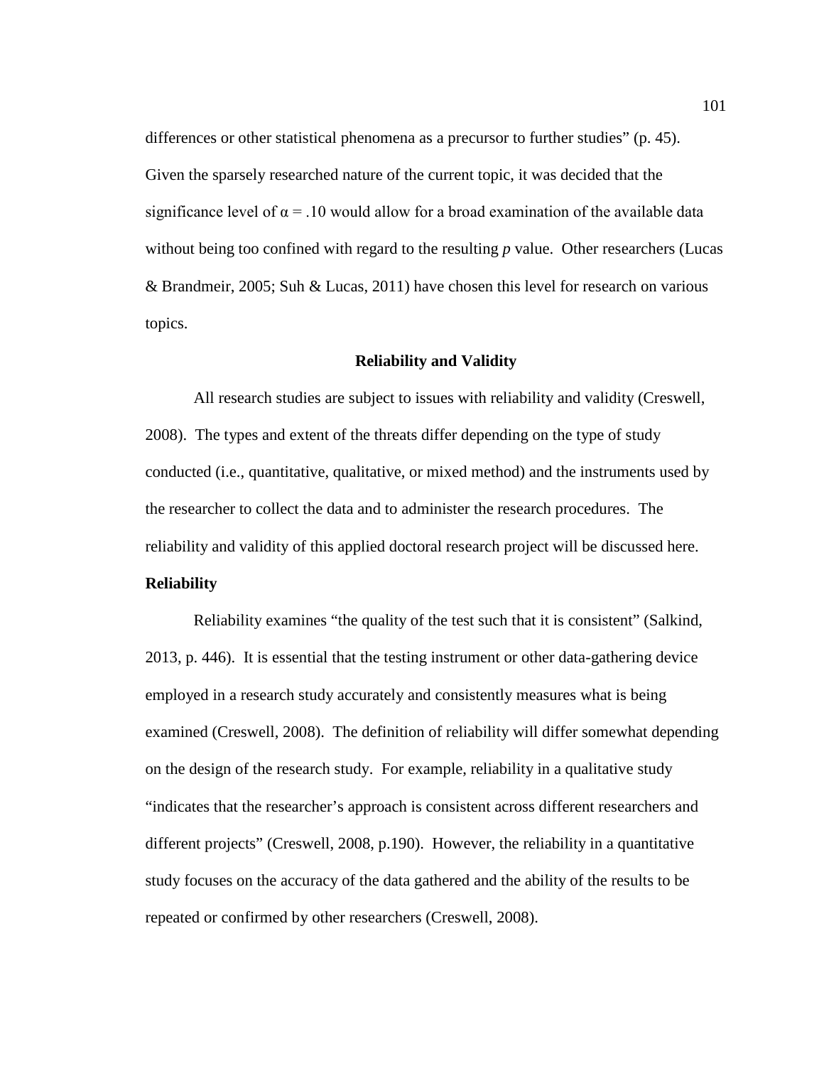differences or other statistical phenomena as a precursor to further studies" (p. 45). Given the sparsely researched nature of the current topic, it was decided that the significance level of $\alpha = .10$ would allow for a broad examination of the available data without being too confined with regard to the resulting *p* value. Other researchers (Lucas & Brandmeir, 2005; Suh & Lucas, 2011) have chosen this level for research on various topics.

## Reliability and Validity

All research studies are subject to issues with reliability and validity (Creswell, 2008). The types and extent of the threats differ depending on the type of study conducted (i.e., quantitative, qualitative, or mixed method) and the instruments used by the researcher to collect the data and to administer the research procedures. The reliability and validity of this applied doctoral research project will be discussed here.

### Reliability

Reliability examines "the quality of the test such that it is consistent" (Salkind, 2013, p. 446). It is essential that the testing instrument or other data-gathering device employed in a research study accurately and consistently measures what is being examined (Creswell, 2008). The definition of reliability will differ somewhat depending on the design of the research study. For example, reliability in a qualitative study "indicates that the researcher's approach is consistent across different researchers and different projects" (Creswell, 2008, p.190). However, the reliability in a quantitative study focuses on the accuracy of the data gathered and the ability of the results to be repeated or confirmed by other researchers (Creswell, 2008).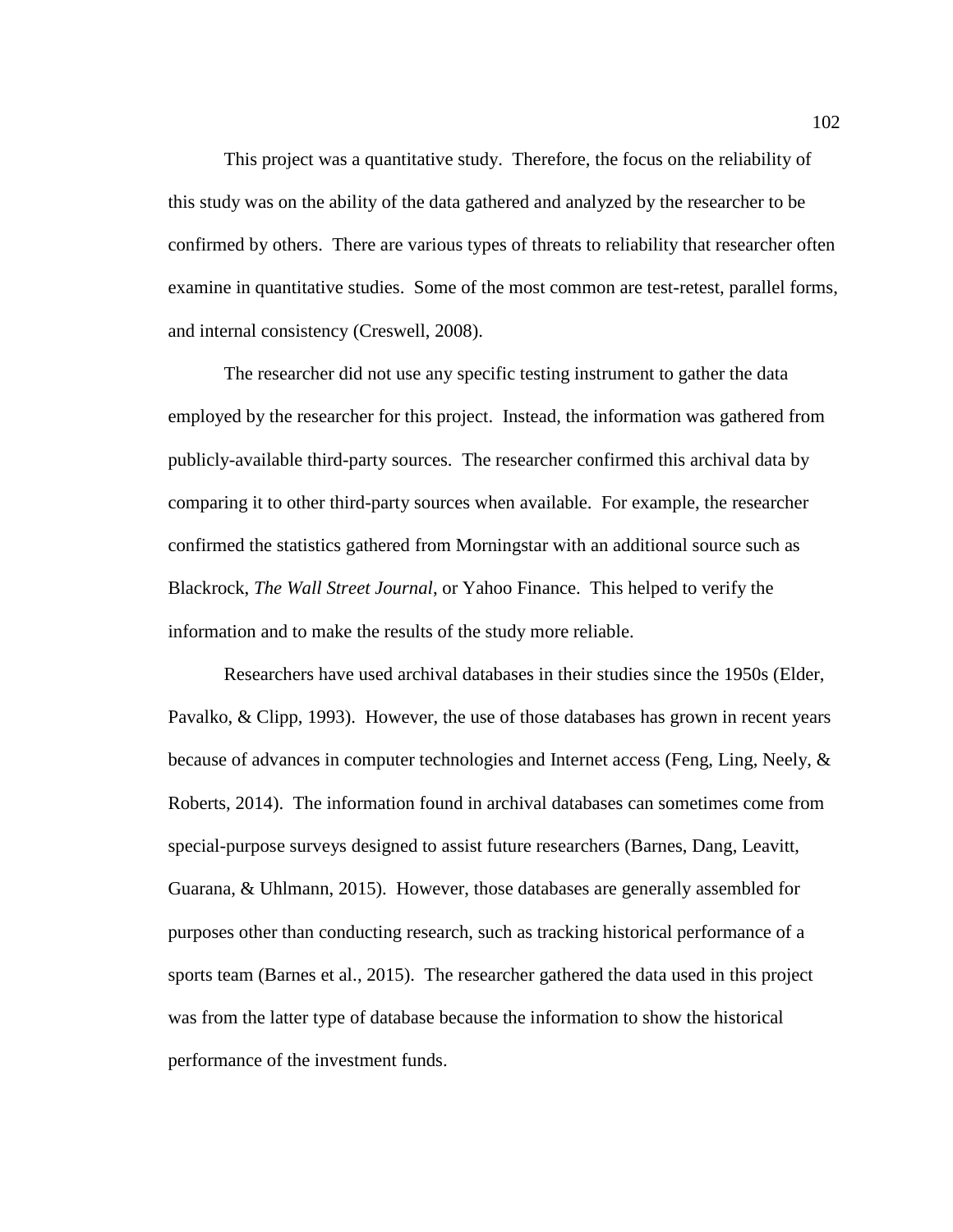This project was a quantitative study. Therefore, the focus on the reliability of this study was on the ability of the data gathered and analyzed by the researcher to be confirmed by others. There are various types of threats to reliability that researcher often examine in quantitative studies. Some of the most common are test-retest, parallel forms, and internal consistency (Creswell, 2008).

The researcher did not use any specific testing instrument to gather the data employed by the researcher for this project. Instead, the information was gathered from publicly-available third-party sources. The researcher confirmed this archival data by comparing it to other third-party sources when available. For example, the researcher confirmed the statistics gathered from Morningstar with an additional source such as Blackrock, *The Wall Street Journal*, or Yahoo Finance. This helped to verify the information and to make the results of the study more reliable.

Researchers have used archival databases in their studies since the 1950s (Elder, Pavalko, & Clipp, 1993). However, the use of those databases has grown in recent years because of advances in computer technologies and Internet access (Feng, Ling, Neely, & Roberts, 2014). The information found in archival databases can sometimes come from special-purpose surveys designed to assist future researchers (Barnes, Dang, Leavitt, Guarana, & Uhlmann, 2015). However, those databases are generally assembled for purposes other than conducting research, such as tracking historical performance of a sports team (Barnes et al., 2015). The researcher gathered the data used in this project was from the latter type of database because the information to show the historical performance of the investment funds.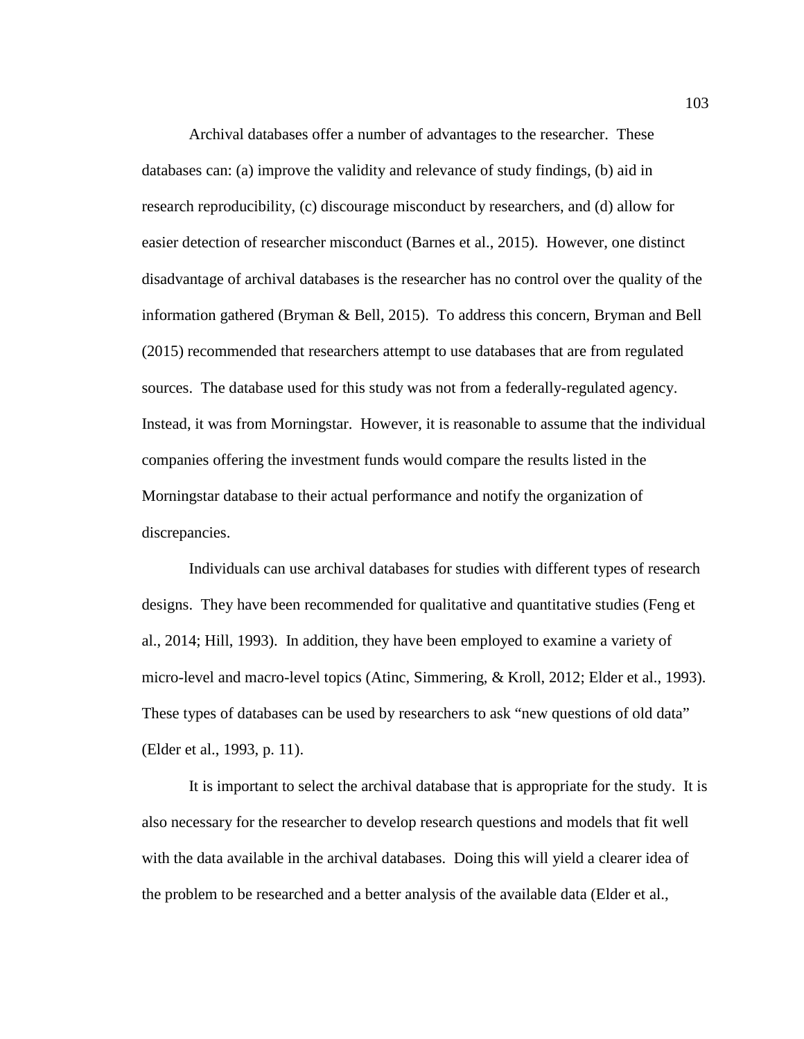Archival databases offer a number of advantages to the researcher. These databases can: (a) improve the validity and relevance of study findings, (b) aid in research reproducibility, (c) discourage misconduct by researchers, and (d) allow for easier detection of researcher misconduct (Barnes et al., 2015). However, one distinct disadvantage of archival databases is the researcher has no control over the quality of the information gathered (Bryman & Bell, 2015). To address this concern, Bryman and Bell (2015) recommended that researchers attempt to use databases that are from regulated sources. The database used for this study was not from a federally-regulated agency. Instead, it was from Morningstar. However, it is reasonable to assume that the individual companies offering the investment funds would compare the results listed in the Morningstar database to their actual performance and notify the organization of discrepancies.

Individuals can use archival databases for studies with different types of research designs. They have been recommended for qualitative and quantitative studies (Feng et al., 2014; Hill, 1993). In addition, they have been employed to examine a variety of micro-level and macro-level topics (Atinc, Simmering, & Kroll, 2012; Elder et al., 1993). These types of databases can be used by researchers to ask "new questions of old data" (Elder et al., 1993, p. 11).

It is important to select the archival database that is appropriate for the study. It is also necessary for the researcher to develop research questions and models that fit well with the data available in the archival databases. Doing this will yield a clearer idea of the problem to be researched and a better analysis of the available data (Elder et al.,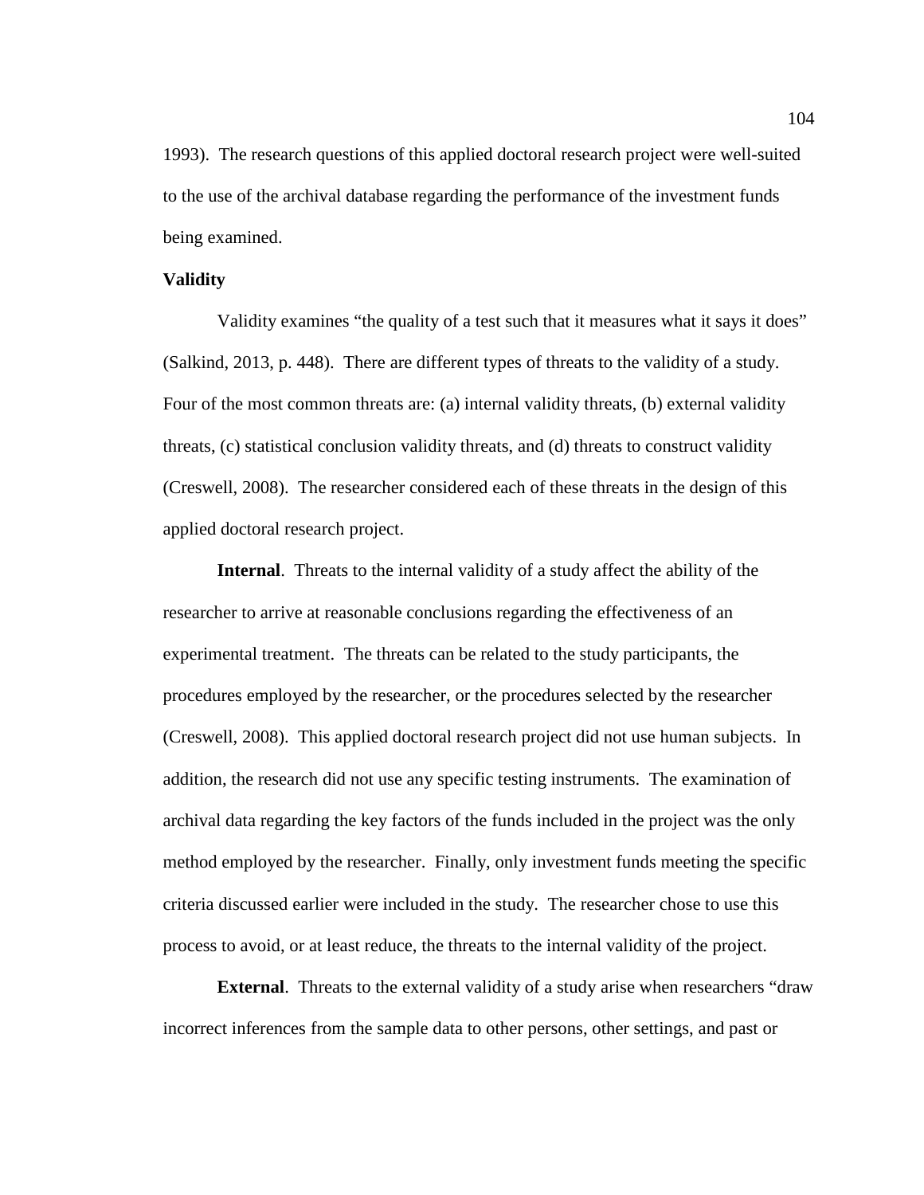1993). The research questions of this applied doctoral research project were well-suited to the use of the archival database regarding the performance of the investment funds being examined.

**Validity**

Validity examines “the quality of a test such that it measures what it says it does” (Salkind, 2013, p. 448). There are different types of threats to the validity of a study. Four of the most common threats are: (a) internal validity threats, (b) external validity threats, (c) statistical conclusion validity threats, and (d) threats to construct validity (Creswell, 2008). The researcher considered each of these threats in the design of this applied doctoral research project.

**Internal**. Threats to the internal validity of a study affect the ability of the researcher to arrive at reasonable conclusions regarding the effectiveness of an experimental treatment. The threats can be related to the study participants, the procedures employed by the researcher, or the procedures selected by the researcher (Creswell, 2008). This applied doctoral research project did not use human subjects. In addition, the research did not use any specific testing instruments. The examination of archival data regarding the key factors of the funds included in the project was the only method employed by the researcher. Finally, only investment funds meeting the specific criteria discussed earlier were included in the study. The researcher chose to use this process to avoid, or at least reduce, the threats to the internal validity of the project.

**External**. Threats to the external validity of a study arise when researchers “draw incorrect inferences from the sample data to other persons, other settings, and past or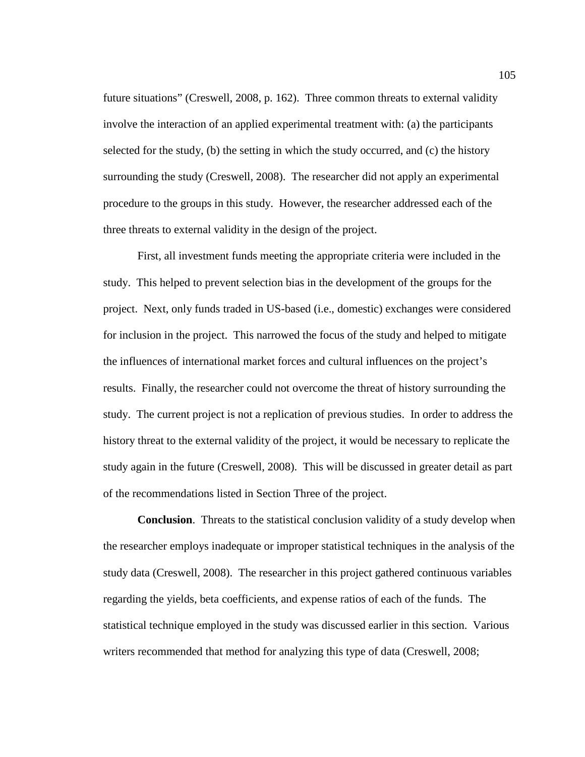future situations" (Creswell, 2008, p. 162). Three common threats to external validity involve the interaction of an applied experimental treatment with: (a) the participants selected for the study, (b) the setting in which the study occurred, and (c) the history surrounding the study (Creswell, 2008). The researcher did not apply an experimental procedure to the groups in this study. However, the researcher addressed each of the three threats to external validity in the design of the project.

First, all investment funds meeting the appropriate criteria were included in the study. This helped to prevent selection bias in the development of the groups for the project. Next, only funds traded in US-based (i.e., domestic) exchanges were considered for inclusion in the project. This narrowed the focus of the study and helped to mitigate the influences of international market forces and cultural influences on the project's results. Finally, the researcher could not overcome the threat of history surrounding the study. The current project is not a replication of previous studies. In order to address the history threat to the external validity of the project, it would be necessary to replicate the study again in the future (Creswell, 2008). This will be discussed in greater detail as part of the recommendations listed in Section Three of the project.

**Conclusion**. Threats to the statistical conclusion validity of a study develop when the researcher employs inadequate or improper statistical techniques in the analysis of the study data (Creswell, 2008). The researcher in this project gathered continuous variables regarding the yields, beta coefficients, and expense ratios of each of the funds. The statistical technique employed in the study was discussed earlier in this section. Various writers recommended that method for analyzing this type of data (Creswell, 2008;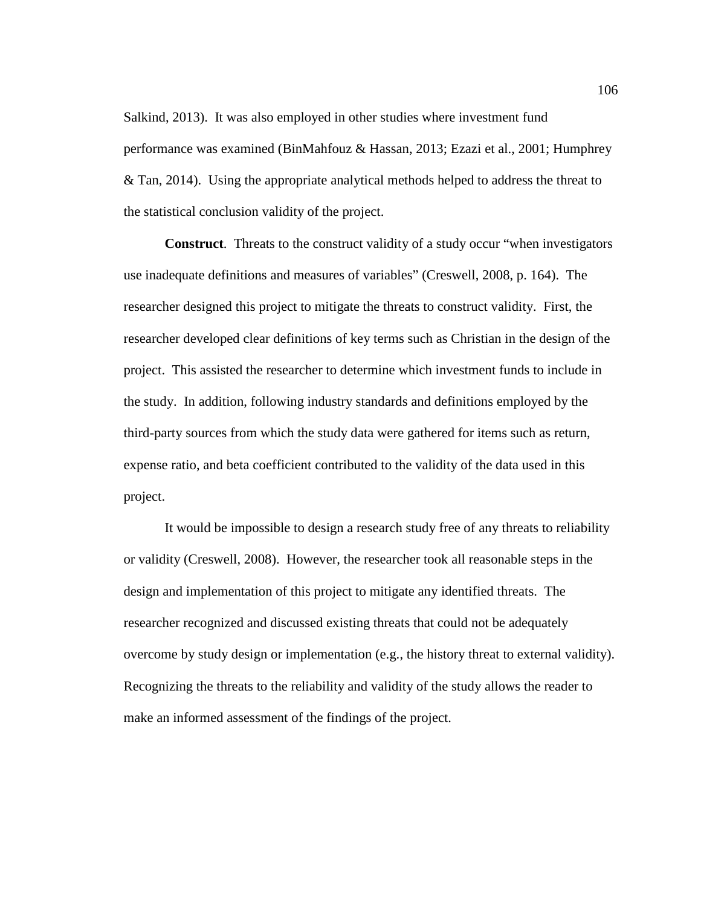Salkind, 2013). It was also employed in other studies where investment fund performance was examined (BinMahfouz & Hassan, 2013; Ezazi et al., 2001; Humphrey & Tan, 2014). Using the appropriate analytical methods helped to address the threat to the statistical conclusion validity of the project.

**Construct**. Threats to the construct validity of a study occur "when investigators use inadequate definitions and measures of variables" (Creswell, 2008, p. 164). The researcher designed this project to mitigate the threats to construct validity. First, the researcher developed clear definitions of key terms such as Christian in the design of the project. This assisted the researcher to determine which investment funds to include in the study. In addition, following industry standards and definitions employed by the third-party sources from which the study data were gathered for items such as return, expense ratio, and beta coefficient contributed to the validity of the data used in this project.

It would be impossible to design a research study free of any threats to reliability or validity (Creswell, 2008). However, the researcher took all reasonable steps in the design and implementation of this project to mitigate any identified threats. The researcher recognized and discussed existing threats that could not be adequately overcome by study design or implementation (e.g., the history threat to external validity). Recognizing the threats to the reliability and validity of the study allows the reader to make an informed assessment of the findings of the project.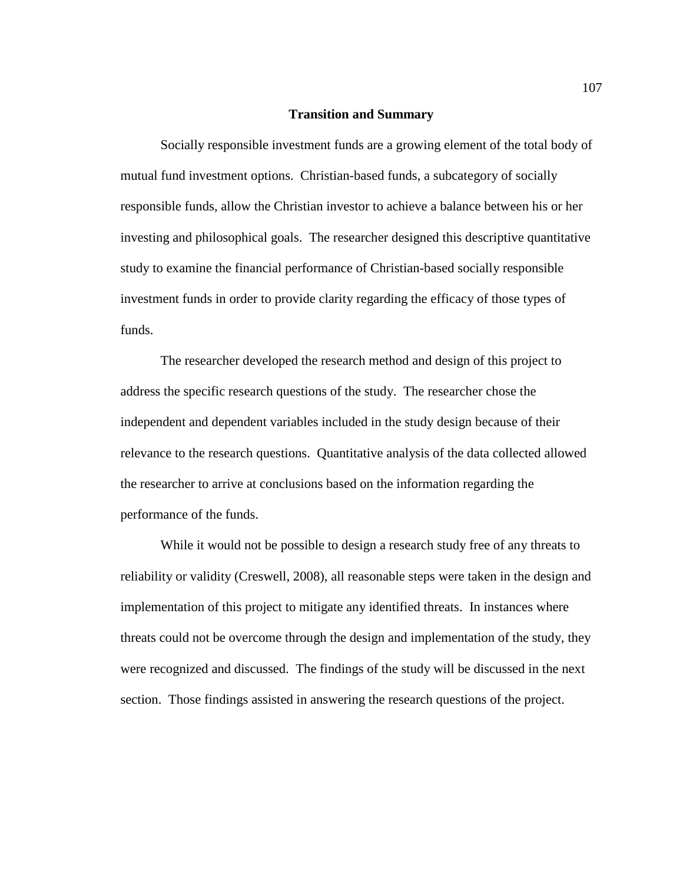## Transition and Summary

Socially responsible investment funds are a growing element of the total body of mutual fund investment options. Christian-based funds, a subcategory of socially responsible funds, allow the Christian investor to achieve a balance between his or her investing and philosophical goals. The researcher designed this descriptive quantitative study to examine the financial performance of Christian-based socially responsible investment funds in order to provide clarity regarding the efficacy of those types of funds.

The researcher developed the research method and design of this project to address the specific research questions of the study. The researcher chose the independent and dependent variables included in the study design because of their relevance to the research questions. Quantitative analysis of the data collected allowed the researcher to arrive at conclusions based on the information regarding the performance of the funds.

While it would not be possible to design a research study free of any threats to reliability or validity (Creswell, 2008), all reasonable steps were taken in the design and implementation of this project to mitigate any identified threats. In instances where threats could not be overcome through the design and implementation of the study, they were recognized and discussed. The findings of the study will be discussed in the next section. Those findings assisted in answering the research questions of the project.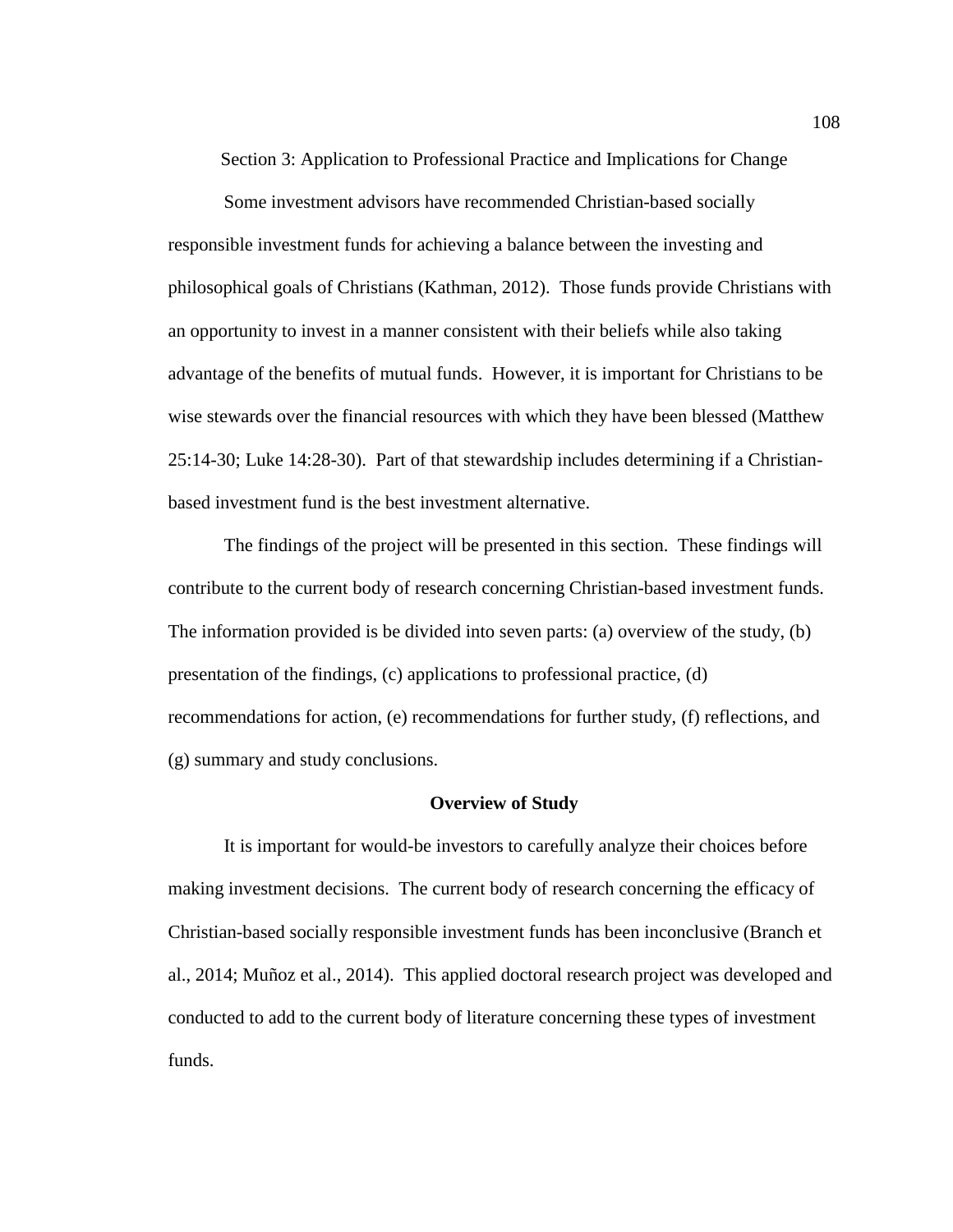# Section 3: Application to Professional Practice and Implications for Change

Some investment advisors have recommended Christian-based socially responsible investment funds for achieving a balance between the investing and philosophical goals of Christians (Kathman, 2012). Those funds provide Christians with an opportunity to invest in a manner consistent with their beliefs while also taking advantage of the benefits of mutual funds. However, it is important for Christians to be wise stewards over the financial resources with which they have been blessed (Matthew 25:14-30; Luke 14:28-30). Part of that stewardship includes determining if a Christian-based investment fund is the best investment alternative.

The findings of the project will be presented in this section. These findings will contribute to the current body of research concerning Christian-based investment funds. The information provided is be divided into seven parts: (a) overview of the study, (b) presentation of the findings, (c) applications to professional practice, (d) recommendations for action, (e) recommendations for further study, (f) reflections, and (g) summary and study conclusions.

## Overview of Study

It is important for would-be investors to carefully analyze their choices before making investment decisions. The current body of research concerning the efficacy of Christian-based socially responsible investment funds has been inconclusive (Branch et al., 2014; Muñoz et al., 2014). This applied doctoral research project was developed and conducted to add to the current body of literature concerning these types of investment funds.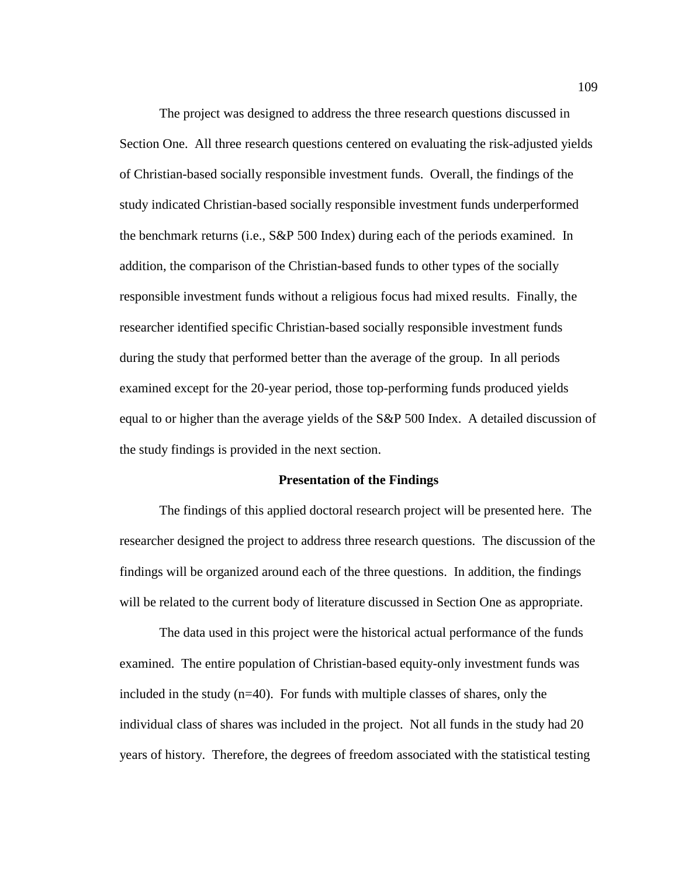The project was designed to address the three research questions discussed in Section One. All three research questions centered on evaluating the risk-adjusted yields of Christian-based socially responsible investment funds. Overall, the findings of the study indicated Christian-based socially responsible investment funds underperformed the benchmark returns (i.e., S&P 500 Index) during each of the periods examined. In addition, the comparison of the Christian-based funds to other types of the socially responsible investment funds without a religious focus had mixed results. Finally, the researcher identified specific Christian-based socially responsible investment funds during the study that performed better than the average of the group. In all periods examined except for the 20-year period, those top-performing funds produced yields equal to or higher than the average yields of the S&P 500 Index. A detailed discussion of the study findings is provided in the next section.

## Presentation of the Findings

The findings of this applied doctoral research project will be presented here. The researcher designed the project to address three research questions. The discussion of the findings will be organized around each of the three questions. In addition, the findings will be related to the current body of literature discussed in Section One as appropriate.

The data used in this project were the historical actual performance of the funds examined. The entire population of Christian-based equity-only investment funds was included in the study (n=40). For funds with multiple classes of shares, only the individual class of shares was included in the project. Not all funds in the study had 20 years of history. Therefore, the degrees of freedom associated with the statistical testing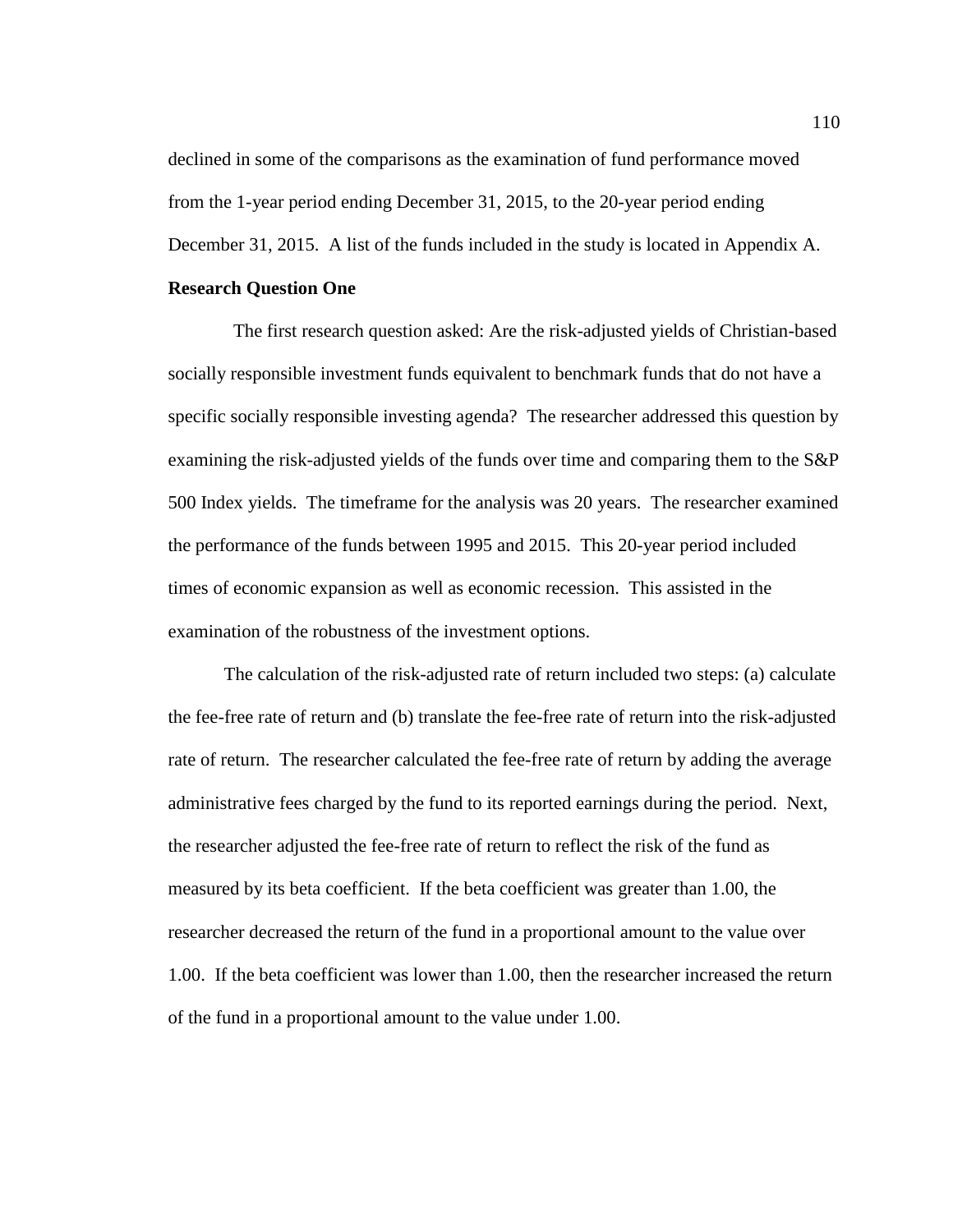declined in some of the comparisons as the examination of fund performance moved from the 1-year period ending December 31, 2015, to the 20-year period ending December 31, 2015. A list of the funds included in the study is located in Appendix A.

**Research Question One**

The first research question asked: Are the risk-adjusted yields of Christian-based socially responsible investment funds equivalent to benchmark funds that do not have a specific socially responsible investing agenda? The researcher addressed this question by examining the risk-adjusted yields of the funds over time and comparing them to the S&P 500 Index yields. The timeframe for the analysis was 20 years. The researcher examined the performance of the funds between 1995 and 2015. This 20-year period included times of economic expansion as well as economic recession. This assisted in the examination of the robustness of the investment options.

The calculation of the risk-adjusted rate of return included two steps: (a) calculate the fee-free rate of return and (b) translate the fee-free rate of return into the risk-adjusted rate of return. The researcher calculated the fee-free rate of return by adding the average administrative fees charged by the fund to its reported earnings during the period. Next, the researcher adjusted the fee-free rate of return to reflect the risk of the fund as measured by its beta coefficient. If the beta coefficient was greater than 1.00, the researcher decreased the return of the fund in a proportional amount to the value over 1.00. If the beta coefficient was lower than 1.00, then the researcher increased the return of the fund in a proportional amount to the value under 1.00.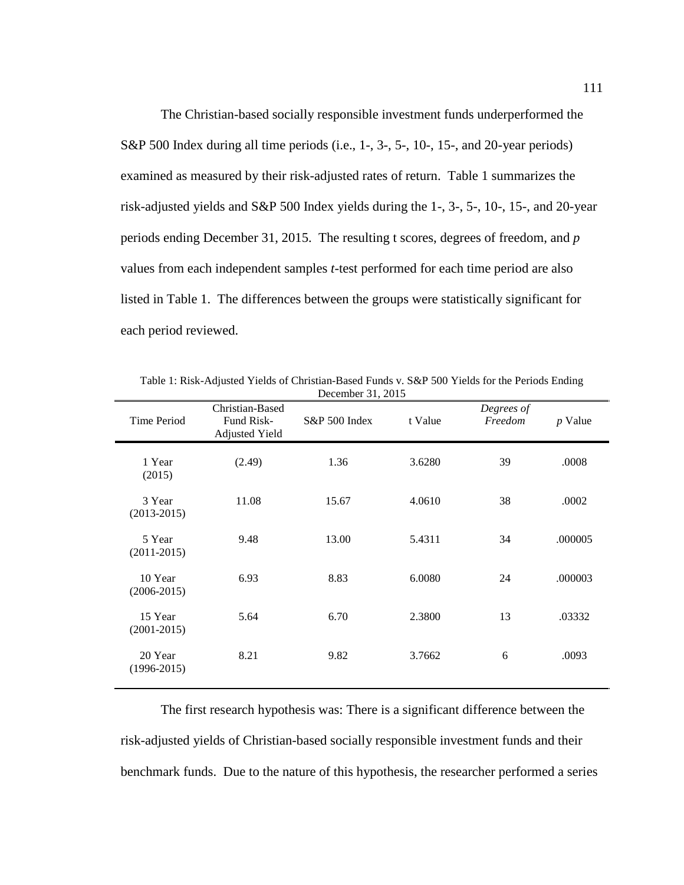The Christian-based socially responsible investment funds underperformed the S&P 500 Index during all time periods (i.e., 1-, 3-, 5-, 10-, 15-, and 20-year periods) examined as measured by their risk-adjusted rates of return. Table 1 summarizes the risk-adjusted yields and S&P 500 Index yields during the 1-, 3-, 5-, 10-, 15-, and 20-year periods ending December 31, 2015. The resulting t scores, degrees of freedom, and *p* values from each independent samples *t*-test performed for each time period are also listed in Table 1. The differences between the groups were statistically significant for each period reviewed.

Table 1: Risk-Adjusted Yields of Christian-Based Funds v. S&P 500 Yields for the Periods Ending December 31, 2015

| Time Period | Christian-Based Fund Risk-Adjusted Yield | S&P 500 Index | t Value | *Degrees of Freedom* | *p* Value |
|---|---|---|---|---|---|
| 1 Year (2015) | (2.49) | 1.36 | 3.6280 | 39 | .0008 |
| 3 Year (2013-2015) | 11.08 | 15.67 | 4.0610 | 38 | .0002 |
| 5 Year (2011-2015) | 9.48 | 13.00 | 5.4311 | 34 | .000005 |
| 10 Year (2006-2015) | 6.93 | 8.83 | 6.0080 | 24 | .000003 |
| 15 Year (2001-2015) | 5.64 | 6.70 | 2.3800 | 13 | .03332 |
| 20 Year (1996-2015) | 8.21 | 9.82 | 3.7662 | 6 | .0093 |

The first research hypothesis was: There is a significant difference between the risk-adjusted yields of Christian-based socially responsible investment funds and their benchmark funds. Due to the nature of this hypothesis, the researcher performed a series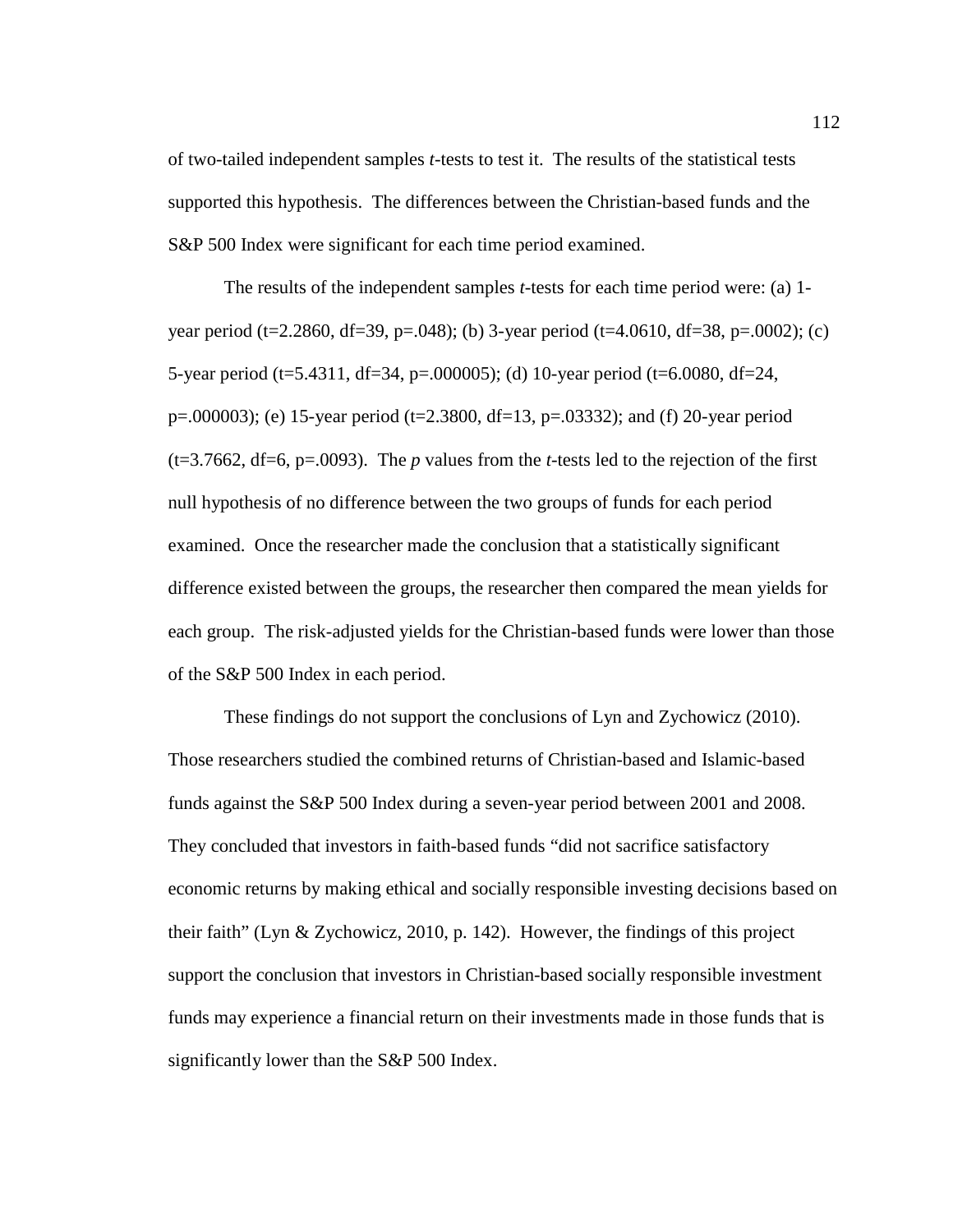of two-tailed independent samples *t*-tests to test it. The results of the statistical tests supported this hypothesis. The differences between the Christian-based funds and the S&P 500 Index were significant for each time period examined.

The results of the independent samples *t*-tests for each time period were: (a) 1-year period ($t=2.2860$, $df=39$, $p=.048$); (b) 3-year period ($t=4.0610$, $df=38$, $p=.0002$); (c) 5-year period ($t=5.4311$, $df=34$, $p=.000005$); (d) 10-year period ($t=6.0080$, $df=24$, $p=.000003$); (e) 15-year period ($t=2.3800$, $df=13$, $p=.03332$); and (f) 20-year period ($t=3.7662$, $df=6$, $p=.0093$). The *p* values from the *t*-tests led to the rejection of the first null hypothesis of no difference between the two groups of funds for each period examined. Once the researcher made the conclusion that a statistically significant difference existed between the groups, the researcher then compared the mean yields for each group. The risk-adjusted yields for the Christian-based funds were lower than those of the S&P 500 Index in each period.

These findings do not support the conclusions of Lyn and Zychowicz (2010). Those researchers studied the combined returns of Christian-based and Islamic-based funds against the S&P 500 Index during a seven-year period between 2001 and 2008. They concluded that investors in faith-based funds "did not sacrifice satisfactory economic returns by making ethical and socially responsible investing decisions based on their faith" (Lyn & Zychowicz, 2010, p. 142). However, the findings of this project support the conclusion that investors in Christian-based socially responsible investment funds may experience a financial return on their investments made in those funds that is significantly lower than the S&P 500 Index.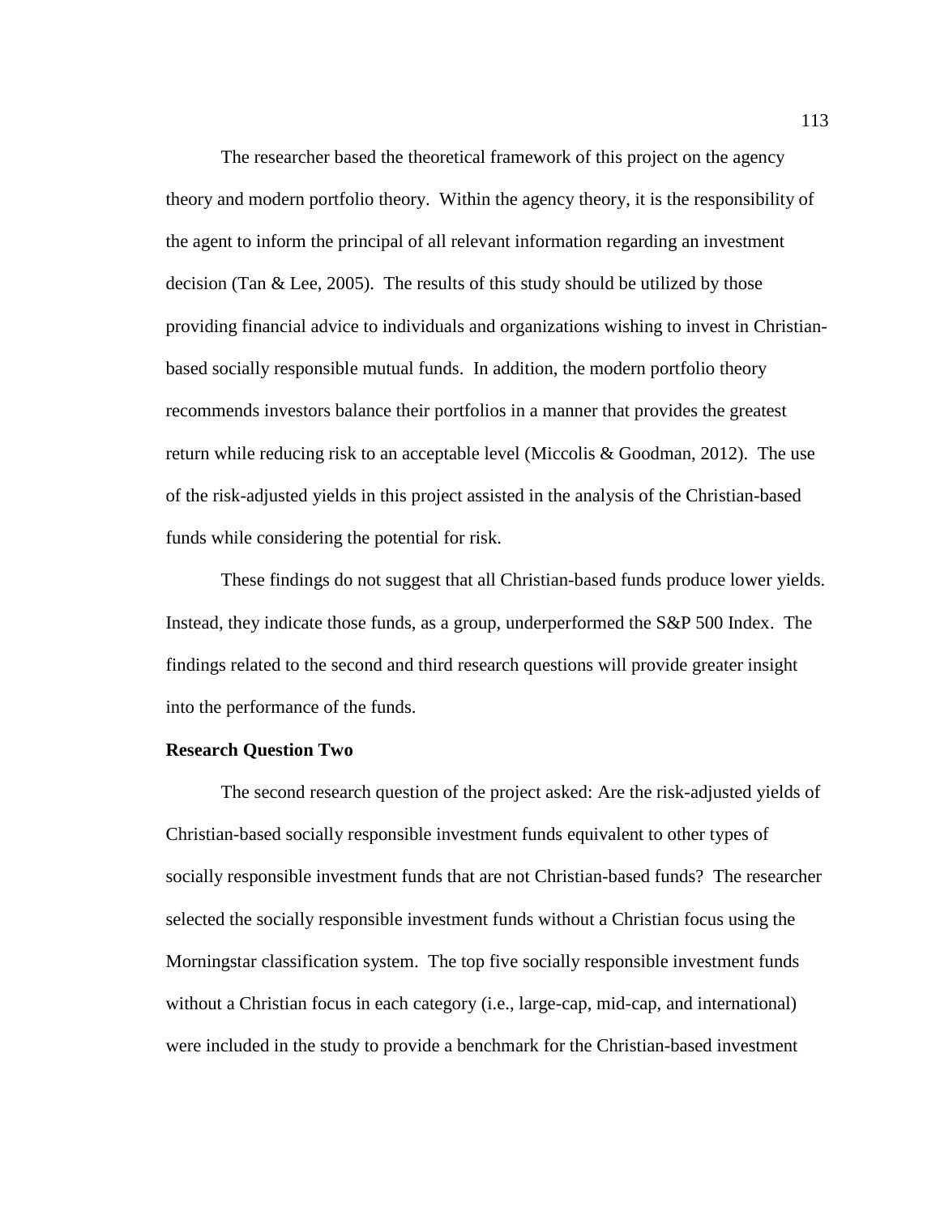The researcher based the theoretical framework of this project on the agency theory and modern portfolio theory. Within the agency theory, it is the responsibility of the agent to inform the principal of all relevant information regarding an investment decision (Tan & Lee, 2005). The results of this study should be utilized by those providing financial advice to individuals and organizations wishing to invest in Christian-based socially responsible mutual funds. In addition, the modern portfolio theory recommends investors balance their portfolios in a manner that provides the greatest return while reducing risk to an acceptable level (Miccolis & Goodman, 2012). The use of the risk-adjusted yields in this project assisted in the analysis of the Christian-based funds while considering the potential for risk.

These findings do not suggest that all Christian-based funds produce lower yields. Instead, they indicate those funds, as a group, underperformed the S&P 500 Index. The findings related to the second and third research questions will provide greater insight into the performance of the funds.

**Research Question Two**

The second research question of the project asked: Are the risk-adjusted yields of Christian-based socially responsible investment funds equivalent to other types of socially responsible investment funds that are not Christian-based funds? The researcher selected the socially responsible investment funds without a Christian focus using the Morningstar classification system. The top five socially responsible investment funds without a Christian focus in each category (i.e., large-cap, mid-cap, and international) were included in the study to provide a benchmark for the Christian-based investment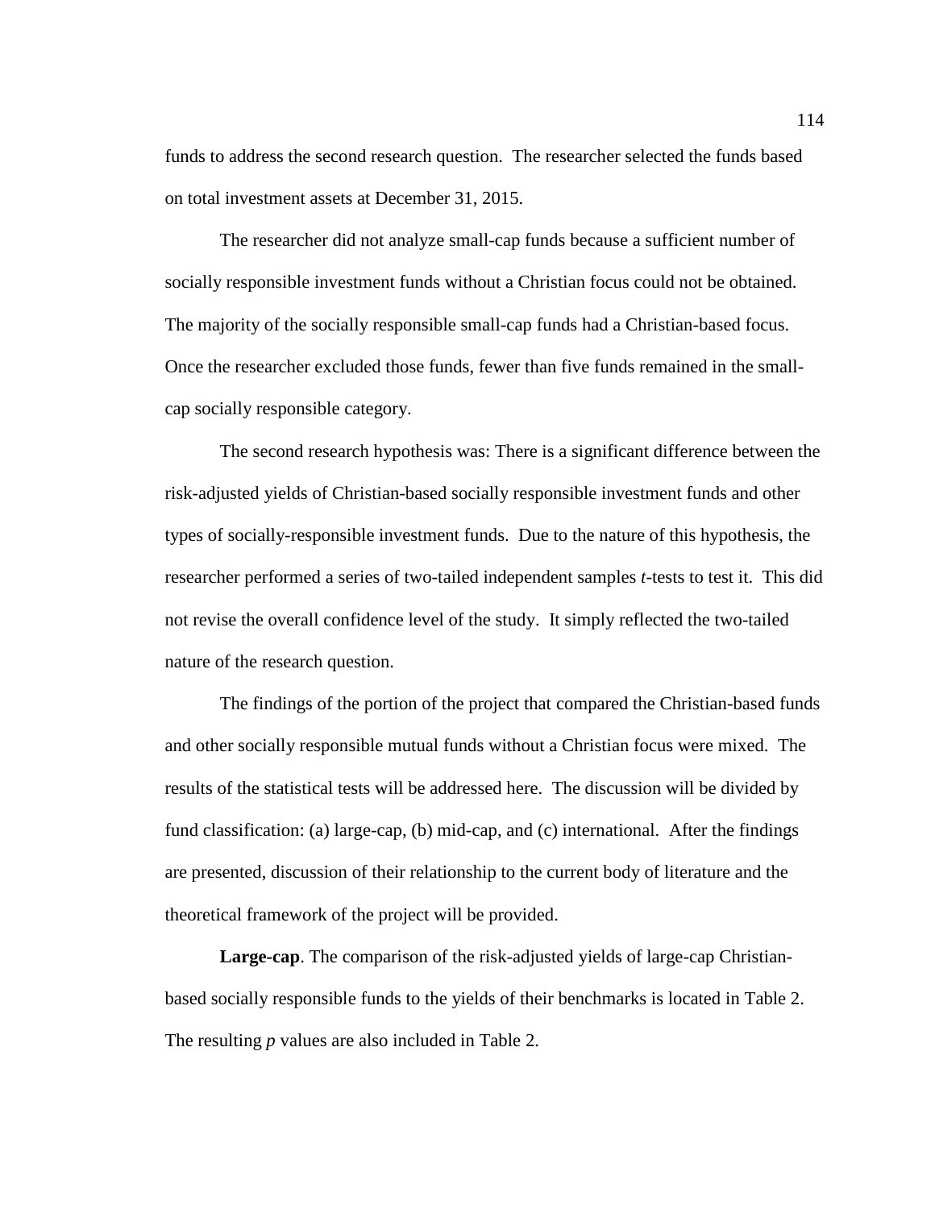funds to address the second research question. The researcher selected the funds based on total investment assets at December 31, 2015.

The researcher did not analyze small-cap funds because a sufficient number of socially responsible investment funds without a Christian focus could not be obtained. The majority of the socially responsible small-cap funds had a Christian-based focus. Once the researcher excluded those funds, fewer than five funds remained in the small-cap socially responsible category.

The second research hypothesis was: There is a significant difference between the risk-adjusted yields of Christian-based socially responsible investment funds and other types of socially-responsible investment funds. Due to the nature of this hypothesis, the researcher performed a series of two-tailed independent samples *t*-tests to test it. This did not revise the overall confidence level of the study. It simply reflected the two-tailed nature of the research question.

The findings of the portion of the project that compared the Christian-based funds and other socially responsible mutual funds without a Christian focus were mixed. The results of the statistical tests will be addressed here. The discussion will be divided by fund classification: (a) large-cap, (b) mid-cap, and (c) international. After the findings are presented, discussion of their relationship to the current body of literature and the theoretical framework of the project will be provided.

**Large-cap**. The comparison of the risk-adjusted yields of large-cap Christian-based socially responsible funds to the yields of their benchmarks is located in Table 2. The resulting *p* values are also included in Table 2.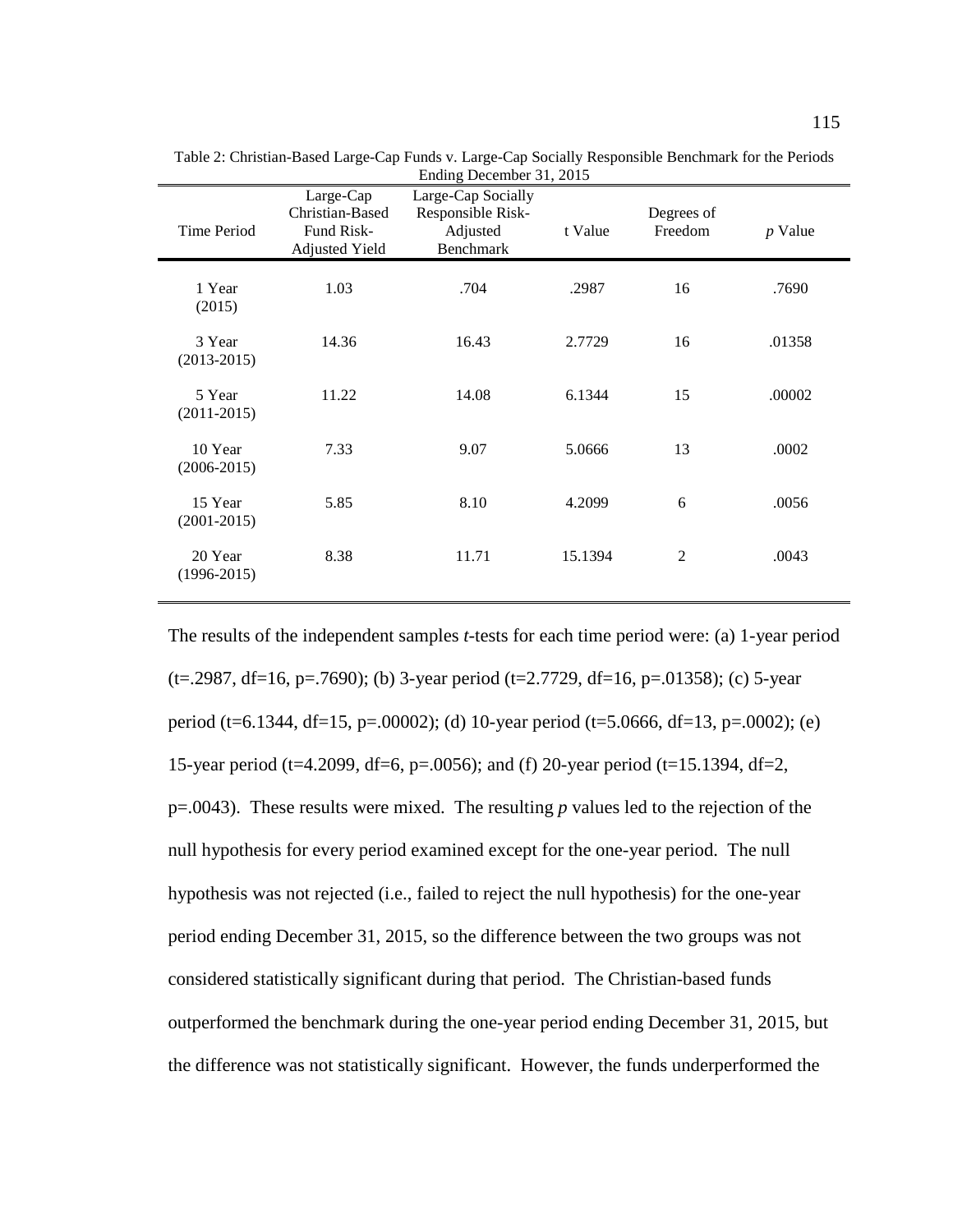Table 2: Christian-Based Large-Cap Funds v. Large-Cap Socially Responsible Benchmark for the Periods Ending December 31, 2015

| Time Period | Large-Cap Christian-Based Fund Risk-Adjusted Yield | Large-Cap Socially Responsible Risk-Adjusted Benchmark | t Value | Degrees of Freedom | *p* Value |
|---|---|---|---|---|---|
| 1 Year (2015) | 1.03 | .704 | .2987 | 16 | .7690 |
| 3 Year (2013-2015) | 14.36 | 16.43 | 2.7729 | 16 | .01358 |
| 5 Year (2011-2015) | 11.22 | 14.08 | 6.1344 | 15 | .00002 |
| 10 Year (2006-2015) | 7.33 | 9.07 | 5.0666 | 13 | .0002 |
| 15 Year (2001-2015) | 5.85 | 8.10 | 4.2099 | 6 | .0056 |
| 20 Year (1996-2015) | 8.38 | 11.71 | 15.1394 | 2 | .0043 |

The results of the independent samples *t*-tests for each time period were: (a) 1-year period ($t=.2987$, $df=16$, $p=.7690$); (b) 3-year period ($t=2.7729$, $df=16$, $p=.01358$); (c) 5-year period ($t=6.1344$, $df=15$, $p=.00002$); (d) 10-year period ($t=5.0666$, $df=13$, $p=.0002$); (e) 15-year period ($t=4.2099$, $df=6$, $p=.0056$); and (f) 20-year period ($t=15.1394$, $df=2$, $p=.0043$). These results were mixed. The resulting *p* values led to the rejection of the null hypothesis for every period examined except for the one-year period. The null hypothesis was not rejected (i.e., failed to reject the null hypothesis) for the one-year period ending December 31, 2015, so the difference between the two groups was not considered statistically significant during that period. The Christian-based funds outperformed the benchmark during the one-year period ending December 31, 2015, but the difference was not statistically significant. However, the funds underperformed the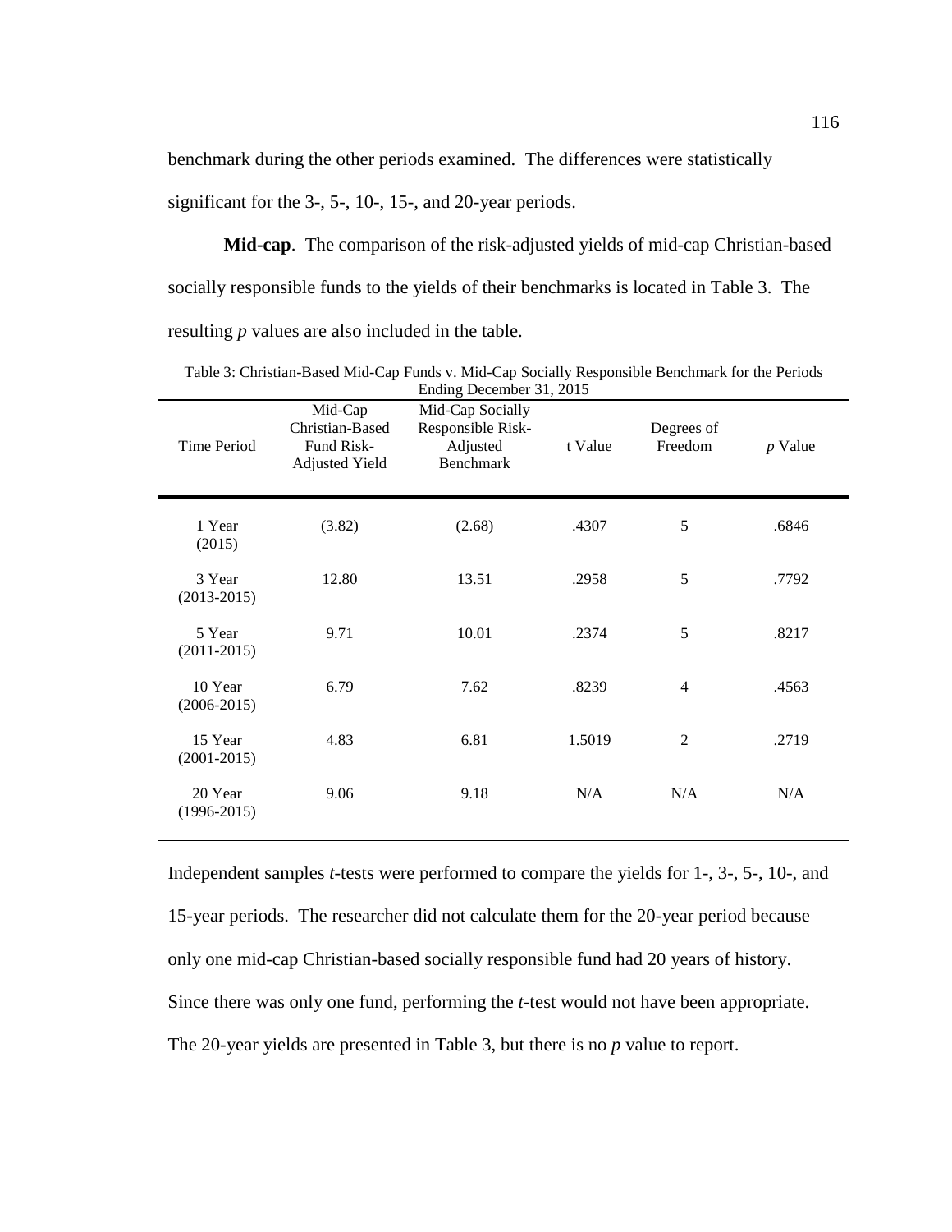benchmark during the other periods examined. The differences were statistically significant for the 3-, 5-, 10-, 15-, and 20-year periods.

**Mid-cap**. The comparison of the risk-adjusted yields of mid-cap Christian-based socially responsible funds to the yields of their benchmarks is located in Table 3. The resulting *p* values are also included in the table.

Table 3: Christian-Based Mid-Cap Funds v. Mid-Cap Socially Responsible Benchmark for the Periods Ending December 31, 2015

| Time Period | Mid-Cap Christian-Based Fund Risk-Adjusted Yield | Mid-Cap Socially Responsible Risk-Adjusted Benchmark | t Value | Degrees of Freedom | *p* Value |
|---|---|---|---|---|---|
| 1 Year (2015) | (3.82) | (2.68) | .4307 | 5 | .6846 |
| 3 Year (2013-2015) | 12.80 | 13.51 | .2958 | 5 | .7792 |
| 5 Year (2011-2015) | 9.71 | 10.01 | .2374 | 5 | .8217 |
| 10 Year (2006-2015) | 6.79 | 7.62 | .8239 | 4 | .4563 |
| 15 Year (2001-2015) | 4.83 | 6.81 | 1.5019 | 2 | .2719 |
| 20 Year (1996-2015) | 9.06 | 9.18 | N/A | N/A | N/A |

Independent samples *t*-tests were performed to compare the yields for 1-, 3-, 5-, 10-, and 15-year periods. The researcher did not calculate them for the 20-year period because only one mid-cap Christian-based socially responsible fund had 20 years of history. Since there was only one fund, performing the *t*-test would not have been appropriate. The 20-year yields are presented in Table 3, but there is no *p* value to report.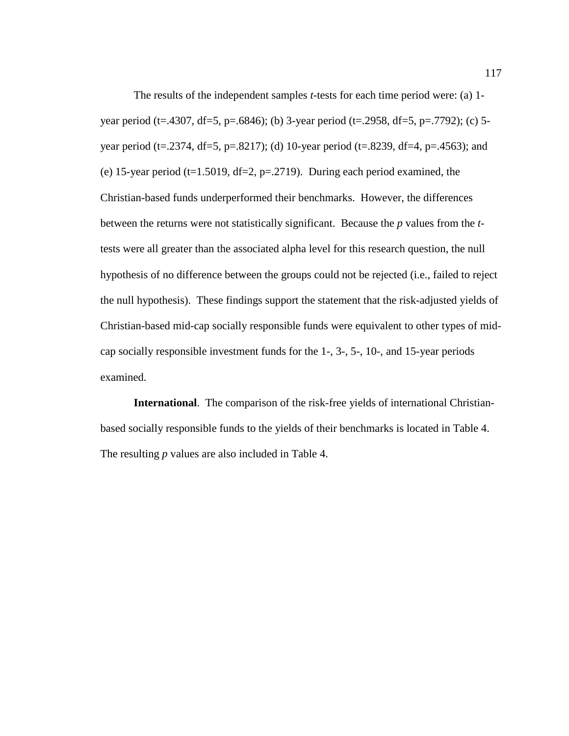The results of the independent samples *t*-tests for each time period were: (a) 1-year period ($t=.4307$, $df=5$, $p=.6846$); (b) 3-year period ($t=.2958$, $df=5$, $p=.7792$); (c) 5-year period ($t=.2374$, $df=5$, $p=.8217$); (d) 10-year period ($t=.8239$, $df=4$, $p=.4563$); and (e) 15-year period ($t=1.5019$, $df=2$, $p=.2719$). During each period examined, the Christian-based funds underperformed their benchmarks. However, the differences between the returns were not statistically significant. Because the *p* values from the *t*-tests were all greater than the associated alpha level for this research question, the null hypothesis of no difference between the groups could not be rejected (i.e., failed to reject the null hypothesis). These findings support the statement that the risk-adjusted yields of Christian-based mid-cap socially responsible funds were equivalent to other types of mid-cap socially responsible investment funds for the 1-, 3-, 5-, 10-, and 15-year periods examined.

**International**. The comparison of the risk-free yields of international Christian-based socially responsible funds to the yields of their benchmarks is located in Table 4. The resulting *p* values are also included in Table 4.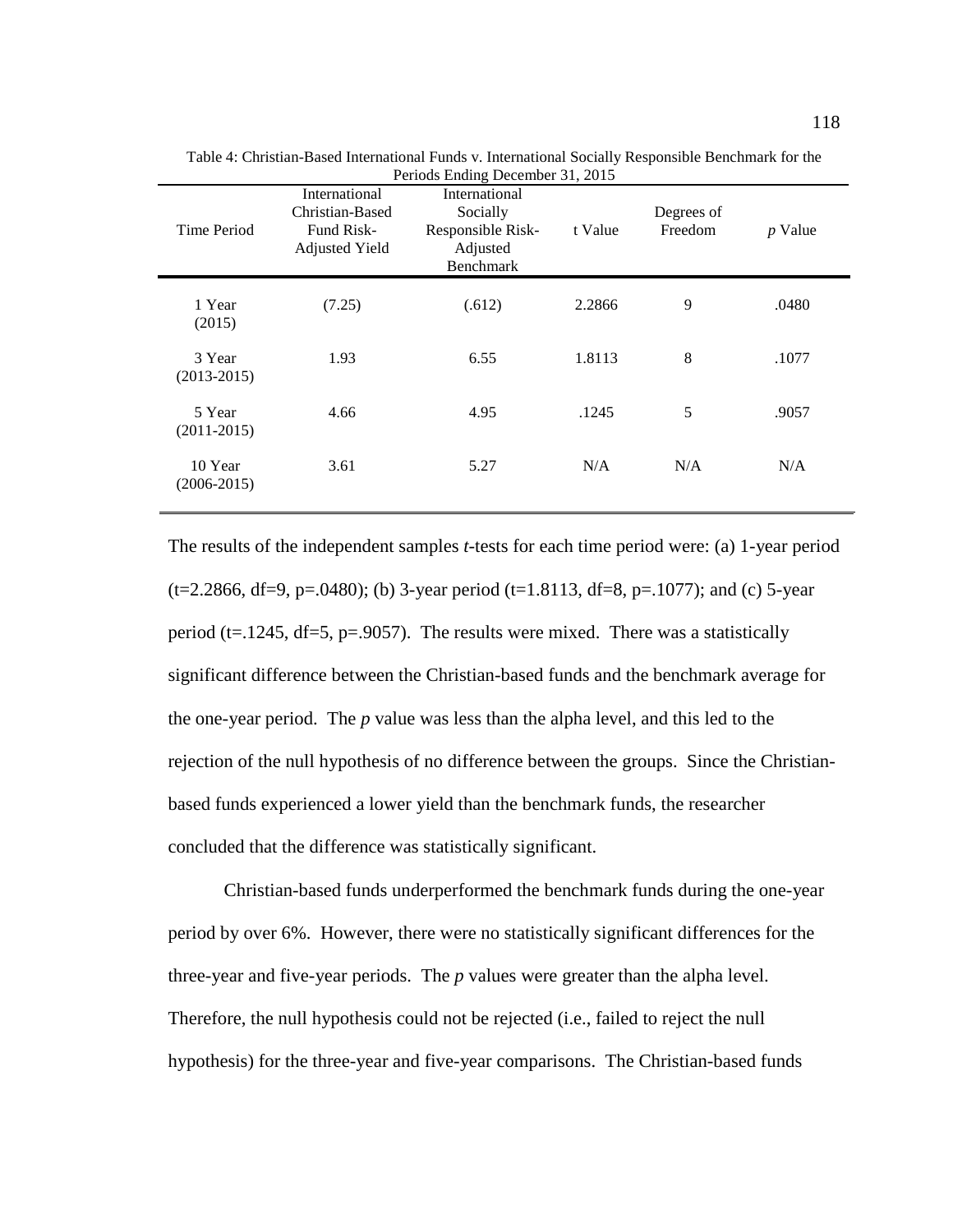Table 4: Christian-Based International Funds v. International Socially Responsible Benchmark for the Periods Ending December 31, 2015

| Time Period | International Christian-Based Fund Risk-Adjusted Yield | International Socially Responsible Risk-Adjusted Benchmark | t Value | Degrees of Freedom | *p* Value |
|---|---|---|---|---|---|
| 1 Year (2015) | (7.25) | (.612) | 2.2866 | 9 | .0480 |
| 3 Year (2013-2015) | 1.93 | 6.55 | 1.8113 | 8 | .1077 |
| 5 Year (2011-2015) | 4.66 | 4.95 | .1245 | 5 | .9057 |
| 10 Year (2006-2015) | 3.61 | 5.27 | N/A | N/A | N/A |

The results of the independent samples *t*-tests for each time period were: (a) 1-year period (t=2.2866, df=9, p=.0480); (b) 3-year period (t=1.8113, df=8, p=.1077); and (c) 5-year period (t=.1245, df=5, p=.9057). The results were mixed. There was a statistically significant difference between the Christian-based funds and the benchmark average for the one-year period. The *p* value was less than the alpha level, and this led to the rejection of the null hypothesis of no difference between the groups. Since the Christian-based funds experienced a lower yield than the benchmark funds, the researcher concluded that the difference was statistically significant.

Christian-based funds underperformed the benchmark funds during the one-year period by over 6%. However, there were no statistically significant differences for the three-year and five-year periods. The *p* values were greater than the alpha level. Therefore, the null hypothesis could not be rejected (i.e., failed to reject the null hypothesis) for the three-year and five-year comparisons. The Christian-based funds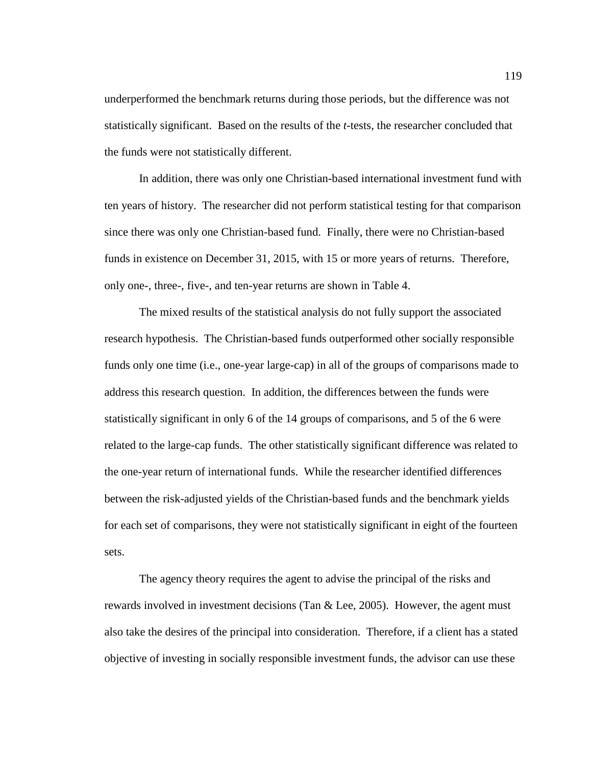underperformed the benchmark returns during those periods, but the difference was not statistically significant. Based on the results of the *t*-tests, the researcher concluded that the funds were not statistically different.

In addition, there was only one Christian-based international investment fund with ten years of history. The researcher did not perform statistical testing for that comparison since there was only one Christian-based fund. Finally, there were no Christian-based funds in existence on December 31, 2015, with 15 or more years of returns. Therefore, only one-, three-, five-, and ten-year returns are shown in Table 4.

The mixed results of the statistical analysis do not fully support the associated research hypothesis. The Christian-based funds outperformed other socially responsible funds only one time (i.e., one-year large-cap) in all of the groups of comparisons made to address this research question. In addition, the differences between the funds were statistically significant in only 6 of the 14 groups of comparisons, and 5 of the 6 were related to the large-cap funds. The other statistically significant difference was related to the one-year return of international funds. While the researcher identified differences between the risk-adjusted yields of the Christian-based funds and the benchmark yields for each set of comparisons, they were not statistically significant in eight of the fourteen sets.

The agency theory requires the agent to advise the principal of the risks and rewards involved in investment decisions (Tan & Lee, 2005). However, the agent must also take the desires of the principal into consideration. Therefore, if a client has a stated objective of investing in socially responsible investment funds, the advisor can use these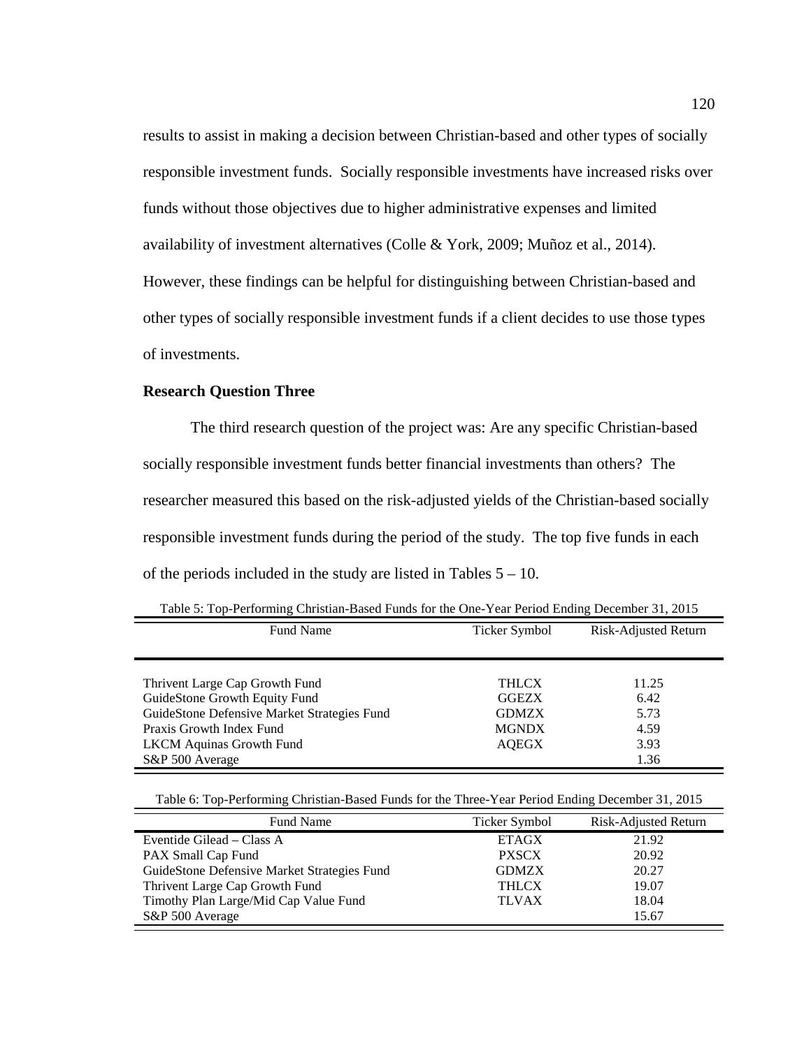results to assist in making a decision between Christian-based and other types of socially responsible investment funds. Socially responsible investments have increased risks over funds without those objectives due to higher administrative expenses and limited availability of investment alternatives (Colle & York, 2009; Muñoz et al., 2014). However, these findings can be helpful for distinguishing between Christian-based and other types of socially responsible investment funds if a client decides to use those types of investments.

### Research Question Three

The third research question of the project was: Are any specific Christian-based socially responsible investment funds better financial investments than others? The researcher measured this based on the risk-adjusted yields of the Christian-based socially responsible investment funds during the period of the study. The top five funds in each of the periods included in the study are listed in Tables 5 – 10.

Table 5: Top-Performing Christian-Based Funds for the One-Year Period Ending December 31, 2015

| Fund Name | Ticker Symbol | Risk-Adjusted Return |
|---|---|---|
| Thrivent Large Cap Growth Fund | THLCX | 11.25 |
| GuideStone Growth Equity Fund | GGEZX | 6.42 |
| GuideStone Defensive Market Strategies Fund | GDMZX | 5.73 |
| Praxis Growth Index Fund | MGNDX | 4.59 |
| LKCM Aquinas Growth Fund | AQEGX | 3.93 |
| S&P 500 Average | | 1.36 |

Table 6: Top-Performing Christian-Based Funds for the Three-Year Period Ending December 31, 2015

| Fund Name | Ticker Symbol | Risk-Adjusted Return |
|---|---|---|
| Eventide Gilead – Class A | ETAGX | 21.92 |
| PAX Small Cap Fund | PXSCX | 20.92 |
| GuideStone Defensive Market Strategies Fund | GDMZX | 20.27 |
| Thrivent Large Cap Growth Fund | THLCX | 19.07 |
| Timothy Plan Large/Mid Cap Value Fund | TLVAX | 18.04 |
| S&P 500 Average | | 15.67 |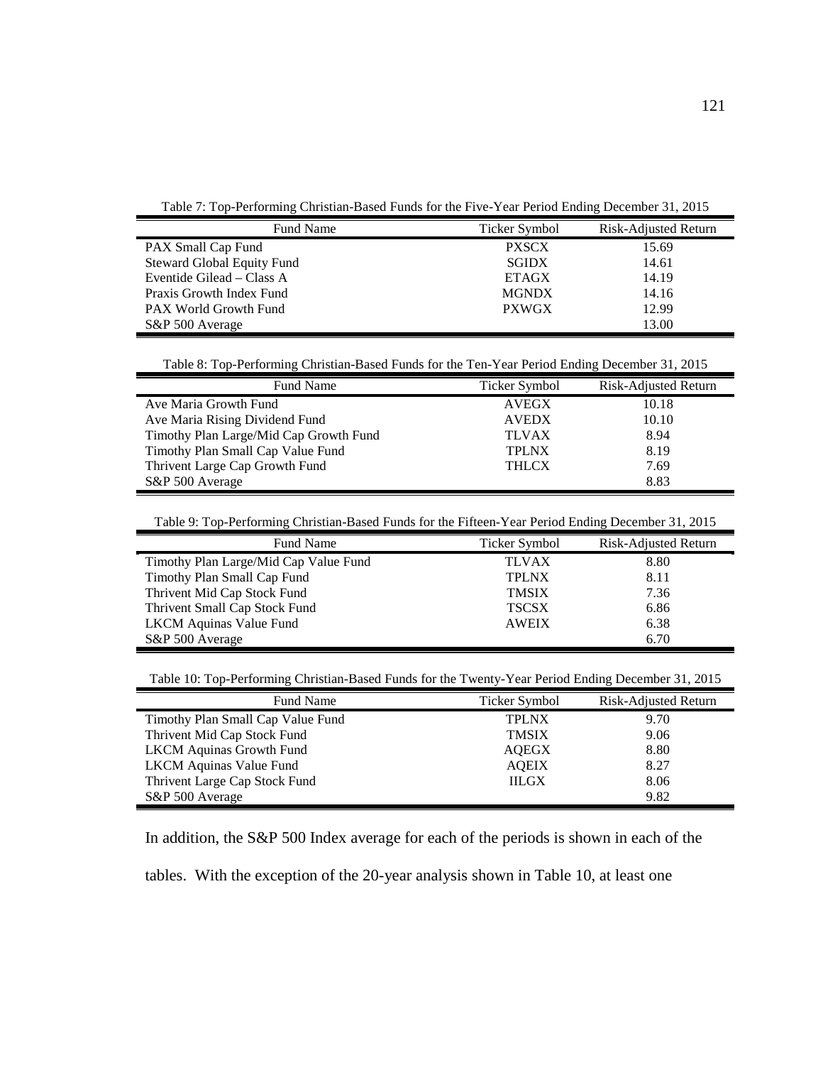Table 7: Top-Performing Christian-Based Funds for the Five-Year Period Ending December 31, 2015

| Fund Name | Ticker Symbol | Risk-Adjusted Return |
|---|---|---|
| PAX Small Cap Fund | PXSCX | 15.69 |
| Steward Global Equity Fund | SGIDX | 14.61 |
| Eventide Gilead – Class A | ETAGX | 14.19 |
| Praxis Growth Index Fund | MGNDX | 14.16 |
| PAX World Growth Fund | PXWGX | 12.99 |
| S&P 500 Average | | 13.00 |

Table 8: Top-Performing Christian-Based Funds for the Ten-Year Period Ending December 31, 2015

| Fund Name | Ticker Symbol | Risk-Adjusted Return |
|---|---|---|
| Ave Maria Growth Fund | AVEGX | 10.18 |
| Ave Maria Rising Dividend Fund | AVEDX | 10.10 |
| Timothy Plan Large/Mid Cap Growth Fund | TLVAX | 8.94 |
| Timothy Plan Small Cap Value Fund | TPLNX | 8.19 |
| Thrivent Large Cap Growth Fund | THLCX | 7.69 |
| S&P 500 Average | | 8.83 |

Table 9: Top-Performing Christian-Based Funds for the Fifteen-Year Period Ending December 31, 2015

| Fund Name | Ticker Symbol | Risk-Adjusted Return |
|---|---|---|
| Timothy Plan Large/Mid Cap Value Fund | TLVAX | 8.80 |
| Timothy Plan Small Cap Fund | TPLNX | 8.11 |
| Thrivent Mid Cap Stock Fund | TMSIX | 7.36 |
| Thrivent Small Cap Stock Fund | TSCSX | 6.86 |
| LKCM Aquinas Value Fund | AWEIX | 6.38 |
| S&P 500 Average | | 6.70 |

Table 10: Top-Performing Christian-Based Funds for the Twenty-Year Period Ending December 31, 2015

| Fund Name | Ticker Symbol | Risk-Adjusted Return |
|---|---|---|
| Timothy Plan Small Cap Value Fund | TPLNX | 9.70 |
| Thrivent Mid Cap Stock Fund | TMSIX | 9.06 |
| LKCM Aquinas Growth Fund | AQEGX | 8.80 |
| LKCM Aquinas Value Fund | AQEIX | 8.27 |
| Thrivent Large Cap Stock Fund | IILGX | 8.06 |
| S&P 500 Average | | 9.82 |

In addition, the S&P 500 Index average for each of the periods is shown in each of the tables. With the exception of the 20-year analysis shown in Table 10, at least one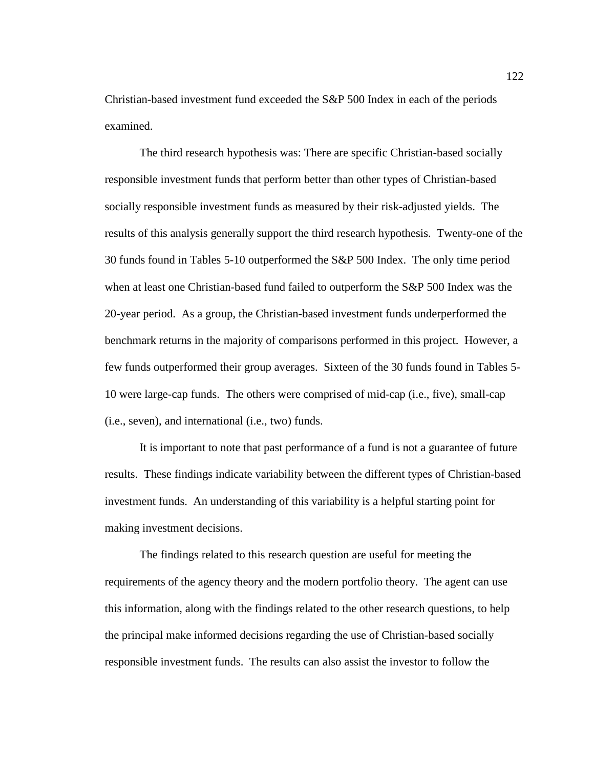Christian-based investment fund exceeded the S&P 500 Index in each of the periods examined.

The third research hypothesis was: There are specific Christian-based socially responsible investment funds that perform better than other types of Christian-based socially responsible investment funds as measured by their risk-adjusted yields. The results of this analysis generally support the third research hypothesis. Twenty-one of the 30 funds found in Tables 5-10 outperformed the S&P 500 Index. The only time period when at least one Christian-based fund failed to outperform the S&P 500 Index was the 20-year period. As a group, the Christian-based investment funds underperformed the benchmark returns in the majority of comparisons performed in this project. However, a few funds outperformed their group averages. Sixteen of the 30 funds found in Tables 5-10 were large-cap funds. The others were comprised of mid-cap (i.e., five), small-cap (i.e., seven), and international (i.e., two) funds.

It is important to note that past performance of a fund is not a guarantee of future results. These findings indicate variability between the different types of Christian-based investment funds. An understanding of this variability is a helpful starting point for making investment decisions.

The findings related to this research question are useful for meeting the requirements of the agency theory and the modern portfolio theory. The agent can use this information, along with the findings related to the other research questions, to help the principal make informed decisions regarding the use of Christian-based socially responsible investment funds. The results can also assist the investor to follow the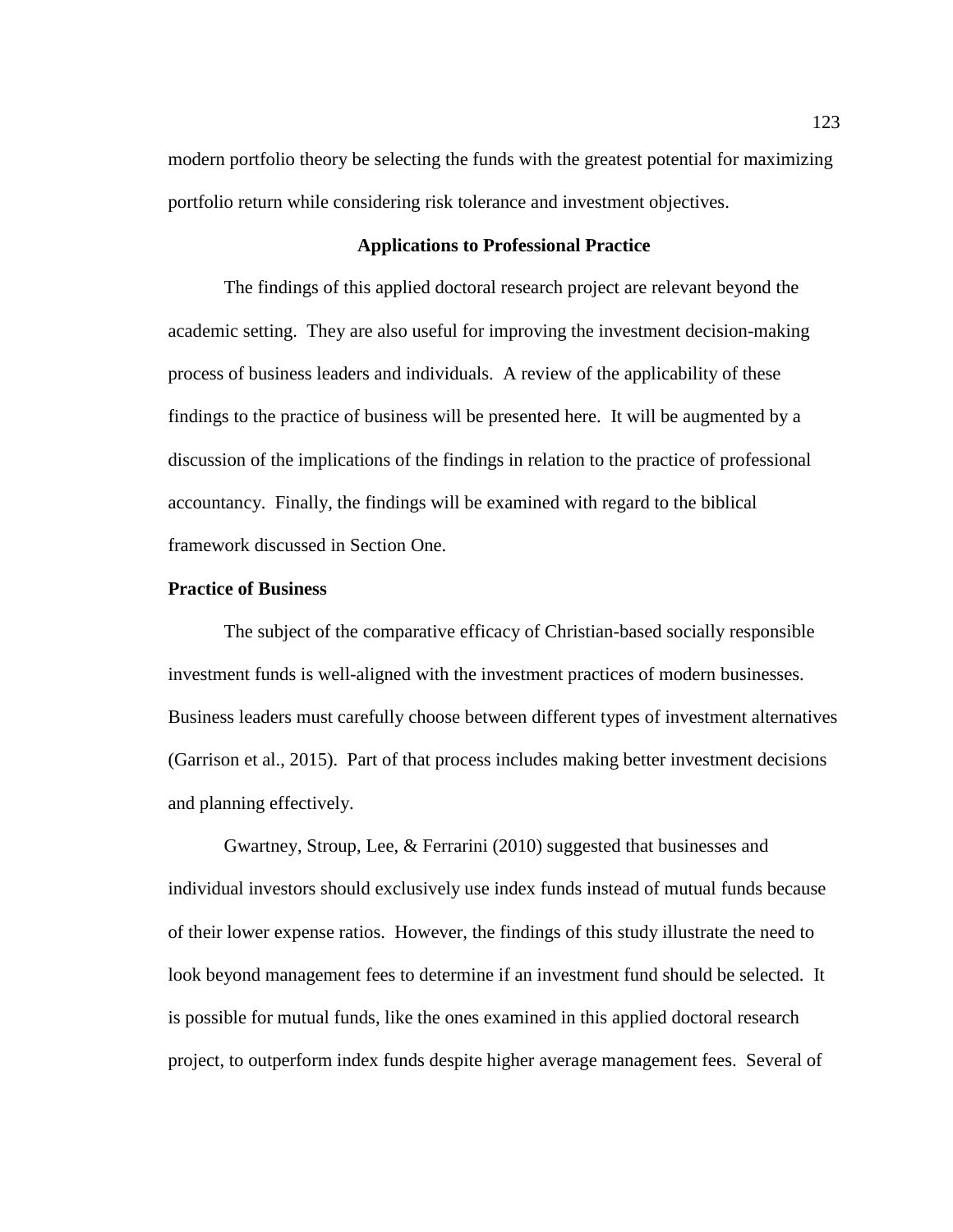modern portfolio theory be selecting the funds with the greatest potential for maximizing portfolio return while considering risk tolerance and investment objectives.

## Applications to Professional Practice

The findings of this applied doctoral research project are relevant beyond the academic setting. They are also useful for improving the investment decision-making process of business leaders and individuals. A review of the applicability of these findings to the practice of business will be presented here. It will be augmented by a discussion of the implications of the findings in relation to the practice of professional accountancy. Finally, the findings will be examined with regard to the biblical framework discussed in Section One.

### Practice of Business

The subject of the comparative efficacy of Christian-based socially responsible investment funds is well-aligned with the investment practices of modern businesses. Business leaders must carefully choose between different types of investment alternatives (Garrison et al., 2015). Part of that process includes making better investment decisions and planning effectively.

Gwartney, Stroup, Lee, & Ferrarini (2010) suggested that businesses and individual investors should exclusively use index funds instead of mutual funds because of their lower expense ratios. However, the findings of this study illustrate the need to look beyond management fees to determine if an investment fund should be selected. It is possible for mutual funds, like the ones examined in this applied doctoral research project, to outperform index funds despite higher average management fees. Several of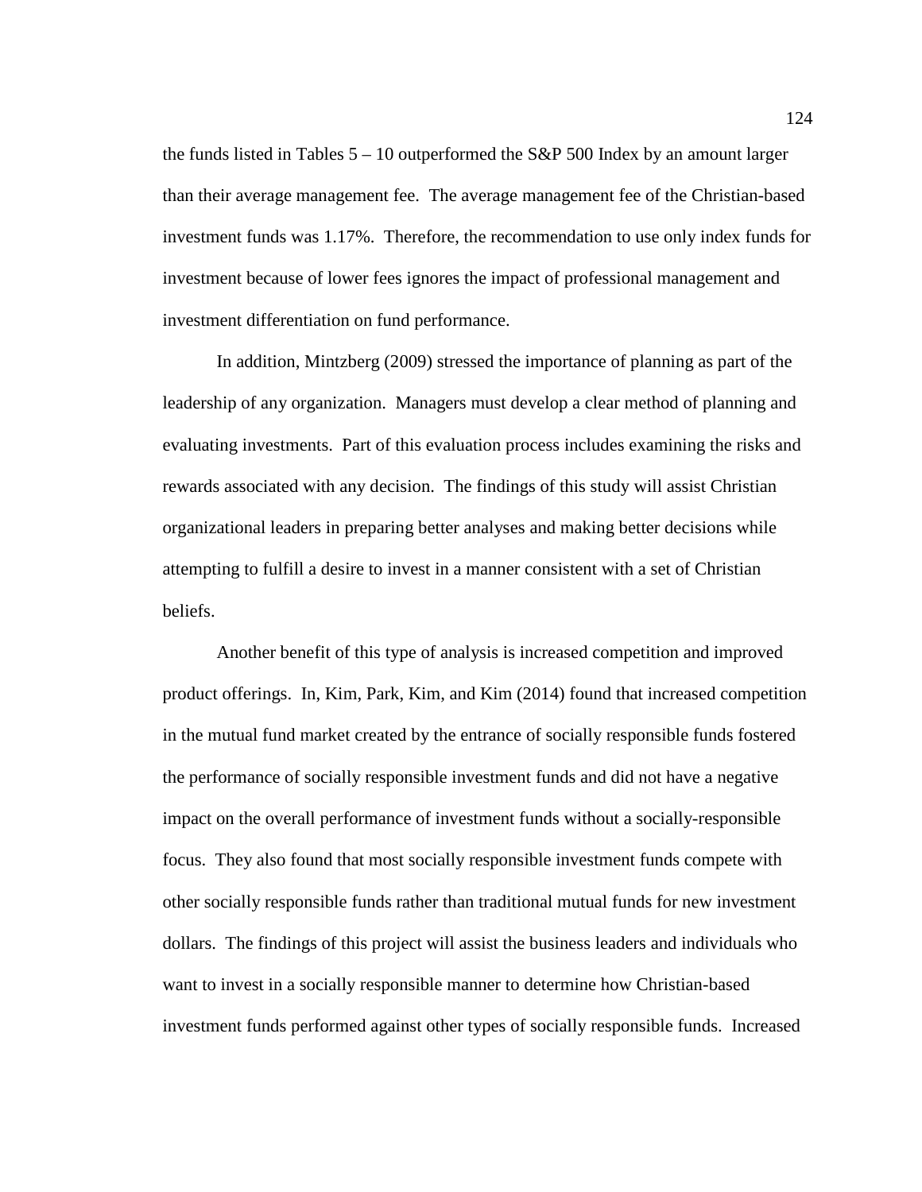the funds listed in Tables 5 – 10 outperformed the S&P 500 Index by an amount larger than their average management fee. The average management fee of the Christian-based investment funds was 1.17%. Therefore, the recommendation to use only index funds for investment because of lower fees ignores the impact of professional management and investment differentiation on fund performance.

In addition, Mintzberg (2009) stressed the importance of planning as part of the leadership of any organization. Managers must develop a clear method of planning and evaluating investments. Part of this evaluation process includes examining the risks and rewards associated with any decision. The findings of this study will assist Christian organizational leaders in preparing better analyses and making better decisions while attempting to fulfill a desire to invest in a manner consistent with a set of Christian beliefs.

Another benefit of this type of analysis is increased competition and improved product offerings. In, Kim, Park, Kim, and Kim (2014) found that increased competition in the mutual fund market created by the entrance of socially responsible funds fostered the performance of socially responsible investment funds and did not have a negative impact on the overall performance of investment funds without a socially-responsible focus. They also found that most socially responsible investment funds compete with other socially responsible funds rather than traditional mutual funds for new investment dollars. The findings of this project will assist the business leaders and individuals who want to invest in a socially responsible manner to determine how Christian-based investment funds performed against other types of socially responsible funds. Increased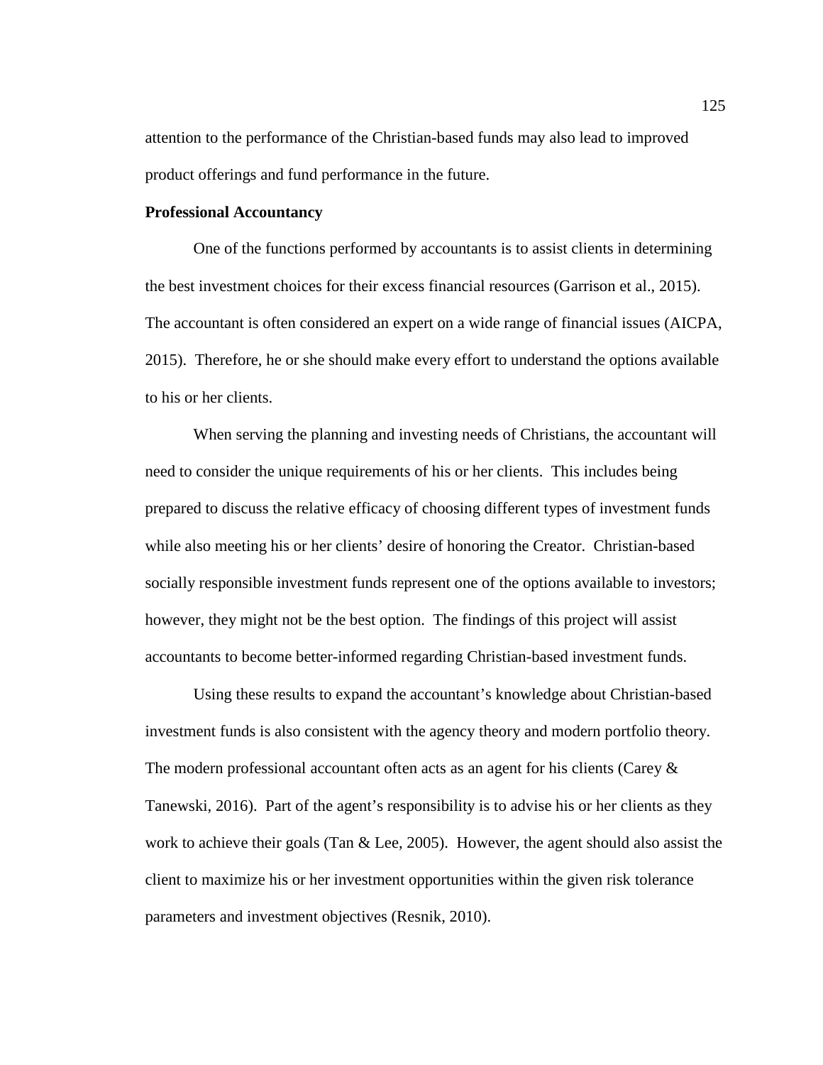attention to the performance of the Christian-based funds may also lead to improved product offerings and fund performance in the future.

**Professional Accountancy**

One of the functions performed by accountants is to assist clients in determining the best investment choices for their excess financial resources (Garrison et al., 2015). The accountant is often considered an expert on a wide range of financial issues (AICPA, 2015). Therefore, he or she should make every effort to understand the options available to his or her clients.

When serving the planning and investing needs of Christians, the accountant will need to consider the unique requirements of his or her clients. This includes being prepared to discuss the relative efficacy of choosing different types of investment funds while also meeting his or her clients' desire of honoring the Creator. Christian-based socially responsible investment funds represent one of the options available to investors; however, they might not be the best option. The findings of this project will assist accountants to become better-informed regarding Christian-based investment funds.

Using these results to expand the accountant's knowledge about Christian-based investment funds is also consistent with the agency theory and modern portfolio theory. The modern professional accountant often acts as an agent for his clients (Carey & Tanewski, 2016). Part of the agent's responsibility is to advise his or her clients as they work to achieve their goals (Tan & Lee, 2005). However, the agent should also assist the client to maximize his or her investment opportunities within the given risk tolerance parameters and investment objectives (Resnik, 2010).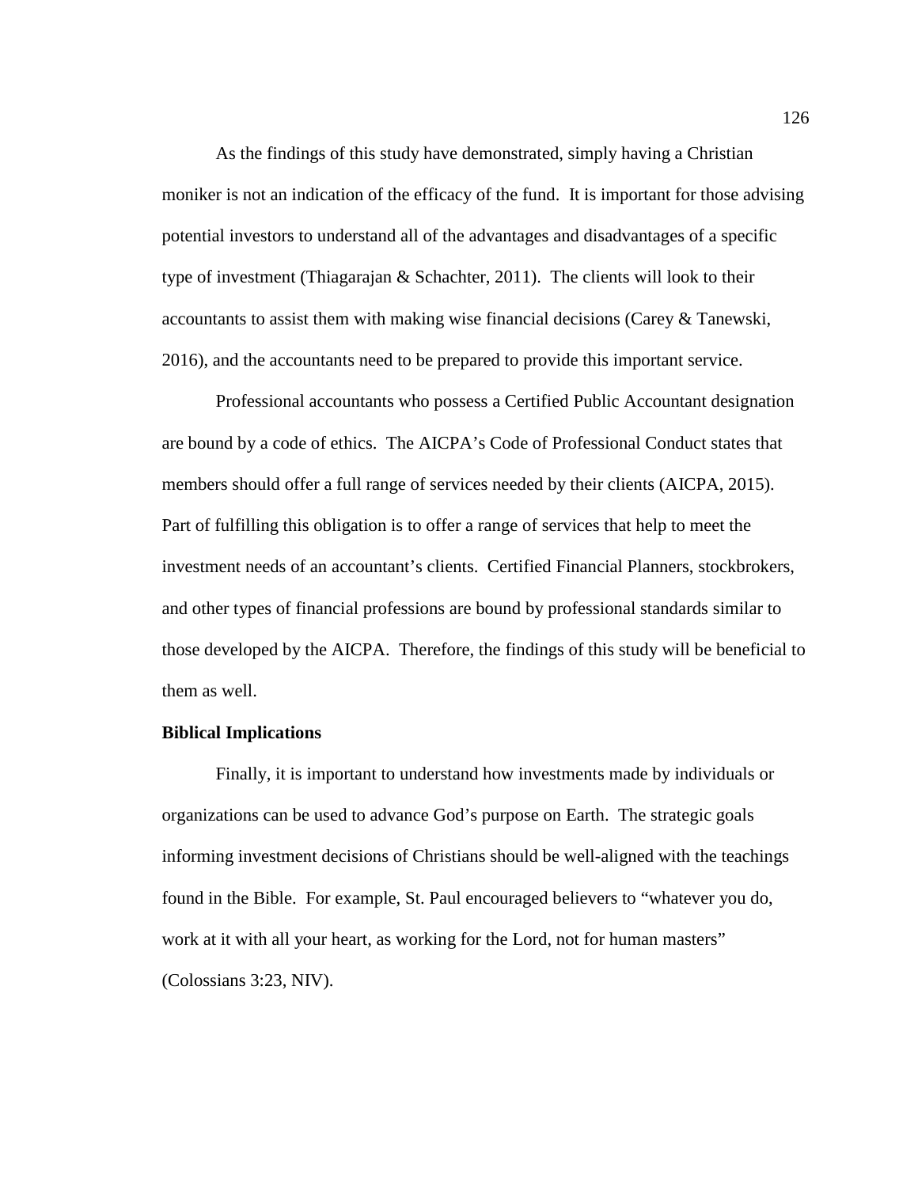As the findings of this study have demonstrated, simply having a Christian moniker is not an indication of the efficacy of the fund. It is important for those advising potential investors to understand all of the advantages and disadvantages of a specific type of investment (Thiagarajan & Schachter, 2011). The clients will look to their accountants to assist them with making wise financial decisions (Carey & Tanewski, 2016), and the accountants need to be prepared to provide this important service.

Professional accountants who possess a Certified Public Accountant designation are bound by a code of ethics. The AICPA's Code of Professional Conduct states that members should offer a full range of services needed by their clients (AICPA, 2015). Part of fulfilling this obligation is to offer a range of services that help to meet the investment needs of an accountant's clients. Certified Financial Planners, stockbrokers, and other types of financial professions are bound by professional standards similar to those developed by the AICPA. Therefore, the findings of this study will be beneficial to them as well.

**Biblical Implications**

Finally, it is important to understand how investments made by individuals or organizations can be used to advance God's purpose on Earth. The strategic goals informing investment decisions of Christians should be well-aligned with the teachings found in the Bible. For example, St. Paul encouraged believers to "whatever you do, work at it with all your heart, as working for the Lord, not for human masters" (Colossians 3:23, NIV).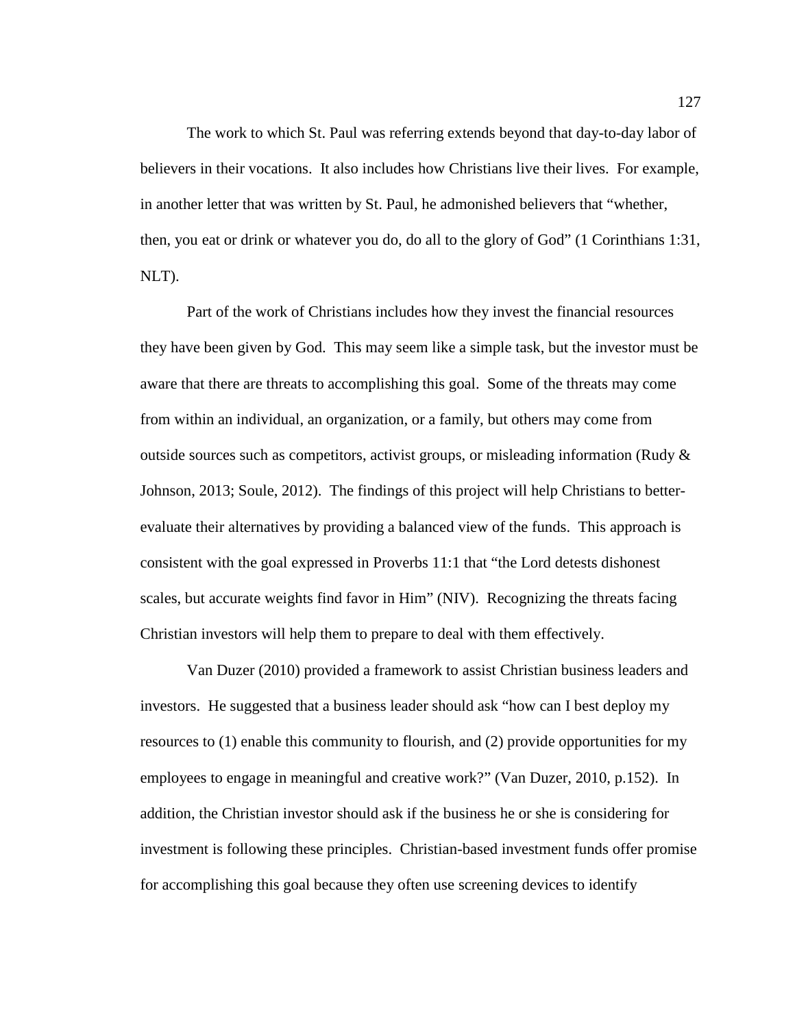The work to which St. Paul was referring extends beyond that day-to-day labor of believers in their vocations. It also includes how Christians live their lives. For example, in another letter that was written by St. Paul, he admonished believers that "whether, then, you eat or drink or whatever you do, do all to the glory of God" (1 Corinthians 1:31, NLT).

Part of the work of Christians includes how they invest the financial resources they have been given by God. This may seem like a simple task, but the investor must be aware that there are threats to accomplishing this goal. Some of the threats may come from within an individual, an organization, or a family, but others may come from outside sources such as competitors, activist groups, or misleading information (Rudy & Johnson, 2013; Soule, 2012). The findings of this project will help Christians to better-evaluate their alternatives by providing a balanced view of the funds. This approach is consistent with the goal expressed in Proverbs 11:1 that "the Lord detests dishonest scales, but accurate weights find favor in Him" (NIV). Recognizing the threats facing Christian investors will help them to prepare to deal with them effectively.

Van Duzer (2010) provided a framework to assist Christian business leaders and investors. He suggested that a business leader should ask "how can I best deploy my resources to (1) enable this community to flourish, and (2) provide opportunities for my employees to engage in meaningful and creative work?" (Van Duzer, 2010, p.152). In addition, the Christian investor should ask if the business he or she is considering for investment is following these principles. Christian-based investment funds offer promise for accomplishing this goal because they often use screening devices to identify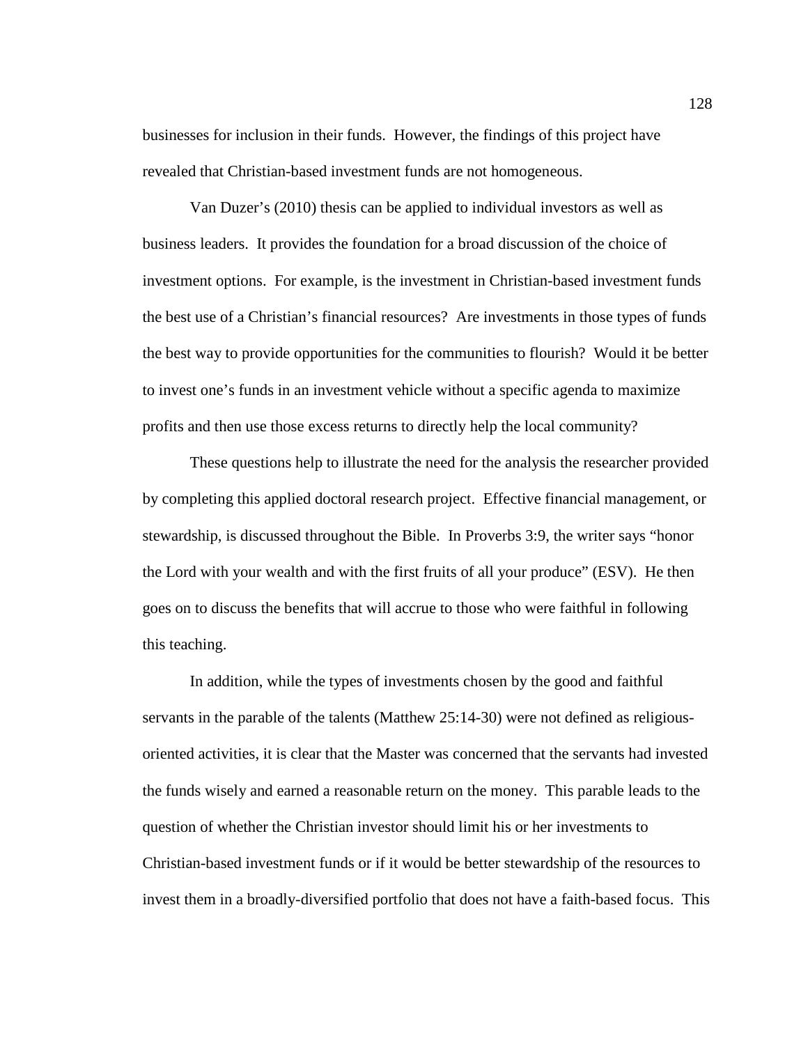businesses for inclusion in their funds. However, the findings of this project have revealed that Christian-based investment funds are not homogeneous.

Van Duzer's (2010) thesis can be applied to individual investors as well as business leaders. It provides the foundation for a broad discussion of the choice of investment options. For example, is the investment in Christian-based investment funds the best use of a Christian's financial resources? Are investments in those types of funds the best way to provide opportunities for the communities to flourish? Would it be better to invest one's funds in an investment vehicle without a specific agenda to maximize profits and then use those excess returns to directly help the local community?

These questions help to illustrate the need for the analysis the researcher provided by completing this applied doctoral research project. Effective financial management, or stewardship, is discussed throughout the Bible. In Proverbs 3:9, the writer says "honor the Lord with your wealth and with the first fruits of all your produce" (ESV). He then goes on to discuss the benefits that will accrue to those who were faithful in following this teaching.

In addition, while the types of investments chosen by the good and faithful servants in the parable of the talents (Matthew 25:14-30) were not defined as religious-oriented activities, it is clear that the Master was concerned that the servants had invested the funds wisely and earned a reasonable return on the money. This parable leads to the question of whether the Christian investor should limit his or her investments to Christian-based investment funds or if it would be better stewardship of the resources to invest them in a broadly-diversified portfolio that does not have a faith-based focus. This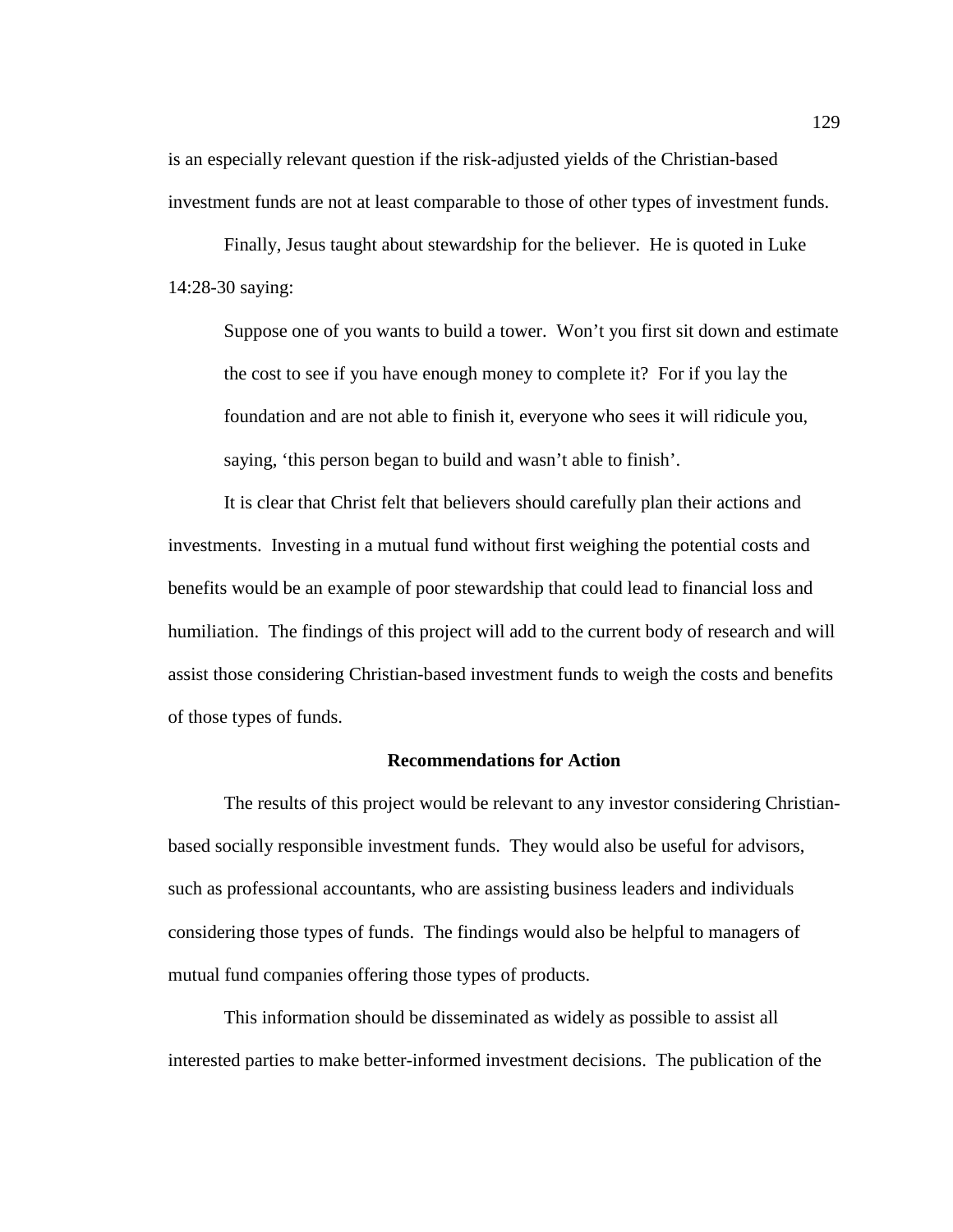is an especially relevant question if the risk-adjusted yields of the Christian-based investment funds are not at least comparable to those of other types of investment funds.

Finally, Jesus taught about stewardship for the believer. He is quoted in Luke 14:28-30 saying:

> Suppose one of you wants to build a tower. Won't you first sit down and estimate the cost to see if you have enough money to complete it? For if you lay the foundation and are not able to finish it, everyone who sees it will ridicule you, saying, 'this person began to build and wasn't able to finish'.

It is clear that Christ felt that believers should carefully plan their actions and investments. Investing in a mutual fund without first weighing the potential costs and benefits would be an example of poor stewardship that could lead to financial loss and humiliation. The findings of this project will add to the current body of research and will assist those considering Christian-based investment funds to weigh the costs and benefits of those types of funds.

## Recommendations for Action

The results of this project would be relevant to any investor considering Christian-based socially responsible investment funds. They would also be useful for advisors, such as professional accountants, who are assisting business leaders and individuals considering those types of funds. The findings would also be helpful to managers of mutual fund companies offering those types of products.

This information should be disseminated as widely as possible to assist all interested parties to make better-informed investment decisions. The publication of the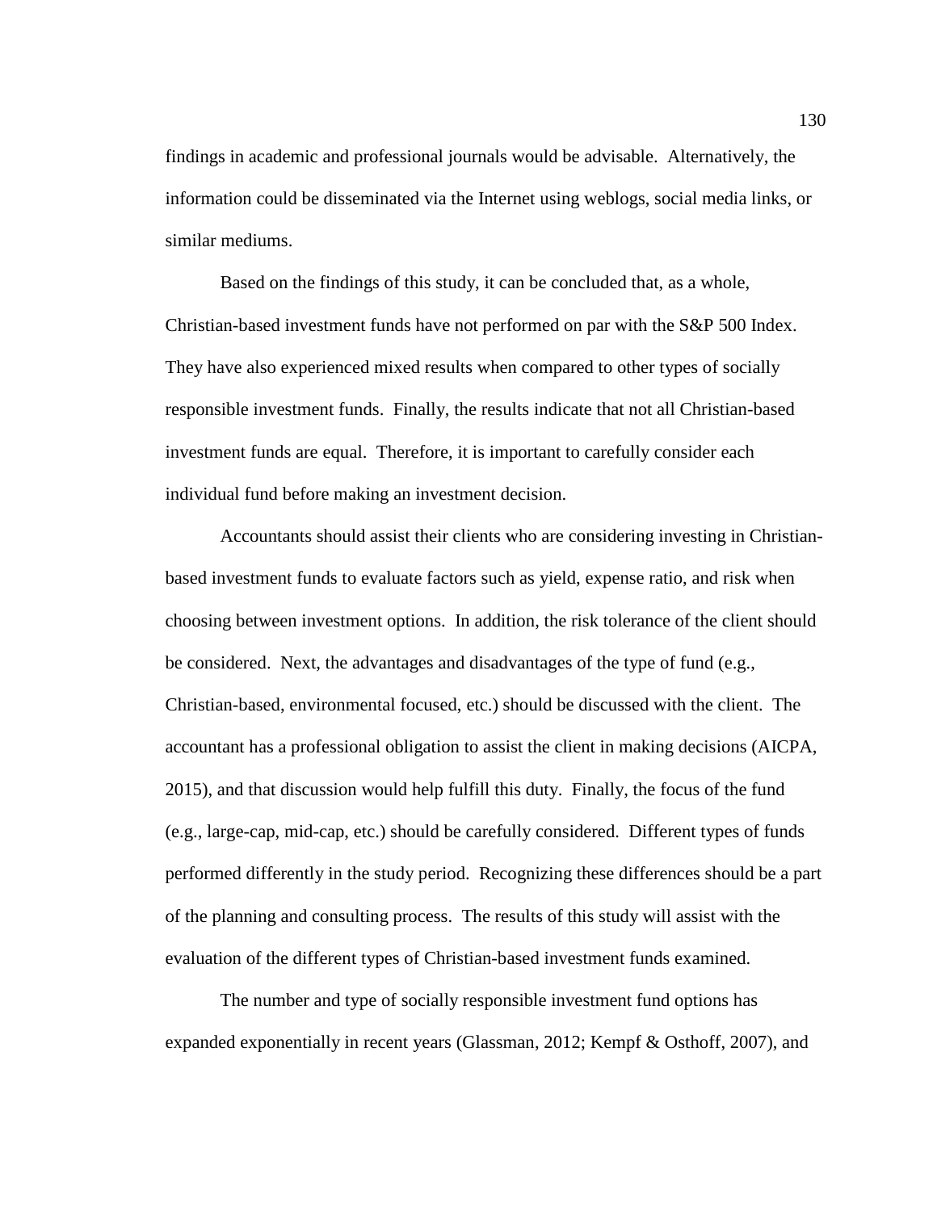findings in academic and professional journals would be advisable. Alternatively, the information could be disseminated via the Internet using weblogs, social media links, or similar mediums.

Based on the findings of this study, it can be concluded that, as a whole, Christian-based investment funds have not performed on par with the S&P 500 Index. They have also experienced mixed results when compared to other types of socially responsible investment funds. Finally, the results indicate that not all Christian-based investment funds are equal. Therefore, it is important to carefully consider each individual fund before making an investment decision.

Accountants should assist their clients who are considering investing in Christian-based investment funds to evaluate factors such as yield, expense ratio, and risk when choosing between investment options. In addition, the risk tolerance of the client should be considered. Next, the advantages and disadvantages of the type of fund (e.g., Christian-based, environmental focused, etc.) should be discussed with the client. The accountant has a professional obligation to assist the client in making decisions (AICPA, 2015), and that discussion would help fulfill this duty. Finally, the focus of the fund (e.g., large-cap, mid-cap, etc.) should be carefully considered. Different types of funds performed differently in the study period. Recognizing these differences should be a part of the planning and consulting process. The results of this study will assist with the evaluation of the different types of Christian-based investment funds examined.

The number and type of socially responsible investment fund options has expanded exponentially in recent years (Glassman, 2012; Kempf & Osthoff, 2007), and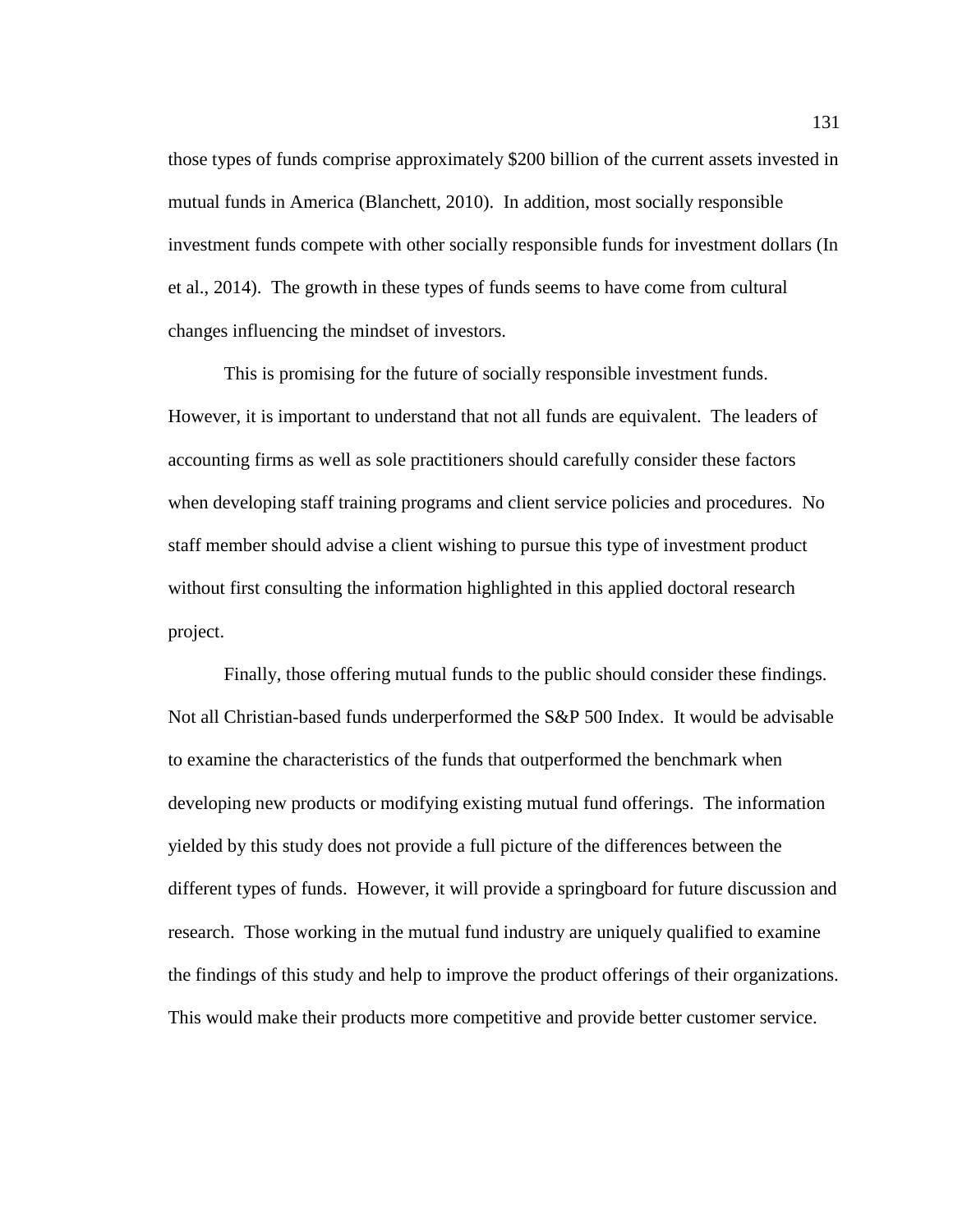those types of funds comprise approximately $200 billion of the current assets invested in mutual funds in America (Blanchett, 2010). In addition, most socially responsible investment funds compete with other socially responsible funds for investment dollars (In et al., 2014). The growth in these types of funds seems to have come from cultural changes influencing the mindset of investors.

This is promising for the future of socially responsible investment funds. However, it is important to understand that not all funds are equivalent. The leaders of accounting firms as well as sole practitioners should carefully consider these factors when developing staff training programs and client service policies and procedures. No staff member should advise a client wishing to pursue this type of investment product without first consulting the information highlighted in this applied doctoral research project.

Finally, those offering mutual funds to the public should consider these findings. Not all Christian-based funds underperformed the S&P 500 Index. It would be advisable to examine the characteristics of the funds that outperformed the benchmark when developing new products or modifying existing mutual fund offerings. The information yielded by this study does not provide a full picture of the differences between the different types of funds. However, it will provide a springboard for future discussion and research. Those working in the mutual fund industry are uniquely qualified to examine the findings of this study and help to improve the product offerings of their organizations. This would make their products more competitive and provide better customer service.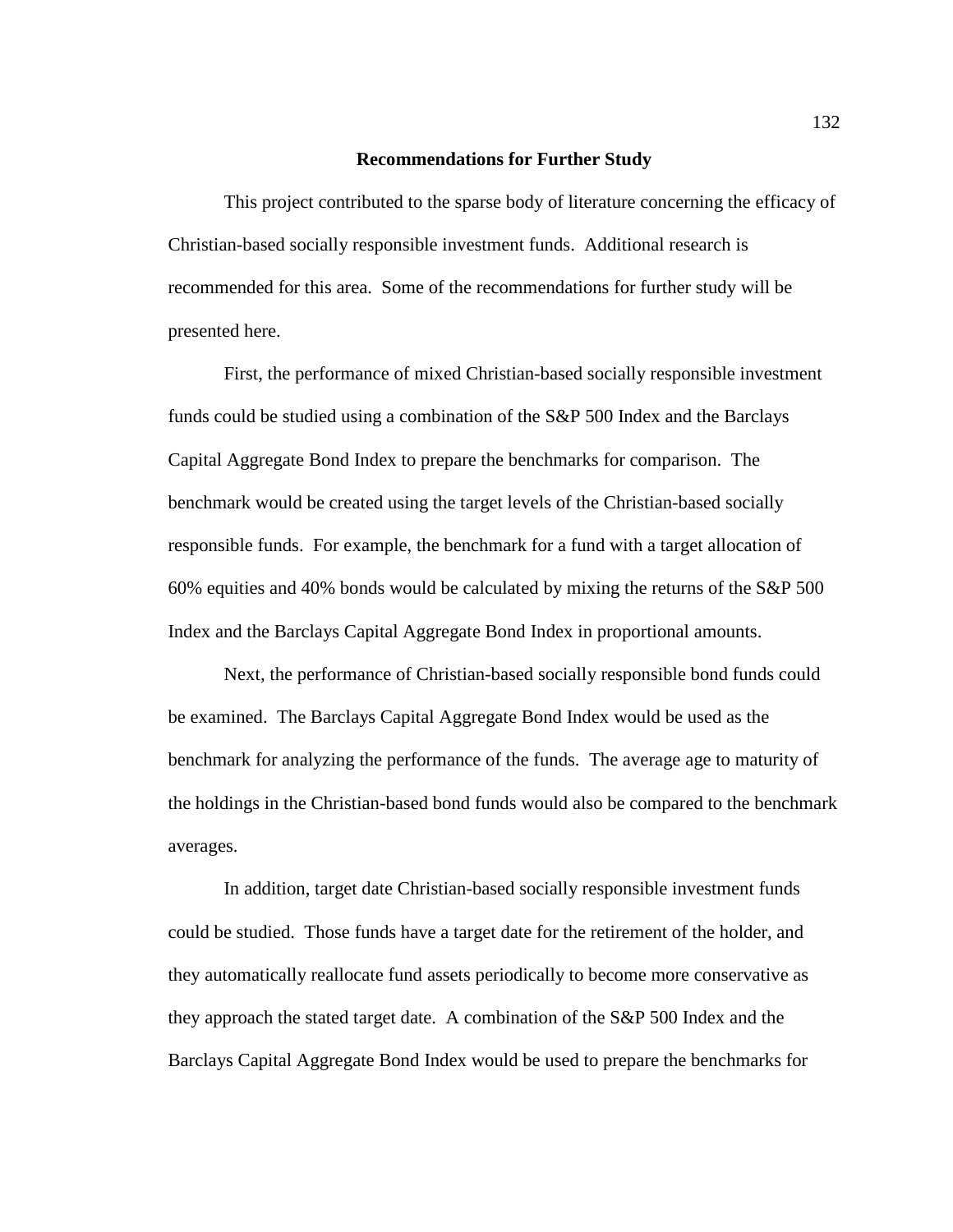## Recommendations for Further Study

This project contributed to the sparse body of literature concerning the efficacy of Christian-based socially responsible investment funds. Additional research is recommended for this area. Some of the recommendations for further study will be presented here.

First, the performance of mixed Christian-based socially responsible investment funds could be studied using a combination of the S&P 500 Index and the Barclays Capital Aggregate Bond Index to prepare the benchmarks for comparison. The benchmark would be created using the target levels of the Christian-based socially responsible funds. For example, the benchmark for a fund with a target allocation of 60% equities and 40% bonds would be calculated by mixing the returns of the S&P 500 Index and the Barclays Capital Aggregate Bond Index in proportional amounts.

Next, the performance of Christian-based socially responsible bond funds could be examined. The Barclays Capital Aggregate Bond Index would be used as the benchmark for analyzing the performance of the funds. The average age to maturity of the holdings in the Christian-based bond funds would also be compared to the benchmark averages.

In addition, target date Christian-based socially responsible investment funds could be studied. Those funds have a target date for the retirement of the holder, and they automatically reallocate fund assets periodically to become more conservative as they approach the stated target date. A combination of the S&P 500 Index and the Barclays Capital Aggregate Bond Index would be used to prepare the benchmarks for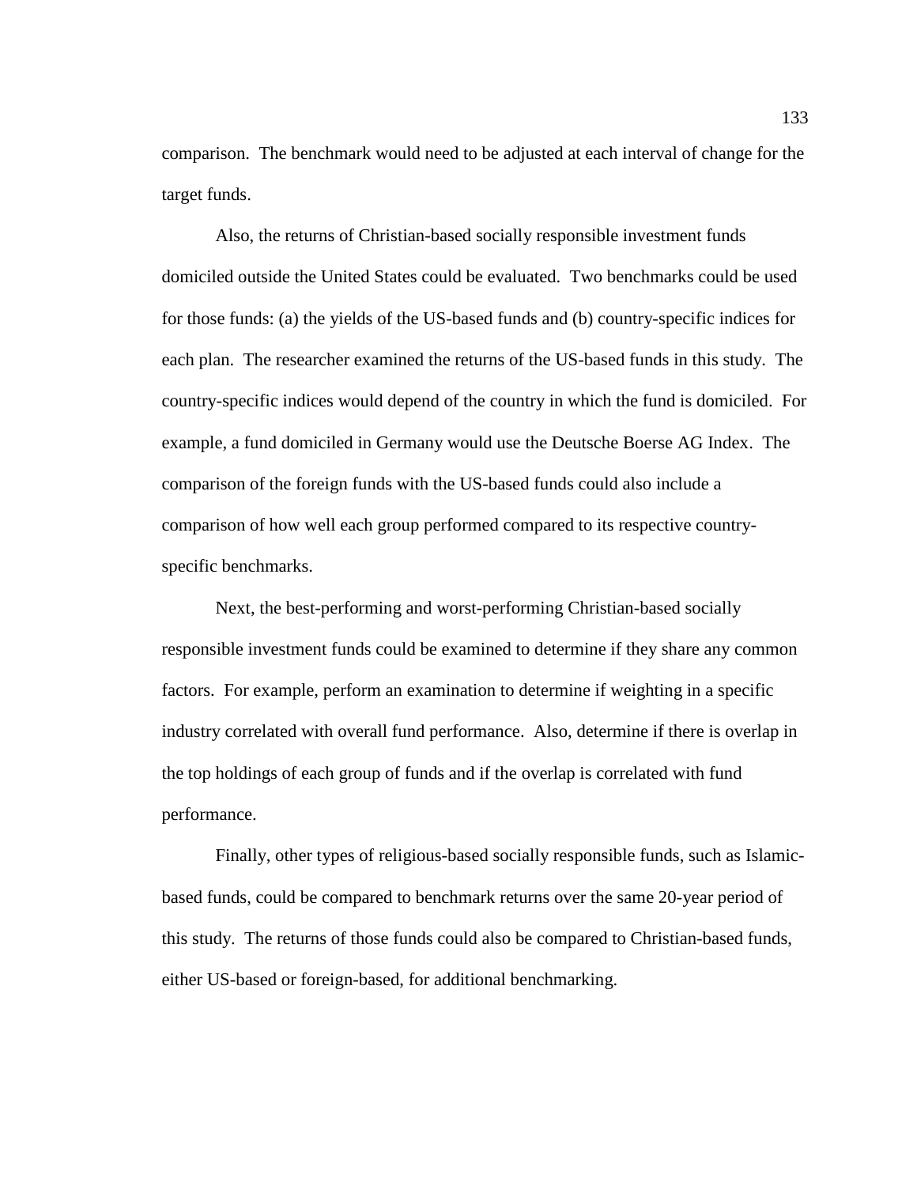comparison. The benchmark would need to be adjusted at each interval of change for the target funds.

Also, the returns of Christian-based socially responsible investment funds domiciled outside the United States could be evaluated. Two benchmarks could be used for those funds: (a) the yields of the US-based funds and (b) country-specific indices for each plan. The researcher examined the returns of the US-based funds in this study. The country-specific indices would depend of the country in which the fund is domiciled. For example, a fund domiciled in Germany would use the Deutsche Boerse AG Index. The comparison of the foreign funds with the US-based funds could also include a comparison of how well each group performed compared to its respective country-specific benchmarks.

Next, the best-performing and worst-performing Christian-based socially responsible investment funds could be examined to determine if they share any common factors. For example, perform an examination to determine if weighting in a specific industry correlated with overall fund performance. Also, determine if there is overlap in the top holdings of each group of funds and if the overlap is correlated with fund performance.

Finally, other types of religious-based socially responsible funds, such as Islamic-based funds, could be compared to benchmark returns over the same 20-year period of this study. The returns of those funds could also be compared to Christian-based funds, either US-based or foreign-based, for additional benchmarking.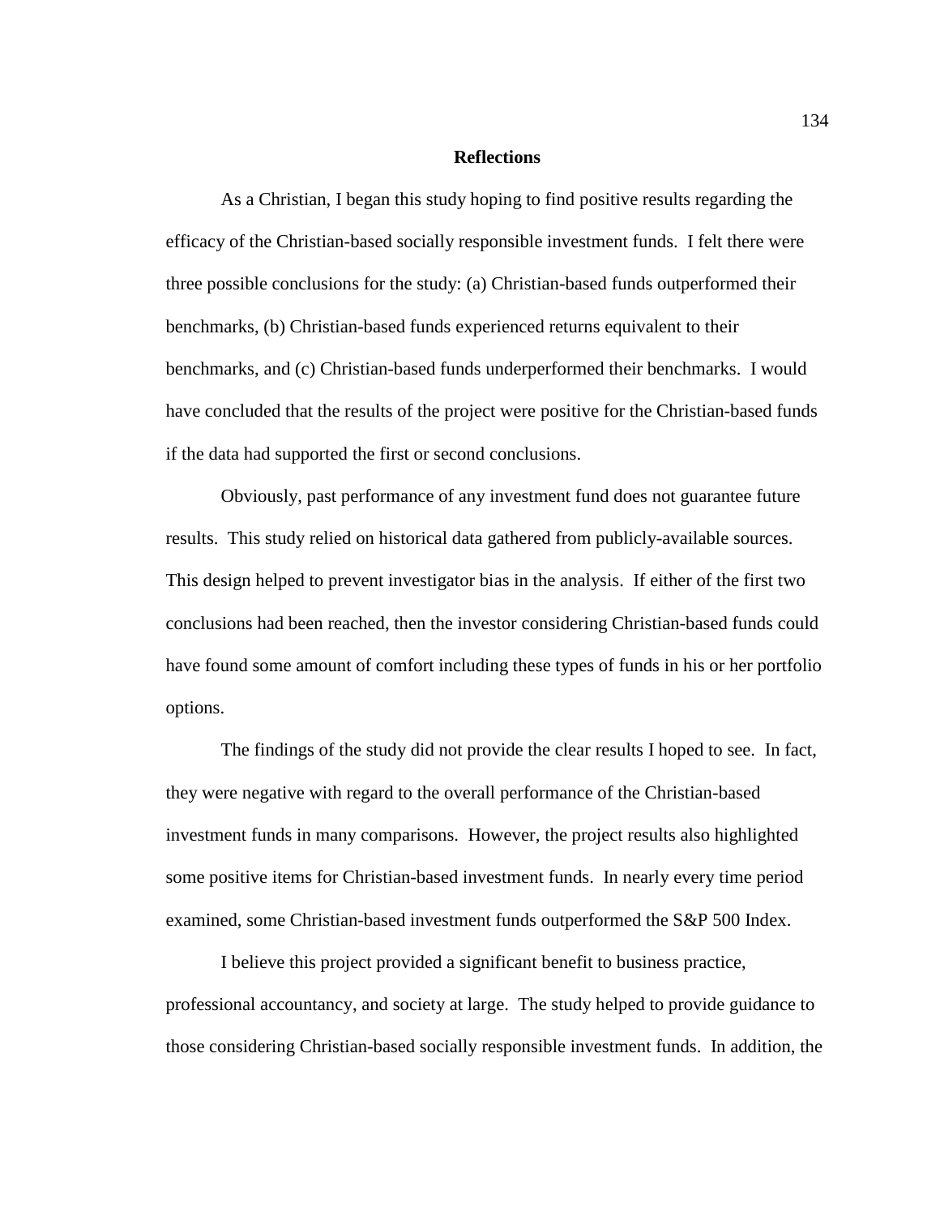## Reflections

As a Christian, I began this study hoping to find positive results regarding the efficacy of the Christian-based socially responsible investment funds. I felt there were three possible conclusions for the study: (a) Christian-based funds outperformed their benchmarks, (b) Christian-based funds experienced returns equivalent to their benchmarks, and (c) Christian-based funds underperformed their benchmarks. I would have concluded that the results of the project were positive for the Christian-based funds if the data had supported the first or second conclusions.

Obviously, past performance of any investment fund does not guarantee future results. This study relied on historical data gathered from publicly-available sources. This design helped to prevent investigator bias in the analysis. If either of the first two conclusions had been reached, then the investor considering Christian-based funds could have found some amount of comfort including these types of funds in his or her portfolio options.

The findings of the study did not provide the clear results I hoped to see. In fact, they were negative with regard to the overall performance of the Christian-based investment funds in many comparisons. However, the project results also highlighted some positive items for Christian-based investment funds. In nearly every time period examined, some Christian-based investment funds outperformed the S&P 500 Index.

I believe this project provided a significant benefit to business practice, professional accountancy, and society at large. The study helped to provide guidance to those considering Christian-based socially responsible investment funds. In addition, the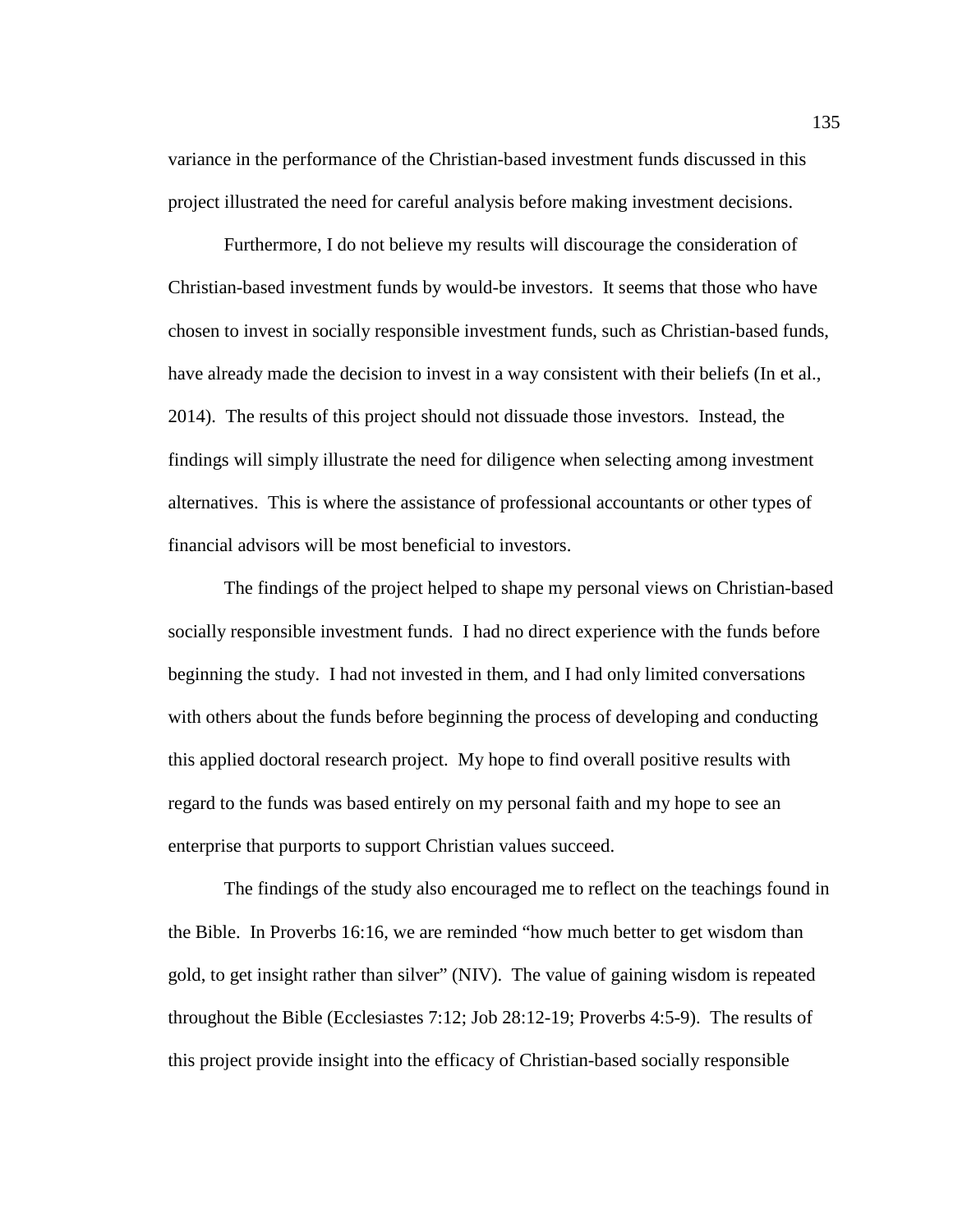variance in the performance of the Christian-based investment funds discussed in this project illustrated the need for careful analysis before making investment decisions.

Furthermore, I do not believe my results will discourage the consideration of Christian-based investment funds by would-be investors. It seems that those who have chosen to invest in socially responsible investment funds, such as Christian-based funds, have already made the decision to invest in a way consistent with their beliefs (In et al., 2014). The results of this project should not dissuade those investors. Instead, the findings will simply illustrate the need for diligence when selecting among investment alternatives. This is where the assistance of professional accountants or other types of financial advisors will be most beneficial to investors.

The findings of the project helped to shape my personal views on Christian-based socially responsible investment funds. I had no direct experience with the funds before beginning the study. I had not invested in them, and I had only limited conversations with others about the funds before beginning the process of developing and conducting this applied doctoral research project. My hope to find overall positive results with regard to the funds was based entirely on my personal faith and my hope to see an enterprise that purports to support Christian values succeed.

The findings of the study also encouraged me to reflect on the teachings found in the Bible. In Proverbs 16:16, we are reminded “how much better to get wisdom than gold, to get insight rather than silver” (NIV). The value of gaining wisdom is repeated throughout the Bible (Ecclesiastes 7:12; Job 28:12-19; Proverbs 4:5-9). The results of this project provide insight into the efficacy of Christian-based socially responsible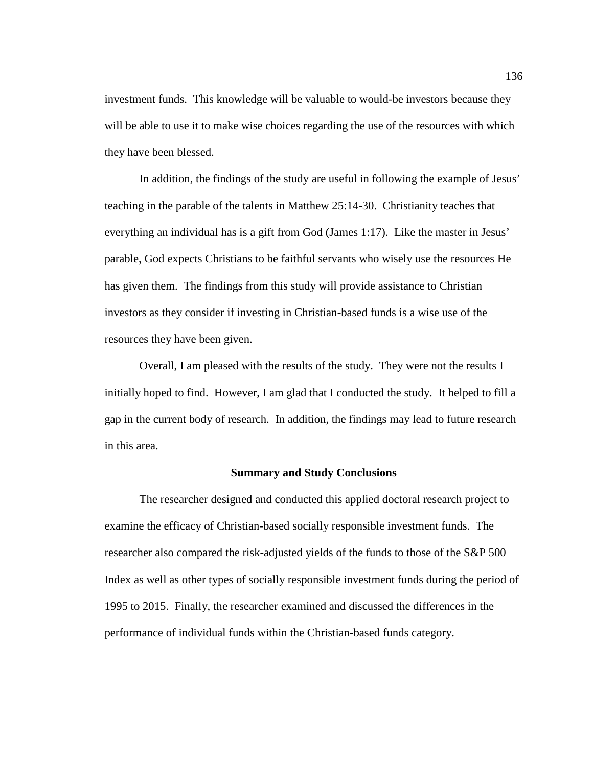investment funds. This knowledge will be valuable to would-be investors because they will be able to use it to make wise choices regarding the use of the resources with which they have been blessed.

In addition, the findings of the study are useful in following the example of Jesus' teaching in the parable of the talents in Matthew 25:14-30. Christianity teaches that everything an individual has is a gift from God (James 1:17). Like the master in Jesus' parable, God expects Christians to be faithful servants who wisely use the resources He has given them. The findings from this study will provide assistance to Christian investors as they consider if investing in Christian-based funds is a wise use of the resources they have been given.

Overall, I am pleased with the results of the study. They were not the results I initially hoped to find. However, I am glad that I conducted the study. It helped to fill a gap in the current body of research. In addition, the findings may lead to future research in this area.

## Summary and Study Conclusions

The researcher designed and conducted this applied doctoral research project to examine the efficacy of Christian-based socially responsible investment funds. The researcher also compared the risk-adjusted yields of the funds to those of the S&P 500 Index as well as other types of socially responsible investment funds during the period of 1995 to 2015. Finally, the researcher examined and discussed the differences in the performance of individual funds within the Christian-based funds category.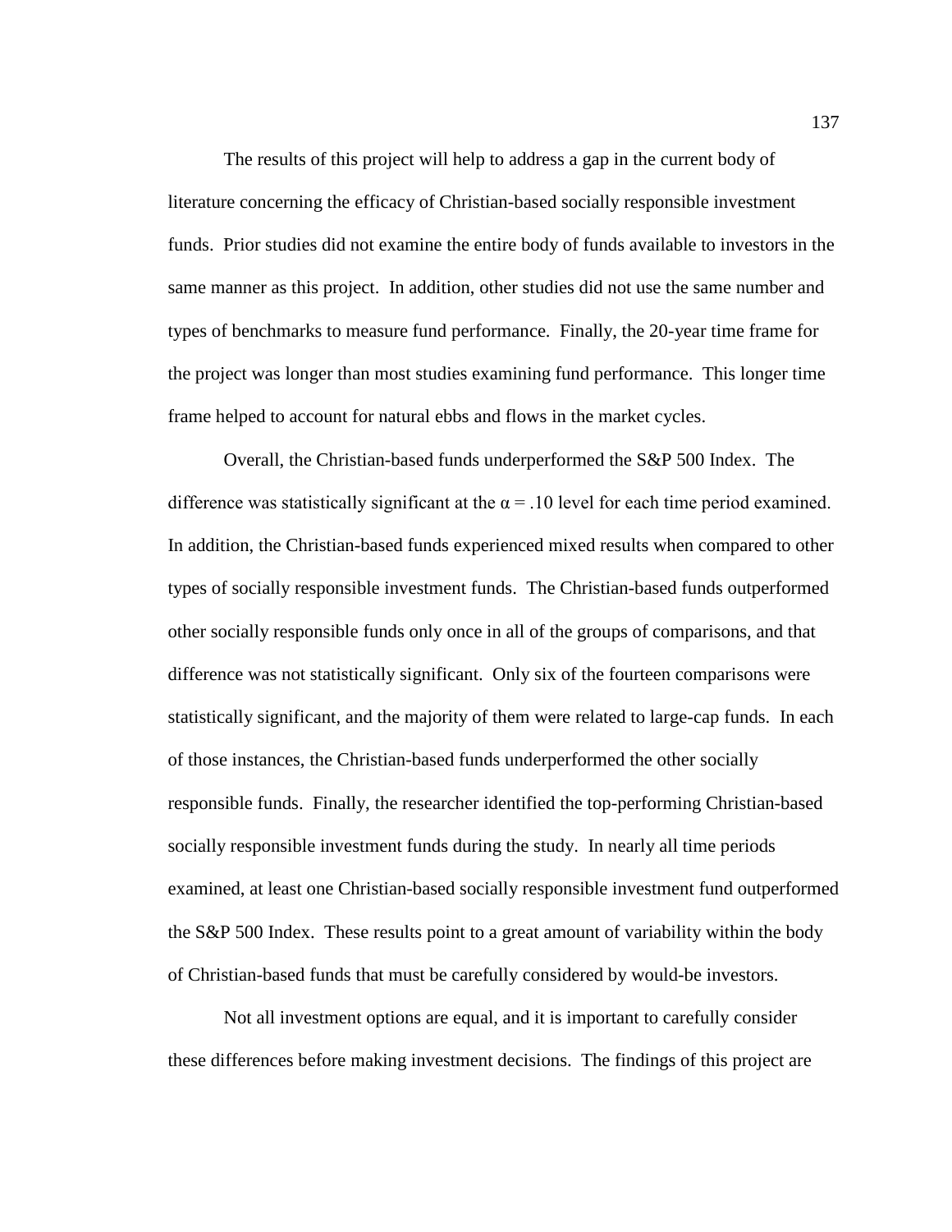The results of this project will help to address a gap in the current body of literature concerning the efficacy of Christian-based socially responsible investment funds. Prior studies did not examine the entire body of funds available to investors in the same manner as this project. In addition, other studies did not use the same number and types of benchmarks to measure fund performance. Finally, the 20-year time frame for the project was longer than most studies examining fund performance. This longer time frame helped to account for natural ebbs and flows in the market cycles.

Overall, the Christian-based funds underperformed the S&P 500 Index. The difference was statistically significant at the $\alpha = .10$ level for each time period examined. In addition, the Christian-based funds experienced mixed results when compared to other types of socially responsible investment funds. The Christian-based funds outperformed other socially responsible funds only once in all of the groups of comparisons, and that difference was not statistically significant. Only six of the fourteen comparisons were statistically significant, and the majority of them were related to large-cap funds. In each of those instances, the Christian-based funds underperformed the other socially responsible funds. Finally, the researcher identified the top-performing Christian-based socially responsible investment funds during the study. In nearly all time periods examined, at least one Christian-based socially responsible investment fund outperformed the S&P 500 Index. These results point to a great amount of variability within the body of Christian-based funds that must be carefully considered by would-be investors.

Not all investment options are equal, and it is important to carefully consider these differences before making investment decisions. The findings of this project are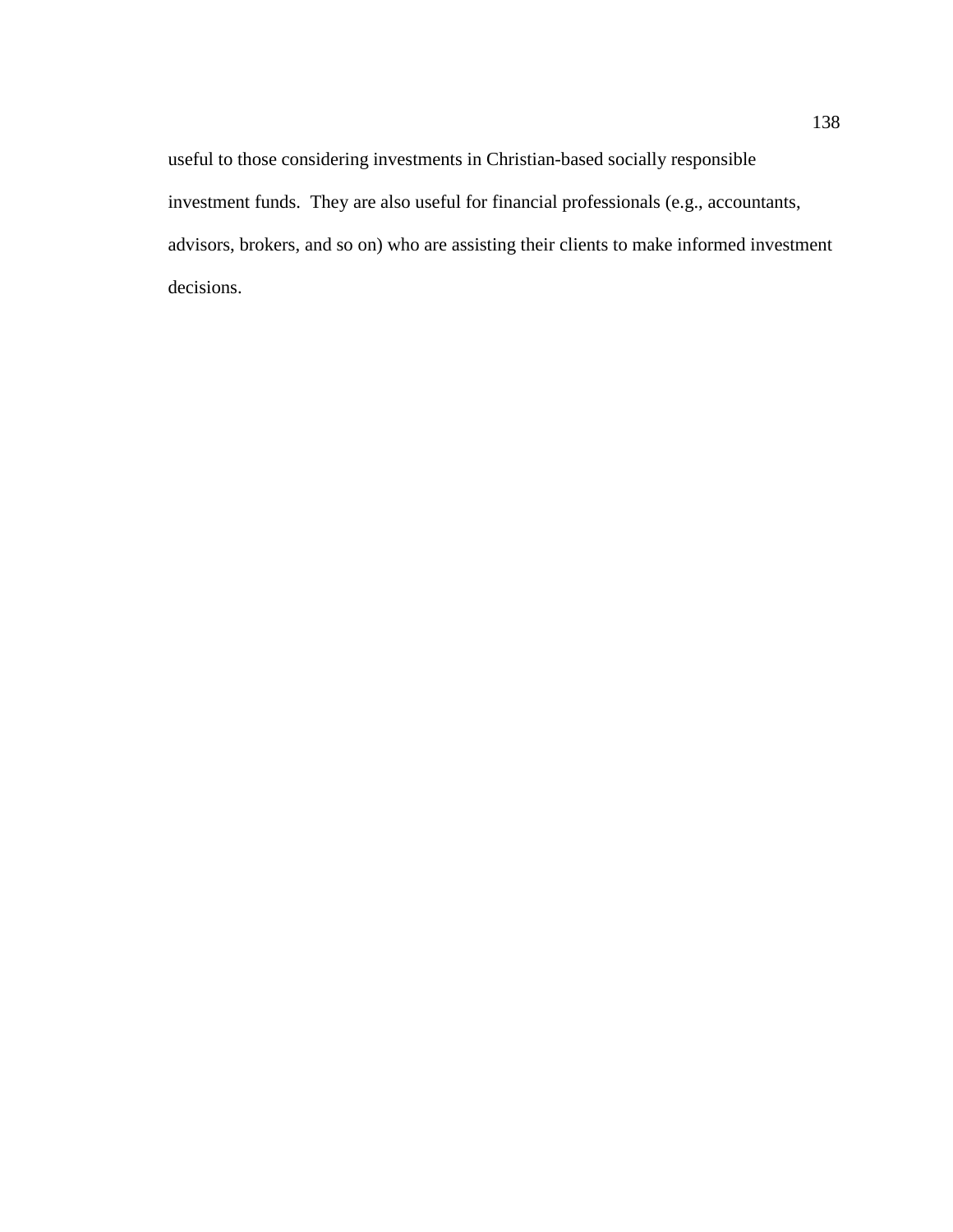useful to those considering investments in Christian-based socially responsible investment funds. They are also useful for financial professionals (e.g., accountants, advisors, brokers, and so on) who are assisting their clients to make informed investment decisions.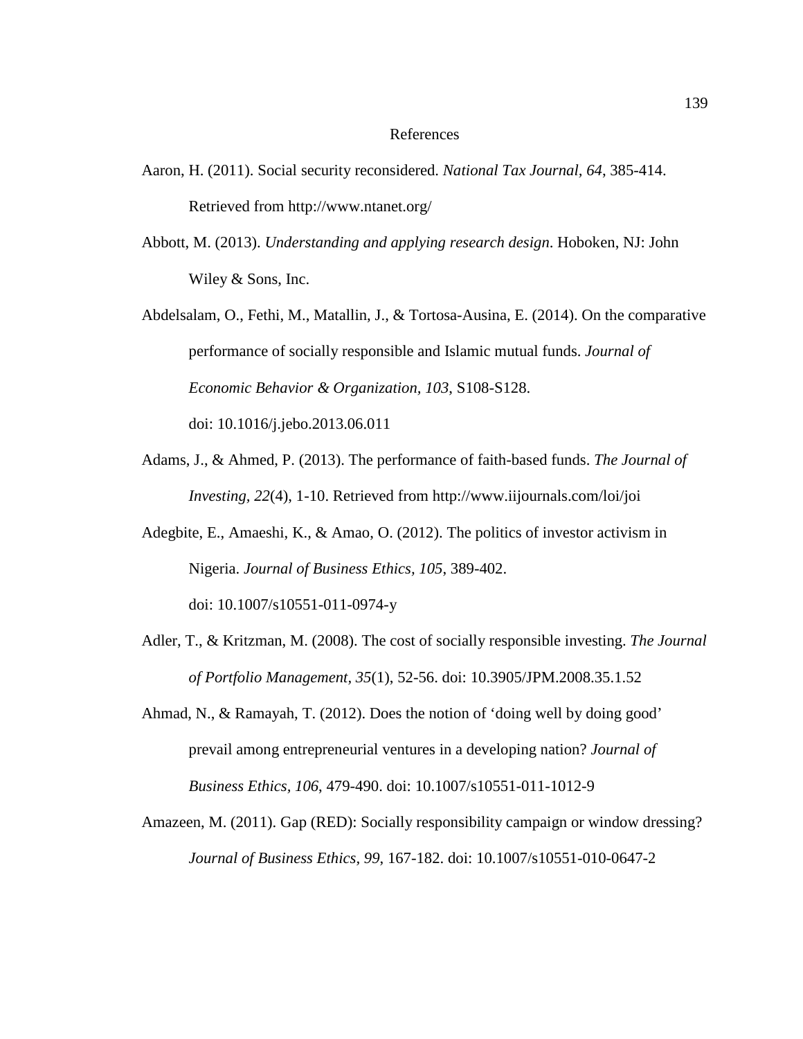# References

Aaron, H. (2011). Social security reconsidered. *National Tax Journal*, *64*, 385-414. Retrieved from http://www.ntanet.org/

Abbott, M. (2013). *Understanding and applying research design*. Hoboken, NJ: John Wiley & Sons, Inc.

Abdelsalam, O., Fethi, M., Matallin, J., & Tortosa-Ausina, E. (2014). On the comparative performance of socially responsible and Islamic mutual funds. *Journal of Economic Behavior & Organization*, *103*, S108-S128. doi: 10.1016/j.jebo.2013.06.011

Adams, J., & Ahmed, P. (2013). The performance of faith-based funds. *The Journal of Investing, 22*(4), 1-10. Retrieved from http://www.iijournals.com/loi/joi

Adegbite, E., Amaeshi, K., & Amao, O. (2012). The politics of investor activism in Nigeria. *Journal of Business Ethics, 105*, 389-402. doi: 10.1007/s10551-011-0974-y

Adler, T., & Kritzman, M. (2008). The cost of socially responsible investing. *The Journal of Portfolio Management*, *35*(1), 52-56. doi: 10.3905/JPM.2008.35.1.52

Ahmad, N., & Ramayah, T. (2012). Does the notion of 'doing well by doing good' prevail among entrepreneurial ventures in a developing nation? *Journal of Business Ethics*, *106*, 479-490. doi: 10.1007/s10551-011-1012-9

Amazeen, M. (2011). Gap (RED): Socially responsibility campaign or window dressing? *Journal of Business Ethics*, *99*, 167-182. doi: 10.1007/s10551-010-0647-2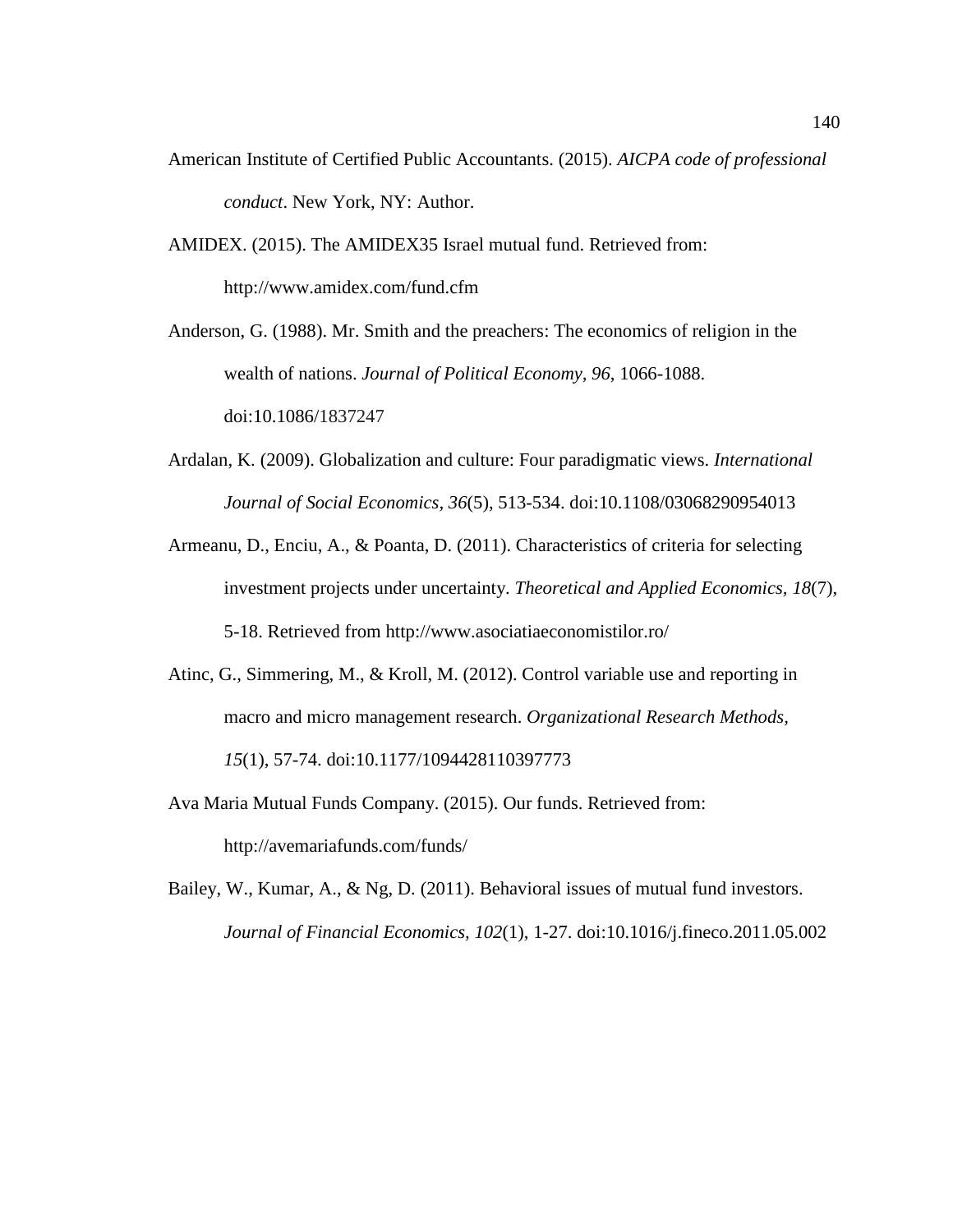American Institute of Certified Public Accountants. (2015). *AICPA code of professional conduct*. New York, NY: Author.

AMIDEX. (2015). The AMIDEX35 Israel mutual fund. Retrieved from: http://www.amidex.com/fund.cfm

Anderson, G. (1988). Mr. Smith and the preachers: The economics of religion in the wealth of nations. *Journal of Political Economy, 96*, 1066-1088. doi:10.1086/1837247

Ardalan, K. (2009). Globalization and culture: Four paradigmatic views. *International Journal of Social Economics, 36*(5), 513-534. doi:10.1108/03068290954013

Armeanu, D., Enciu, A., & Poanta, D. (2011). Characteristics of criteria for selecting investment projects under uncertainty. *Theoretical and Applied Economics, 18*(7), 5-18. Retrieved from http://www.asociatiaeconomistilor.ro/

Atinc, G., Simmering, M., & Kroll, M. (2012). Control variable use and reporting in macro and micro management research. *Organizational Research Methods, 15*(1), 57-74. doi:10.1177/1094428110397773

Ava Maria Mutual Funds Company. (2015). Our funds. Retrieved from: http://avemariafunds.com/funds/

Bailey, W., Kumar, A., & Ng, D. (2011). Behavioral issues of mutual fund investors. *Journal of Financial Economics, 102*(1), 1-27. doi:10.1016/j.fineco.2011.05.002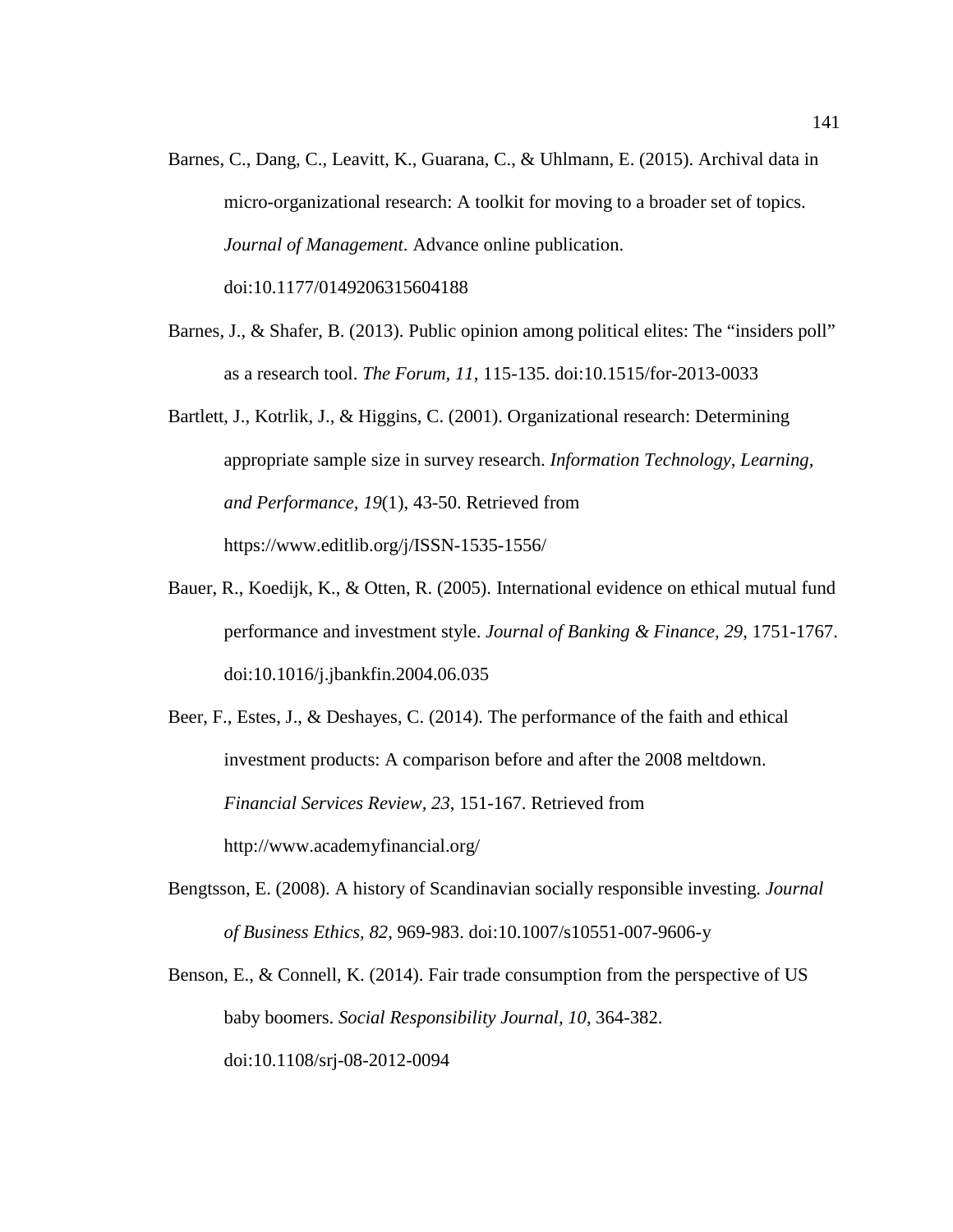Barnes, C., Dang, C., Leavitt, K., Guarana, C., & Uhlmann, E. (2015). Archival data in micro-organizational research: A toolkit for moving to a broader set of topics. *Journal of Management*. Advance online publication. doi:10.1177/0149206315604188

Barnes, J., & Shafer, B. (2013). Public opinion among political elites: The "insiders poll" as a research tool. *The Forum, 11*, 115-135. doi:10.1515/for-2013-0033

Bartlett, J., Kotrlik, J., & Higgins, C. (2001). Organizational research: Determining appropriate sample size in survey research. *Information Technology, Learning, and Performance, 19*(1), 43-50. Retrieved from https://www.editlib.org/j/ISSN-1535-1556/

Bauer, R., Koedijk, K., & Otten, R. (2005). International evidence on ethical mutual fund performance and investment style. *Journal of Banking & Finance, 29*, 1751-1767. doi:10.1016/j.jbankfin.2004.06.035

Beer, F., Estes, J., & Deshayes, C. (2014). The performance of the faith and ethical investment products: A comparison before and after the 2008 meltdown. *Financial Services Review, 23*, 151-167. Retrieved from http://www.academyfinancial.org/

Bengtsson, E. (2008). A history of Scandinavian socially responsible investing. *Journal of Business Ethics, 82*, 969-983. doi:10.1007/s10551-007-9606-y

Benson, E., & Connell, K. (2014). Fair trade consumption from the perspective of US baby boomers. *Social Responsibility Journal, 10*, 364-382. doi:10.1108/srj-08-2012-0094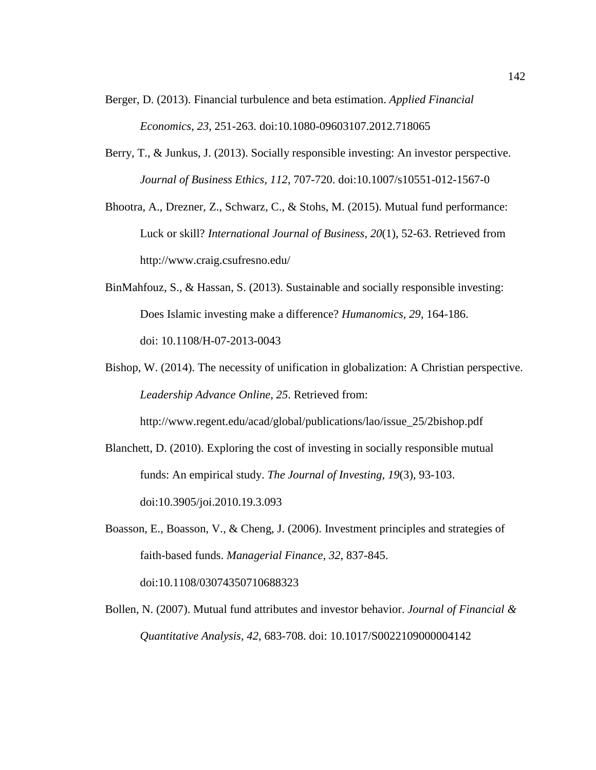Berger, D. (2013). Financial turbulence and beta estimation. *Applied Financial Economics, 23*, 251-263. doi:10.1080-09603107.2012.718065

Berry, T., & Junkus, J. (2013). Socially responsible investing: An investor perspective. *Journal of Business Ethics, 112*, 707-720. doi:10.1007/s10551-012-1567-0

Bhootra, A., Drezner, Z., Schwarz, C., & Stohs, M. (2015). Mutual fund performance: Luck or skill? *International Journal of Business, 20*(1), 52-63. Retrieved from http://www.craig.csufresno.edu/

BinMahfouz, S., & Hassan, S. (2013). Sustainable and socially responsible investing: Does Islamic investing make a difference? *Humanomics, 29*, 164-186. doi: 10.1108/H-07-2013-0043

Bishop, W. (2014). The necessity of unification in globalization: A Christian perspective. *Leadership Advance Online, 25*. Retrieved from: http://www.regent.edu/acad/global/publications/lao/issue_25/2bishop.pdf

Blanchett, D. (2010). Exploring the cost of investing in socially responsible mutual funds: An empirical study. *The Journal of Investing, 19*(3), 93-103. doi:10.3905/joi.2010.19.3.093

Boasson, E., Boasson, V., & Cheng, J. (2006). Investment principles and strategies of faith-based funds. *Managerial Finance, 32*, 837-845. doi:10.1108/03074350710688323

Bollen, N. (2007). Mutual fund attributes and investor behavior. *Journal of Financial & Quantitative Analysis, 42*, 683-708. doi: 10.1017/S0022109000004142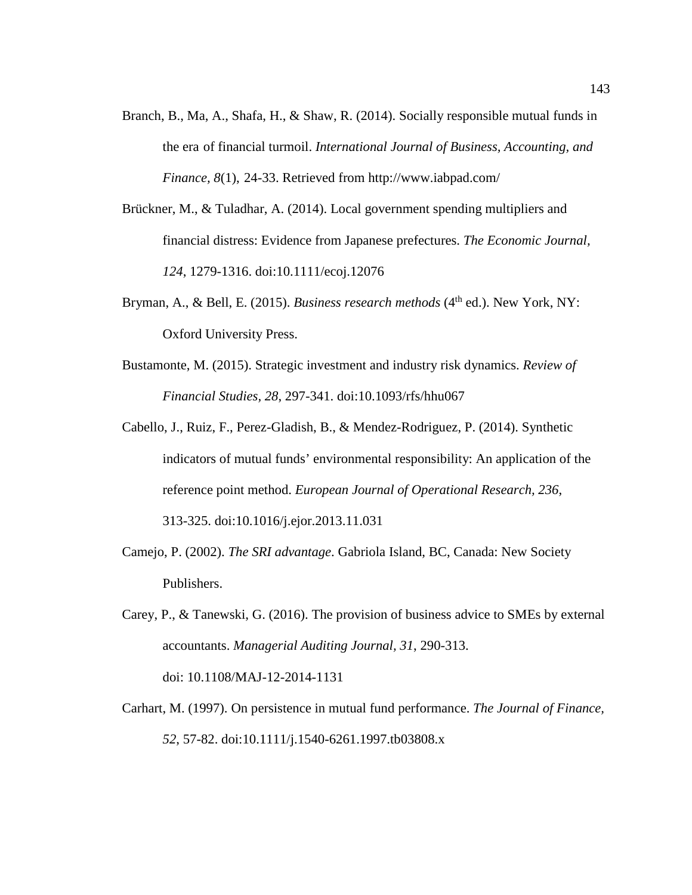Branch, B., Ma, A., Shafa, H., & Shaw, R. (2014). Socially responsible mutual funds in the era of financial turmoil. *International Journal of Business, Accounting, and Finance, 8*(1), 24-33. Retrieved from http://www.iabpad.com/

Brückner, M., & Tuladhar, A. (2014). Local government spending multipliers and financial distress: Evidence from Japanese prefectures. *The Economic Journal, 124*, 1279-1316. doi:10.1111/ecoj.12076

Bryman, A., & Bell, E. (2015). *Business research methods* (4th ed.). New York, NY: Oxford University Press.

Bustamonte, M. (2015). Strategic investment and industry risk dynamics. *Review of Financial Studies, 28*, 297-341. doi:10.1093/rfs/hhu067

Cabello, J., Ruiz, F., Perez-Gladish, B., & Mendez-Rodriguez, P. (2014). Synthetic indicators of mutual funds' environmental responsibility: An application of the reference point method. *European Journal of Operational Research, 236*, 313-325. doi:10.1016/j.ejor.2013.11.031

Camejo, P. (2002). *The SRI advantage*. Gabriola Island, BC, Canada: New Society Publishers.

Carey, P., & Tanewski, G. (2016). The provision of business advice to SMEs by external accountants. *Managerial Auditing Journal, 31*, 290-313. doi: 10.1108/MAJ-12-2014-1131

Carhart, M. (1997). On persistence in mutual fund performance. *The Journal of Finance, 52*, 57-82. doi:10.1111/j.1540-6261.1997.tb03808.x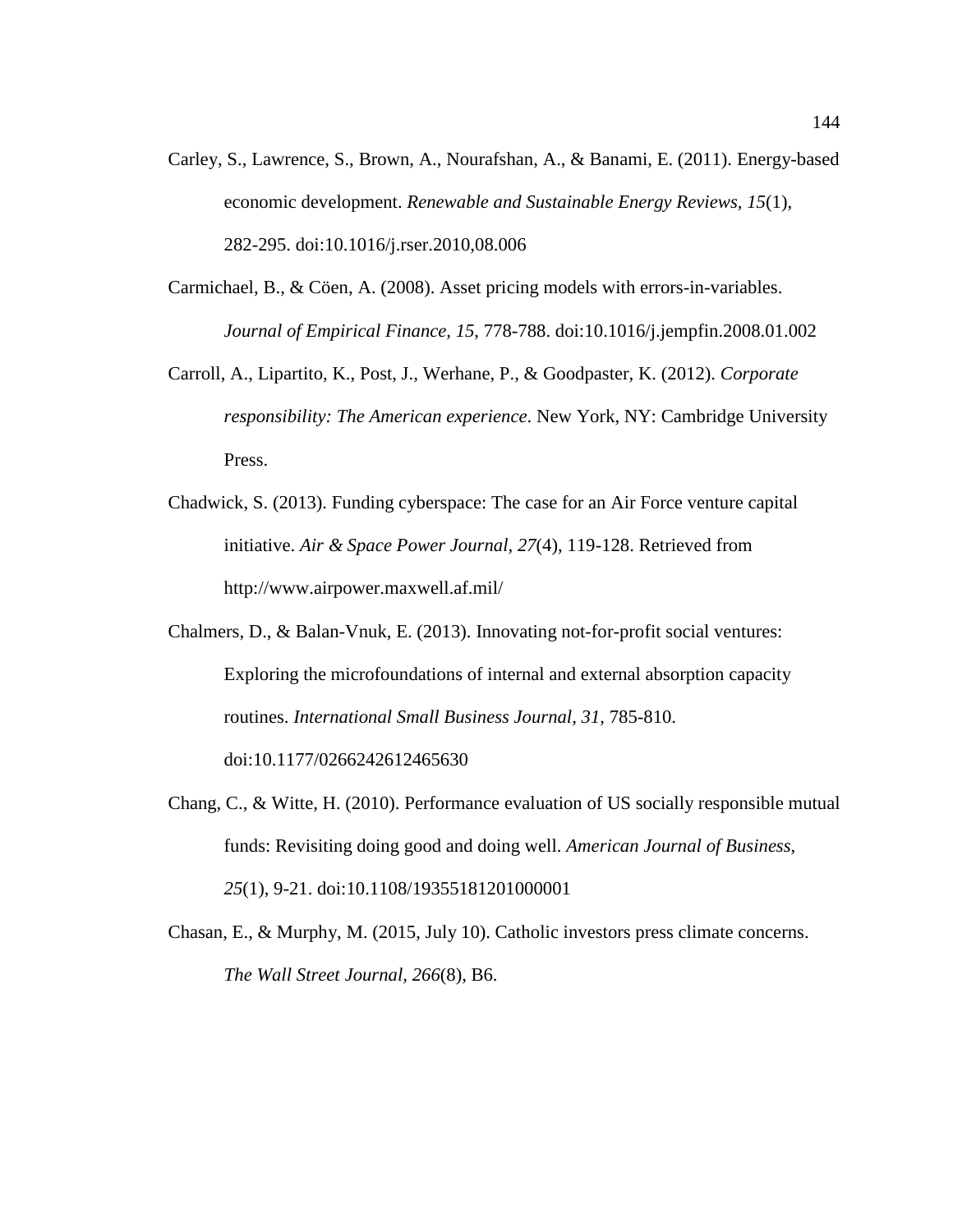Carley, S., Lawrence, S., Brown, A., Nourafshan, A., & Banami, E. (2011). Energy-based economic development. *Renewable and Sustainable Energy Reviews, 15*(1), 282-295. doi:10.1016/j.rser.2010,08.006

Carmichael, B., & Cöen, A. (2008). Asset pricing models with errors-in-variables. *Journal of Empirical Finance, 15*, 778-788. doi:10.1016/j.jempfin.2008.01.002

Carroll, A., Lipartito, K., Post, J., Werhane, P., & Goodpaster, K. (2012). *Corporate responsibility: The American experience*. New York, NY: Cambridge University Press.

Chadwick, S. (2013). Funding cyberspace: The case for an Air Force venture capital initiative. *Air & Space Power Journal, 27*(4), 119-128. Retrieved from http://www.airpower.maxwell.af.mil/

Chalmers, D., & Balan-Vnuk, E. (2013). Innovating not-for-profit social ventures: Exploring the microfoundations of internal and external absorption capacity routines. *International Small Business Journal, 31*, 785-810. doi:10.1177/0266242612465630

Chang, C., & Witte, H. (2010). Performance evaluation of US socially responsible mutual funds: Revisiting doing good and doing well. *American Journal of Business, 25*(1), 9-21. doi:10.1108/19355181201000001

Chasan, E., & Murphy, M. (2015, July 10). Catholic investors press climate concerns. *The Wall Street Journal, 266*(8), B6.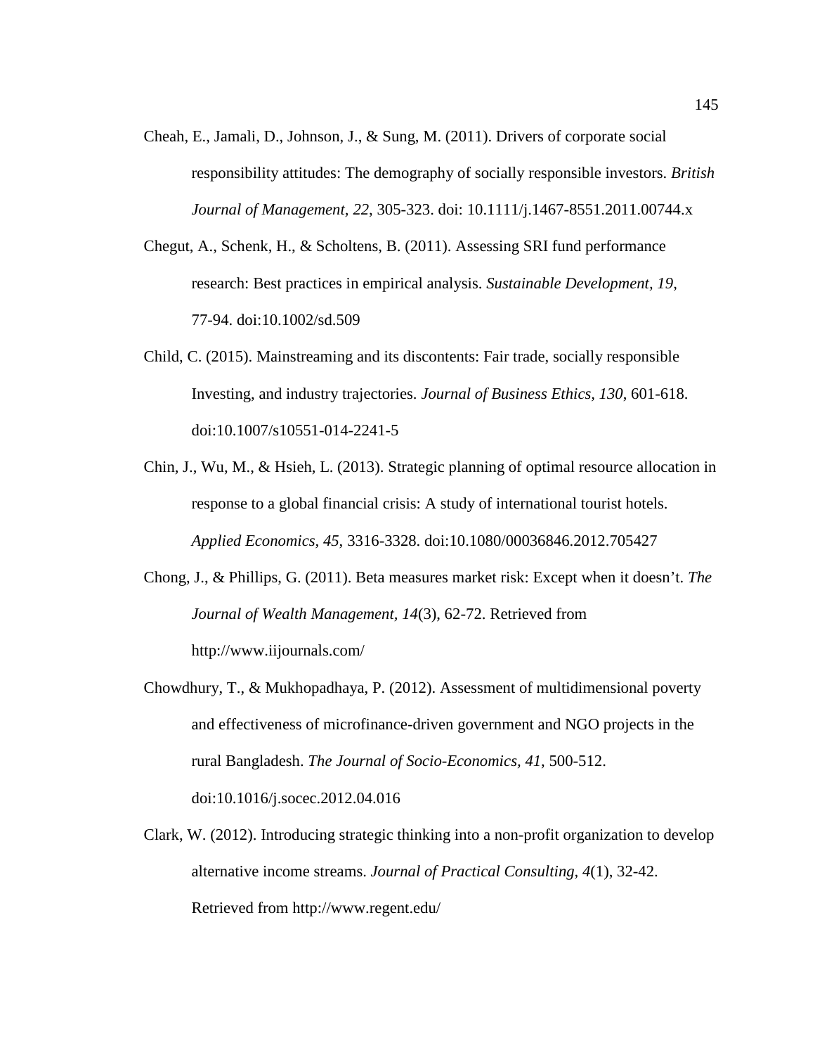Cheah, E., Jamali, D., Johnson, J., & Sung, M. (2011). Drivers of corporate social responsibility attitudes: The demography of socially responsible investors. *British Journal of Management, 22*, 305-323. doi: 10.1111/j.1467-8551.2011.00744.x

Chegut, A., Schenk, H., & Scholtens, B. (2011). Assessing SRI fund performance research: Best practices in empirical analysis. *Sustainable Development, 19*, 77-94. doi:10.1002/sd.509

Child, C. (2015). Mainstreaming and its discontents: Fair trade, socially responsible Investing, and industry trajectories. *Journal of Business Ethics, 130*, 601-618. doi:10.1007/s10551-014-2241-5

Chin, J., Wu, M., & Hsieh, L. (2013). Strategic planning of optimal resource allocation in response to a global financial crisis: A study of international tourist hotels. *Applied Economics, 45*, 3316-3328. doi:10.1080/00036846.2012.705427

Chong, J., & Phillips, G. (2011). Beta measures market risk: Except when it doesn't. *The Journal of Wealth Management, 14*(3), 62-72. Retrieved from http://www.iijournals.com/

Chowdhury, T., & Mukhopadhaya, P. (2012). Assessment of multidimensional poverty and effectiveness of microfinance-driven government and NGO projects in the rural Bangladesh. *The Journal of Socio-Economics, 41*, 500-512. doi:10.1016/j.socec.2012.04.016

Clark, W. (2012). Introducing strategic thinking into a non-profit organization to develop alternative income streams. *Journal of Practical Consulting, 4*(1), 32-42. Retrieved from http://www.regent.edu/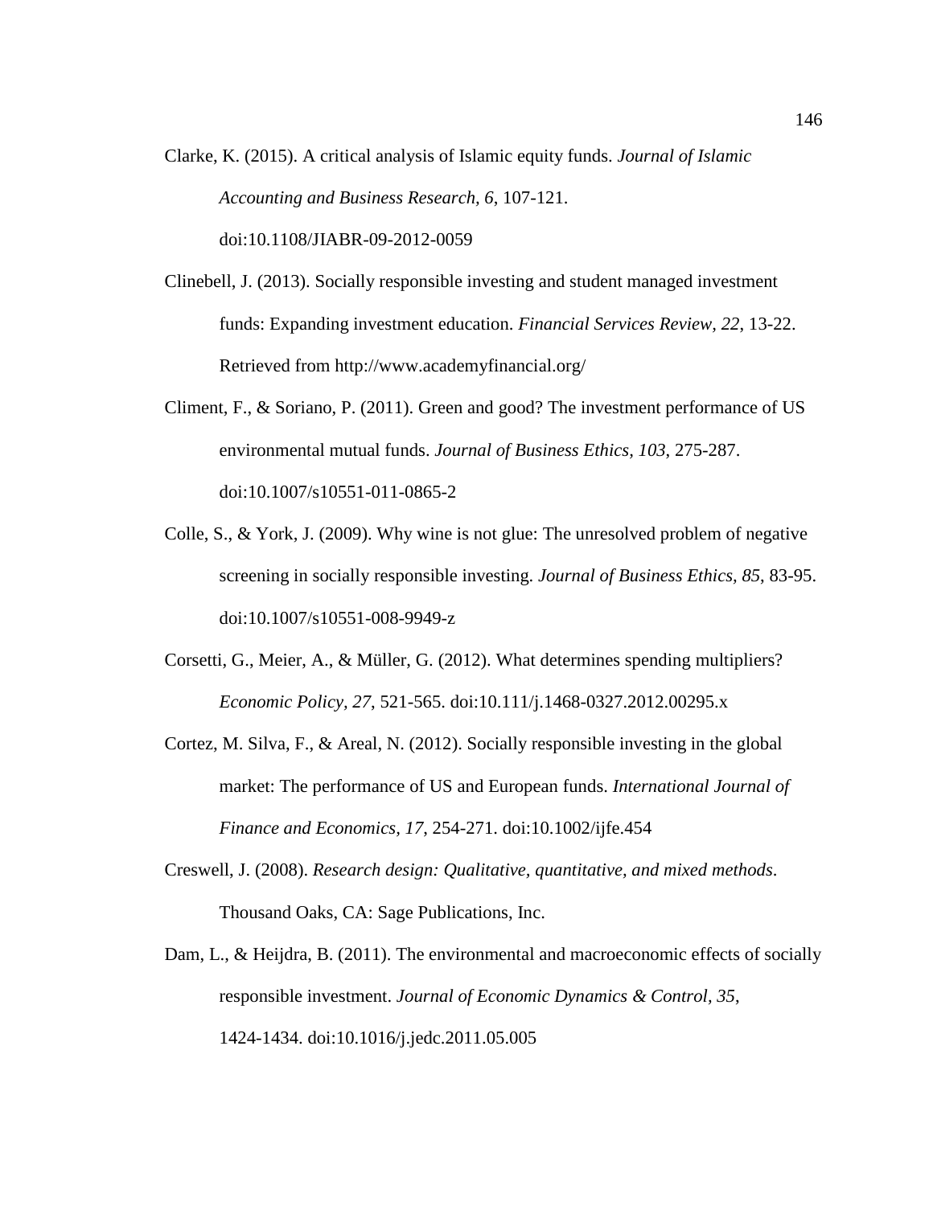Clarke, K. (2015). A critical analysis of Islamic equity funds. *Journal of Islamic Accounting and Business Research, 6*, 107-121. doi:10.1108/JIABR-09-2012-0059

Clinebell, J. (2013). Socially responsible investing and student managed investment funds: Expanding investment education. *Financial Services Review, 22*, 13-22. Retrieved from http://www.academyfinancial.org/

Climent, F., & Soriano, P. (2011). Green and good? The investment performance of US environmental mutual funds. *Journal of Business Ethics, 103*, 275-287. doi:10.1007/s10551-011-0865-2

Colle, S., & York, J. (2009). Why wine is not glue: The unresolved problem of negative screening in socially responsible investing. *Journal of Business Ethics, 85*, 83-95. doi:10.1007/s10551-008-9949-z

Corsetti, G., Meier, A., & Müller, G. (2012). What determines spending multipliers? *Economic Policy, 27*, 521-565. doi:10.111/j.1468-0327.2012.00295.x

Cortez, M. Silva, F., & Areal, N. (2012). Socially responsible investing in the global market: The performance of US and European funds. *International Journal of Finance and Economics, 17*, 254-271. doi:10.1002/ijfe.454

Creswell, J. (2008). *Research design: Qualitative, quantitative, and mixed methods*. Thousand Oaks, CA: Sage Publications, Inc.

Dam, L., & Heijdra, B. (2011). The environmental and macroeconomic effects of socially responsible investment. *Journal of Economic Dynamics & Control, 35*, 1424-1434. doi:10.1016/j.jedc.2011.05.005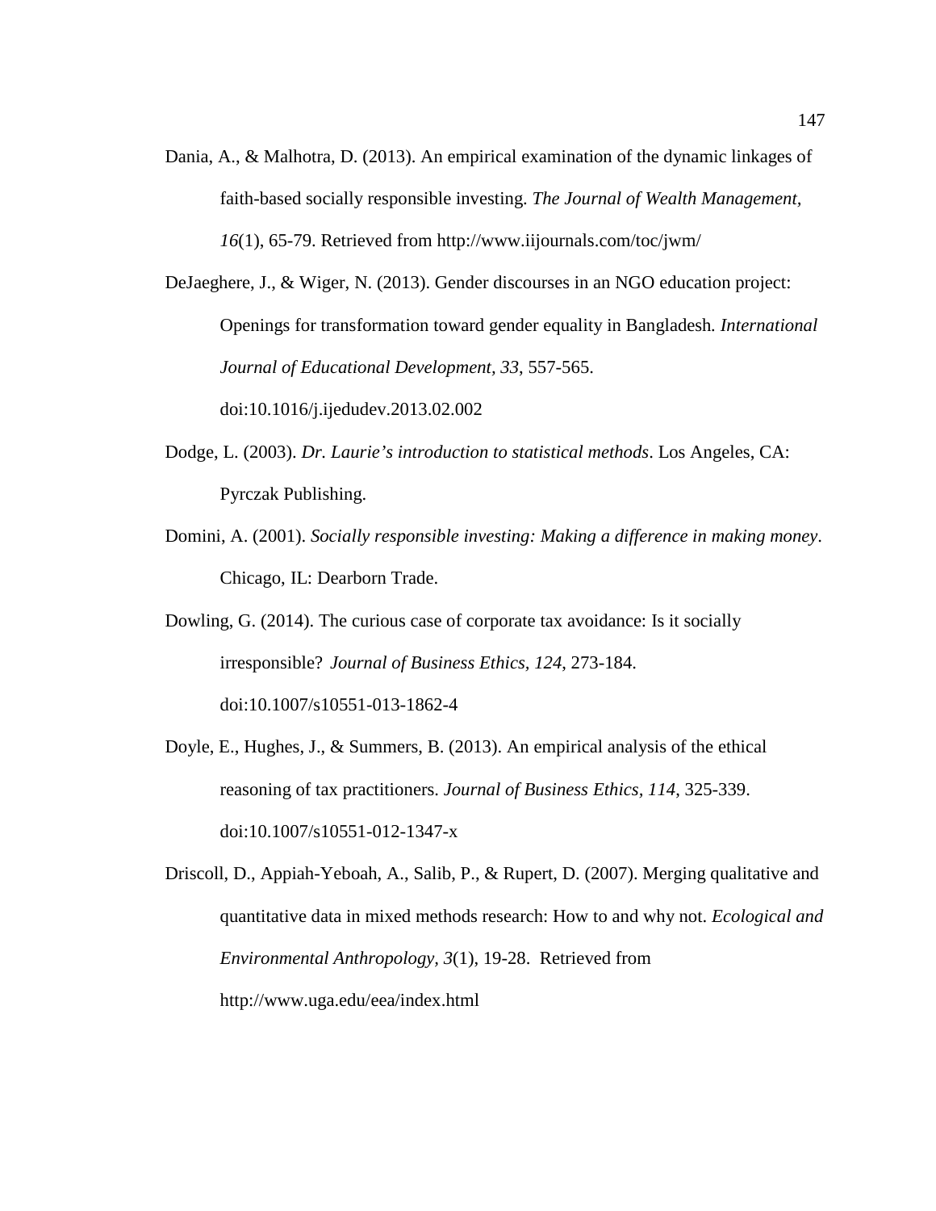Dania, A., & Malhotra, D. (2013). An empirical examination of the dynamic linkages of faith-based socially responsible investing. *The Journal of Wealth Management, 16*(1), 65-79. Retrieved from http://www.iijournals.com/toc/jwm/

DeJaeghere, J., & Wiger, N. (2013). Gender discourses in an NGO education project: Openings for transformation toward gender equality in Bangladesh. *International Journal of Educational Development, 33*, 557-565. doi:10.1016/j.ijedudev.2013.02.002

Dodge, L. (2003). *Dr. Laurie's introduction to statistical methods*. Los Angeles, CA: Pyrczak Publishing.

Domini, A. (2001). *Socially responsible investing: Making a difference in making money*. Chicago, IL: Dearborn Trade.

Dowling, G. (2014). The curious case of corporate tax avoidance: Is it socially irresponsible? *Journal of Business Ethics, 124*, 273-184. doi:10.1007/s10551-013-1862-4

Doyle, E., Hughes, J., & Summers, B. (2013). An empirical analysis of the ethical reasoning of tax practitioners. *Journal of Business Ethics, 114*, 325-339. doi:10.1007/s10551-012-1347-x

Driscoll, D., Appiah-Yeboah, A., Salib, P., & Rupert, D. (2007). Merging qualitative and quantitative data in mixed methods research: How to and why not. *Ecological and Environmental Anthropology, 3*(1), 19-28. Retrieved from http://www.uga.edu/eea/index.html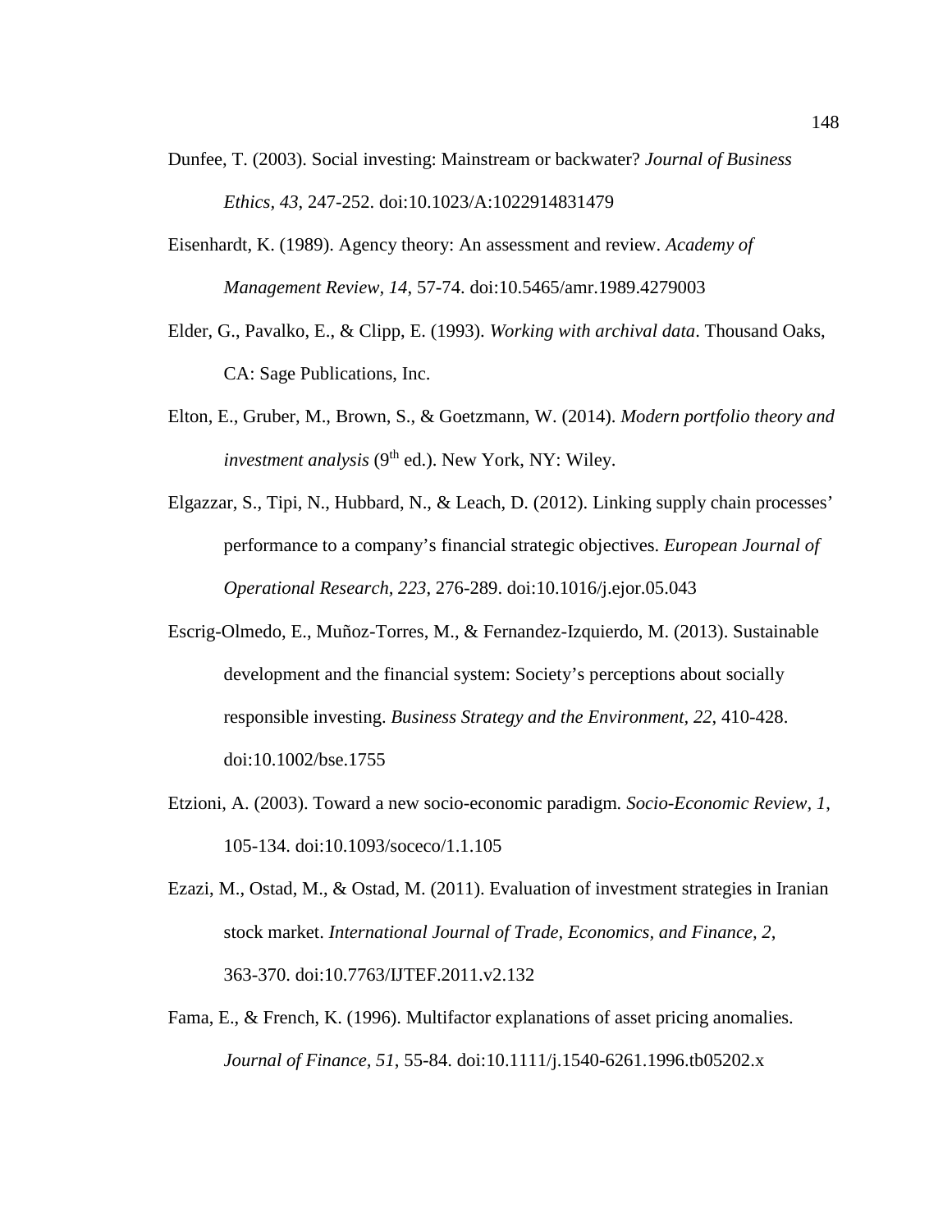Dunfee, T. (2003). Social investing: Mainstream or backwater? *Journal of Business Ethics, 43*, 247-252. doi:10.1023/A:1022914831479

Eisenhardt, K. (1989). Agency theory: An assessment and review. *Academy of Management Review, 14*, 57-74. doi:10.5465/amr.1989.4279003

Elder, G., Pavalko, E., & Clipp, E. (1993). *Working with archival data*. Thousand Oaks, CA: Sage Publications, Inc.

Elton, E., Gruber, M., Brown, S., & Goetzmann, W. (2014). *Modern portfolio theory and investment analysis* (9th ed.). New York, NY: Wiley.

Elgazzar, S., Tipi, N., Hubbard, N., & Leach, D. (2012). Linking supply chain processes' performance to a company's financial strategic objectives. *European Journal of Operational Research, 223*, 276-289. doi:10.1016/j.ejor.05.043

Escrig-Olmedo, E., Muñoz-Torres, M., & Fernandez-Izquierdo, M. (2013). Sustainable development and the financial system: Society's perceptions about socially responsible investing. *Business Strategy and the Environment, 22*, 410-428. doi:10.1002/bse.1755

Etzioni, A. (2003). Toward a new socio-economic paradigm. *Socio-Economic Review, 1*, 105-134. doi:10.1093/soceco/1.1.105

Ezazi, M., Ostad, M., & Ostad, M. (2011). Evaluation of investment strategies in Iranian stock market. *International Journal of Trade, Economics, and Finance, 2*, 363-370. doi:10.7763/IJTEF.2011.v2.132

Fama, E., & French, K. (1996). Multifactor explanations of asset pricing anomalies. *Journal of Finance, 51*, 55-84. doi:10.1111/j.1540-6261.1996.tb05202.x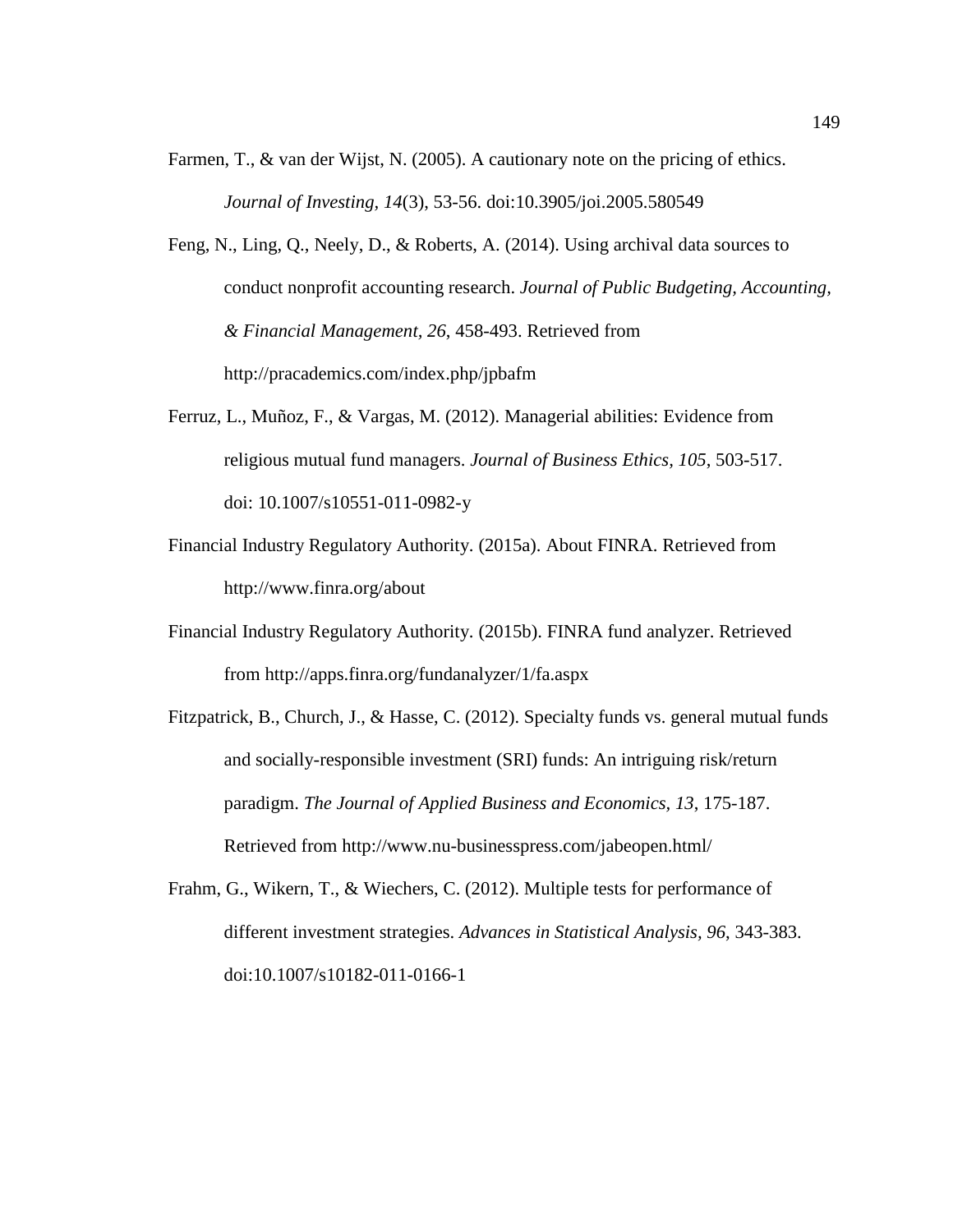Farmen, T., & van der Wijst, N. (2005). A cautionary note on the pricing of ethics. *Journal of Investing*, *14*(3), 53-56. doi:10.3905/joi.2005.580549

Feng, N., Ling, Q., Neely, D., & Roberts, A. (2014). Using archival data sources to conduct nonprofit accounting research. *Journal of Public Budgeting, Accounting, & Financial Management*, *26*, 458-493. Retrieved from http://pracademics.com/index.php/jpbafm

Ferruz, L., Muñoz, F., & Vargas, M. (2012). Managerial abilities: Evidence from religious mutual fund managers. *Journal of Business Ethics*, *105*, 503-517. doi: 10.1007/s10551-011-0982-y

Financial Industry Regulatory Authority. (2015a). About FINRA. Retrieved from http://www.finra.org/about

Financial Industry Regulatory Authority. (2015b). FINRA fund analyzer. Retrieved from http://apps.finra.org/fundanalyzer/1/fa.aspx

Fitzpatrick, B., Church, J., & Hasse, C. (2012). Specialty funds vs. general mutual funds and socially-responsible investment (SRI) funds: An intriguing risk/return paradigm. *The Journal of Applied Business and Economics*, *13*, 175-187. Retrieved from http://www.nu-businesspress.com/jabeopen.html/

Frahm, G., Wikern, T., & Wiechers, C. (2012). Multiple tests for performance of different investment strategies. *Advances in Statistical Analysis*, *96*, 343-383. doi:10.1007/s10182-011-0166-1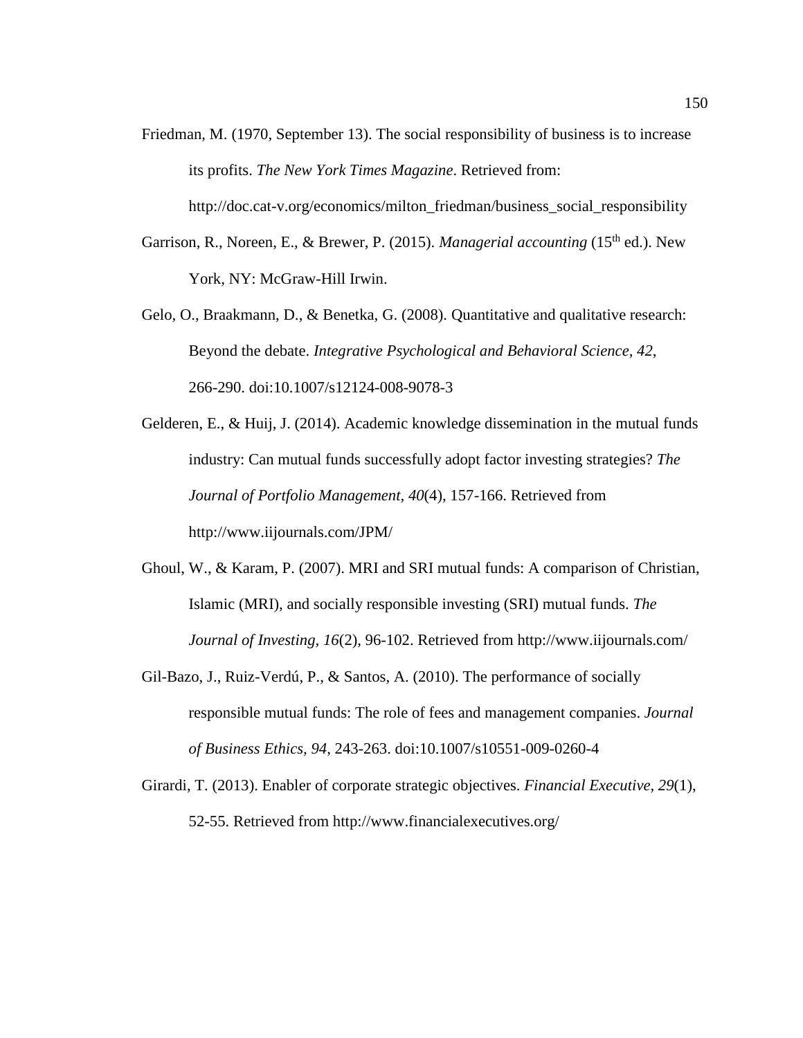Friedman, M. (1970, September 13). The social responsibility of business is to increase its profits. *The New York Times Magazine*. Retrieved from: http://doc.cat-v.org/economics/milton_friedman/business_social_responsibility

Garrison, R., Noreen, E., & Brewer, P. (2015). *Managerial accounting* (15th ed.). New York, NY: McGraw-Hill Irwin.

Gelo, O., Braakmann, D., & Benetka, G. (2008). Quantitative and qualitative research: Beyond the debate. *Integrative Psychological and Behavioral Science, 42*, 266-290. doi:10.1007/s12124-008-9078-3

Gelderen, E., & Huij, J. (2014). Academic knowledge dissemination in the mutual funds industry: Can mutual funds successfully adopt factor investing strategies? *The Journal of Portfolio Management, 40*(4), 157-166. Retrieved from http://www.iijournals.com/JPM/

Ghoul, W., & Karam, P. (2007). MRI and SRI mutual funds: A comparison of Christian, Islamic (MRI), and socially responsible investing (SRI) mutual funds. *The Journal of Investing, 16*(2), 96-102. Retrieved from http://www.iijournals.com/

Gil-Bazo, J., Ruiz-Verdú, P., & Santos, A. (2010). The performance of socially responsible mutual funds: The role of fees and management companies. *Journal of Business Ethics, 94*, 243-263. doi:10.1007/s10551-009-0260-4

Girardi, T. (2013). Enabler of corporate strategic objectives. *Financial Executive, 29*(1), 52-55. Retrieved from http://www.financialexecutives.org/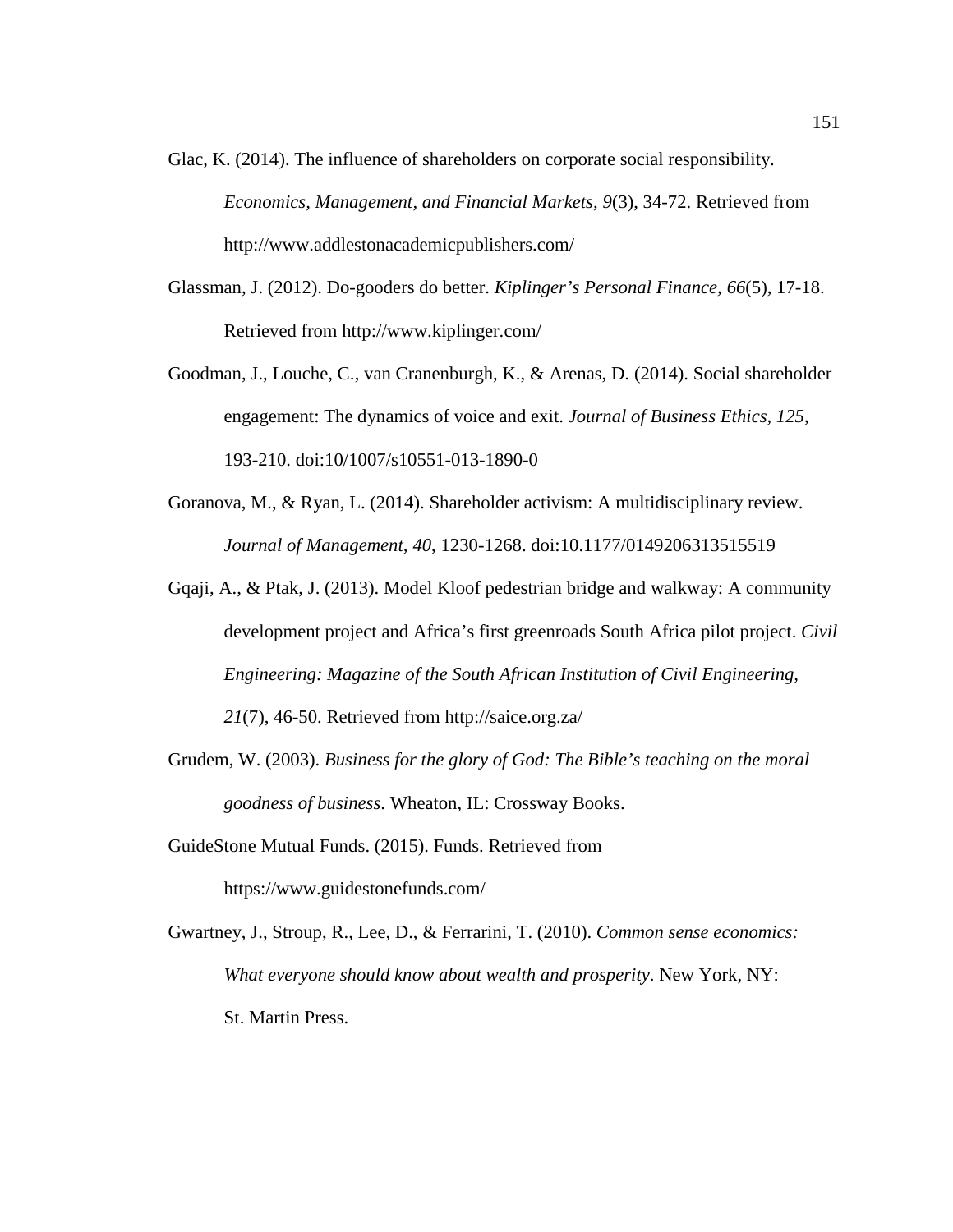Glac, K. (2014). The influence of shareholders on corporate social responsibility. *Economics, Management, and Financial Markets, 9*(3), 34-72. Retrieved from http://www.addlestonacademicpublishers.com/

Glassman, J. (2012). Do-gooders do better. *Kiplinger's Personal Finance, 66*(5), 17-18. Retrieved from http://www.kiplinger.com/

Goodman, J., Louche, C., van Cranenburgh, K., & Arenas, D. (2014). Social shareholder engagement: The dynamics of voice and exit. *Journal of Business Ethics, 125*, 193-210. doi:10/1007/s10551-013-1890-0

Goranova, M., & Ryan, L. (2014). Shareholder activism: A multidisciplinary review. *Journal of Management, 40*, 1230-1268. doi:10.1177/0149206313515519

Gqaji, A., & Ptak, J. (2013). Model Kloof pedestrian bridge and walkway: A community development project and Africa's first greenroads South Africa pilot project. *Civil Engineering: Magazine of the South African Institution of Civil Engineering, 21*(7), 46-50. Retrieved from http://saice.org.za/

Grudem, W. (2003). *Business for the glory of God: The Bible's teaching on the moral goodness of business*. Wheaton, IL: Crossway Books.

GuideStone Mutual Funds. (2015). Funds. Retrieved from https://www.guidestonefunds.com/

Gwartney, J., Stroup, R., Lee, D., & Ferrarini, T. (2010). *Common sense economics: What everyone should know about wealth and prosperity*. New York, NY: St. Martin Press.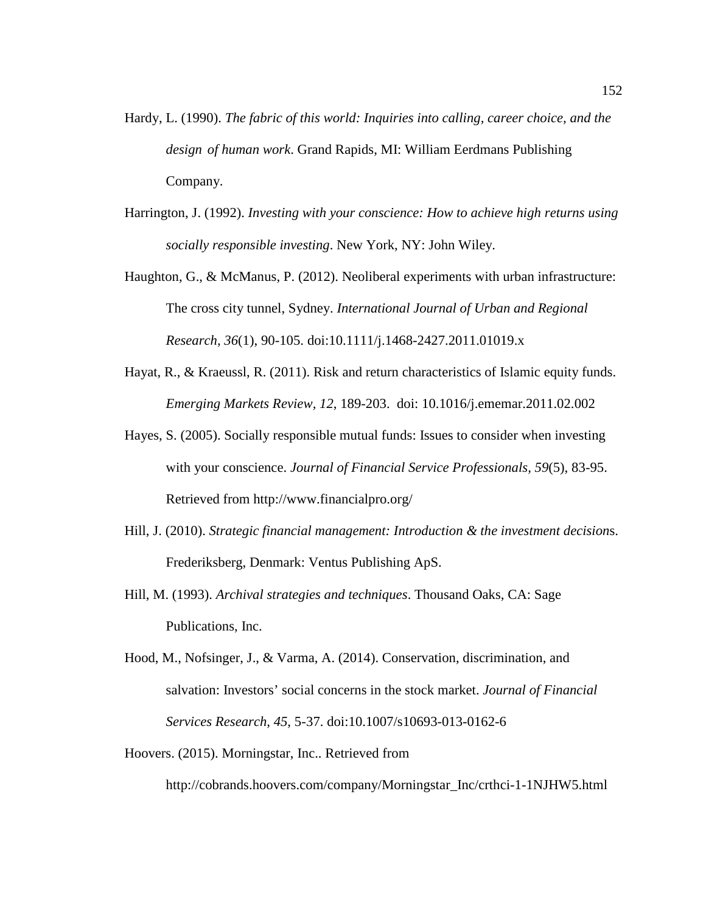Hardy, L. (1990). *The fabric of this world: Inquiries into calling, career choice, and the design of human work*. Grand Rapids, MI: William Eerdmans Publishing Company.

Harrington, J. (1992). *Investing with your conscience: How to achieve high returns using socially responsible investing*. New York, NY: John Wiley.

Haughton, G., & McManus, P. (2012). Neoliberal experiments with urban infrastructure: The cross city tunnel, Sydney. *International Journal of Urban and Regional Research, 36*(1), 90-105. doi:10.1111/j.1468-2427.2011.01019.x

Hayat, R., & Kraeussl, R. (2011). Risk and return characteristics of Islamic equity funds. *Emerging Markets Review, 12*, 189-203. doi: 10.1016/j.ememar.2011.02.002

Hayes, S. (2005). Socially responsible mutual funds: Issues to consider when investing with your conscience. *Journal of Financial Service Professionals, 59*(5), 83-95. Retrieved from http://www.financialpro.org/

Hill, J. (2010). *Strategic financial management: Introduction & the investment decisions*. Frederiksberg, Denmark: Ventus Publishing ApS.

Hill, M. (1993). *Archival strategies and techniques*. Thousand Oaks, CA: Sage Publications, Inc.

Hood, M., Nofsinger, J., & Varma, A. (2014). Conservation, discrimination, and salvation: Investors' social concerns in the stock market. *Journal of Financial Services Research, 45*, 5-37. doi:10.1007/s10693-013-0162-6

Hoovers. (2015). Morningstar, Inc.. Retrieved from http://cobrands.hoovers.com/company/Morningstar_Inc/crthci-1-1NJHW5.html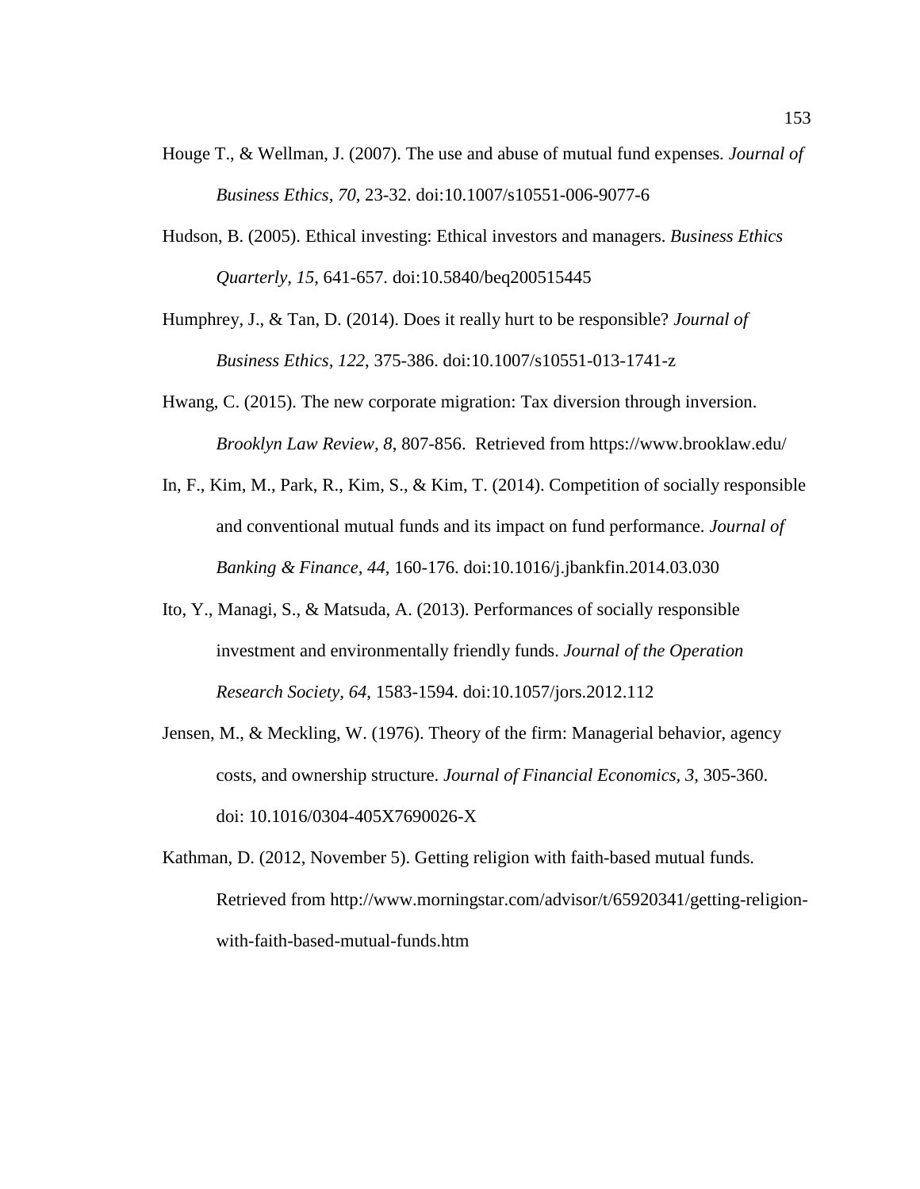Houge T., & Wellman, J. (2007). The use and abuse of mutual fund expenses. *Journal of Business Ethics, 70*, 23-32. doi:10.1007/s10551-006-9077-6

Hudson, B. (2005). Ethical investing: Ethical investors and managers. *Business Ethics Quarterly, 15*, 641-657. doi:10.5840/beq200515445

Humphrey, J., & Tan, D. (2014). Does it really hurt to be responsible? *Journal of Business Ethics, 122*, 375-386. doi:10.1007/s10551-013-1741-z

Hwang, C. (2015). The new corporate migration: Tax diversion through inversion. *Brooklyn Law Review, 8*, 807-856. Retrieved from https://www.brooklaw.edu/

In, F., Kim, M., Park, R., Kim, S., & Kim, T. (2014). Competition of socially responsible and conventional mutual funds and its impact on fund performance. *Journal of Banking & Finance, 44*, 160-176. doi:10.1016/j.jbankfin.2014.03.030

Ito, Y., Managi, S., & Matsuda, A. (2013). Performances of socially responsible investment and environmentally friendly funds. *Journal of the Operation Research Society, 64*, 1583-1594. doi:10.1057/jors.2012.112

Jensen, M., & Meckling, W. (1976). Theory of the firm: Managerial behavior, agency costs, and ownership structure. *Journal of Financial Economics, 3*, 305-360. doi: 10.1016/0304-405X7690026-X

Kathman, D. (2012, November 5). Getting religion with faith-based mutual funds. Retrieved from http://www.morningstar.com/advisor/t/65920341/getting-religion-with-faith-based-mutual-funds.htm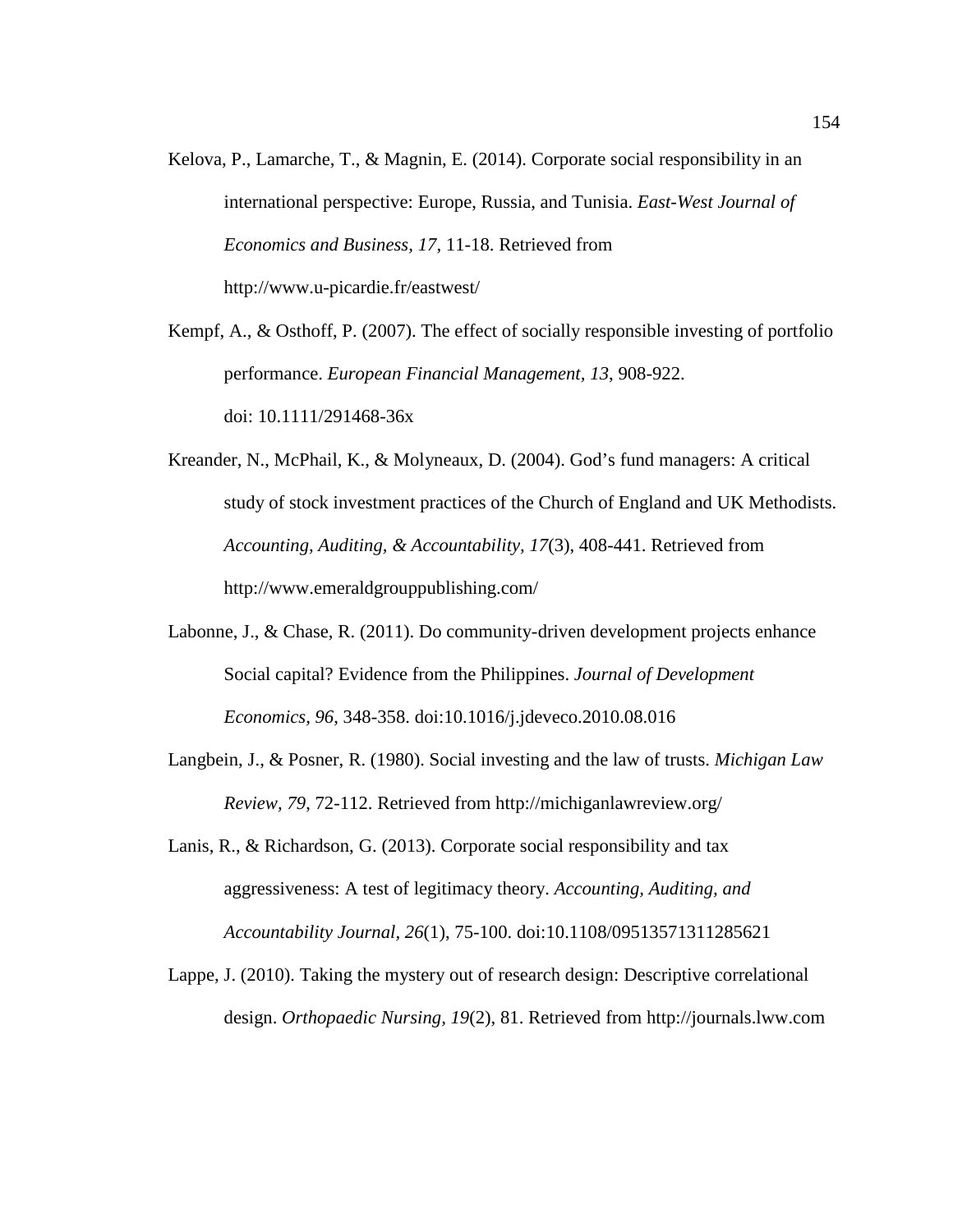Kelova, P., Lamarche, T., & Magnin, E. (2014). Corporate social responsibility in an international perspective: Europe, Russia, and Tunisia. *East-West Journal of Economics and Business*, *17*, 11-18. Retrieved from http://www.u-picardie.fr/eastwest/

Kempf, A., & Osthoff, P. (2007). The effect of socially responsible investing of portfolio performance. *European Financial Management, 13*, 908-922. doi: 10.1111/291468-36x

Kreander, N., McPhail, K., & Molyneaux, D. (2004). God's fund managers: A critical study of stock investment practices of the Church of England and UK Methodists. *Accounting, Auditing, & Accountability, 17*(3), 408-441. Retrieved from http://www.emeraldgrouppublishing.com/

Labonne, J., & Chase, R. (2011). Do community-driven development projects enhance Social capital? Evidence from the Philippines. *Journal of Development Economics, 96*, 348-358. doi:10.1016/j.jdeveco.2010.08.016

Langbein, J., & Posner, R. (1980). Social investing and the law of trusts. *Michigan Law Review, 79*, 72-112. Retrieved from http://michiganlawreview.org/

Lanis, R., & Richardson, G. (2013). Corporate social responsibility and tax aggressiveness: A test of legitimacy theory. *Accounting, Auditing, and Accountability Journal, 26*(1), 75-100. doi:10.1108/09513571311285621

Lappe, J. (2010). Taking the mystery out of research design: Descriptive correlational design. *Orthopaedic Nursing, 19*(2), 81. Retrieved from http://journals.lww.com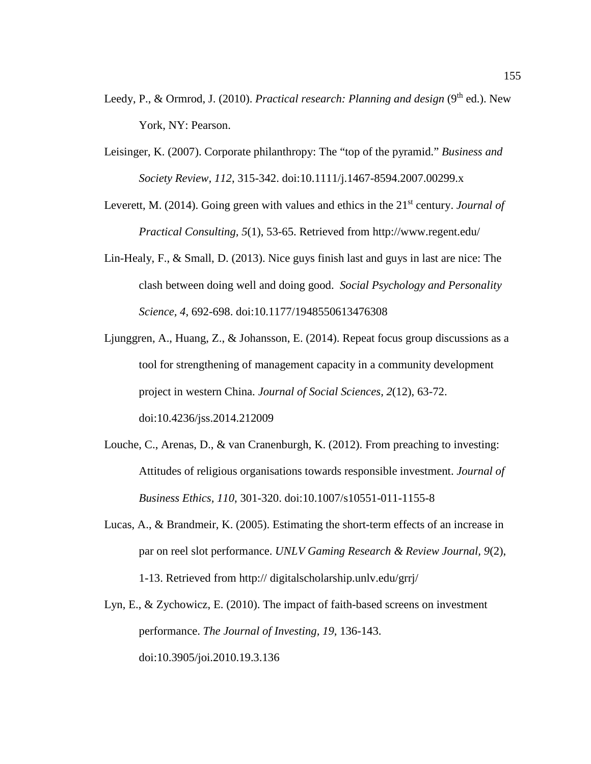Leedy, P., & Ormrod, J. (2010). *Practical research: Planning and design* (9th ed.). New York, NY: Pearson.

Leisinger, K. (2007). Corporate philanthropy: The “top of the pyramid.” *Business and Society Review, 112*, 315-342. doi:10.1111/j.1467-8594.2007.00299.x

Leverett, M. (2014). Going green with values and ethics in the 21st century. *Journal of Practical Consulting, 5*(1), 53-65. Retrieved from http://www.regent.edu/

Lin-Healy, F., & Small, D. (2013). Nice guys finish last and guys in last are nice: The clash between doing well and doing good. *Social Psychology and Personality Science, 4*, 692-698. doi:10.1177/1948550613476308

Ljunggren, A., Huang, Z., & Johansson, E. (2014). Repeat focus group discussions as a tool for strengthening of management capacity in a community development project in western China. *Journal of Social Sciences, 2*(12), 63-72. doi:10.4236/jss.2014.212009

Louche, C., Arenas, D., & van Cranenburgh, K. (2012). From preaching to investing: Attitudes of religious organisations towards responsible investment. *Journal of Business Ethics, 110*, 301-320. doi:10.1007/s10551-011-1155-8

Lucas, A., & Brandmeir, K. (2005). Estimating the short-term effects of an increase in par on reel slot performance. *UNLV Gaming Research & Review Journal, 9*(2), 1-13. Retrieved from http:// digitalscholarship.unlv.edu/grrj/

Lyn, E., & Zychowicz, E. (2010). The impact of faith-based screens on investment performance. *The Journal of Investing, 19*, 136-143. doi:10.3905/joi.2010.19.3.136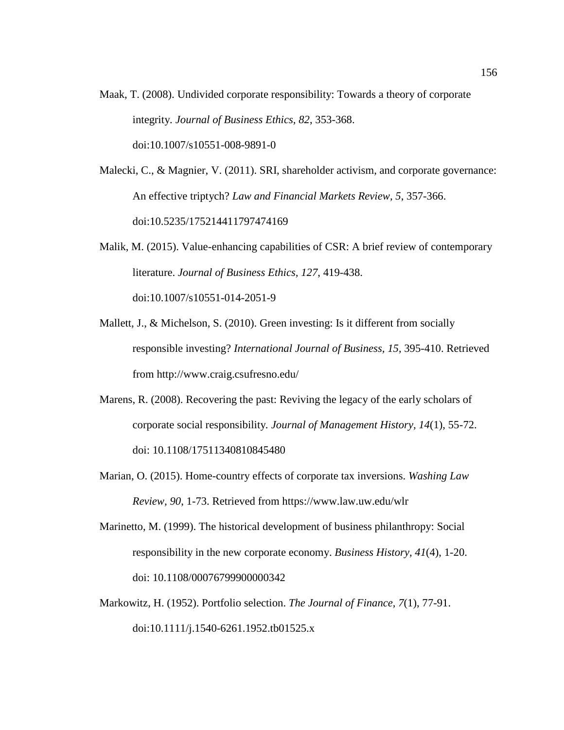Maak, T. (2008). Undivided corporate responsibility: Towards a theory of corporate integrity. *Journal of Business Ethics, 82*, 353-368. doi:10.1007/s10551-008-9891-0

Malecki, C., & Magnier, V. (2011). SRI, shareholder activism, and corporate governance: An effective triptych? *Law and Financial Markets Review, 5*, 357-366. doi:10.5235/175214411797474169

Malik, M. (2015). Value-enhancing capabilities of CSR: A brief review of contemporary literature. *Journal of Business Ethics, 127*, 419-438. doi:10.1007/s10551-014-2051-9

Mallett, J., & Michelson, S. (2010). Green investing: Is it different from socially responsible investing? *International Journal of Business, 15*, 395-410. Retrieved from http://www.craig.csufresno.edu/

Marens, R. (2008). Recovering the past: Reviving the legacy of the early scholars of corporate social responsibility. *Journal of Management History, 14*(1), 55-72. doi: 10.1108/17511340810845480

Marian, O. (2015). Home-country effects of corporate tax inversions. *Washing Law Review, 90*, 1-73. Retrieved from https://www.law.uw.edu/wlr

Marinetto, M. (1999). The historical development of business philanthropy: Social responsibility in the new corporate economy. *Business History, 41*(4), 1-20. doi: 10.1108/00076799900000342

Markowitz, H. (1952). Portfolio selection. *The Journal of Finance, 7*(1), 77-91. doi:10.1111/j.1540-6261.1952.tb01525.x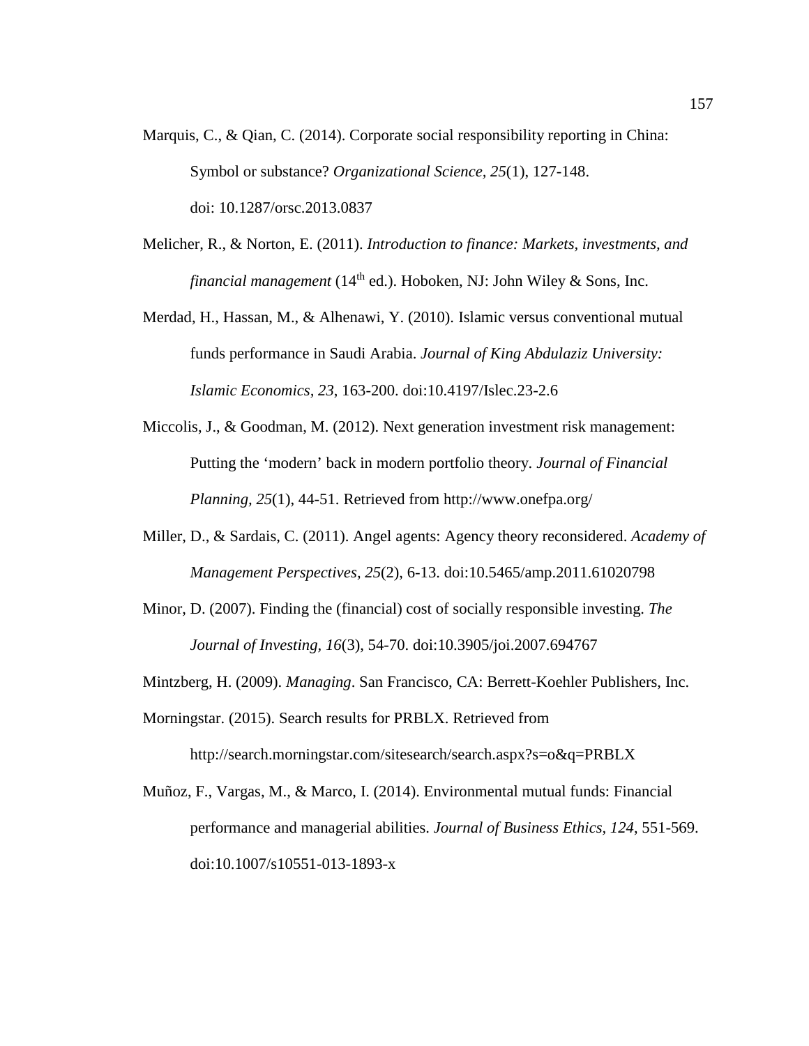Marquis, C., & Qian, C. (2014). Corporate social responsibility reporting in China: Symbol or substance? *Organizational Science, 25*(1), 127-148. doi: 10.1287/orsc.2013.0837

Melicher, R., & Norton, E. (2011). *Introduction to finance: Markets, investments, and financial management* (14th ed.). Hoboken, NJ: John Wiley & Sons, Inc.

Merdad, H., Hassan, M., & Alhenawi, Y. (2010). Islamic versus conventional mutual funds performance in Saudi Arabia. *Journal of King Abdulaziz University: Islamic Economics, 23*, 163-200. doi:10.4197/Islec.23-2.6

Miccolis, J., & Goodman, M. (2012). Next generation investment risk management: Putting the 'modern' back in modern portfolio theory. *Journal of Financial Planning, 25*(1), 44-51. Retrieved from http://www.onefpa.org/

Miller, D., & Sardais, C. (2011). Angel agents: Agency theory reconsidered. *Academy of Management Perspectives, 25*(2), 6-13. doi:10.5465/amp.2011.61020798

Minor, D. (2007). Finding the (financial) cost of socially responsible investing. *The Journal of Investing, 16*(3), 54-70. doi:10.3905/joi.2007.694767

Mintzberg, H. (2009). *Managing*. San Francisco, CA: Berrett-Koehler Publishers, Inc.

Morningstar. (2015). Search results for PRBLX. Retrieved from http://search.morningstar.com/sitesearch/search.aspx?s=o&q=PRBLX

Muñoz, F., Vargas, M., & Marco, I. (2014). Environmental mutual funds: Financial performance and managerial abilities. *Journal of Business Ethics, 124*, 551-569. doi:10.1007/s10551-013-1893-x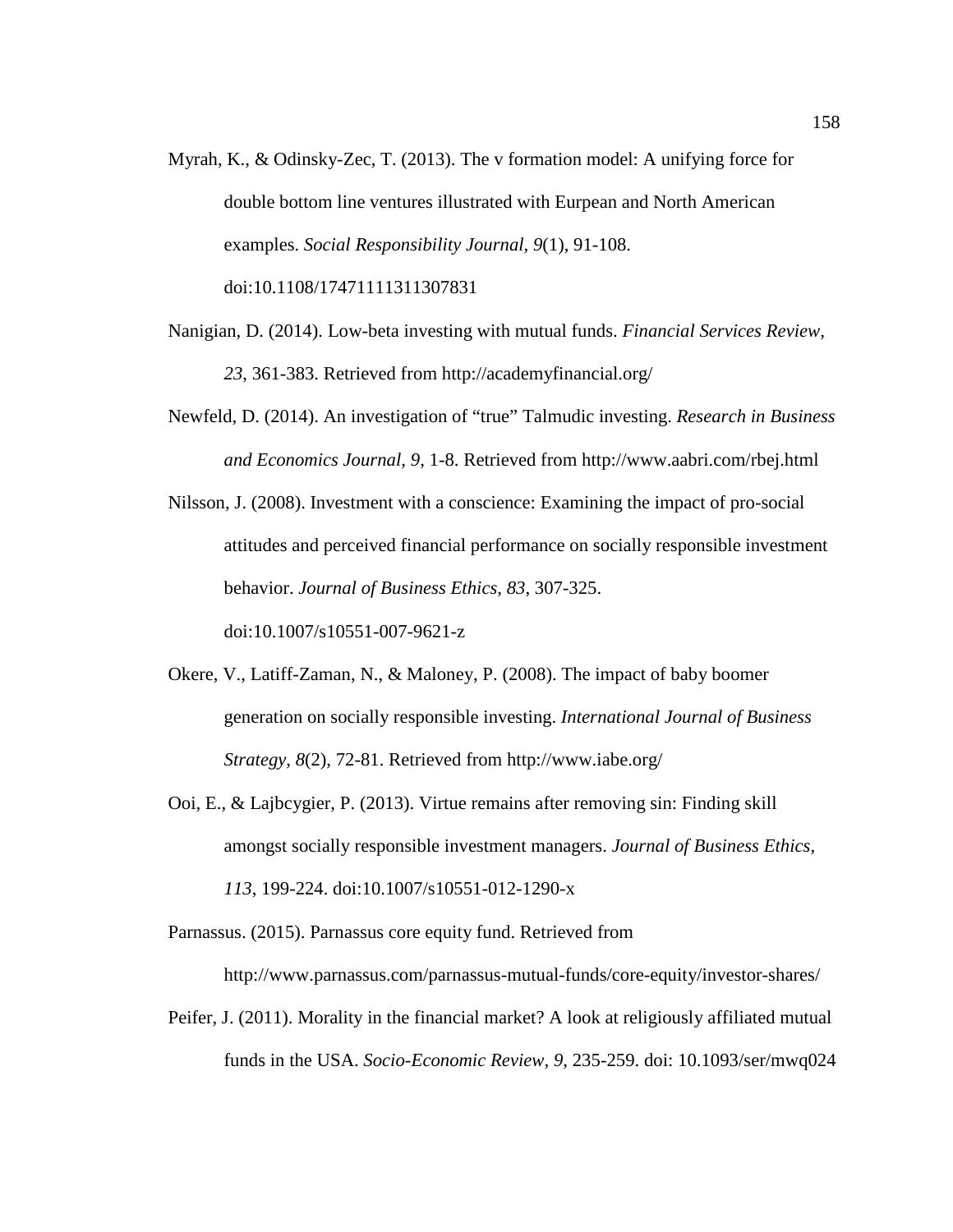Myrah, K., & Odinsky-Zec, T. (2013). The v formation model: A unifying force for double bottom line ventures illustrated with Eurpean and North American examples. *Social Responsibility Journal, 9*(1), 91-108. doi:10.1108/17471111311307831

Nanigian, D. (2014). Low-beta investing with mutual funds. *Financial Services Review, 23*, 361-383. Retrieved from http://academyfinancial.org/

Newfeld, D. (2014). An investigation of "true" Talmudic investing. *Research in Business and Economics Journal, 9*, 1-8. Retrieved from http://www.aabri.com/rbej.html

Nilsson, J. (2008). Investment with a conscience: Examining the impact of pro-social attitudes and perceived financial performance on socially responsible investment behavior. *Journal of Business Ethics, 83*, 307-325. doi:10.1007/s10551-007-9621-z

Okere, V., Latiff-Zaman, N., & Maloney, P. (2008). The impact of baby boomer generation on socially responsible investing. *International Journal of Business Strategy, 8*(2), 72-81. Retrieved from http://www.iabe.org/

Ooi, E., & Lajbcygier, P. (2013). Virtue remains after removing sin: Finding skill amongst socially responsible investment managers. *Journal of Business Ethics, 113*, 199-224. doi:10.1007/s10551-012-1290-x

Parnassus. (2015). Parnassus core equity fund. Retrieved from http://www.parnassus.com/parnassus-mutual-funds/core-equity/investor-shares/

Peifer, J. (2011). Morality in the financial market? A look at religiously affiliated mutual funds in the USA. *Socio-Economic Review, 9*, 235-259. doi: 10.1093/ser/mwq024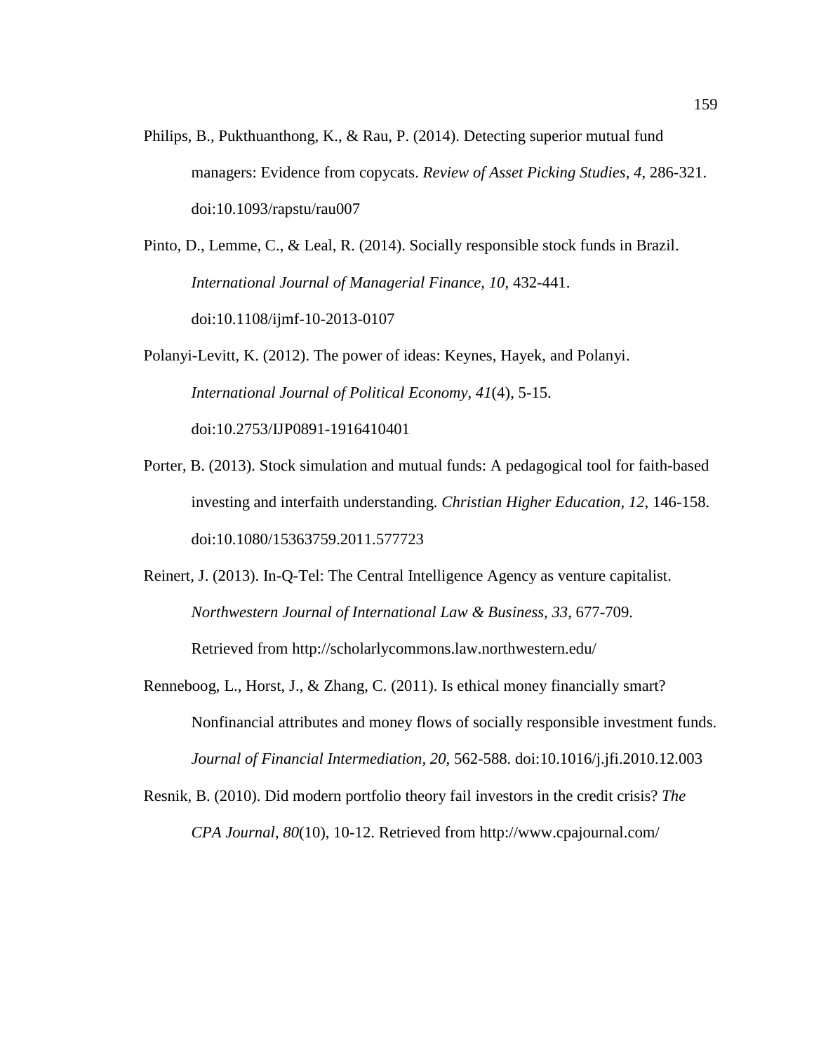Philips, B., Pukthuanthong, K., & Rau, P. (2014). Detecting superior mutual fund managers: Evidence from copycats. *Review of Asset Picking Studies, 4*, 286-321. doi:10.1093/rapstu/rau007

Pinto, D., Lemme, C., & Leal, R. (2014). Socially responsible stock funds in Brazil. *International Journal of Managerial Finance, 10*, 432-441. doi:10.1108/ijmf-10-2013-0107

Polanyi-Levitt, K. (2012). The power of ideas: Keynes, Hayek, and Polanyi. *International Journal of Political Economy, 41*(4), 5-15. doi:10.2753/IJP0891-1916410401

Porter, B. (2013). Stock simulation and mutual funds: A pedagogical tool for faith-based investing and interfaith understanding. *Christian Higher Education, 12*, 146-158. doi:10.1080/15363759.2011.577723

Reinert, J. (2013). In-Q-Tel: The Central Intelligence Agency as venture capitalist. *Northwestern Journal of International Law & Business, 33*, 677-709. Retrieved from http://scholarlycommons.law.northwestern.edu/

Renneboog, L., Horst, J., & Zhang, C. (2011). Is ethical money financially smart? Nonfinancial attributes and money flows of socially responsible investment funds. *Journal of Financial Intermediation, 20*, 562-588. doi:10.1016/j.jfi.2010.12.003

Resnik, B. (2010). Did modern portfolio theory fail investors in the credit crisis? *The CPA Journal, 80*(10), 10-12. Retrieved from http://www.cpajournal.com/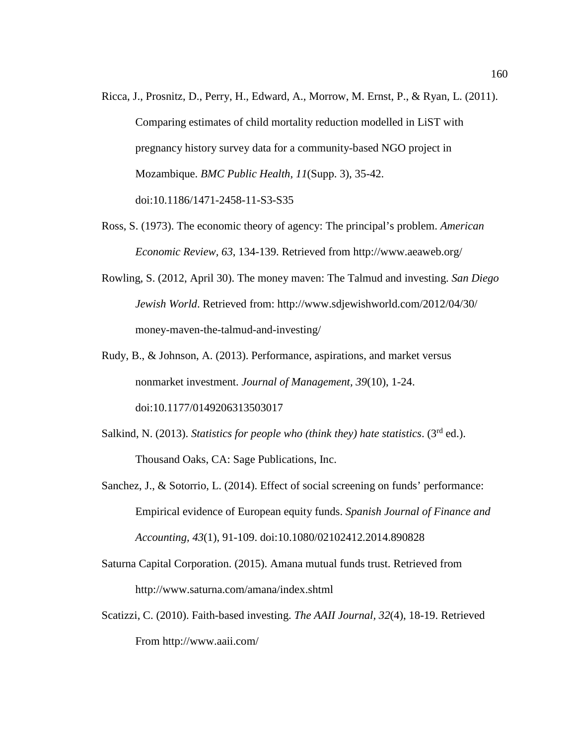Ricca, J., Prosnitz, D., Perry, H., Edward, A., Morrow, M. Ernst, P., & Ryan, L. (2011). Comparing estimates of child mortality reduction modelled in LiST with pregnancy history survey data for a community-based NGO project in Mozambique. *BMC Public Health, 11*(Supp. 3), 35-42. doi:10.1186/1471-2458-11-S3-S35

Ross, S. (1973). The economic theory of agency: The principal's problem. *American Economic Review, 63*, 134-139. Retrieved from http://www.aeaweb.org/

Rowling, S. (2012, April 30). The money maven: The Talmud and investing. *San Diego Jewish World*. Retrieved from: http://www.sdjewishworld.com/2012/04/30/money-maven-the-talmud-and-investing/

Rudy, B., & Johnson, A. (2013). Performance, aspirations, and market versus nonmarket investment. *Journal of Management, 39*(10), 1-24. doi:10.1177/0149206313503017

Salkind, N. (2013). *Statistics for people who (think they) hate statistics*. (3rd ed.). Thousand Oaks, CA: Sage Publications, Inc.

Sanchez, J., & Sotorrio, L. (2014). Effect of social screening on funds' performance: Empirical evidence of European equity funds. *Spanish Journal of Finance and Accounting, 43*(1), 91-109. doi:10.1080/02102412.2014.890828

Saturna Capital Corporation. (2015). Amana mutual funds trust. Retrieved from http://www.saturna.com/amana/index.shtml

Scatizzi, C. (2010). Faith-based investing. *The AAII Journal, 32*(4), 18-19. Retrieved From http://www.aaii.com/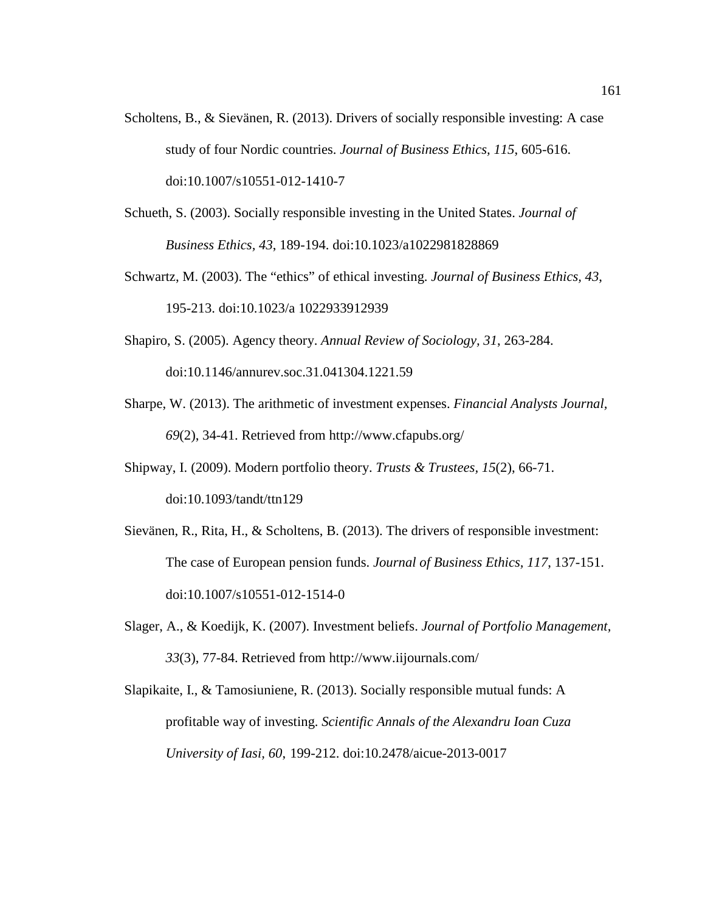Scholtens, B., & Sievänen, R. (2013). Drivers of socially responsible investing: A case study of four Nordic countries. *Journal of Business Ethics, 115*, 605-616. doi:10.1007/s10551-012-1410-7

Schueth, S. (2003). Socially responsible investing in the United States. *Journal of Business Ethics, 43*, 189-194. doi:10.1023/a1022981828869

Schwartz, M. (2003). The "ethics" of ethical investing. *Journal of Business Ethics, 43*, 195-213. doi:10.1023/a 1022933912939

Shapiro, S. (2005). Agency theory. *Annual Review of Sociology, 31*, 263-284. doi:10.1146/annurev.soc.31.041304.1221.59

Sharpe, W. (2013). The arithmetic of investment expenses. *Financial Analysts Journal, 69*(2), 34-41. Retrieved from http://www.cfapubs.org/

Shipway, I. (2009). Modern portfolio theory. *Trusts & Trustees, 15*(2), 66-71. doi:10.1093/tandt/ttn129

Sievänen, R., Rita, H., & Scholtens, B. (2013). The drivers of responsible investment: The case of European pension funds. *Journal of Business Ethics, 117*, 137-151. doi:10.1007/s10551-012-1514-0

Slager, A., & Koedijk, K. (2007). Investment beliefs. *Journal of Portfolio Management, 33*(3), 77-84. Retrieved from http://www.iijournals.com/

Slapikaite, I., & Tamosiuniene, R. (2013). Socially responsible mutual funds: A profitable way of investing. *Scientific Annals of the Alexandru Ioan Cuza University of Iasi, 60*, 199-212. doi:10.2478/aicue-2013-0017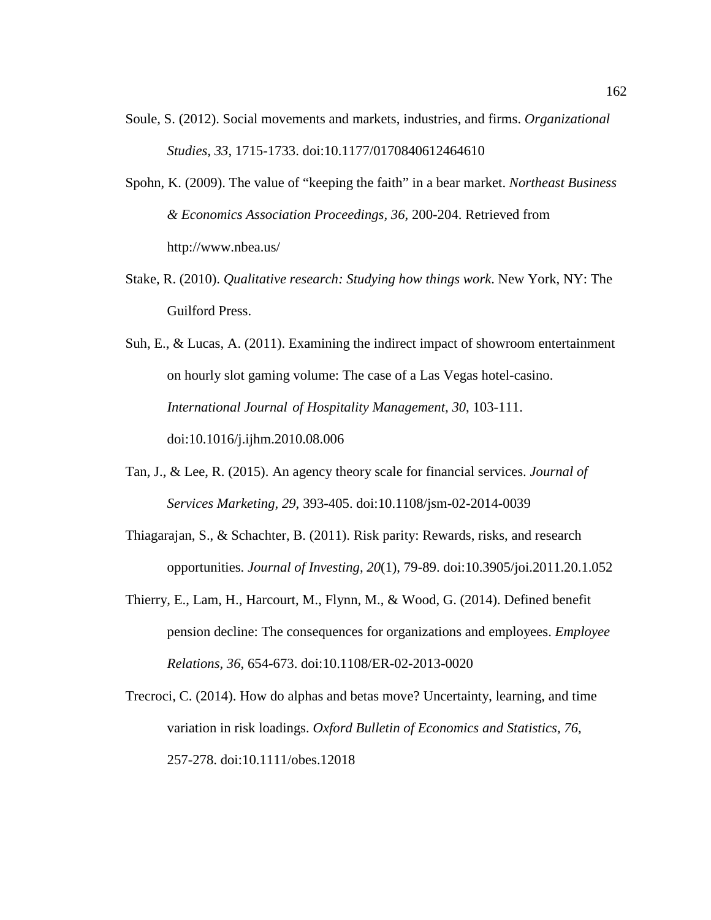Soule, S. (2012). Social movements and markets, industries, and firms. *Organizational Studies, 33*, 1715-1733. doi:10.1177/0170840612464610

Spohn, K. (2009). The value of "keeping the faith" in a bear market. *Northeast Business & Economics Association Proceedings, 36*, 200-204. Retrieved from http://www.nbea.us/

Stake, R. (2010). *Qualitative research: Studying how things work*. New York, NY: The Guilford Press.

Suh, E., & Lucas, A. (2011). Examining the indirect impact of showroom entertainment on hourly slot gaming volume: The case of a Las Vegas hotel-casino. *International Journal of Hospitality Management, 30*, 103-111. doi:10.1016/j.ijhm.2010.08.006

Tan, J., & Lee, R. (2015). An agency theory scale for financial services. *Journal of Services Marketing, 29*, 393-405. doi:10.1108/jsm-02-2014-0039

Thiagarajan, S., & Schachter, B. (2011). Risk parity: Rewards, risks, and research opportunities. *Journal of Investing, 20*(1), 79-89. doi:10.3905/joi.2011.20.1.052

Thierry, E., Lam, H., Harcourt, M., Flynn, M., & Wood, G. (2014). Defined benefit pension decline: The consequences for organizations and employees. *Employee Relations, 36*, 654-673. doi:10.1108/ER-02-2013-0020

Trecroci, C. (2014). How do alphas and betas move? Uncertainty, learning, and time variation in risk loadings. *Oxford Bulletin of Economics and Statistics, 76*, 257-278. doi:10.1111/obes.12018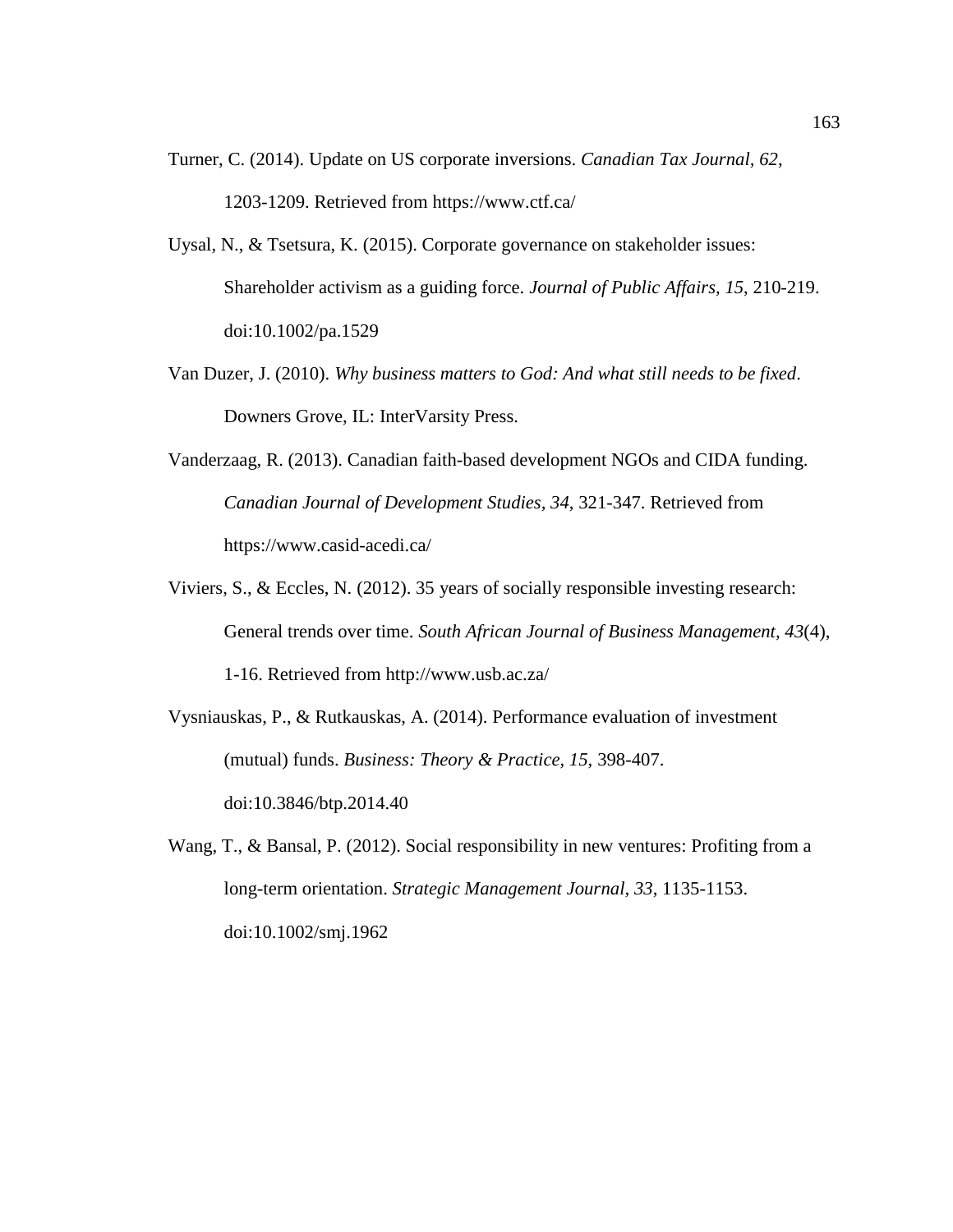Turner, C. (2014). Update on US corporate inversions. *Canadian Tax Journal, 62*, 1203-1209. Retrieved from https://www.ctf.ca/

Uysal, N., & Tsetsura, K. (2015). Corporate governance on stakeholder issues: Shareholder activism as a guiding force. *Journal of Public Affairs, 15*, 210-219. doi:10.1002/pa.1529

Van Duzer, J. (2010). *Why business matters to God: And what still needs to be fixed*. Downers Grove, IL: InterVarsity Press.

Vanderzaag, R. (2013). Canadian faith-based development NGOs and CIDA funding. *Canadian Journal of Development Studies, 34*, 321-347. Retrieved from https://www.casid-acedi.ca/

Viviers, S., & Eccles, N. (2012). 35 years of socially responsible investing research: General trends over time. *South African Journal of Business Management, 43*(4), 1-16. Retrieved from http://www.usb.ac.za/

Vysniauskas, P., & Rutkauskas, A. (2014). Performance evaluation of investment (mutual) funds. *Business: Theory & Practice, 15*, 398-407. doi:10.3846/btp.2014.40

Wang, T., & Bansal, P. (2012). Social responsibility in new ventures: Profiting from a long-term orientation. *Strategic Management Journal, 33*, 1135-1153. doi:10.1002/smj.1962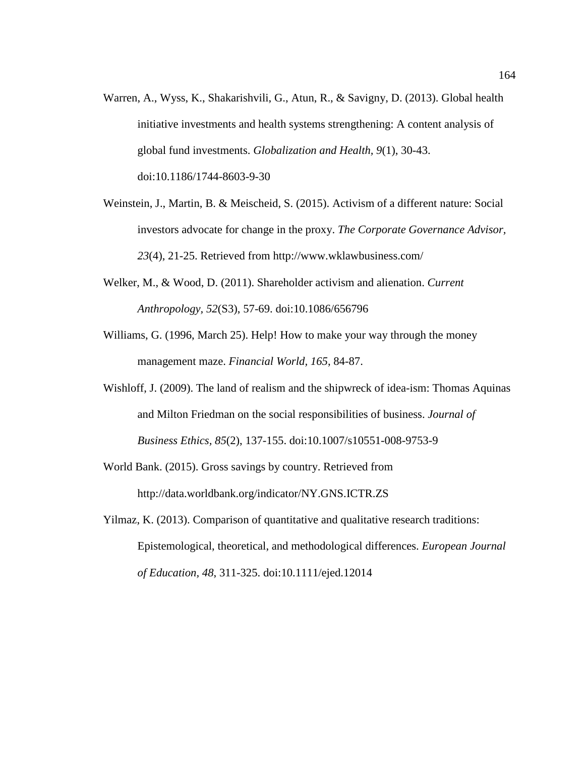Warren, A., Wyss, K., Shakarishvili, G., Atun, R., & Savigny, D. (2013). Global health initiative investments and health systems strengthening: A content analysis of global fund investments. *Globalization and Health, 9*(1), 30-43. doi:10.1186/1744-8603-9-30

Weinstein, J., Martin, B. & Meischeid, S. (2015). Activism of a different nature: Social investors advocate for change in the proxy. *The Corporate Governance Advisor, 23*(4), 21-25. Retrieved from http://www.wklawbusiness.com/

Welker, M., & Wood, D. (2011). Shareholder activism and alienation. *Current Anthropology, 52*(S3), 57-69. doi:10.1086/656796

Williams, G. (1996, March 25). Help! How to make your way through the money management maze. *Financial World, 165*, 84-87.

Wishloff, J. (2009). The land of realism and the shipwreck of idea-ism: Thomas Aquinas and Milton Friedman on the social responsibilities of business. *Journal of Business Ethics, 85*(2), 137-155. doi:10.1007/s10551-008-9753-9

World Bank. (2015). Gross savings by country. Retrieved from http://data.worldbank.org/indicator/NY.GNS.ICTR.ZS

Yilmaz, K. (2013). Comparison of quantitative and qualitative research traditions: Epistemological, theoretical, and methodological differences. *European Journal of Education, 48*, 311-325. doi:10.1111/ejed.12014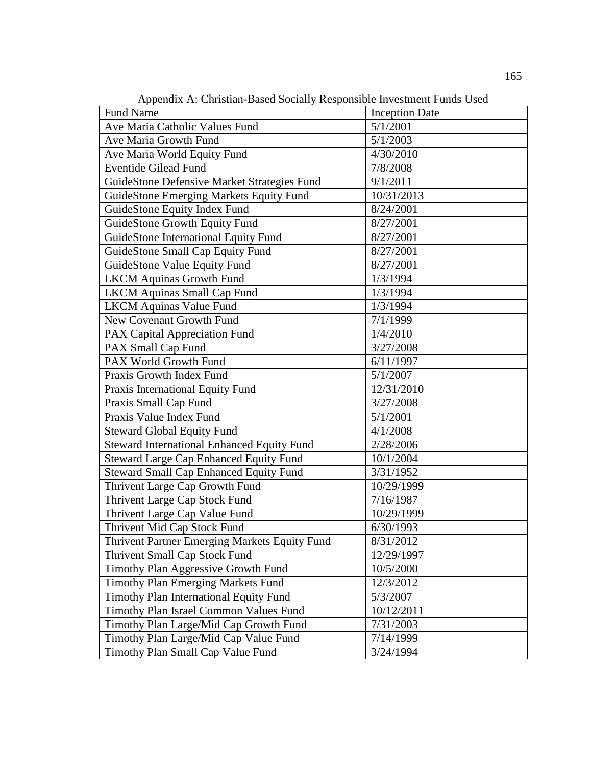Appendix A: Christian-Based Socially Responsible Investment Funds Used

| Fund Name | Inception Date |
|---|---|
| Ave Maria Catholic Values Fund | 5/1/2001 |
| Ave Maria Growth Fund | 5/1/2003 |
| Ave Maria World Equity Fund | 4/30/2010 |
| Eventide Gilead Fund | 7/8/2008 |
| GuideStone Defensive Market Strategies Fund | 9/1/2011 |
| GuideStone Emerging Markets Equity Fund | 10/31/2013 |
| GuideStone Equity Index Fund | 8/24/2001 |
| GuideStone Growth Equity Fund | 8/27/2001 |
| GuideStone International Equity Fund | 8/27/2001 |
| GuideStone Small Cap Equity Fund | 8/27/2001 |
| GuideStone Value Equity Fund | 8/27/2001 |
| LKCM Aquinas Growth Fund | 1/3/1994 |
| LKCM Aquinas Small Cap Fund | 1/3/1994 |
| LKCM Aquinas Value Fund | 1/3/1994 |
| New Covenant Growth Fund | 7/1/1999 |
| PAX Capital Appreciation Fund | 1/4/2010 |
| PAX Small Cap Fund | 3/27/2008 |
| PAX World Growth Fund | 6/11/1997 |
| Praxis Growth Index Fund | 5/1/2007 |
| Praxis International Equity Fund | 12/31/2010 |
| Praxis Small Cap Fund | 3/27/2008 |
| Praxis Value Index Fund | 5/1/2001 |
| Steward Global Equity Fund | 4/1/2008 |
| Steward International Enhanced Equity Fund | 2/28/2006 |
| Steward Large Cap Enhanced Equity Fund | 10/1/2004 |
| Steward Small Cap Enhanced Equity Fund | 3/31/1952 |
| Thrivent Large Cap Growth Fund | 10/29/1999 |
| Thrivent Large Cap Stock Fund | 7/16/1987 |
| Thrivent Large Cap Value Fund | 10/29/1999 |
| Thrivent Mid Cap Stock Fund | 6/30/1993 |
| Thrivent Partner Emerging Markets Equity Fund | 8/31/2012 |
| Thrivent Small Cap Stock Fund | 12/29/1997 |
| Timothy Plan Aggressive Growth Fund | 10/5/2000 |
| Timothy Plan Emerging Markets Fund | 12/3/2012 |
| Timothy Plan International Equity Fund | 5/3/2007 |
| Timothy Plan Israel Common Values Fund | 10/12/2011 |
| Timothy Plan Large/Mid Cap Growth Fund | 7/31/2003 |
| Timothy Plan Large/Mid Cap Value Fund | 7/14/1999 |
| Timothy Plan Small Cap Value Fund | 3/24/1994 |